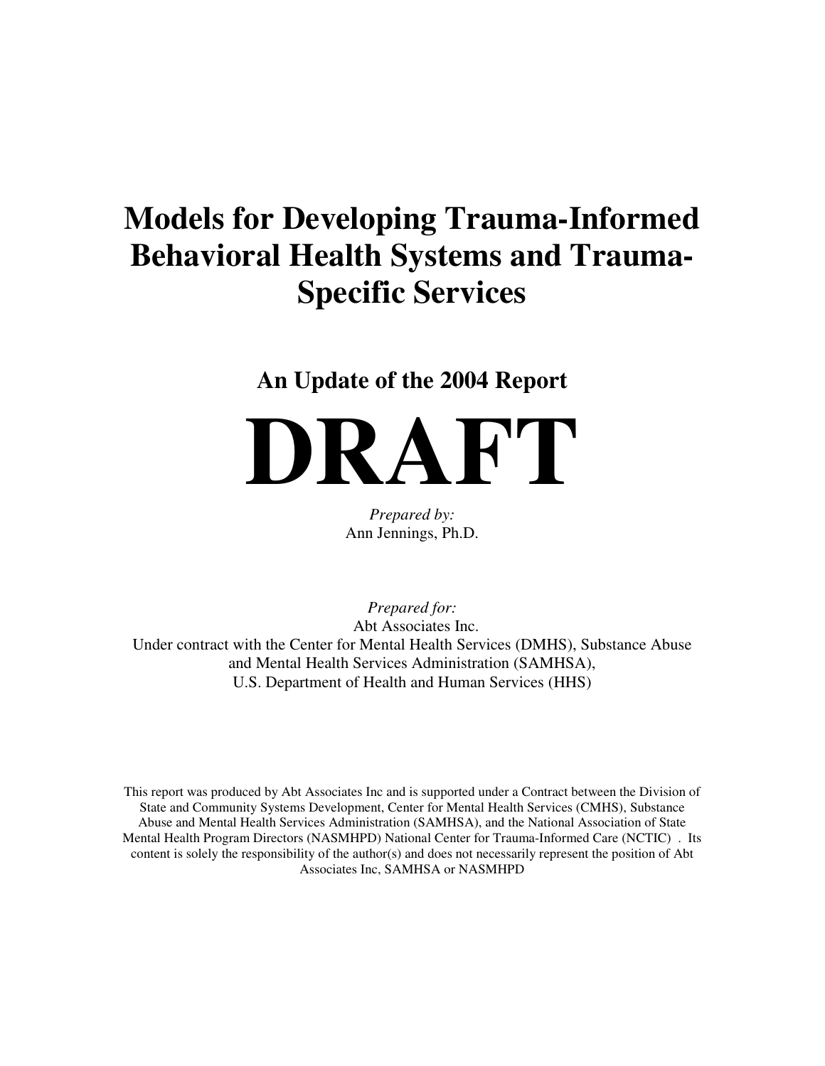# Models for Developing Trauma-Informed Behavioral Health Systems and Trauma-Specific Services

## An Update of the 2004 Report

# DRAFT

*Prepared by:*
Ann Jennings, Ph.D.

*Prepared for:*
Abt Associates Inc.
Under contract with the Center for Mental Health Services (DMHS), Substance Abuse and Mental Health Services Administration (SAMHSA),
U.S. Department of Health and Human Services (HHS)

This report was produced by Abt Associates Inc and is supported under a Contract between the Division of State and Community Systems Development, Center for Mental Health Services (CMHS), Substance Abuse and Mental Health Services Administration (SAMHSA), and the National Association of State Mental Health Program Directors (NASMHPD) National Center for Trauma-Informed Care (NCTIC) . Its content is solely the responsibility of the author(s) and does not necessarily represent the position of Abt Associates Inc, SAMHSA or NASMHPD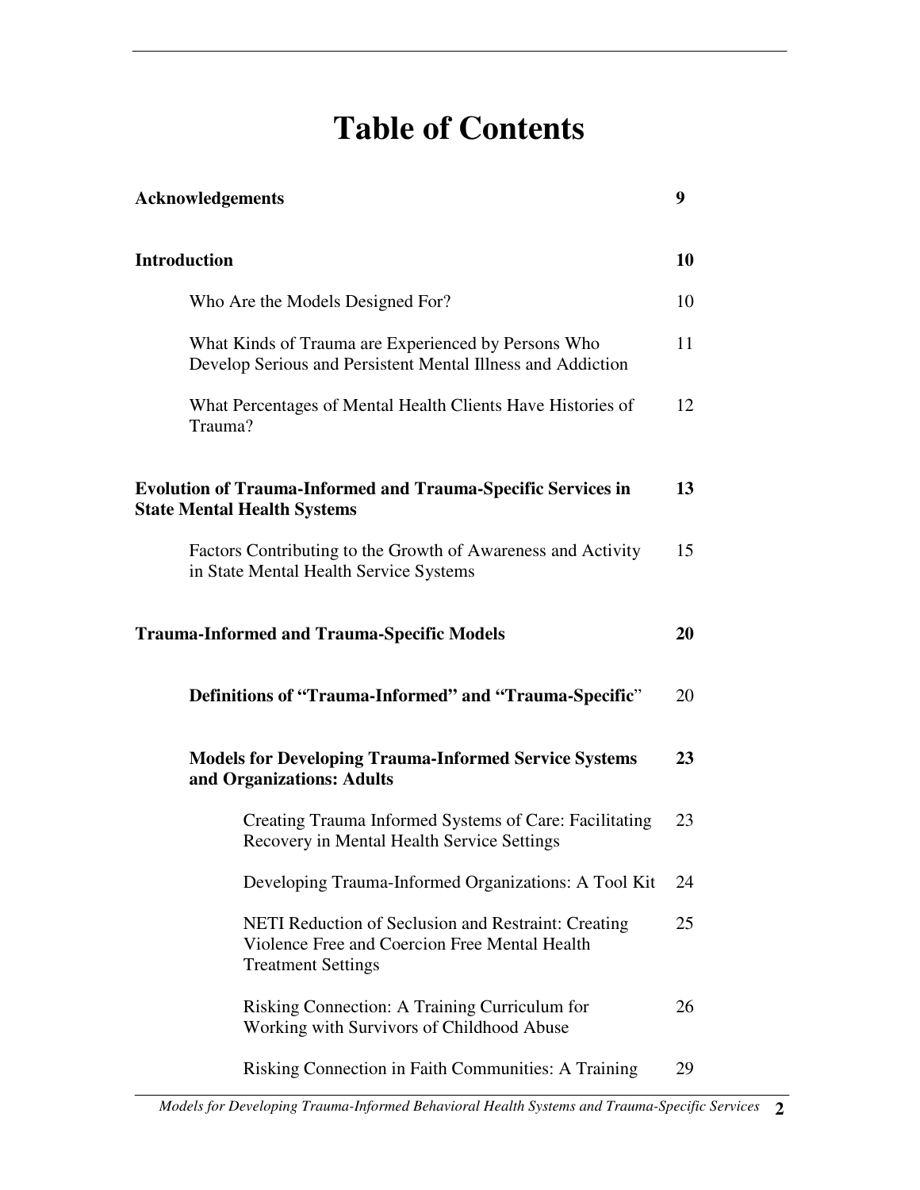# Table of Contents

| | |
|---|---|
| **Acknowledgements** | **9** |
| **Introduction** | **10** |
| Who Are the Models Designed For? | 10 |
| What Kinds of Trauma are Experienced by Persons Who Develop Serious and Persistent Mental Illness and Addiction | 11 |
| What Percentages of Mental Health Clients Have Histories of Trauma? | 12 |
| **Evolution of Trauma-Informed and Trauma-Specific Services in State Mental Health Systems** | **13** |
| Factors Contributing to the Growth of Awareness and Activity in State Mental Health Service Systems | 15 |
| **Trauma-Informed and Trauma-Specific Models** | **20** |
| **Definitions of "Trauma-Informed" and "Trauma-Specific"** | 20 |
| **Models for Developing Trauma-Informed Service Systems and Organizations: Adults** | **23** |
| Creating Trauma Informed Systems of Care: Facilitating Recovery in Mental Health Service Settings | 23 |
| Developing Trauma-Informed Organizations: A Tool Kit | 24 |
| NETI Reduction of Seclusion and Restraint: Creating Violence Free and Coercion Free Mental Health Treatment Settings | 25 |
| Risking Connection: A Training Curriculum for Working with Survivors of Childhood Abuse | 26 |
| Risking Connection in Faith Communities: A Training | 29 |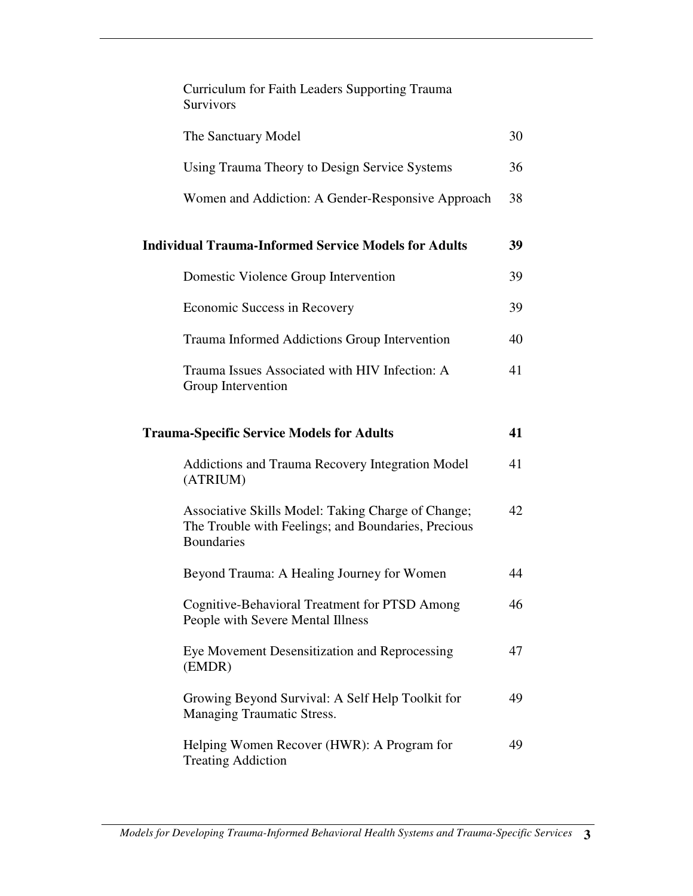| | |
|---|---|
| Curriculum for Faith Leaders Supporting Trauma Survivors | |
| The Sanctuary Model | 30 |
| Using Trauma Theory to Design Service Systems | 36 |
| Women and Addiction: A Gender-Responsive Approach | 38 |
| **Individual Trauma-Informed Service Models for Adults** | **39** |
| Domestic Violence Group Intervention | 39 |
| Economic Success in Recovery | 39 |
| Trauma Informed Addictions Group Intervention | 40 |
| Trauma Issues Associated with HIV Infection: A Group Intervention | 41 |
| **Trauma-Specific Service Models for Adults** | **41** |
| Addictions and Trauma Recovery Integration Model (ATRIUM) | 41 |
| Associative Skills Model: Taking Charge of Change; The Trouble with Feelings; and Boundaries, Precious Boundaries | 42 |
| Beyond Trauma: A Healing Journey for Women | 44 |
| Cognitive-Behavioral Treatment for PTSD Among People with Severe Mental Illness | 46 |
| Eye Movement Desensitization and Reprocessing (EMDR) | 47 |
| Growing Beyond Survival: A Self Help Toolkit for Managing Traumatic Stress. | 49 |
| Helping Women Recover (HWR): A Program for Treating Addiction | 49 |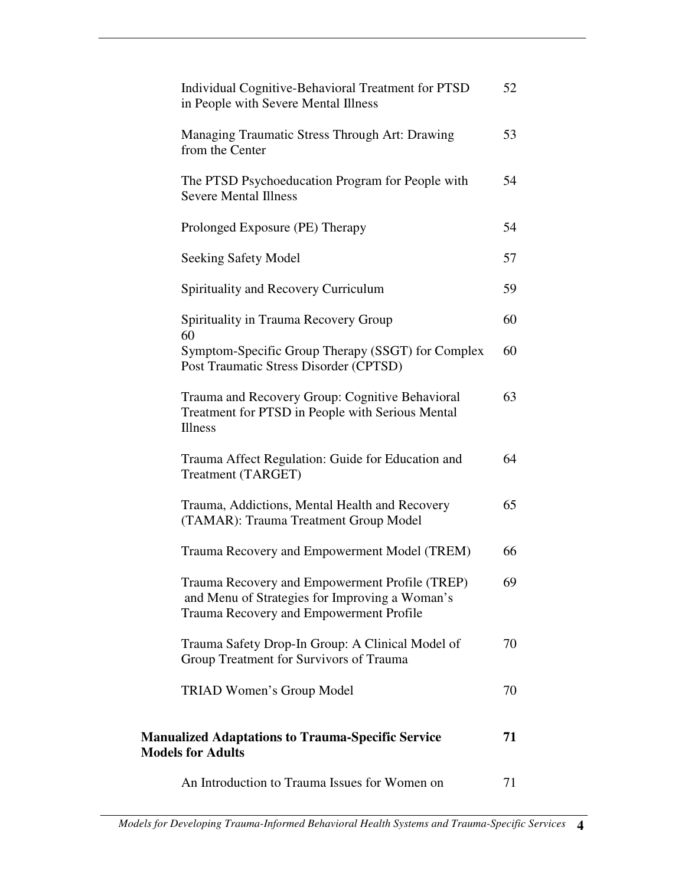| | |
|---|---|
| Individual Cognitive-Behavioral Treatment for PTSD in People with Severe Mental Illness | 52 |
| Managing Traumatic Stress Through Art: Drawing from the Center | 53 |
| The PTSD Psychoeducation Program for People with Severe Mental Illness | 54 |
| Prolonged Exposure (PE) Therapy | 54 |
| Seeking Safety Model | 57 |
| Spirituality and Recovery Curriculum | 59 |
| Spirituality in Trauma Recovery Group 60 | 60 |
| Symptom-Specific Group Therapy (SSGT) for Complex Post Traumatic Stress Disorder (CPTSD) | 60 |
| Trauma and Recovery Group: Cognitive Behavioral Treatment for PTSD in People with Serious Mental Illness | 63 |
| Trauma Affect Regulation: Guide for Education and Treatment (TARGET) | 64 |
| Trauma, Addictions, Mental Health and Recovery (TAMAR): Trauma Treatment Group Model | 65 |
| Trauma Recovery and Empowerment Model (TREM) | 66 |
| Trauma Recovery and Empowerment Profile (TREP) and Menu of Strategies for Improving a Woman's Trauma Recovery and Empowerment Profile | 69 |
| Trauma Safety Drop-In Group: A Clinical Model of Group Treatment for Survivors of Trauma | 70 |
| TRIAD Women's Group Model | 70 |
| **Manualized Adaptations to Trauma-Specific Service Models for Adults** | **71** |
| An Introduction to Trauma Issues for Women on | 71 |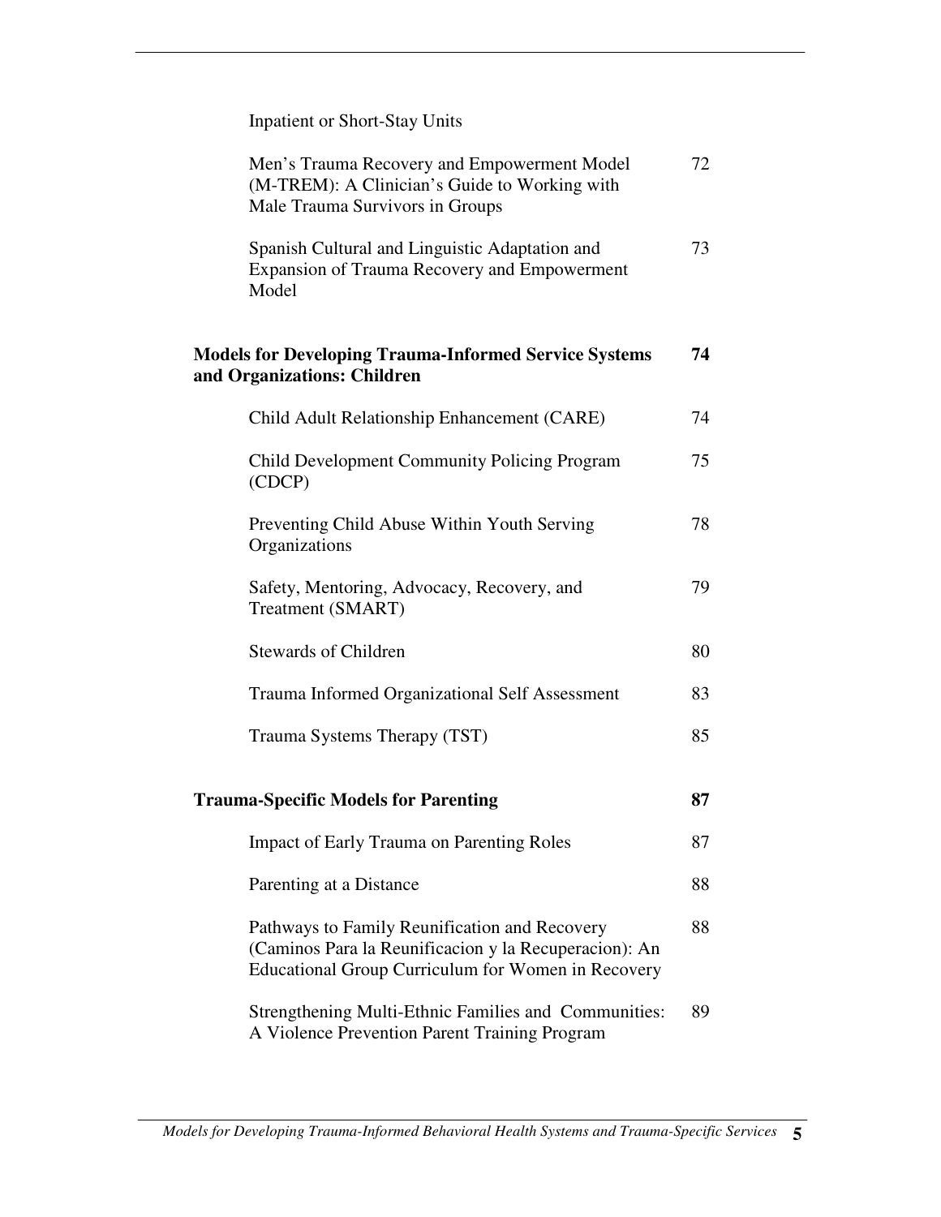| | |
|---|---|
| Inpatient or Short-Stay Units | |
| Men's Trauma Recovery and Empowerment Model (M-TREM): A Clinician's Guide to Working with Male Trauma Survivors in Groups | 72 |
| Spanish Cultural and Linguistic Adaptation and Expansion of Trauma Recovery and Empowerment Model | 73 |
| **Models for Developing Trauma-Informed Service Systems and Organizations: Children** | **74** |
| Child Adult Relationship Enhancement (CARE) | 74 |
| Child Development Community Policing Program (CDCP) | 75 |
| Preventing Child Abuse Within Youth Serving Organizations | 78 |
| Safety, Mentoring, Advocacy, Recovery, and Treatment (SMART) | 79 |
| Stewards of Children | 80 |
| Trauma Informed Organizational Self Assessment | 83 |
| Trauma Systems Therapy (TST) | 85 |
| **Trauma-Specific Models for Parenting** | **87** |
| Impact of Early Trauma on Parenting Roles | 87 |
| Parenting at a Distance | 88 |
| Pathways to Family Reunification and Recovery (Caminos Para la Reunificacion y la Recuperacion): An Educational Group Curriculum for Women in Recovery | 88 |
| Strengthening Multi-Ethnic Families and Communities: A Violence Prevention Parent Training Program | 89 |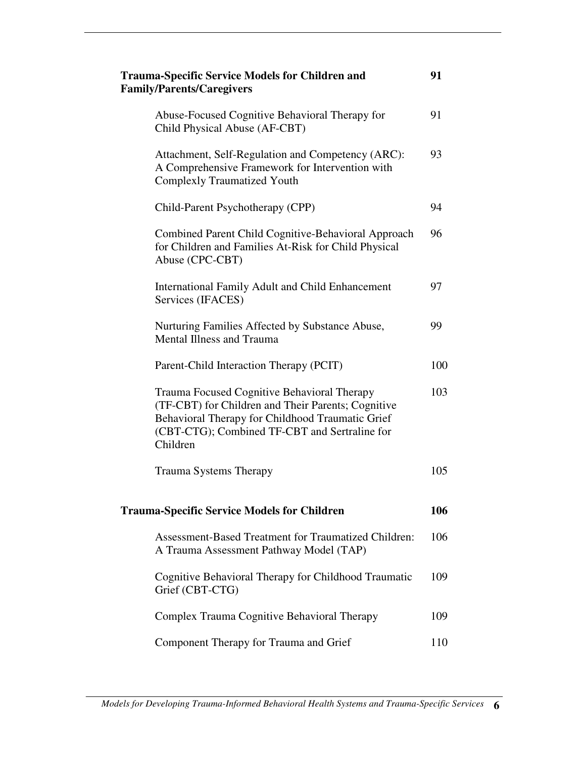| | |
|---|---|
| **Trauma-Specific Service Models for Children and Family/Parents/Caregivers** | **91** |
| Abuse-Focused Cognitive Behavioral Therapy for Child Physical Abuse (AF-CBT) | 91 |
| Attachment, Self-Regulation and Competency (ARC): A Comprehensive Framework for Intervention with Complexly Traumatized Youth | 93 |
| Child-Parent Psychotherapy (CPP) | 94 |
| Combined Parent Child Cognitive-Behavioral Approach for Children and Families At-Risk for Child Physical Abuse (CPC-CBT) | 96 |
| International Family Adult and Child Enhancement Services (IFACES) | 97 |
| Nurturing Families Affected by Substance Abuse, Mental Illness and Trauma | 99 |
| Parent-Child Interaction Therapy (PCIT) | 100 |
| Trauma Focused Cognitive Behavioral Therapy (TF-CBT) for Children and Their Parents; Cognitive Behavioral Therapy for Childhood Traumatic Grief (CBT-CTG); Combined TF-CBT and Sertraline for Children | 103 |
| Trauma Systems Therapy | 105 |
| **Trauma-Specific Service Models for Children** | **106** |
| Assessment-Based Treatment for Traumatized Children: A Trauma Assessment Pathway Model (TAP) | 106 |
| Cognitive Behavioral Therapy for Childhood Traumatic Grief (CBT-CTG) | 109 |
| Complex Trauma Cognitive Behavioral Therapy | 109 |
| Component Therapy for Trauma and Grief | 110 |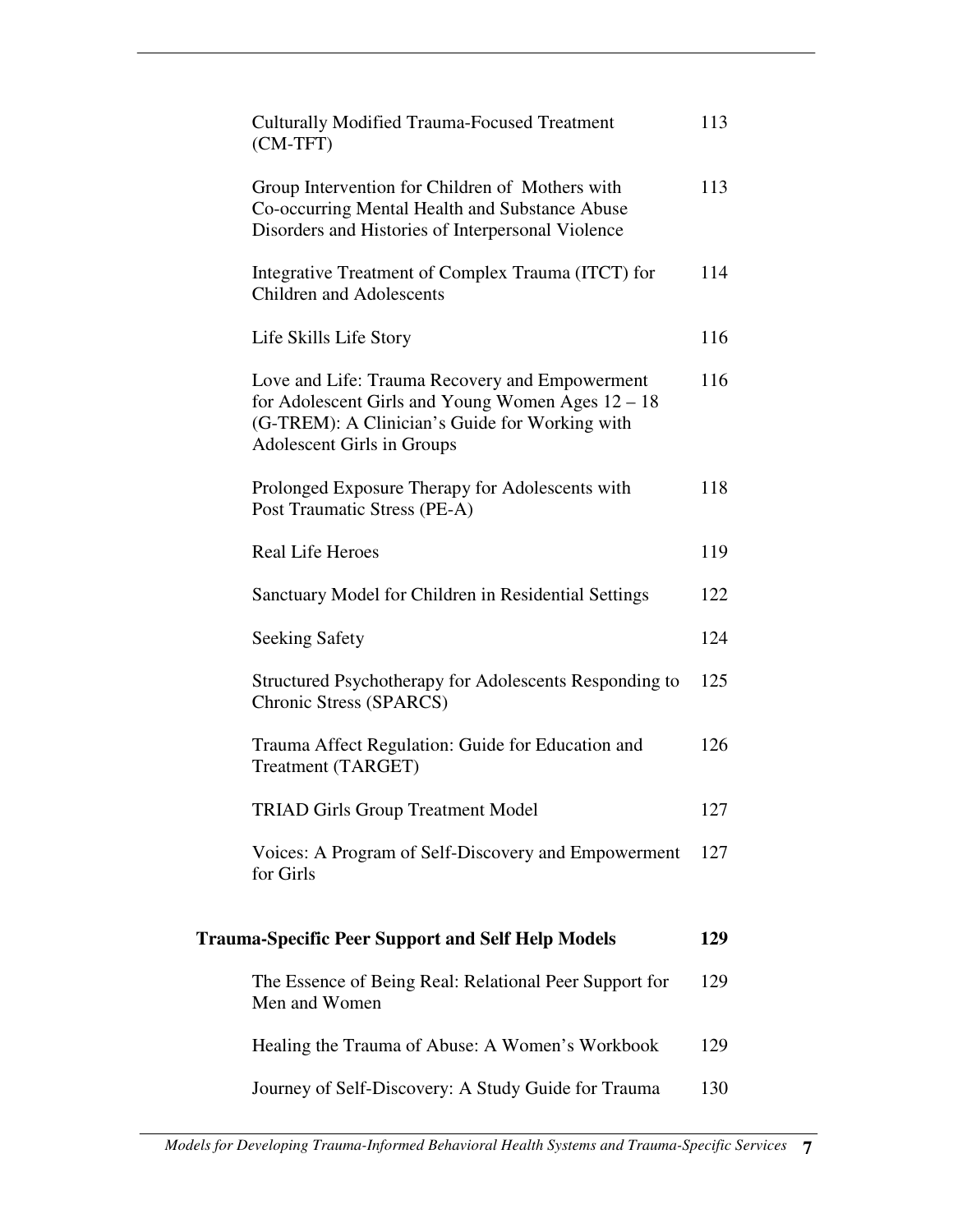| | |
|---|---|
| Culturally Modified Trauma-Focused Treatment (CM-TFT) | 113 |
| Group Intervention for Children of Mothers with Co-occurring Mental Health and Substance Abuse Disorders and Histories of Interpersonal Violence | 113 |
| Integrative Treatment of Complex Trauma (ITCT) for Children and Adolescents | 114 |
| Life Skills Life Story | 116 |
| Love and Life: Trauma Recovery and Empowerment for Adolescent Girls and Young Women Ages 12 – 18 (G-TREM): A Clinician's Guide for Working with Adolescent Girls in Groups | 116 |
| Prolonged Exposure Therapy for Adolescents with Post Traumatic Stress (PE-A) | 118 |
| Real Life Heroes | 119 |
| Sanctuary Model for Children in Residential Settings | 122 |
| Seeking Safety | 124 |
| Structured Psychotherapy for Adolescents Responding to Chronic Stress (SPARCS) | 125 |
| Trauma Affect Regulation: Guide for Education and Treatment (TARGET) | 126 |
| TRIAD Girls Group Treatment Model | 127 |
| Voices: A Program of Self-Discovery and Empowerment for Girls | 127 |
| **Trauma-Specific Peer Support and Self Help Models** | **129** |
| The Essence of Being Real: Relational Peer Support for Men and Women | 129 |
| Healing the Trauma of Abuse: A Women's Workbook | 129 |
| Journey of Self-Discovery: A Study Guide for Trauma | 130 |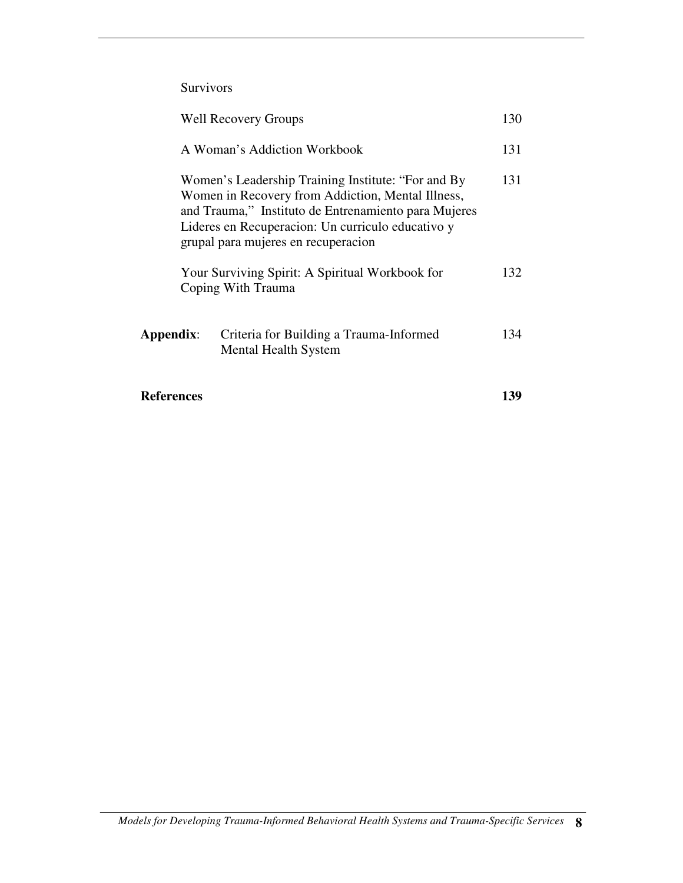Survivors

| | |
|---|---|
| Well Recovery Groups | 130 |
| A Woman's Addiction Workbook | 131 |
| Women's Leadership Training Institute: "For and By Women in Recovery from Addiction, Mental Illness, and Trauma," Instituto de Entrenamiento para Mujeres Lideres en Recuperacion: Un curriculo educativo y grupal para mujeres en recuperacion | 131 |
| Your Surviving Spirit: A Spiritual Workbook for Coping With Trauma | 132 |

| | | |
|---|---|---|
| **Appendix**: | Criteria for Building a Trauma-Informed Mental Health System | 134 |
| **References** | | **139** |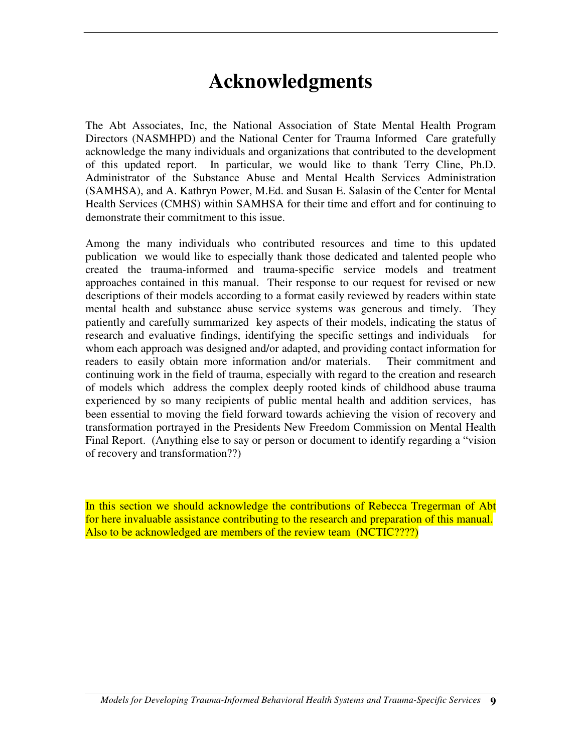# Acknowledgments

The Abt Associates, Inc, the National Association of State Mental Health Program Directors (NASMHPD) and the National Center for Trauma Informed Care gratefully acknowledge the many individuals and organizations that contributed to the development of this updated report. In particular, we would like to thank Terry Cline, Ph.D. Administrator of the Substance Abuse and Mental Health Services Administration (SAMHSA), and A. Kathryn Power, M.Ed. and Susan E. Salasin of the Center for Mental Health Services (CMHS) within SAMHSA for their time and effort and for continuing to demonstrate their commitment to this issue.

Among the many individuals who contributed resources and time to this updated publication we would like to especially thank those dedicated and talented people who created the trauma-informed and trauma-specific service models and treatment approaches contained in this manual. Their response to our request for revised or new descriptions of their models according to a format easily reviewed by readers within state mental health and substance abuse service systems was generous and timely. They patiently and carefully summarized key aspects of their models, indicating the status of research and evaluative findings, identifying the specific settings and individuals for whom each approach was designed and/or adapted, and providing contact information for readers to easily obtain more information and/or materials. Their commitment and continuing work in the field of trauma, especially with regard to the creation and research of models which address the complex deeply rooted kinds of childhood abuse trauma experienced by so many recipients of public mental health and addition services, has been essential to moving the field forward towards achieving the vision of recovery and transformation portrayed in the Presidents New Freedom Commission on Mental Health Final Report. (Anything else to say or person or document to identify regarding a "vision of recovery and transformation??)

In this section we should acknowledge the contributions of Rebecca Tregerman of Abt for here invaluable assistance contributing to the research and preparation of this manual. Also to be acknowledged are members of the review team (NCTIC????)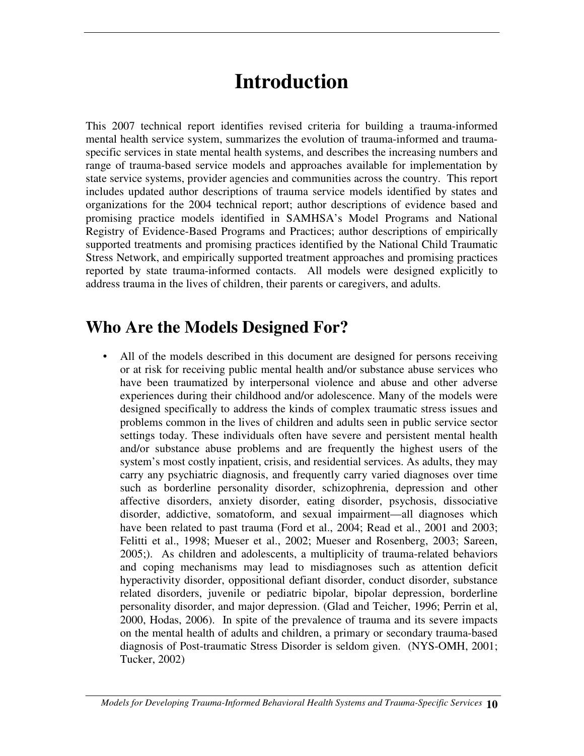# Introduction

This 2007 technical report identifies revised criteria for building a trauma-informed mental health service system, summarizes the evolution of trauma-informed and trauma-specific services in state mental health systems, and describes the increasing numbers and range of trauma-based service models and approaches available for implementation by state service systems, provider agencies and communities across the country. This report includes updated author descriptions of trauma service models identified by states and organizations for the 2004 technical report; author descriptions of evidence based and promising practice models identified in SAMHSA's Model Programs and National Registry of Evidence-Based Programs and Practices; author descriptions of empirically supported treatments and promising practices identified by the National Child Traumatic Stress Network, and empirically supported treatment approaches and promising practices reported by state trauma-informed contacts. All models were designed explicitly to address trauma in the lives of children, their parents or caregivers, and adults.

## Who Are the Models Designed For?

- All of the models described in this document are designed for persons receiving or at risk for receiving public mental health and/or substance abuse services who have been traumatized by interpersonal violence and abuse and other adverse experiences during their childhood and/or adolescence. Many of the models were designed specifically to address the kinds of complex traumatic stress issues and problems common in the lives of children and adults seen in public service sector settings today. These individuals often have severe and persistent mental health and/or substance abuse problems and are frequently the highest users of the system's most costly inpatient, crisis, and residential services. As adults, they may carry any psychiatric diagnosis, and frequently carry varied diagnoses over time such as borderline personality disorder, schizophrenia, depression and other affective disorders, anxiety disorder, eating disorder, psychosis, dissociative disorder, addictive, somatoform, and sexual impairment—all diagnoses which have been related to past trauma (Ford et al., 2004; Read et al., 2001 and 2003; Felitti et al., 1998; Mueser et al., 2002; Mueser and Rosenberg, 2003; Sareen, 2005;). As children and adolescents, a multiplicity of trauma-related behaviors and coping mechanisms may lead to misdiagnoses such as attention deficit hyperactivity disorder, oppositional defiant disorder, conduct disorder, substance related disorders, juvenile or pediatric bipolar, bipolar depression, borderline personality disorder, and major depression. (Glad and Teicher, 1996; Perrin et al, 2000, Hodas, 2006). In spite of the prevalence of trauma and its severe impacts on the mental health of adults and children, a primary or secondary trauma-based diagnosis of Post-traumatic Stress Disorder is seldom given. (NYS-OMH, 2001; Tucker, 2002)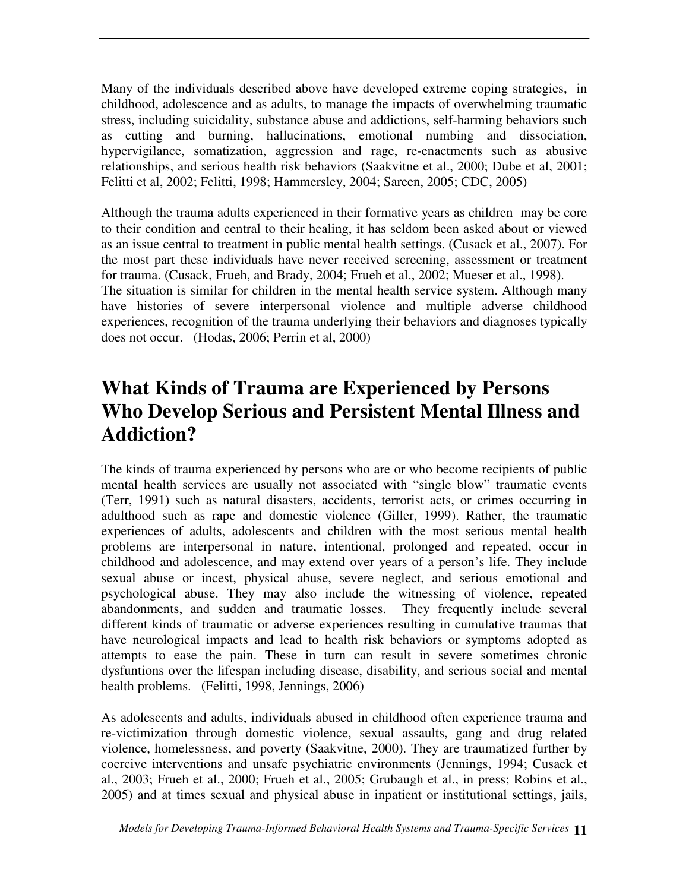Many of the individuals described above have developed extreme coping strategies, in childhood, adolescence and as adults, to manage the impacts of overwhelming traumatic stress, including suicidality, substance abuse and addictions, self-harming behaviors such as cutting and burning, hallucinations, emotional numbing and dissociation, hypervigilance, somatization, aggression and rage, re-enactments such as abusive relationships, and serious health risk behaviors (Saakvitne et al., 2000; Dube et al, 2001; Felitti et al, 2002; Felitti, 1998; Hammersley, 2004; Sareen, 2005; CDC, 2005)

Although the trauma adults experienced in their formative years as children may be core to their condition and central to their healing, it has seldom been asked about or viewed as an issue central to treatment in public mental health settings. (Cusack et al., 2007). For the most part these individuals have never received screening, assessment or treatment for trauma. (Cusack, Frueh, and Brady, 2004; Frueh et al., 2002; Mueser et al., 1998).
The situation is similar for children in the mental health service system. Although many have histories of severe interpersonal violence and multiple adverse childhood experiences, recognition of the trauma underlying their behaviors and diagnoses typically does not occur. (Hodas, 2006; Perrin et al, 2000)

# What Kinds of Trauma are Experienced by Persons Who Develop Serious and Persistent Mental Illness and Addiction?

The kinds of trauma experienced by persons who are or who become recipients of public mental health services are usually not associated with "single blow" traumatic events (Terr, 1991) such as natural disasters, accidents, terrorist acts, or crimes occurring in adulthood such as rape and domestic violence (Giller, 1999). Rather, the traumatic experiences of adults, adolescents and children with the most serious mental health problems are interpersonal in nature, intentional, prolonged and repeated, occur in childhood and adolescence, and may extend over years of a person's life. They include sexual abuse or incest, physical abuse, severe neglect, and serious emotional and psychological abuse. They may also include the witnessing of violence, repeated abandonments, and sudden and traumatic losses. They frequently include several different kinds of traumatic or adverse experiences resulting in cumulative traumas that have neurological impacts and lead to health risk behaviors or symptoms adopted as attempts to ease the pain. These in turn can result in severe sometimes chronic dysfuntions over the lifespan including disease, disability, and serious social and mental health problems. (Felitti, 1998, Jennings, 2006)

As adolescents and adults, individuals abused in childhood often experience trauma and re-victimization through domestic violence, sexual assaults, gang and drug related violence, homelessness, and poverty (Saakvitne, 2000). They are traumatized further by coercive interventions and unsafe psychiatric environments (Jennings, 1994; Cusack et al., 2003; Frueh et al., 2000; Frueh et al., 2005; Grubaugh et al., in press; Robins et al., 2005) and at times sexual and physical abuse in inpatient or institutional settings, jails,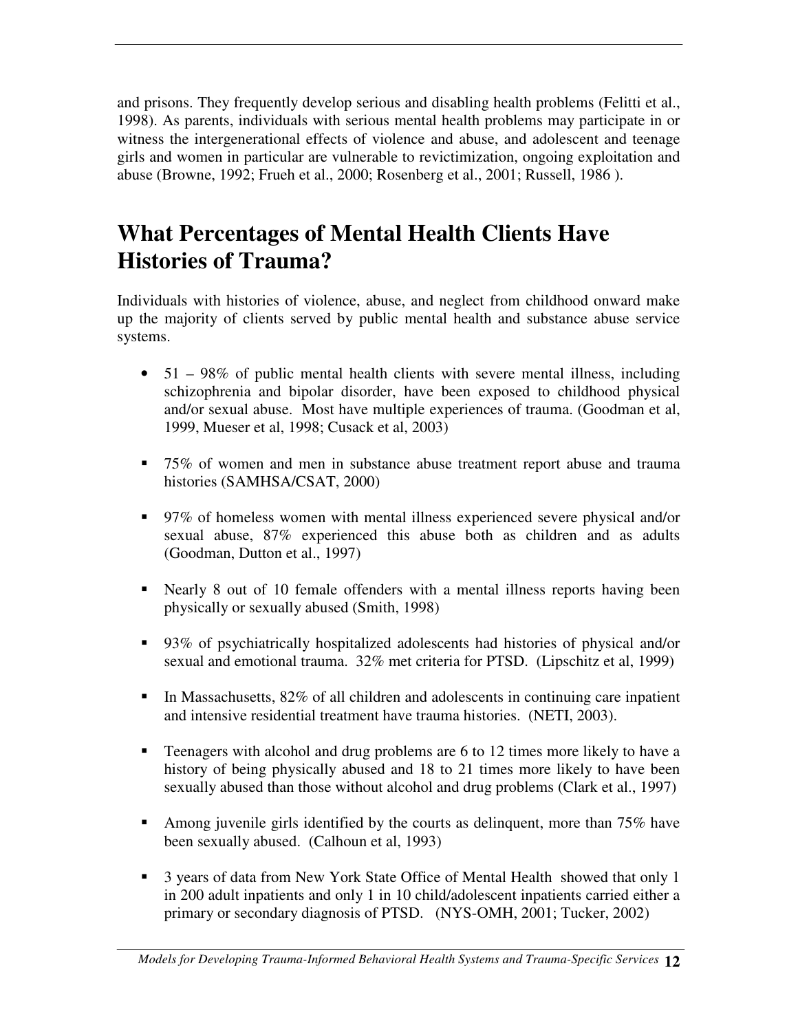and prisons. They frequently develop serious and disabling health problems (Felitti et al., 1998). As parents, individuals with serious mental health problems may participate in or witness the intergenerational effects of violence and abuse, and adolescent and teenage girls and women in particular are vulnerable to revictimization, ongoing exploitation and abuse (Browne, 1992; Frueh et al., 2000; Rosenberg et al., 2001; Russell, 1986 ).

# What Percentages of Mental Health Clients Have Histories of Trauma?

Individuals with histories of violence, abuse, and neglect from childhood onward make up the majority of clients served by public mental health and substance abuse service systems.

- 51 – 98% of public mental health clients with severe mental illness, including schizophrenia and bipolar disorder, have been exposed to childhood physical and/or sexual abuse. Most have multiple experiences of trauma. (Goodman et al, 1999, Mueser et al, 1998; Cusack et al, 2003)
- 75% of women and men in substance abuse treatment report abuse and trauma histories (SAMHSA/CSAT, 2000)
- 97% of homeless women with mental illness experienced severe physical and/or sexual abuse, 87% experienced this abuse both as children and as adults (Goodman, Dutton et al., 1997)
- Nearly 8 out of 10 female offenders with a mental illness reports having been physically or sexually abused (Smith, 1998)
- 93% of psychiatrically hospitalized adolescents had histories of physical and/or sexual and emotional trauma. 32% met criteria for PTSD. (Lipschitz et al, 1999)
- In Massachusetts, 82% of all children and adolescents in continuing care inpatient and intensive residential treatment have trauma histories. (NETI, 2003).
- Teenagers with alcohol and drug problems are 6 to 12 times more likely to have a history of being physically abused and 18 to 21 times more likely to have been sexually abused than those without alcohol and drug problems (Clark et al., 1997)
- Among juvenile girls identified by the courts as delinquent, more than 75% have been sexually abused. (Calhoun et al, 1993)
- 3 years of data from New York State Office of Mental Health showed that only 1 in 200 adult inpatients and only 1 in 10 child/adolescent inpatients carried either a primary or secondary diagnosis of PTSD. (NYS-OMH, 2001; Tucker, 2002)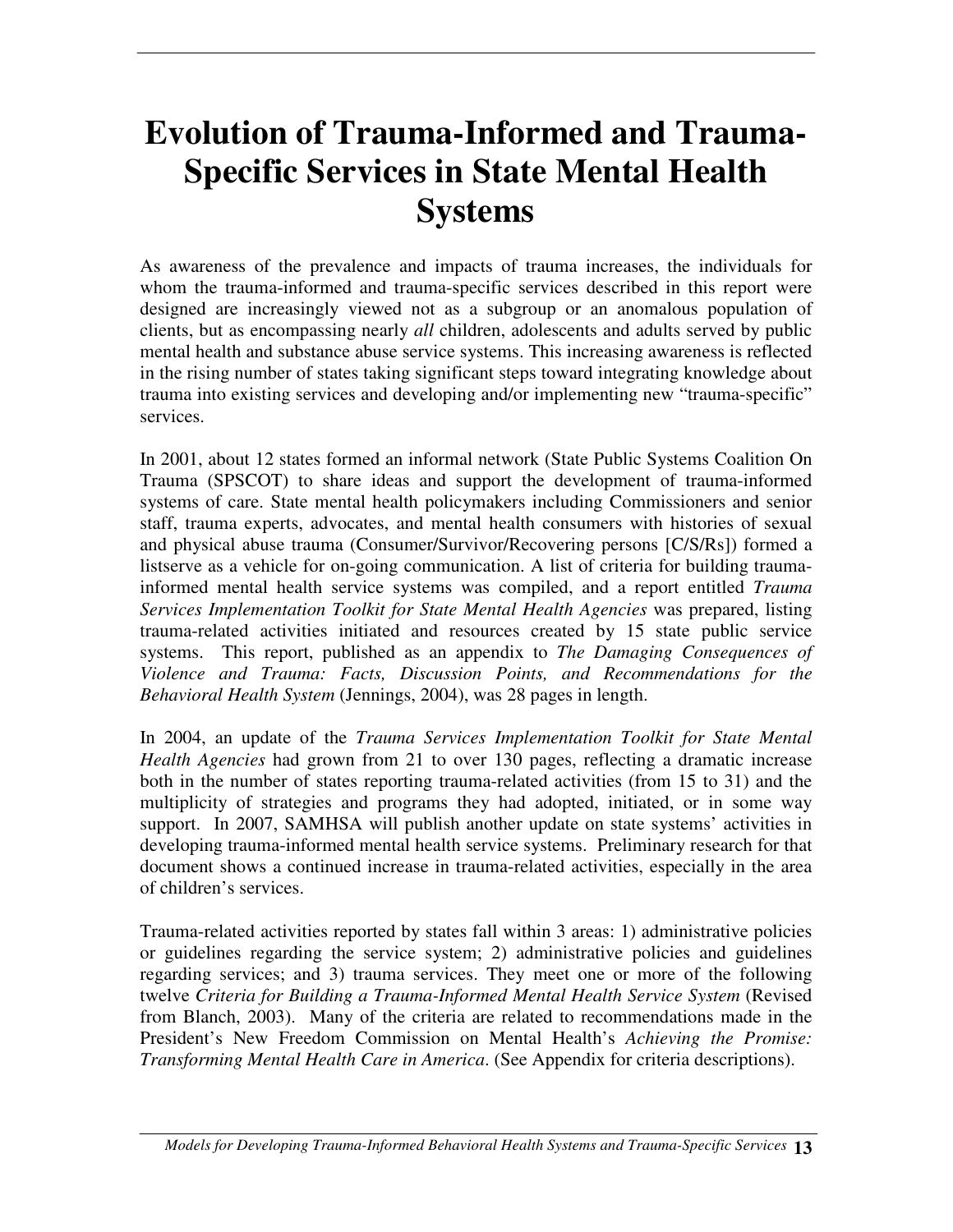# Evolution of Trauma-Informed and Trauma-Specific Services in State Mental Health Systems

As awareness of the prevalence and impacts of trauma increases, the individuals for whom the trauma-informed and trauma-specific services described in this report were designed are increasingly viewed not as a subgroup or an anomalous population of clients, but as encompassing nearly *all* children, adolescents and adults served by public mental health and substance abuse service systems. This increasing awareness is reflected in the rising number of states taking significant steps toward integrating knowledge about trauma into existing services and developing and/or implementing new "trauma-specific" services.

In 2001, about 12 states formed an informal network (State Public Systems Coalition On Trauma (SPSCOT) to share ideas and support the development of trauma-informed systems of care. State mental health policymakers including Commissioners and senior staff, trauma experts, advocates, and mental health consumers with histories of sexual and physical abuse trauma (Consumer/Survivor/Recovering persons [C/S/Rs]) formed a listserve as a vehicle for on-going communication. A list of criteria for building trauma-informed mental health service systems was compiled, and a report entitled *Trauma Services Implementation Toolkit for State Mental Health Agencies* was prepared, listing trauma-related activities initiated and resources created by 15 state public service systems. This report, published as an appendix to *The Damaging Consequences of Violence and Trauma: Facts, Discussion Points, and Recommendations for the Behavioral Health System* (Jennings, 2004), was 28 pages in length.

In 2004, an update of the *Trauma Services Implementation Toolkit for State Mental Health Agencies* had grown from 21 to over 130 pages, reflecting a dramatic increase both in the number of states reporting trauma-related activities (from 15 to 31) and the multiplicity of strategies and programs they had adopted, initiated, or in some way support. In 2007, SAMHSA will publish another update on state systems' activities in developing trauma-informed mental health service systems. Preliminary research for that document shows a continued increase in trauma-related activities, especially in the area of children's services.

Trauma-related activities reported by states fall within 3 areas: 1) administrative policies or guidelines regarding the service system; 2) administrative policies and guidelines regarding services; and 3) trauma services. They meet one or more of the following twelve *Criteria for Building a Trauma-Informed Mental Health Service System* (Revised from Blanch, 2003). Many of the criteria are related to recommendations made in the President's New Freedom Commission on Mental Health's *Achieving the Promise: Transforming Mental Health Care in America*. (See Appendix for criteria descriptions).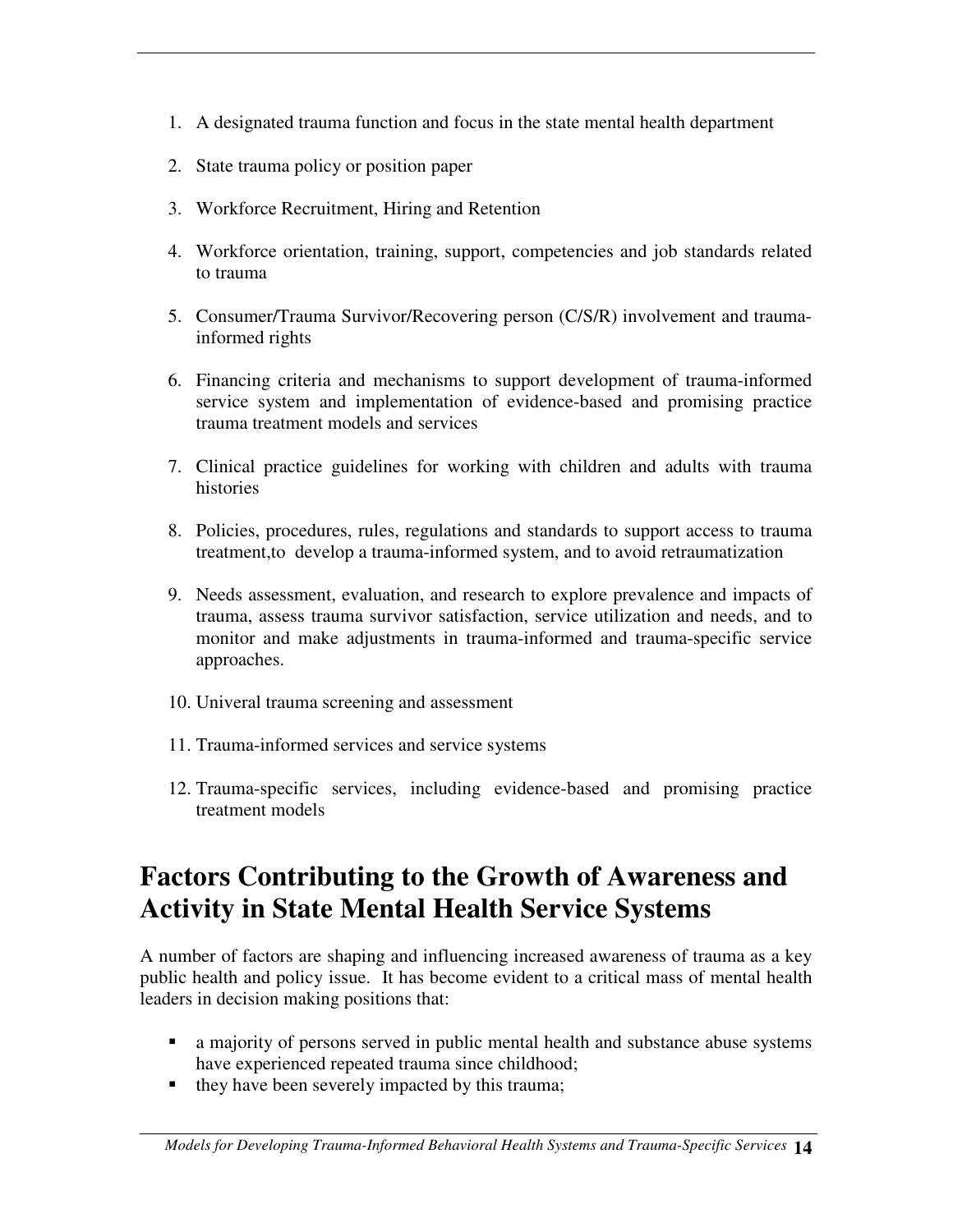1. A designated trauma function and focus in the state mental health department
2. State trauma policy or position paper
3. Workforce Recruitment, Hiring and Retention
4. Workforce orientation, training, support, competencies and job standards related to trauma
5. Consumer/Trauma Survivor/Recovering person (C/S/R) involvement and trauma-informed rights
6. Financing criteria and mechanisms to support development of trauma-informed service system and implementation of evidence-based and promising practice trauma treatment models and services
7. Clinical practice guidelines for working with children and adults with trauma histories
8. Policies, procedures, rules, regulations and standards to support access to trauma treatment,to develop a trauma-informed system, and to avoid retraumatization
9. Needs assessment, evaluation, and research to explore prevalence and impacts of trauma, assess trauma survivor satisfaction, service utilization and needs, and to monitor and make adjustments in trauma-informed and trauma-specific service approaches.
10. Univeral trauma screening and assessment
11. Trauma-informed services and service systems
12. Trauma-specific services, including evidence-based and promising practice treatment models

# Factors Contributing to the Growth of Awareness and Activity in State Mental Health Service Systems

A number of factors are shaping and influencing increased awareness of trauma as a key public health and policy issue. It has become evident to a critical mass of mental health leaders in decision making positions that:

- a majority of persons served in public mental health and substance abuse systems have experienced repeated trauma since childhood;
- they have been severely impacted by this trauma;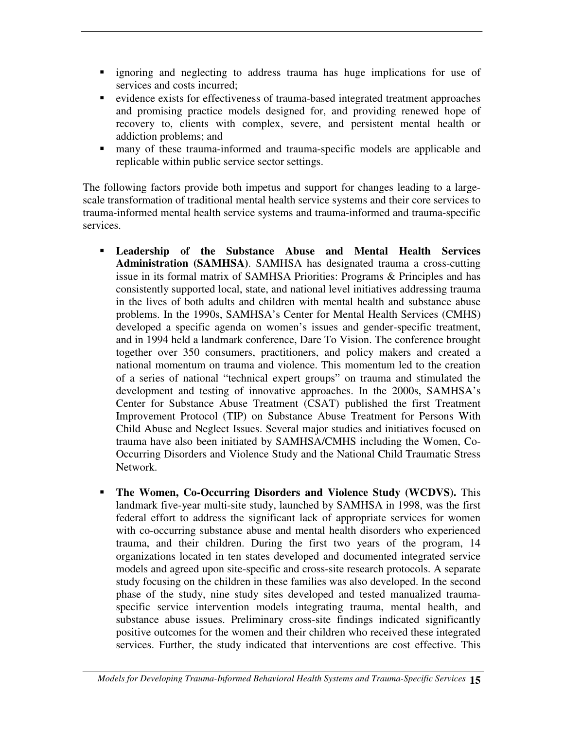- ignoring and neglecting to address trauma has huge implications for use of services and costs incurred;
- evidence exists for effectiveness of trauma-based integrated treatment approaches and promising practice models designed for, and providing renewed hope of recovery to, clients with complex, severe, and persistent mental health or addiction problems; and
- many of these trauma-informed and trauma-specific models are applicable and replicable within public service sector settings.

The following factors provide both impetus and support for changes leading to a large-scale transformation of traditional mental health service systems and their core services to trauma-informed mental health service systems and trauma-informed and trauma-specific services.

- **Leadership of the Substance Abuse and Mental Health Services Administration (SAMHSA)**. SAMHSA has designated trauma a cross-cutting issue in its formal matrix of SAMHSA Priorities: Programs & Principles and has consistently supported local, state, and national level initiatives addressing trauma in the lives of both adults and children with mental health and substance abuse problems. In the 1990s, SAMHSA's Center for Mental Health Services (CMHS) developed a specific agenda on women's issues and gender-specific treatment, and in 1994 held a landmark conference, Dare To Vision. The conference brought together over 350 consumers, practitioners, and policy makers and created a national momentum on trauma and violence. This momentum led to the creation of a series of national "technical expert groups" on trauma and stimulated the development and testing of innovative approaches. In the 2000s, SAMHSA's Center for Substance Abuse Treatment (CSAT) published the first Treatment Improvement Protocol (TIP) on Substance Abuse Treatment for Persons With Child Abuse and Neglect Issues. Several major studies and initiatives focused on trauma have also been initiated by SAMHSA/CMHS including the Women, Co-Occurring Disorders and Violence Study and the National Child Traumatic Stress Network.

- **The Women, Co-Occurring Disorders and Violence Study (WCDVS).** This landmark five-year multi-site study, launched by SAMHSA in 1998, was the first federal effort to address the significant lack of appropriate services for women with co-occurring substance abuse and mental health disorders who experienced trauma, and their children. During the first two years of the program, 14 organizations located in ten states developed and documented integrated service models and agreed upon site-specific and cross-site research protocols. A separate study focusing on the children in these families was also developed. In the second phase of the study, nine study sites developed and tested manualized trauma-specific service intervention models integrating trauma, mental health, and substance abuse issues. Preliminary cross-site findings indicated significantly positive outcomes for the women and their children who received these integrated services. Further, the study indicated that interventions are cost effective. This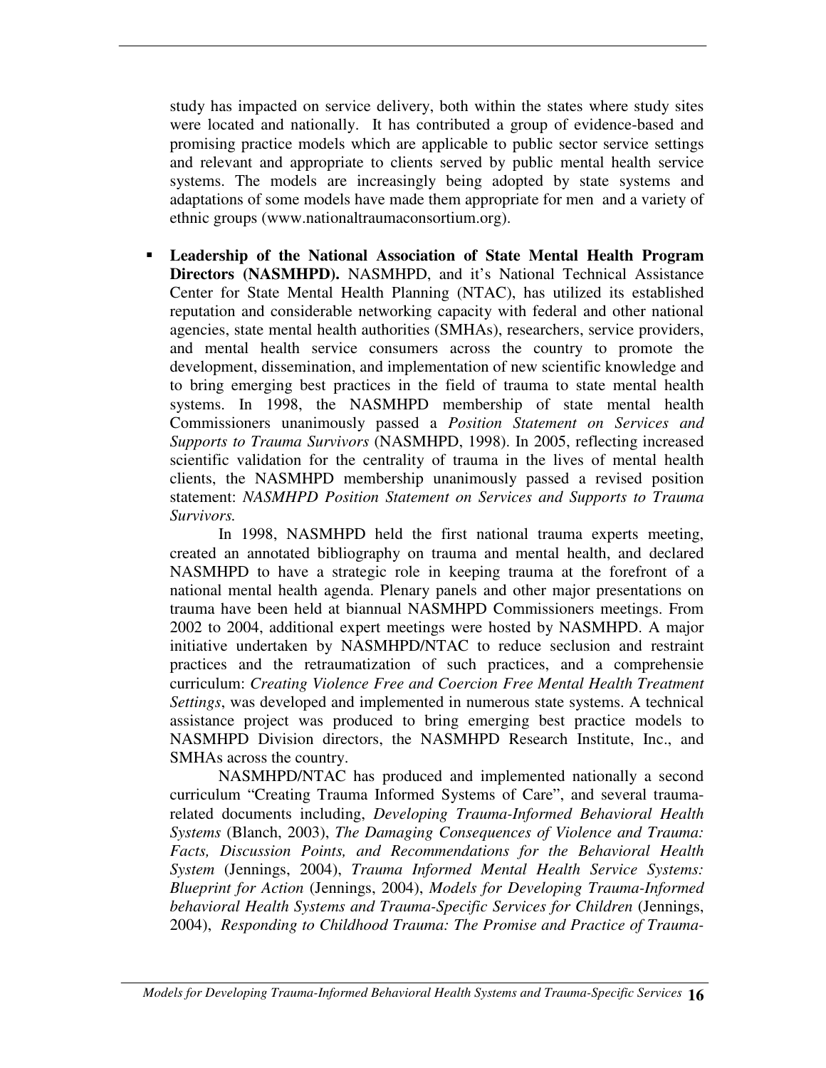study has impacted on service delivery, both within the states where study sites were located and nationally. It has contributed a group of evidence-based and promising practice models which are applicable to public sector service settings and relevant and appropriate to clients served by public mental health service systems. The models are increasingly being adopted by state systems and adaptations of some models have made them appropriate for men and a variety of ethnic groups (www.nationaltraumaconsortium.org).

- **Leadership of the National Association of State Mental Health Program Directors (NASMHPD).** NASMHPD, and it's National Technical Assistance Center for State Mental Health Planning (NTAC), has utilized its established reputation and considerable networking capacity with federal and other national agencies, state mental health authorities (SMHAs), researchers, service providers, and mental health service consumers across the country to promote the development, dissemination, and implementation of new scientific knowledge and to bring emerging best practices in the field of trauma to state mental health systems. In 1998, the NASMHPD membership of state mental health Commissioners unanimously passed a *Position Statement on Services and Supports to Trauma Survivors* (NASMHPD, 1998). In 2005, reflecting increased scientific validation for the centrality of trauma in the lives of mental health clients, the NASMHPD membership unanimously passed a revised position statement: *NASMHPD Position Statement on Services and Supports to Trauma Survivors.*

  In 1998, NASMHPD held the first national trauma experts meeting, created an annotated bibliography on trauma and mental health, and declared NASMHPD to have a strategic role in keeping trauma at the forefront of a national mental health agenda. Plenary panels and other major presentations on trauma have been held at biannual NASMHPD Commissioners meetings. From 2002 to 2004, additional expert meetings were hosted by NASMHPD. A major initiative undertaken by NASMHPD/NTAC to reduce seclusion and restraint practices and the retraumatization of such practices, and a comprehensie curriculum: *Creating Violence Free and Coercion Free Mental Health Treatment Settings*, was developed and implemented in numerous state systems. A technical assistance project was produced to bring emerging best practice models to NASMHPD Division directors, the NASMHPD Research Institute, Inc., and SMHAs across the country.

  NASMHPD/NTAC has produced and implemented nationally a second curriculum "Creating Trauma Informed Systems of Care", and several trauma-related documents including, *Developing Trauma-Informed Behavioral Health Systems* (Blanch, 2003), *The Damaging Consequences of Violence and Trauma: Facts, Discussion Points, and Recommendations for the Behavioral Health System* (Jennings, 2004), *Trauma Informed Mental Health Service Systems: Blueprint for Action* (Jennings, 2004), *Models for Developing Trauma-Informed behavioral Health Systems and Trauma-Specific Services for Children* (Jennings, 2004), *Responding to Childhood Trauma: The Promise and Practice of Trauma-*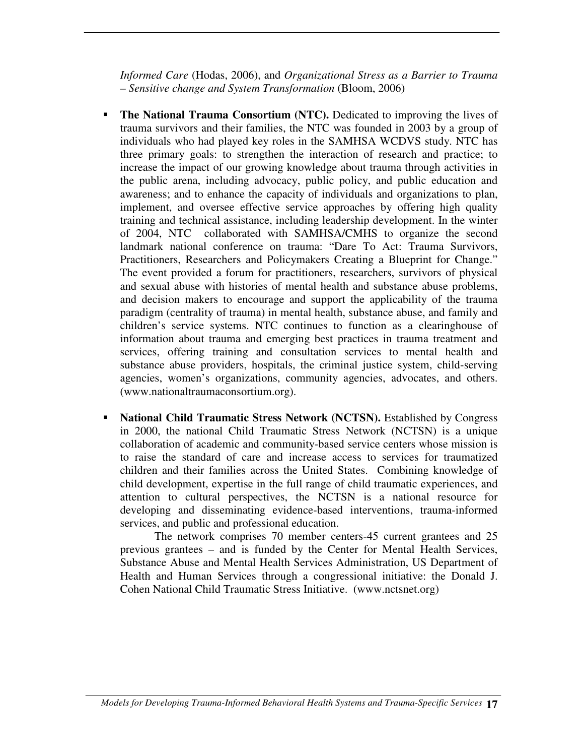*Informed Care* (Hodas, 2006), and *Organizational Stress as a Barrier to Trauma – Sensitive change and System Transformation* (Bloom, 2006)

- **The National Trauma Consortium (NTC).** Dedicated to improving the lives of trauma survivors and their families, the NTC was founded in 2003 by a group of individuals who had played key roles in the SAMHSA WCDVS study. NTC has three primary goals: to strengthen the interaction of research and practice; to increase the impact of our growing knowledge about trauma through activities in the public arena, including advocacy, public policy, and public education and awareness; and to enhance the capacity of individuals and organizations to plan, implement, and oversee effective service approaches by offering high quality training and technical assistance, including leadership development. In the winter of 2004, NTC collaborated with SAMHSA/CMHS to organize the second landmark national conference on trauma: "Dare To Act: Trauma Survivors, Practitioners, Researchers and Policymakers Creating a Blueprint for Change." The event provided a forum for practitioners, researchers, survivors of physical and sexual abuse with histories of mental health and substance abuse problems, and decision makers to encourage and support the applicability of the trauma paradigm (centrality of trauma) in mental health, substance abuse, and family and children's service systems. NTC continues to function as a clearinghouse of information about trauma and emerging best practices in trauma treatment and services, offering training and consultation services to mental health and substance abuse providers, hospitals, the criminal justice system, child-serving agencies, women's organizations, community agencies, advocates, and others. (www.nationaltraumaconsortium.org).

- **National Child Traumatic Stress Network (NCTSN).** Established by Congress in 2000, the national Child Traumatic Stress Network (NCTSN) is a unique collaboration of academic and community-based service centers whose mission is to raise the standard of care and increase access to services for traumatized children and their families across the United States. Combining knowledge of child development, expertise in the full range of child traumatic experiences, and attention to cultural perspectives, the NCTSN is a national resource for developing and disseminating evidence-based interventions, trauma-informed services, and public and professional education.

  The network comprises 70 member centers-45 current grantees and 25 previous grantees – and is funded by the Center for Mental Health Services, Substance Abuse and Mental Health Services Administration, US Department of Health and Human Services through a congressional initiative: the Donald J. Cohen National Child Traumatic Stress Initiative. (www.nctsnet.org)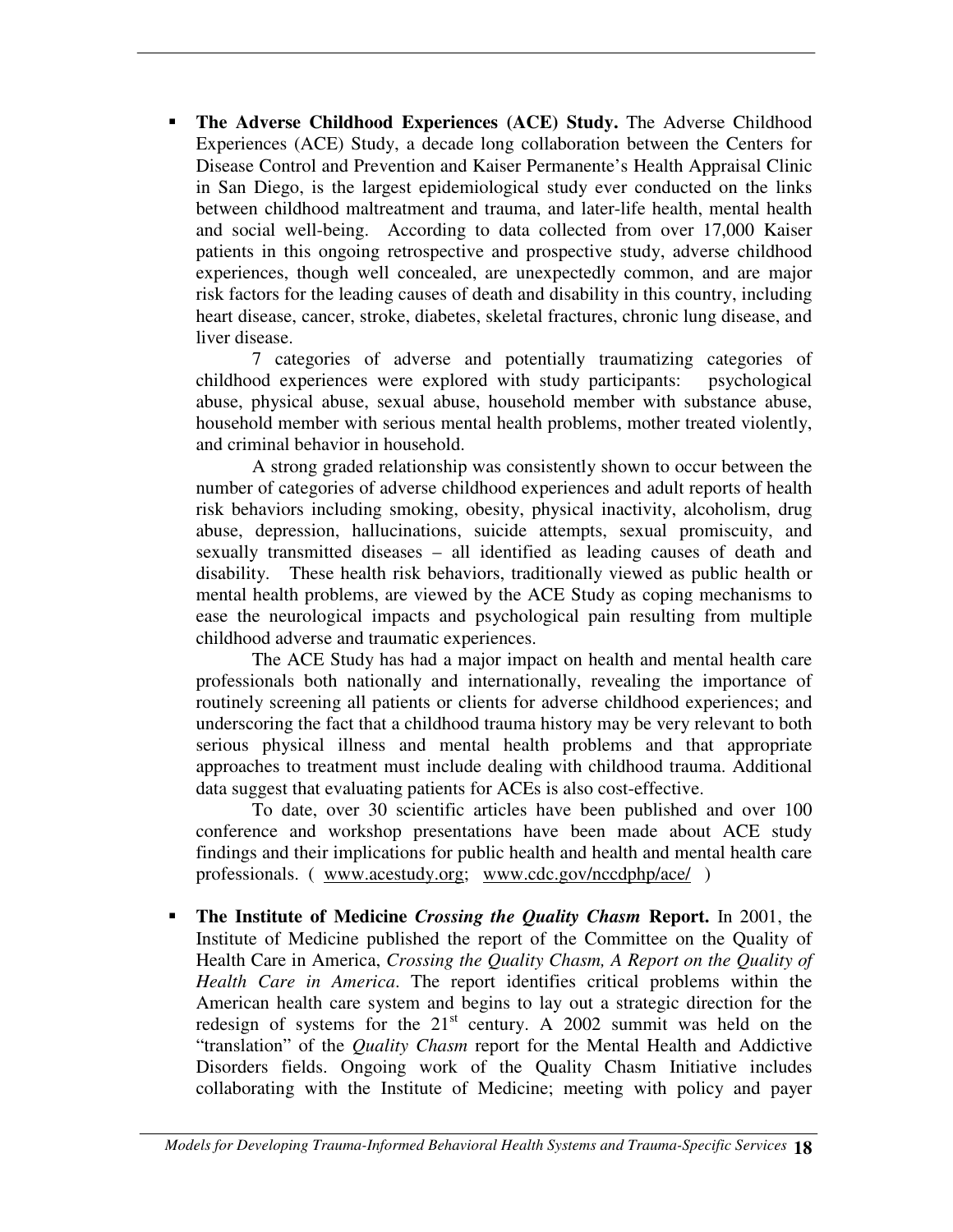- **The Adverse Childhood Experiences (ACE) Study.** The Adverse Childhood Experiences (ACE) Study, a decade long collaboration between the Centers for Disease Control and Prevention and Kaiser Permanente's Health Appraisal Clinic in San Diego, is the largest epidemiological study ever conducted on the links between childhood maltreatment and trauma, and later-life health, mental health and social well-being. According to data collected from over 17,000 Kaiser patients in this ongoing retrospective and prospective study, adverse childhood experiences, though well concealed, are unexpectedly common, and are major risk factors for the leading causes of death and disability in this country, including heart disease, cancer, stroke, diabetes, skeletal fractures, chronic lung disease, and liver disease.

  7 categories of adverse and potentially traumatizing categories of childhood experiences were explored with study participants: psychological abuse, physical abuse, sexual abuse, household member with substance abuse, household member with serious mental health problems, mother treated violently, and criminal behavior in household.

  A strong graded relationship was consistently shown to occur between the number of categories of adverse childhood experiences and adult reports of health risk behaviors including smoking, obesity, physical inactivity, alcoholism, drug abuse, depression, hallucinations, suicide attempts, sexual promiscuity, and sexually transmitted diseases – all identified as leading causes of death and disability. These health risk behaviors, traditionally viewed as public health or mental health problems, are viewed by the ACE Study as coping mechanisms to ease the neurological impacts and psychological pain resulting from multiple childhood adverse and traumatic experiences.

  The ACE Study has had a major impact on health and mental health care professionals both nationally and internationally, revealing the importance of routinely screening all patients or clients for adverse childhood experiences; and underscoring the fact that a childhood trauma history may be very relevant to both serious physical illness and mental health problems and that appropriate approaches to treatment must include dealing with childhood trauma. Additional data suggest that evaluating patients for ACEs is also cost-effective.

  To date, over 30 scientific articles have been published and over 100 conference and workshop presentations have been made about ACE study findings and their implications for public health and health and mental health care professionals. ( www.acestudy.org; www.cdc.gov/nccdphp/ace/ )

- **The Institute of Medicine *Crossing the Quality Chasm* Report.** In 2001, the Institute of Medicine published the report of the Committee on the Quality of Health Care in America, *Crossing the Quality Chasm, A Report on the Quality of Health Care in America*. The report identifies critical problems within the American health care system and begins to lay out a strategic direction for the redesign of systems for the 21st century. A 2002 summit was held on the "translation" of the *Quality Chasm* report for the Mental Health and Addictive Disorders fields. Ongoing work of the Quality Chasm Initiative includes collaborating with the Institute of Medicine; meeting with policy and payer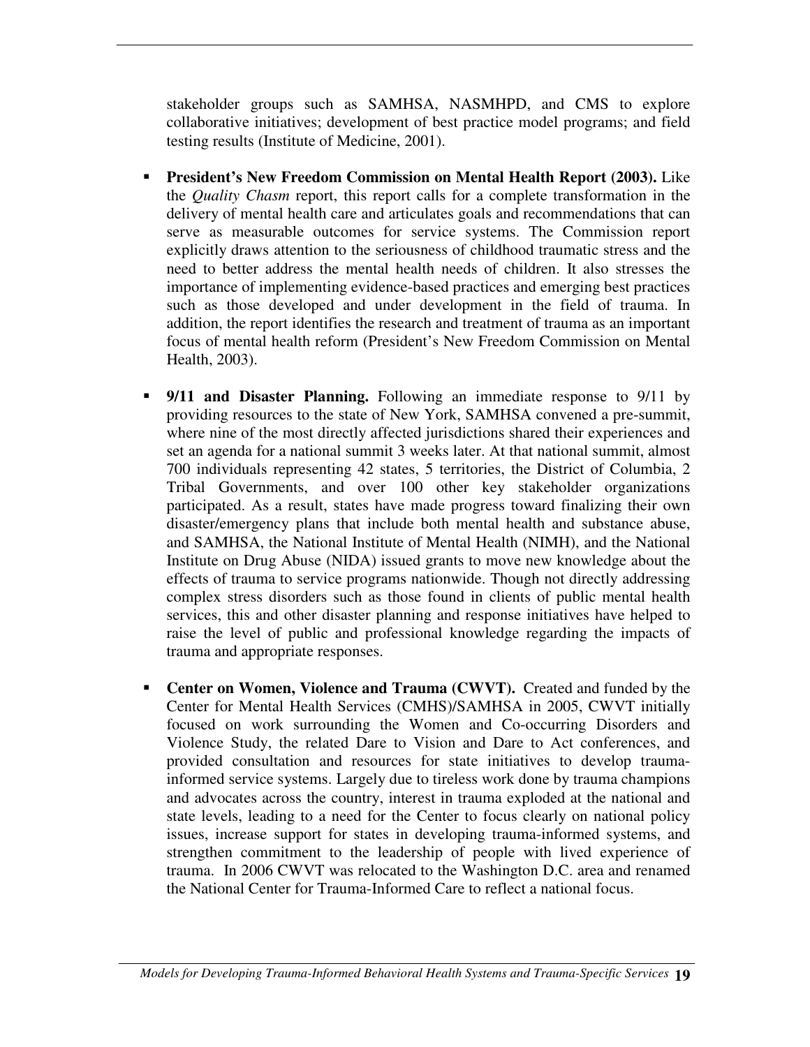stakeholder groups such as SAMHSA, NASMHPD, and CMS to explore collaborative initiatives; development of best practice model programs; and field testing results (Institute of Medicine, 2001).

- **President's New Freedom Commission on Mental Health Report (2003).** Like the *Quality Chasm* report, this report calls for a complete transformation in the delivery of mental health care and articulates goals and recommendations that can serve as measurable outcomes for service systems. The Commission report explicitly draws attention to the seriousness of childhood traumatic stress and the need to better address the mental health needs of children. It also stresses the importance of implementing evidence-based practices and emerging best practices such as those developed and under development in the field of trauma. In addition, the report identifies the research and treatment of trauma as an important focus of mental health reform (President's New Freedom Commission on Mental Health, 2003).

- **9/11 and Disaster Planning.** Following an immediate response to 9/11 by providing resources to the state of New York, SAMHSA convened a pre-summit, where nine of the most directly affected jurisdictions shared their experiences and set an agenda for a national summit 3 weeks later. At that national summit, almost 700 individuals representing 42 states, 5 territories, the District of Columbia, 2 Tribal Governments, and over 100 other key stakeholder organizations participated. As a result, states have made progress toward finalizing their own disaster/emergency plans that include both mental health and substance abuse, and SAMHSA, the National Institute of Mental Health (NIMH), and the National Institute on Drug Abuse (NIDA) issued grants to move new knowledge about the effects of trauma to service programs nationwide. Though not directly addressing complex stress disorders such as those found in clients of public mental health services, this and other disaster planning and response initiatives have helped to raise the level of public and professional knowledge regarding the impacts of trauma and appropriate responses.

- **Center on Women, Violence and Trauma (CWVT).** Created and funded by the Center for Mental Health Services (CMHS)/SAMHSA in 2005, CWVT initially focused on work surrounding the Women and Co-occurring Disorders and Violence Study, the related Dare to Vision and Dare to Act conferences, and provided consultation and resources for state initiatives to develop trauma-informed service systems. Largely due to tireless work done by trauma champions and advocates across the country, interest in trauma exploded at the national and state levels, leading to a need for the Center to focus clearly on national policy issues, increase support for states in developing trauma-informed systems, and strengthen commitment to the leadership of people with lived experience of trauma. In 2006 CWVT was relocated to the Washington D.C. area and renamed the National Center for Trauma-Informed Care to reflect a national focus.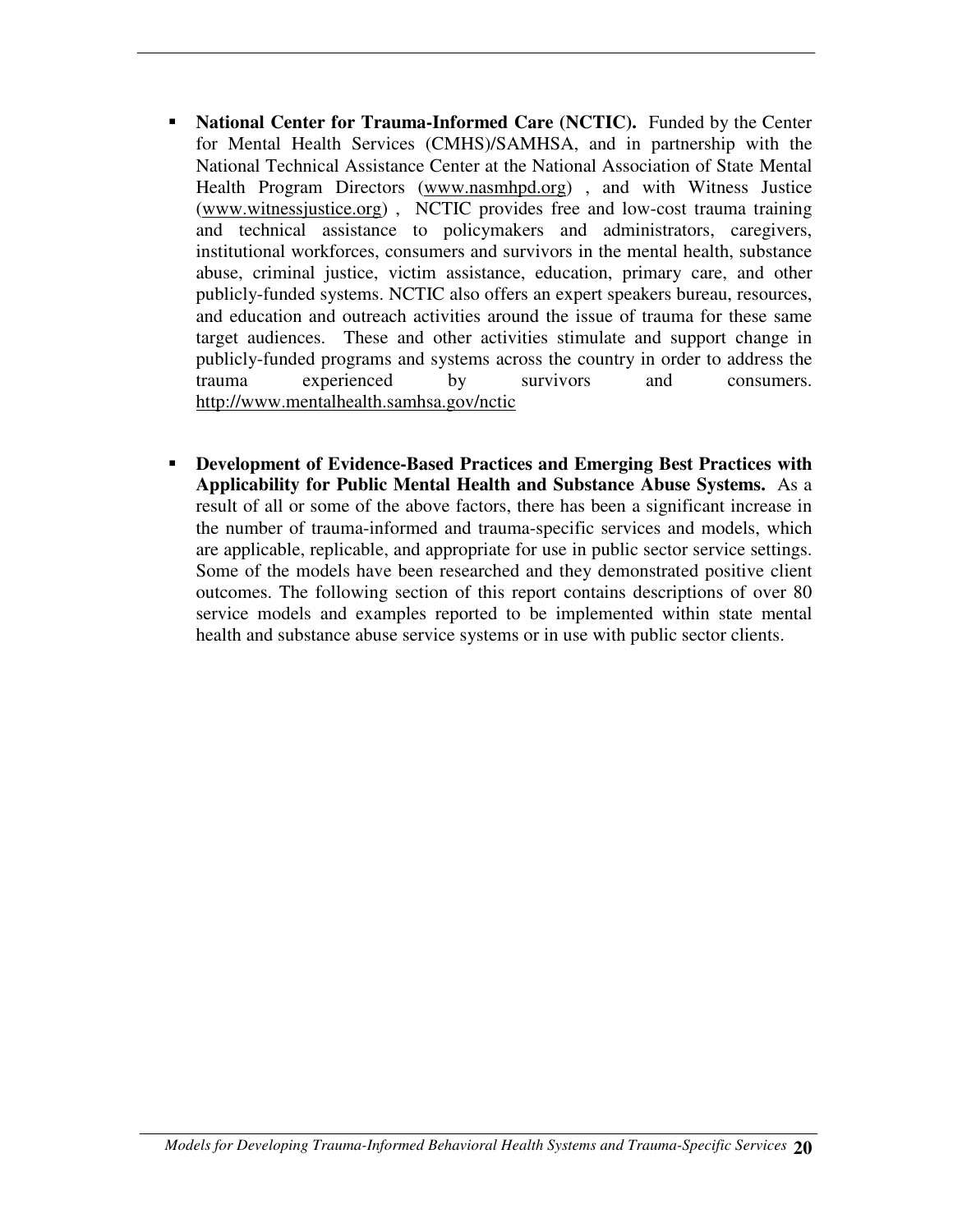- **National Center for Trauma-Informed Care (NCTIC).** Funded by the Center for Mental Health Services (CMHS)/SAMHSA, and in partnership with the National Technical Assistance Center at the National Association of State Mental Health Program Directors (www.nasmhpd.org) , and with Witness Justice (www.witnessjustice.org) , NCTIC provides free and low-cost trauma training and technical assistance to policymakers and administrators, caregivers, institutional workforces, consumers and survivors in the mental health, substance abuse, criminal justice, victim assistance, education, primary care, and other publicly-funded systems. NCTIC also offers an expert speakers bureau, resources, and education and outreach activities around the issue of trauma for these same target audiences. These and other activities stimulate and support change in publicly-funded programs and systems across the country in order to address the trauma experienced by survivors and consumers. http://www.mentalhealth.samhsa.gov/nctic

- **Development of Evidence-Based Practices and Emerging Best Practices with Applicability for Public Mental Health and Substance Abuse Systems.** As a result of all or some of the above factors, there has been a significant increase in the number of trauma-informed and trauma-specific services and models, which are applicable, replicable, and appropriate for use in public sector service settings. Some of the models have been researched and they demonstrated positive client outcomes. The following section of this report contains descriptions of over 80 service models and examples reported to be implemented within state mental health and substance abuse service systems or in use with public sector clients.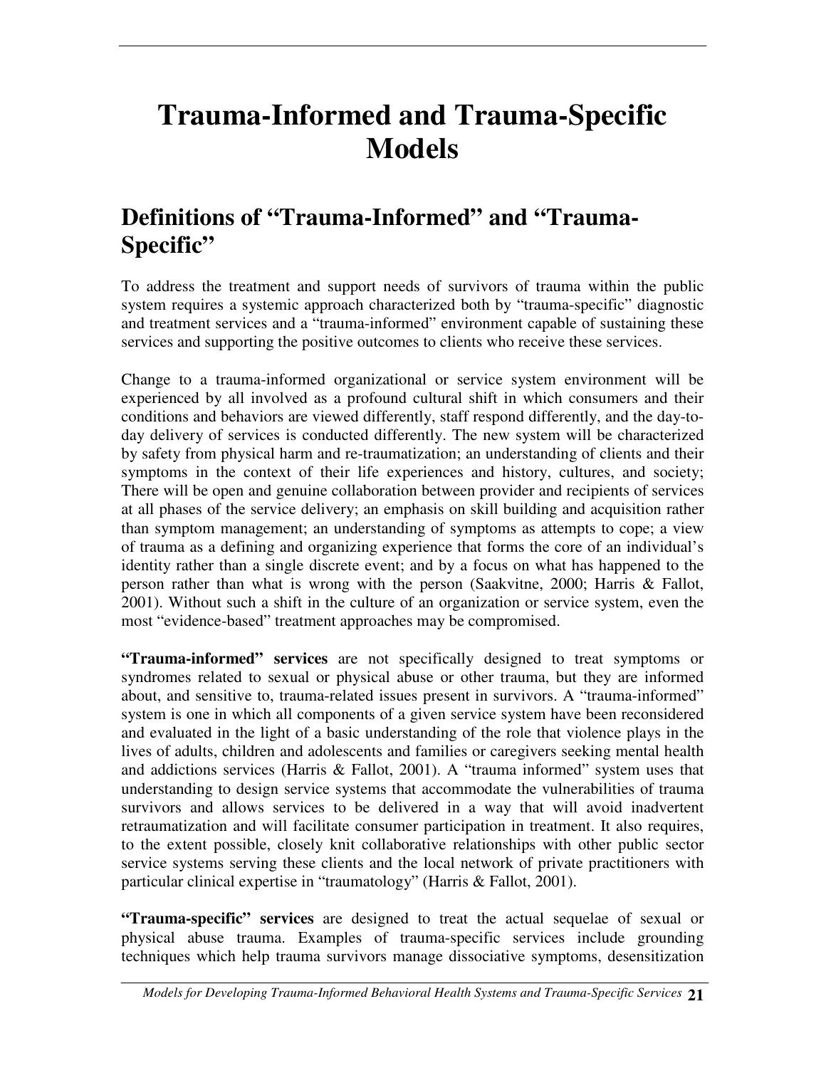# Trauma-Informed and Trauma-Specific Models

## Definitions of "Trauma-Informed" and "Trauma-Specific"

To address the treatment and support needs of survivors of trauma within the public system requires a systemic approach characterized both by "trauma-specific" diagnostic and treatment services and a "trauma-informed" environment capable of sustaining these services and supporting the positive outcomes to clients who receive these services.

Change to a trauma-informed organizational or service system environment will be experienced by all involved as a profound cultural shift in which consumers and their conditions and behaviors are viewed differently, staff respond differently, and the day-to-day delivery of services is conducted differently. The new system will be characterized by safety from physical harm and re-traumatization; an understanding of clients and their symptoms in the context of their life experiences and history, cultures, and society; There will be open and genuine collaboration between provider and recipients of services at all phases of the service delivery; an emphasis on skill building and acquisition rather than symptom management; an understanding of symptoms as attempts to cope; a view of trauma as a defining and organizing experience that forms the core of an individual's identity rather than a single discrete event; and by a focus on what has happened to the person rather than what is wrong with the person (Saakvitne, 2000; Harris & Fallot, 2001). Without such a shift in the culture of an organization or service system, even the most "evidence-based" treatment approaches may be compromised.

**"Trauma-informed" services** are not specifically designed to treat symptoms or syndromes related to sexual or physical abuse or other trauma, but they are informed about, and sensitive to, trauma-related issues present in survivors. A "trauma-informed" system is one in which all components of a given service system have been reconsidered and evaluated in the light of a basic understanding of the role that violence plays in the lives of adults, children and adolescents and families or caregivers seeking mental health and addictions services (Harris & Fallot, 2001). A "trauma informed" system uses that understanding to design service systems that accommodate the vulnerabilities of trauma survivors and allows services to be delivered in a way that will avoid inadvertent retraumatization and will facilitate consumer participation in treatment. It also requires, to the extent possible, closely knit collaborative relationships with other public sector service systems serving these clients and the local network of private practitioners with particular clinical expertise in "traumatology" (Harris & Fallot, 2001).

**"Trauma-specific" services** are designed to treat the actual sequelae of sexual or physical abuse trauma. Examples of trauma-specific services include grounding techniques which help trauma survivors manage dissociative symptoms, desensitization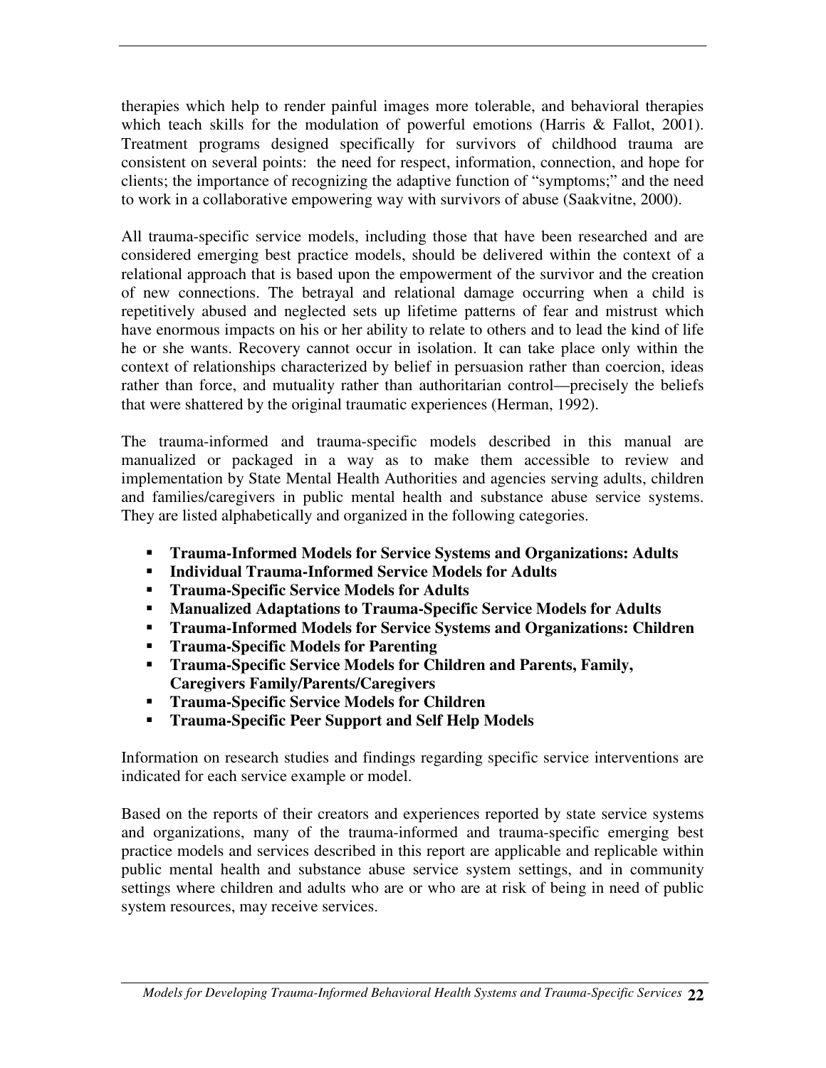therapies which help to render painful images more tolerable, and behavioral therapies which teach skills for the modulation of powerful emotions (Harris & Fallot, 2001). Treatment programs designed specifically for survivors of childhood trauma are consistent on several points: the need for respect, information, connection, and hope for clients; the importance of recognizing the adaptive function of "symptoms;" and the need to work in a collaborative empowering way with survivors of abuse (Saakvitne, 2000).

All trauma-specific service models, including those that have been researched and are considered emerging best practice models, should be delivered within the context of a relational approach that is based upon the empowerment of the survivor and the creation of new connections. The betrayal and relational damage occurring when a child is repetitively abused and neglected sets up lifetime patterns of fear and mistrust which have enormous impacts on his or her ability to relate to others and to lead the kind of life he or she wants. Recovery cannot occur in isolation. It can take place only within the context of relationships characterized by belief in persuasion rather than coercion, ideas rather than force, and mutuality rather than authoritarian control—precisely the beliefs that were shattered by the original traumatic experiences (Herman, 1992).

The trauma-informed and trauma-specific models described in this manual are manualized or packaged in a way as to make them accessible to review and implementation by State Mental Health Authorities and agencies serving adults, children and families/caregivers in public mental health and substance abuse service systems. They are listed alphabetically and organized in the following categories.

- **Trauma-Informed Models for Service Systems and Organizations: Adults**
- **Individual Trauma-Informed Service Models for Adults**
- **Trauma-Specific Service Models for Adults**
- **Manualized Adaptations to Trauma-Specific Service Models for Adults**
- **Trauma-Informed Models for Service Systems and Organizations: Children**
- **Trauma-Specific Models for Parenting**
- **Trauma-Specific Service Models for Children and Parents, Family, Caregivers Family/Parents/Caregivers**
- **Trauma-Specific Service Models for Children**
- **Trauma-Specific Peer Support and Self Help Models**

Information on research studies and findings regarding specific service interventions are indicated for each service example or model.

Based on the reports of their creators and experiences reported by state service systems and organizations, many of the trauma-informed and trauma-specific emerging best practice models and services described in this report are applicable and replicable within public mental health and substance abuse service system settings, and in community settings where children and adults who are or who are at risk of being in need of public system resources, may receive services.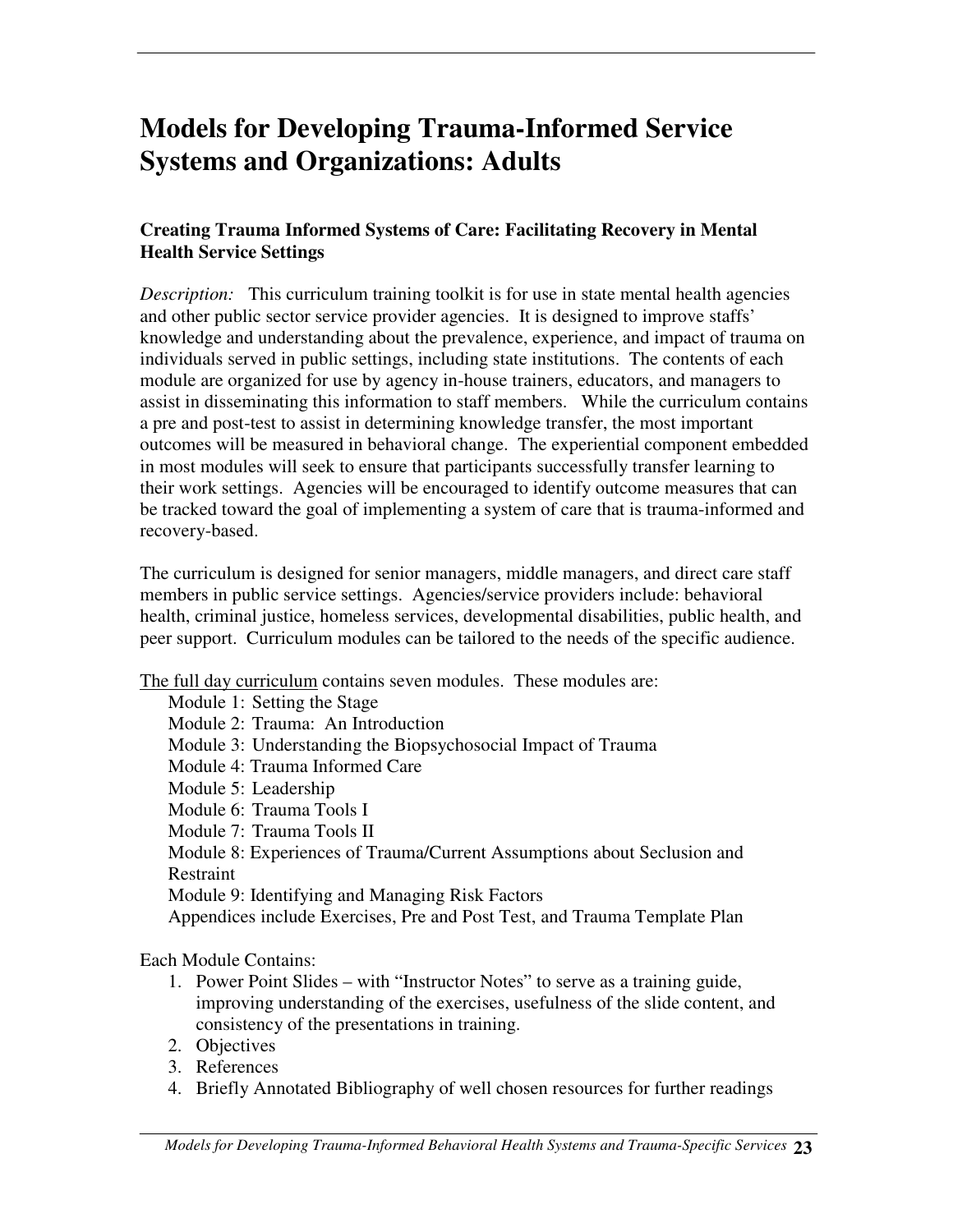# Models for Developing Trauma-Informed Service Systems and Organizations: Adults

### Creating Trauma Informed Systems of Care: Facilitating Recovery in Mental Health Service Settings

*Description:* This curriculum training toolkit is for use in state mental health agencies and other public sector service provider agencies. It is designed to improve staffs' knowledge and understanding about the prevalence, experience, and impact of trauma on individuals served in public settings, including state institutions. The contents of each module are organized for use by agency in-house trainers, educators, and managers to assist in disseminating this information to staff members. While the curriculum contains a pre and post-test to assist in determining knowledge transfer, the most important outcomes will be measured in behavioral change. The experiential component embedded in most modules will seek to ensure that participants successfully transfer learning to their work settings. Agencies will be encouraged to identify outcome measures that can be tracked toward the goal of implementing a system of care that is trauma-informed and recovery-based.

The curriculum is designed for senior managers, middle managers, and direct care staff members in public service settings. Agencies/service providers include: behavioral health, criminal justice, homeless services, developmental disabilities, public health, and peer support. Curriculum modules can be tailored to the needs of the specific audience.

<u>The full day curriculum</u> contains seven modules. These modules are:

- Module 1: Setting the Stage
- Module 2: Trauma: An Introduction
- Module 3: Understanding the Biopsychosocial Impact of Trauma
- Module 4: Trauma Informed Care
- Module 5: Leadership
- Module 6: Trauma Tools I
- Module 7: Trauma Tools II
- Module 8: Experiences of Trauma/Current Assumptions about Seclusion and Restraint
- Module 9: Identifying and Managing Risk Factors
- Appendices include Exercises, Pre and Post Test, and Trauma Template Plan

Each Module Contains:

1. Power Point Slides – with "Instructor Notes" to serve as a training guide, improving understanding of the exercises, usefulness of the slide content, and consistency of the presentations in training.
2. Objectives
3. References
4. Briefly Annotated Bibliography of well chosen resources for further readings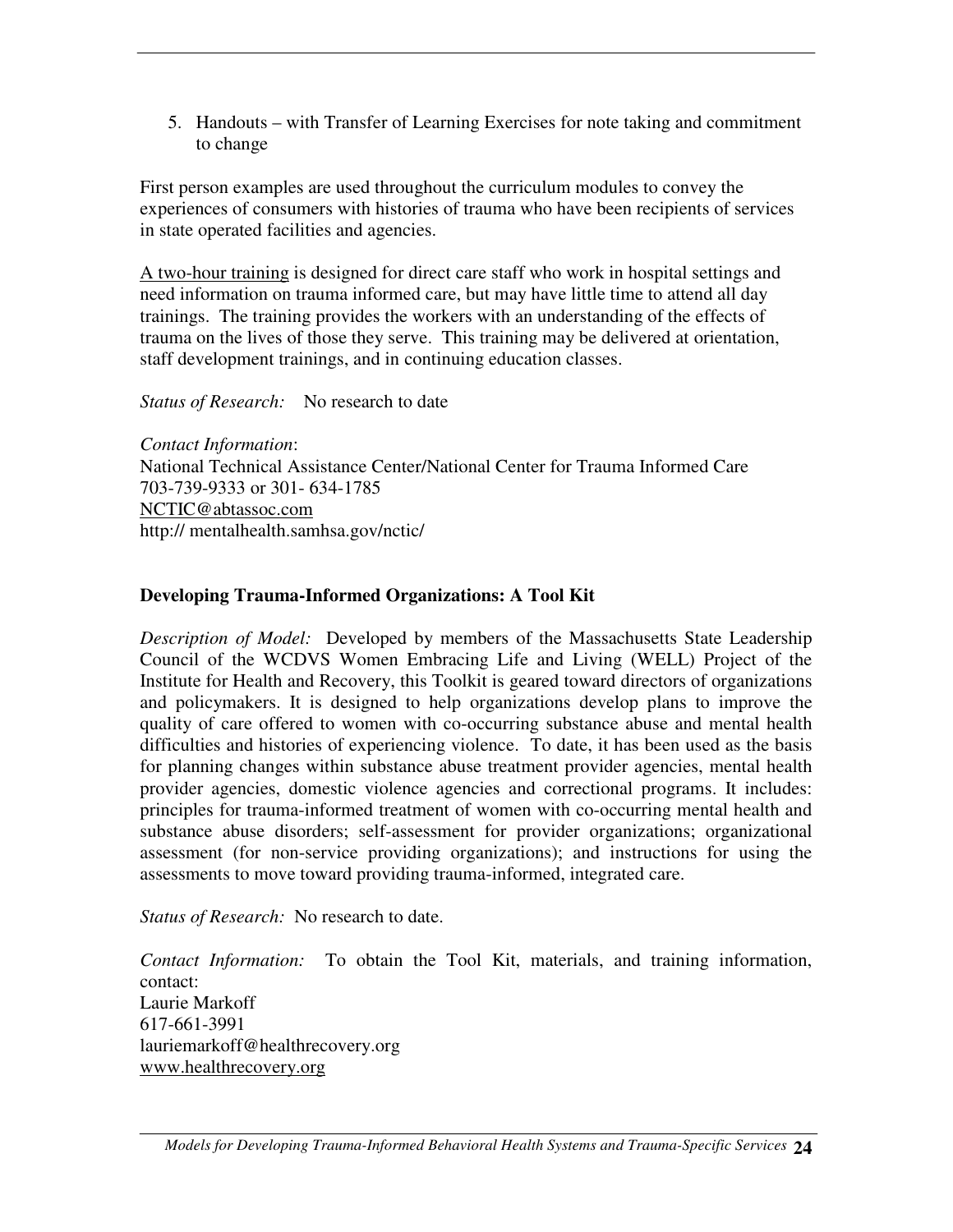5. Handouts – with Transfer of Learning Exercises for note taking and commitment to change

First person examples are used throughout the curriculum modules to convey the experiences of consumers with histories of trauma who have been recipients of services in state operated facilities and agencies.

A two-hour training is designed for direct care staff who work in hospital settings and need information on trauma informed care, but may have little time to attend all day trainings. The training provides the workers with an understanding of the effects of trauma on the lives of those they serve. This training may be delivered at orientation, staff development trainings, and in continuing education classes.

*Status of Research:* No research to date

*Contact Information*:
National Technical Assistance Center/National Center for Trauma Informed Care
703-739-9333 or 301- 634-1785
NCTIC@abtassoc.com
http:// mentalhealth.samhsa.gov/nctic/

### Developing Trauma-Informed Organizations: A Tool Kit

*Description of Model:* Developed by members of the Massachusetts State Leadership Council of the WCDVS Women Embracing Life and Living (WELL) Project of the Institute for Health and Recovery, this Toolkit is geared toward directors of organizations and policymakers. It is designed to help organizations develop plans to improve the quality of care offered to women with co-occurring substance abuse and mental health difficulties and histories of experiencing violence. To date, it has been used as the basis for planning changes within substance abuse treatment provider agencies, mental health provider agencies, domestic violence agencies and correctional programs. It includes: principles for trauma-informed treatment of women with co-occurring mental health and substance abuse disorders; self-assessment for provider organizations; organizational assessment (for non-service providing organizations); and instructions for using the assessments to move toward providing trauma-informed, integrated care.

*Status of Research:* No research to date.

*Contact Information:* To obtain the Tool Kit, materials, and training information, contact:
Laurie Markoff
617-661-3991
lauriemarkoff@healthrecovery.org
www.healthrecovery.org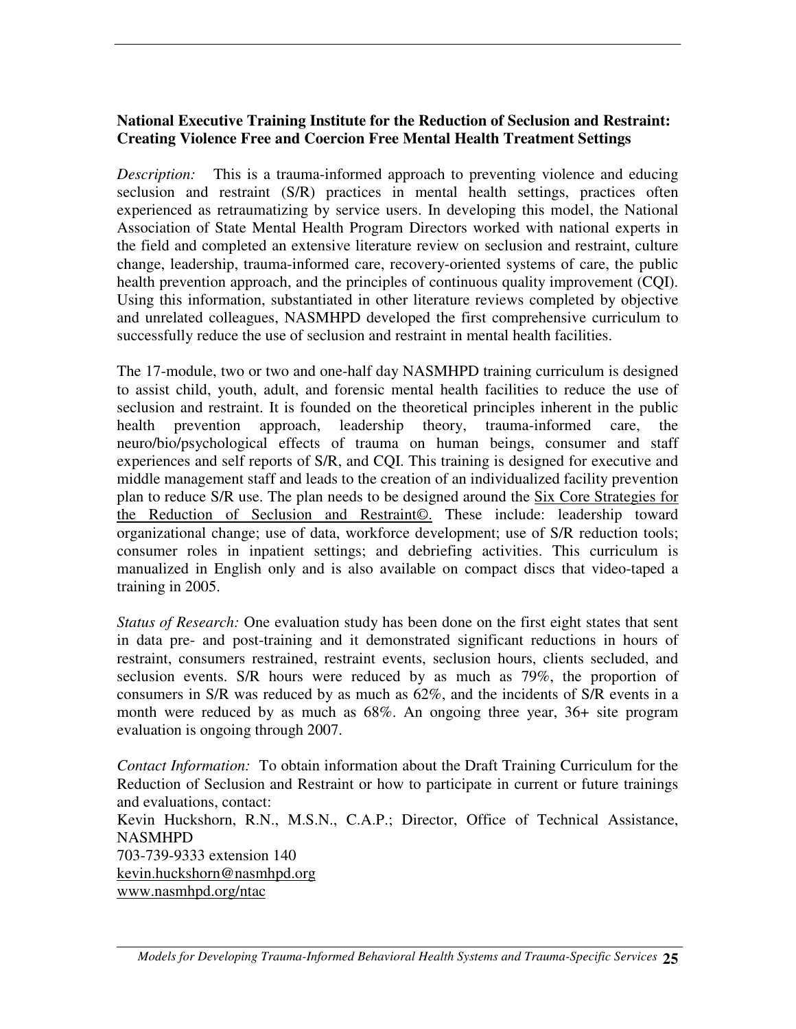**National Executive Training Institute for the Reduction of Seclusion and Restraint: Creating Violence Free and Coercion Free Mental Health Treatment Settings**

*Description:* This is a trauma-informed approach to preventing violence and educing seclusion and restraint (S/R) practices in mental health settings, practices often experienced as retraumatizing by service users. In developing this model, the National Association of State Mental Health Program Directors worked with national experts in the field and completed an extensive literature review on seclusion and restraint, culture change, leadership, trauma-informed care, recovery-oriented systems of care, the public health prevention approach, and the principles of continuous quality improvement (CQI). Using this information, substantiated in other literature reviews completed by objective and unrelated colleagues, NASMHPD developed the first comprehensive curriculum to successfully reduce the use of seclusion and restraint in mental health facilities.

The 17-module, two or two and one-half day NASMHPD training curriculum is designed to assist child, youth, adult, and forensic mental health facilities to reduce the use of seclusion and restraint. It is founded on the theoretical principles inherent in the public health prevention approach, leadership theory, trauma-informed care, the neuro/bio/psychological effects of trauma on human beings, consumer and staff experiences and self reports of S/R, and CQI. This training is designed for executive and middle management staff and leads to the creation of an individualized facility prevention plan to reduce S/R use. The plan needs to be designed around the Six Core Strategies for the Reduction of Seclusion and Restraint©. These include: leadership toward organizational change; use of data, workforce development; use of S/R reduction tools; consumer roles in inpatient settings; and debriefing activities. This curriculum is manualized in English only and is also available on compact discs that video-taped a training in 2005.

*Status of Research:* One evaluation study has been done on the first eight states that sent in data pre- and post-training and it demonstrated significant reductions in hours of restraint, consumers restrained, restraint events, seclusion hours, clients secluded, and seclusion events. S/R hours were reduced by as much as 79%, the proportion of consumers in S/R was reduced by as much as 62%, and the incidents of S/R events in a month were reduced by as much as 68%. An ongoing three year, 36+ site program evaluation is ongoing through 2007.

*Contact Information:* To obtain information about the Draft Training Curriculum for the Reduction of Seclusion and Restraint or how to participate in current or future trainings and evaluations, contact:
Kevin Huckshorn, R.N., M.S.N., C.A.P.; Director, Office of Technical Assistance, NASMHPD
703-739-9333 extension 140
kevin.huckshorn@nasmhpd.org
www.nasmhpd.org/ntac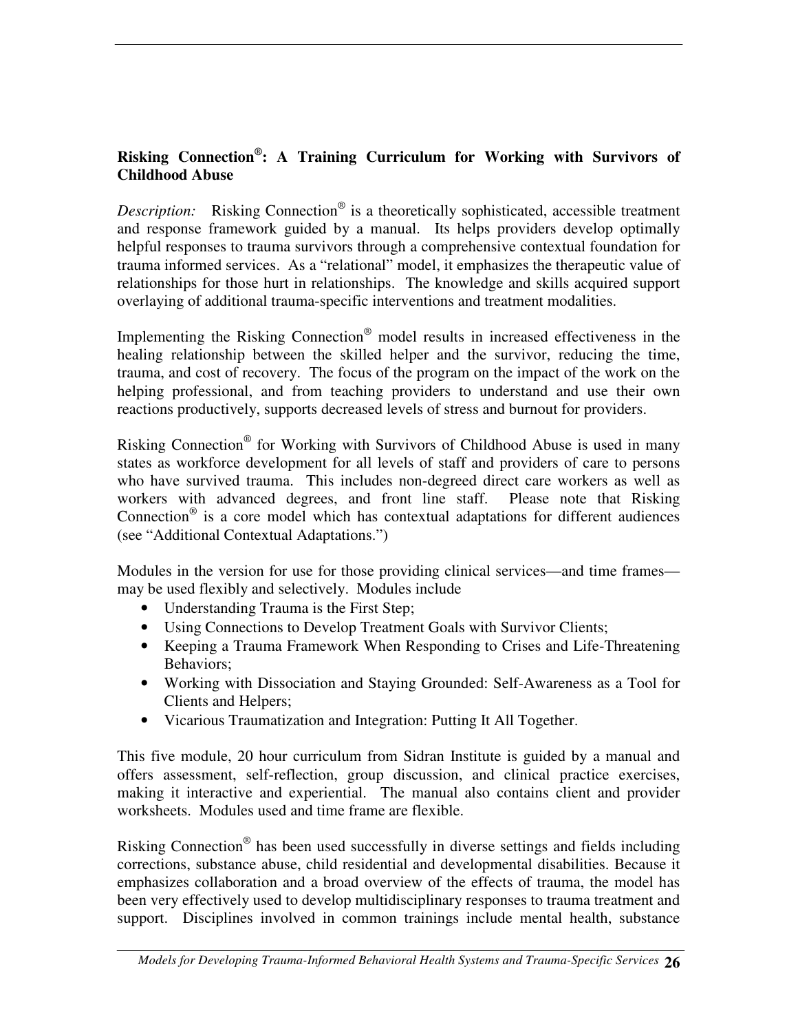**Risking Connection®: A Training Curriculum for Working with Survivors of Childhood Abuse**

*Description:* Risking Connection® is a theoretically sophisticated, accessible treatment and response framework guided by a manual. Its helps providers develop optimally helpful responses to trauma survivors through a comprehensive contextual foundation for trauma informed services. As a "relational" model, it emphasizes the therapeutic value of relationships for those hurt in relationships. The knowledge and skills acquired support overlaying of additional trauma-specific interventions and treatment modalities.

Implementing the Risking Connection® model results in increased effectiveness in the healing relationship between the skilled helper and the survivor, reducing the time, trauma, and cost of recovery. The focus of the program on the impact of the work on the helping professional, and from teaching providers to understand and use their own reactions productively, supports decreased levels of stress and burnout for providers.

Risking Connection® for Working with Survivors of Childhood Abuse is used in many states as workforce development for all levels of staff and providers of care to persons who have survived trauma. This includes non-degreed direct care workers as well as workers with advanced degrees, and front line staff. Please note that Risking Connection® is a core model which has contextual adaptations for different audiences (see "Additional Contextual Adaptations.")

Modules in the version for use for those providing clinical services—and time frames—may be used flexibly and selectively. Modules include

- Understanding Trauma is the First Step;
- Using Connections to Develop Treatment Goals with Survivor Clients;
- Keeping a Trauma Framework When Responding to Crises and Life-Threatening Behaviors;
- Working with Dissociation and Staying Grounded: Self-Awareness as a Tool for Clients and Helpers;
- Vicarious Traumatization and Integration: Putting It All Together.

This five module, 20 hour curriculum from Sidran Institute is guided by a manual and offers assessment, self-reflection, group discussion, and clinical practice exercises, making it interactive and experiential. The manual also contains client and provider worksheets. Modules used and time frame are flexible.

Risking Connection® has been used successfully in diverse settings and fields including corrections, substance abuse, child residential and developmental disabilities. Because it emphasizes collaboration and a broad overview of the effects of trauma, the model has been very effectively used to develop multidisciplinary responses to trauma treatment and support. Disciplines involved in common trainings include mental health, substance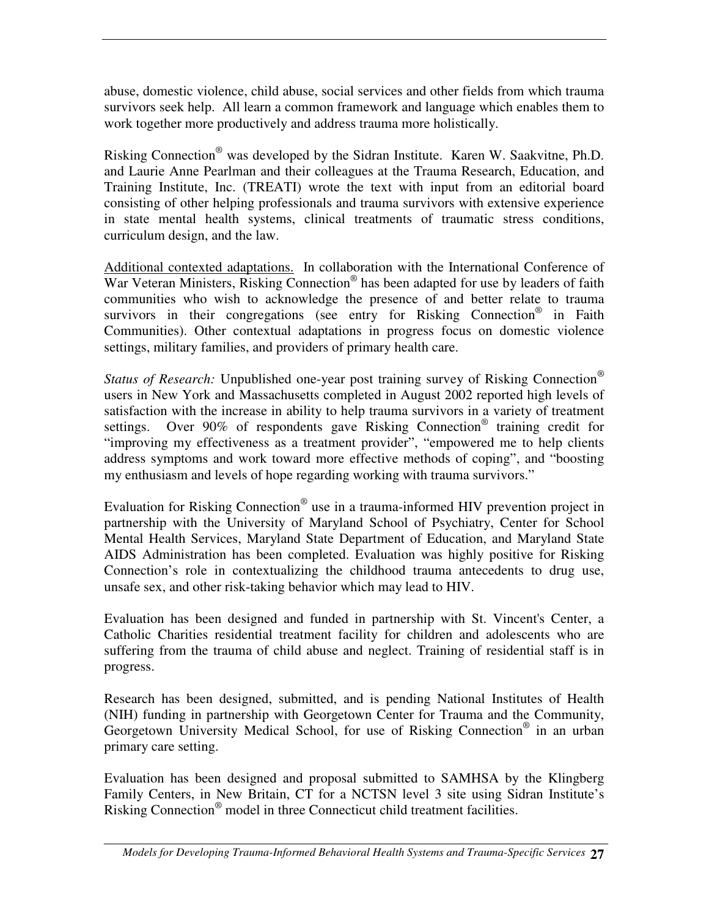abuse, domestic violence, child abuse, social services and other fields from which trauma survivors seek help. All learn a common framework and language which enables them to work together more productively and address trauma more holistically.

Risking Connection® was developed by the Sidran Institute. Karen W. Saakvitne, Ph.D. and Laurie Anne Pearlman and their colleagues at the Trauma Research, Education, and Training Institute, Inc. (TREATI) wrote the text with input from an editorial board consisting of other helping professionals and trauma survivors with extensive experience in state mental health systems, clinical treatments of traumatic stress conditions, curriculum design, and the law.

<u>Additional contexted adaptations.</u> In collaboration with the International Conference of War Veteran Ministers, Risking Connection® has been adapted for use by leaders of faith communities who wish to acknowledge the presence of and better relate to trauma survivors in their congregations (see entry for Risking Connection® in Faith Communities). Other contextual adaptations in progress focus on domestic violence settings, military families, and providers of primary health care.

*Status of Research:* Unpublished one-year post training survey of Risking Connection® users in New York and Massachusetts completed in August 2002 reported high levels of satisfaction with the increase in ability to help trauma survivors in a variety of treatment settings. Over 90% of respondents gave Risking Connection® training credit for "improving my effectiveness as a treatment provider", "empowered me to help clients address symptoms and work toward more effective methods of coping", and "boosting my enthusiasm and levels of hope regarding working with trauma survivors."

Evaluation for Risking Connection® use in a trauma-informed HIV prevention project in partnership with the University of Maryland School of Psychiatry, Center for School Mental Health Services, Maryland State Department of Education, and Maryland State AIDS Administration has been completed. Evaluation was highly positive for Risking Connection's role in contextualizing the childhood trauma antecedents to drug use, unsafe sex, and other risk-taking behavior which may lead to HIV.

Evaluation has been designed and funded in partnership with St. Vincent's Center, a Catholic Charities residential treatment facility for children and adolescents who are suffering from the trauma of child abuse and neglect. Training of residential staff is in progress.

Research has been designed, submitted, and is pending National Institutes of Health (NIH) funding in partnership with Georgetown Center for Trauma and the Community, Georgetown University Medical School, for use of Risking Connection® in an urban primary care setting.

Evaluation has been designed and proposal submitted to SAMHSA by the Klingberg Family Centers, in New Britain, CT for a NCTSN level 3 site using Sidran Institute's Risking Connection® model in three Connecticut child treatment facilities.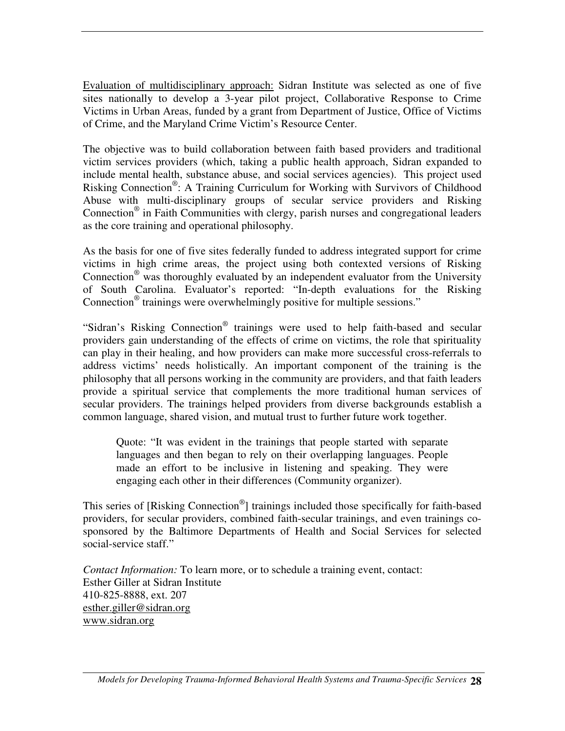<u>Evaluation of multidisciplinary approach:</u> Sidran Institute was selected as one of five sites nationally to develop a 3-year pilot project, Collaborative Response to Crime Victims in Urban Areas, funded by a grant from Department of Justice, Office of Victims of Crime, and the Maryland Crime Victim's Resource Center.

The objective was to build collaboration between faith based providers and traditional victim services providers (which, taking a public health approach, Sidran expanded to include mental health, substance abuse, and social services agencies). This project used Risking Connection®: A Training Curriculum for Working with Survivors of Childhood Abuse with multi-disciplinary groups of secular service providers and Risking Connection® in Faith Communities with clergy, parish nurses and congregational leaders as the core training and operational philosophy.

As the basis for one of five sites federally funded to address integrated support for crime victims in high crime areas, the project using both contexted versions of Risking Connection® was thoroughly evaluated by an independent evaluator from the University of South Carolina. Evaluator's reported: "In-depth evaluations for the Risking Connection® trainings were overwhelmingly positive for multiple sessions."

"Sidran's Risking Connection® trainings were used to help faith-based and secular providers gain understanding of the effects of crime on victims, the role that spirituality can play in their healing, and how providers can make more successful cross-referrals to address victims' needs holistically. An important component of the training is the philosophy that all persons working in the community are providers, and that faith leaders provide a spiritual service that complements the more traditional human services of secular providers. The trainings helped providers from diverse backgrounds establish a common language, shared vision, and mutual trust to further future work together.

> Quote: "It was evident in the trainings that people started with separate languages and then began to rely on their overlapping languages. People made an effort to be inclusive in listening and speaking. They were engaging each other in their differences (Community organizer).

This series of [Risking Connection®] trainings included those specifically for faith-based providers, for secular providers, combined faith-secular trainings, and even trainings co-sponsored by the Baltimore Departments of Health and Social Services for selected social-service staff."

*Contact Information:* To learn more, or to schedule a training event, contact:
Esther Giller at Sidran Institute
410-825-8888, ext. 207
esther.giller@sidran.org
www.sidran.org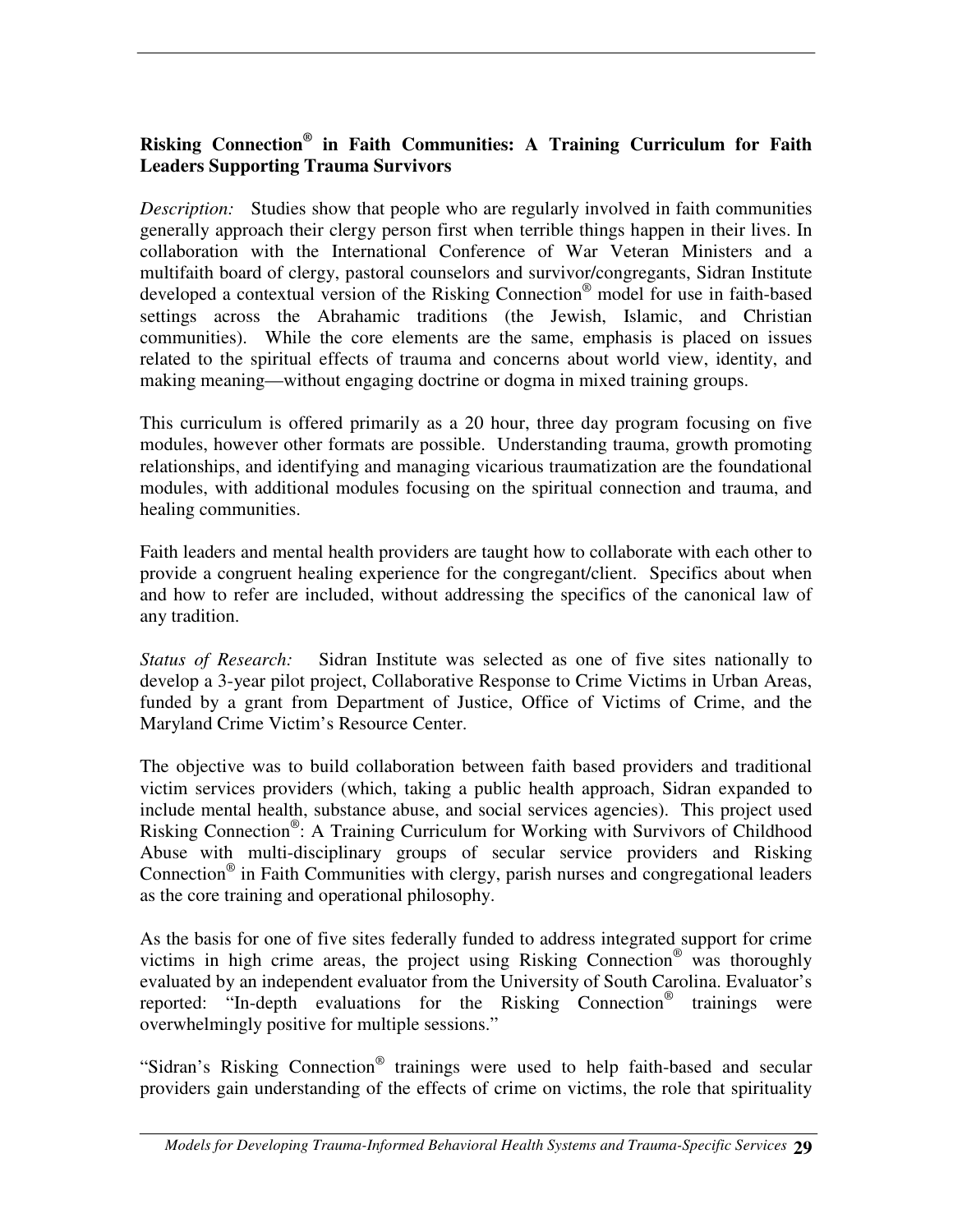**Risking Connection® in Faith Communities: A Training Curriculum for Faith Leaders Supporting Trauma Survivors**

*Description:* Studies show that people who are regularly involved in faith communities generally approach their clergy person first when terrible things happen in their lives. In collaboration with the International Conference of War Veteran Ministers and a multifaith board of clergy, pastoral counselors and survivor/congregants, Sidran Institute developed a contextual version of the Risking Connection® model for use in faith-based settings across the Abrahamic traditions (the Jewish, Islamic, and Christian communities). While the core elements are the same, emphasis is placed on issues related to the spiritual effects of trauma and concerns about world view, identity, and making meaning—without engaging doctrine or dogma in mixed training groups.

This curriculum is offered primarily as a 20 hour, three day program focusing on five modules, however other formats are possible. Understanding trauma, growth promoting relationships, and identifying and managing vicarious traumatization are the foundational modules, with additional modules focusing on the spiritual connection and trauma, and healing communities.

Faith leaders and mental health providers are taught how to collaborate with each other to provide a congruent healing experience for the congregant/client. Specifics about when and how to refer are included, without addressing the specifics of the canonical law of any tradition.

*Status of Research:* Sidran Institute was selected as one of five sites nationally to develop a 3-year pilot project, Collaborative Response to Crime Victims in Urban Areas, funded by a grant from Department of Justice, Office of Victims of Crime, and the Maryland Crime Victim's Resource Center.

The objective was to build collaboration between faith based providers and traditional victim services providers (which, taking a public health approach, Sidran expanded to include mental health, substance abuse, and social services agencies). This project used Risking Connection®: A Training Curriculum for Working with Survivors of Childhood Abuse with multi-disciplinary groups of secular service providers and Risking Connection® in Faith Communities with clergy, parish nurses and congregational leaders as the core training and operational philosophy.

As the basis for one of five sites federally funded to address integrated support for crime victims in high crime areas, the project using Risking Connection® was thoroughly evaluated by an independent evaluator from the University of South Carolina. Evaluator's reported: "In-depth evaluations for the Risking Connection® trainings were overwhelmingly positive for multiple sessions."

"Sidran's Risking Connection® trainings were used to help faith-based and secular providers gain understanding of the effects of crime on victims, the role that spirituality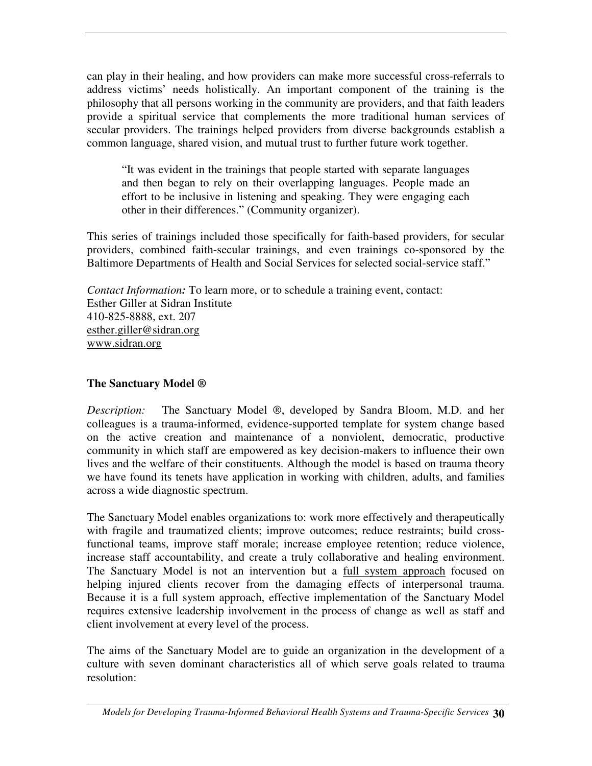can play in their healing, and how providers can make more successful cross-referrals to address victims' needs holistically. An important component of the training is the philosophy that all persons working in the community are providers, and that faith leaders provide a spiritual service that complements the more traditional human services of secular providers. The trainings helped providers from diverse backgrounds establish a common language, shared vision, and mutual trust to further future work together.

> "It was evident in the trainings that people started with separate languages and then began to rely on their overlapping languages. People made an effort to be inclusive in listening and speaking. They were engaging each other in their differences." (Community organizer).

This series of trainings included those specifically for faith-based providers, for secular providers, combined faith-secular trainings, and even trainings co-sponsored by the Baltimore Departments of Health and Social Services for selected social-service staff."

*Contact Information:* To learn more, or to schedule a training event, contact:
Esther Giller at Sidran Institute
410-825-8888, ext. 207
esther.giller@sidran.org
www.sidran.org

**The Sanctuary Model ®**

*Description:* The Sanctuary Model ®, developed by Sandra Bloom, M.D. and her colleagues is a trauma-informed, evidence-supported template for system change based on the active creation and maintenance of a nonviolent, democratic, productive community in which staff are empowered as key decision-makers to influence their own lives and the welfare of their constituents. Although the model is based on trauma theory we have found its tenets have application in working with children, adults, and families across a wide diagnostic spectrum.

The Sanctuary Model enables organizations to: work more effectively and therapeutically with fragile and traumatized clients; improve outcomes; reduce restraints; build cross-functional teams, improve staff morale; increase employee retention; reduce violence, increase staff accountability, and create a truly collaborative and healing environment. The Sanctuary Model is not an intervention but a full system approach focused on helping injured clients recover from the damaging effects of interpersonal trauma. Because it is a full system approach, effective implementation of the Sanctuary Model requires extensive leadership involvement in the process of change as well as staff and client involvement at every level of the process.

The aims of the Sanctuary Model are to guide an organization in the development of a culture with seven dominant characteristics all of which serve goals related to trauma resolution: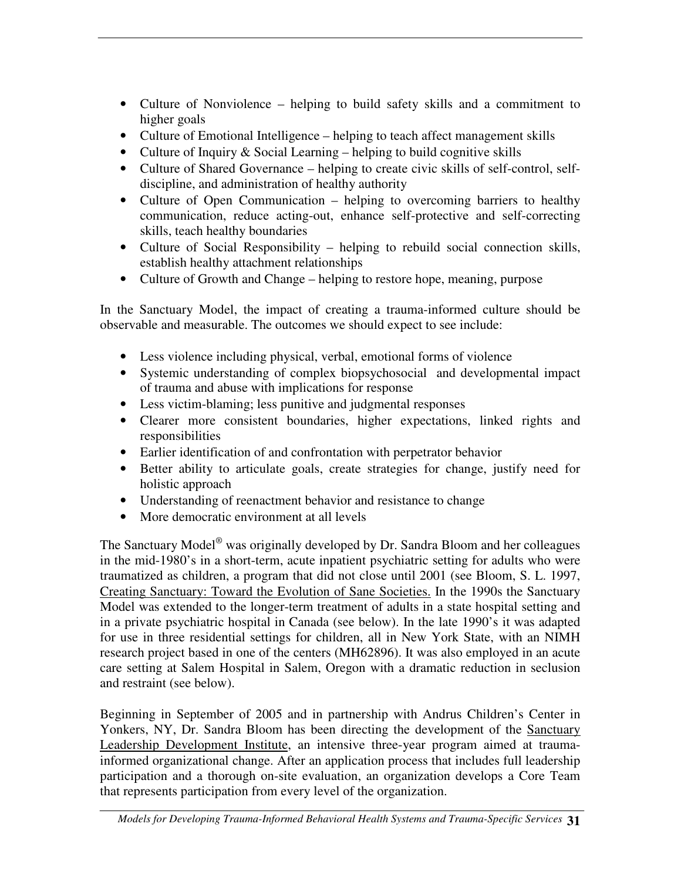- Culture of Nonviolence – helping to build safety skills and a commitment to higher goals
- Culture of Emotional Intelligence – helping to teach affect management skills
- Culture of Inquiry & Social Learning – helping to build cognitive skills
- Culture of Shared Governance – helping to create civic skills of self-control, self-discipline, and administration of healthy authority
- Culture of Open Communication – helping to overcoming barriers to healthy communication, reduce acting-out, enhance self-protective and self-correcting skills, teach healthy boundaries
- Culture of Social Responsibility – helping to rebuild social connection skills, establish healthy attachment relationships
- Culture of Growth and Change – helping to restore hope, meaning, purpose

In the Sanctuary Model, the impact of creating a trauma-informed culture should be observable and measurable. The outcomes we should expect to see include:

- Less violence including physical, verbal, emotional forms of violence
- Systemic understanding of complex biopsychosocial and developmental impact of trauma and abuse with implications for response
- Less victim-blaming; less punitive and judgmental responses
- Clearer more consistent boundaries, higher expectations, linked rights and responsibilities
- Earlier identification of and confrontation with perpetrator behavior
- Better ability to articulate goals, create strategies for change, justify need for holistic approach
- Understanding of reenactment behavior and resistance to change
- More democratic environment at all levels

The Sanctuary Model® was originally developed by Dr. Sandra Bloom and her colleagues in the mid-1980's in a short-term, acute inpatient psychiatric setting for adults who were traumatized as children, a program that did not close until 2001 (see Bloom, S. L. 1997, Creating Sanctuary: Toward the Evolution of Sane Societies. In the 1990s the Sanctuary Model was extended to the longer-term treatment of adults in a state hospital setting and in a private psychiatric hospital in Canada (see below). In the late 1990's it was adapted for use in three residential settings for children, all in New York State, with an NIMH research project based in one of the centers (MH62896). It was also employed in an acute care setting at Salem Hospital in Salem, Oregon with a dramatic reduction in seclusion and restraint (see below).

Beginning in September of 2005 and in partnership with Andrus Children's Center in Yonkers, NY, Dr. Sandra Bloom has been directing the development of the Sanctuary Leadership Development Institute, an intensive three-year program aimed at trauma-informed organizational change. After an application process that includes full leadership participation and a thorough on-site evaluation, an organization develops a Core Team that represents participation from every level of the organization.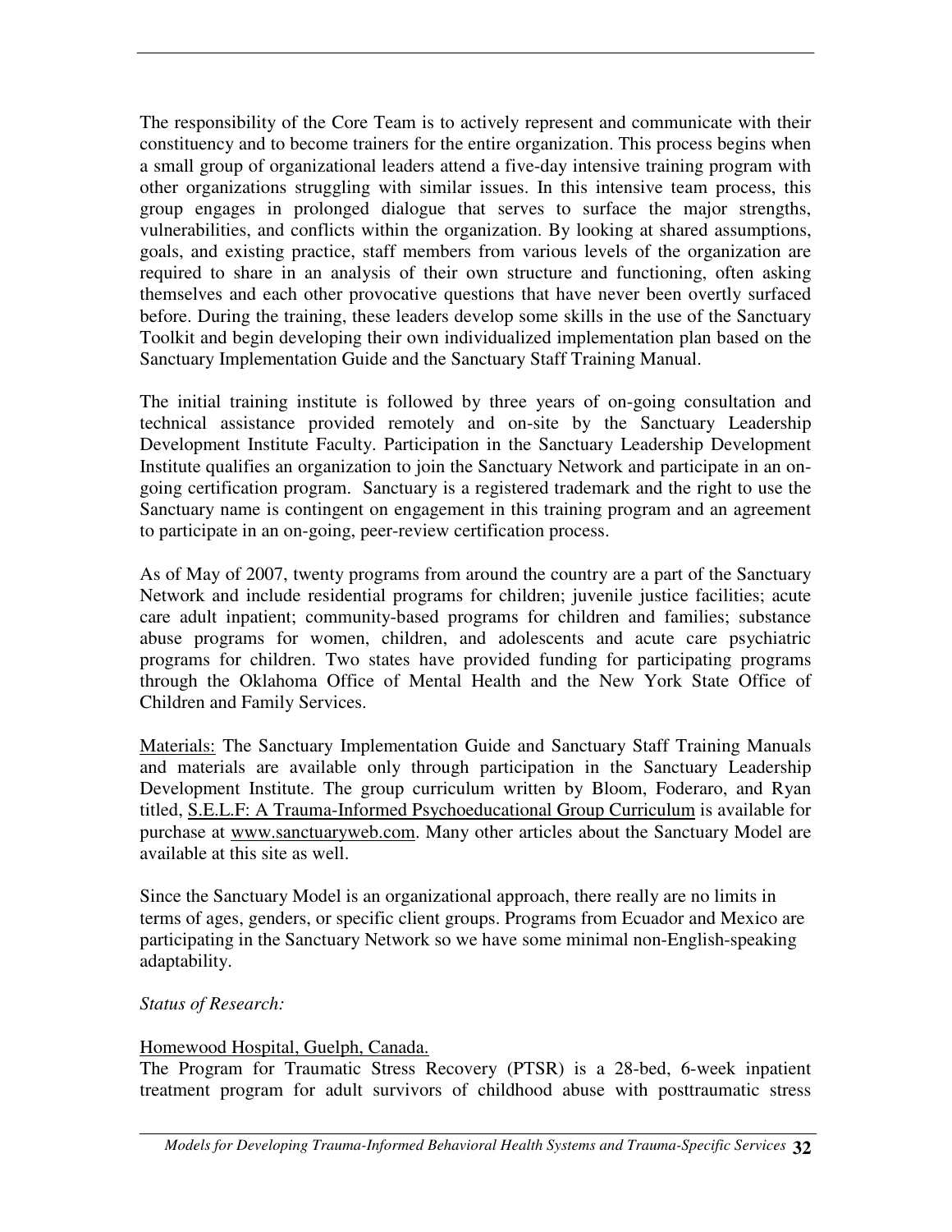The responsibility of the Core Team is to actively represent and communicate with their constituency and to become trainers for the entire organization. This process begins when a small group of organizational leaders attend a five-day intensive training program with other organizations struggling with similar issues. In this intensive team process, this group engages in prolonged dialogue that serves to surface the major strengths, vulnerabilities, and conflicts within the organization. By looking at shared assumptions, goals, and existing practice, staff members from various levels of the organization are required to share in an analysis of their own structure and functioning, often asking themselves and each other provocative questions that have never been overtly surfaced before. During the training, these leaders develop some skills in the use of the Sanctuary Toolkit and begin developing their own individualized implementation plan based on the Sanctuary Implementation Guide and the Sanctuary Staff Training Manual.

The initial training institute is followed by three years of on-going consultation and technical assistance provided remotely and on-site by the Sanctuary Leadership Development Institute Faculty. Participation in the Sanctuary Leadership Development Institute qualifies an organization to join the Sanctuary Network and participate in an on-going certification program. Sanctuary is a registered trademark and the right to use the Sanctuary name is contingent on engagement in this training program and an agreement to participate in an on-going, peer-review certification process.

As of May of 2007, twenty programs from around the country are a part of the Sanctuary Network and include residential programs for children; juvenile justice facilities; acute care adult inpatient; community-based programs for children and families; substance abuse programs for women, children, and adolescents and acute care psychiatric programs for children. Two states have provided funding for participating programs through the Oklahoma Office of Mental Health and the New York State Office of Children and Family Services.

Materials: The Sanctuary Implementation Guide and Sanctuary Staff Training Manuals and materials are available only through participation in the Sanctuary Leadership Development Institute. The group curriculum written by Bloom, Foderaro, and Ryan titled, S.E.L.F: A Trauma-Informed Psychoeducational Group Curriculum is available for purchase at www.sanctuaryweb.com. Many other articles about the Sanctuary Model are available at this site as well.

Since the Sanctuary Model is an organizational approach, there really are no limits in terms of ages, genders, or specific client groups. Programs from Ecuador and Mexico are participating in the Sanctuary Network so we have some minimal non-English-speaking adaptability.

*Status of Research:*

Homewood Hospital, Guelph, Canada.

The Program for Traumatic Stress Recovery (PTSR) is a 28-bed, 6-week inpatient treatment program for adult survivors of childhood abuse with posttraumatic stress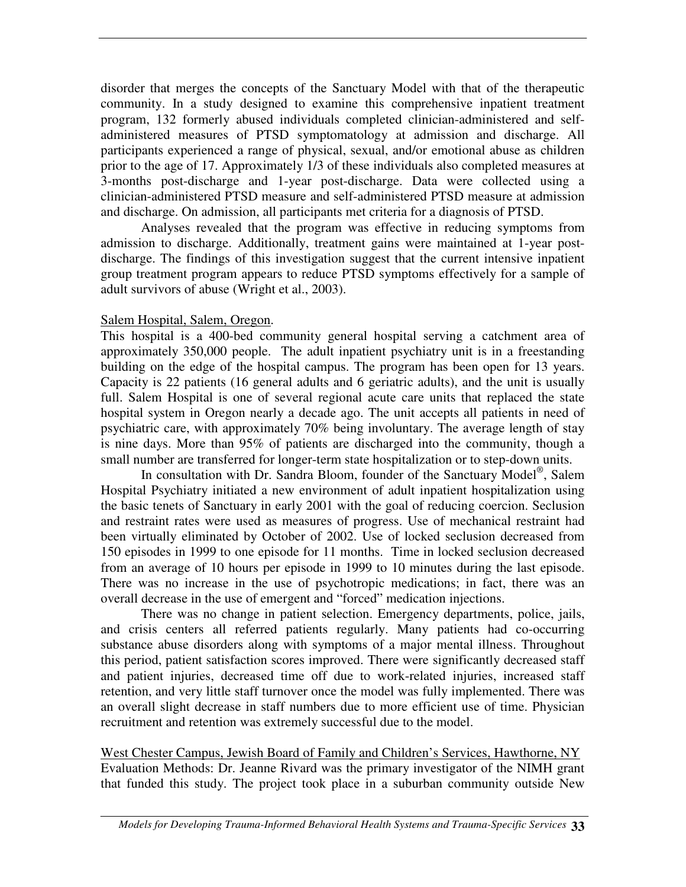disorder that merges the concepts of the Sanctuary Model with that of the therapeutic community. In a study designed to examine this comprehensive inpatient treatment program, 132 formerly abused individuals completed clinician-administered and self-administered measures of PTSD symptomatology at admission and discharge. All participants experienced a range of physical, sexual, and/or emotional abuse as children prior to the age of 17. Approximately 1/3 of these individuals also completed measures at 3-months post-discharge and 1-year post-discharge. Data were collected using a clinician-administered PTSD measure and self-administered PTSD measure at admission and discharge. On admission, all participants met criteria for a diagnosis of PTSD.

Analyses revealed that the program was effective in reducing symptoms from admission to discharge. Additionally, treatment gains were maintained at 1-year post-discharge. The findings of this investigation suggest that the current intensive inpatient group treatment program appears to reduce PTSD symptoms effectively for a sample of adult survivors of abuse (Wright et al., 2003).

<u>Salem Hospital, Salem, Oregon</u>.

This hospital is a 400-bed community general hospital serving a catchment area of approximately 350,000 people. The adult inpatient psychiatry unit is in a freestanding building on the edge of the hospital campus. The program has been open for 13 years. Capacity is 22 patients (16 general adults and 6 geriatric adults), and the unit is usually full. Salem Hospital is one of several regional acute care units that replaced the state hospital system in Oregon nearly a decade ago. The unit accepts all patients in need of psychiatric care, with approximately 70% being involuntary. The average length of stay is nine days. More than 95% of patients are discharged into the community, though a small number are transferred for longer-term state hospitalization or to step-down units.

In consultation with Dr. Sandra Bloom, founder of the Sanctuary Model®, Salem Hospital Psychiatry initiated a new environment of adult inpatient hospitalization using the basic tenets of Sanctuary in early 2001 with the goal of reducing coercion. Seclusion and restraint rates were used as measures of progress. Use of mechanical restraint had been virtually eliminated by October of 2002. Use of locked seclusion decreased from 150 episodes in 1999 to one episode for 11 months. Time in locked seclusion decreased from an average of 10 hours per episode in 1999 to 10 minutes during the last episode. There was no increase in the use of psychotropic medications; in fact, there was an overall decrease in the use of emergent and "forced" medication injections.

There was no change in patient selection. Emergency departments, police, jails, and crisis centers all referred patients regularly. Many patients had co-occurring substance abuse disorders along with symptoms of a major mental illness. Throughout this period, patient satisfaction scores improved. There were significantly decreased staff and patient injuries, decreased time off due to work-related injuries, increased staff retention, and very little staff turnover once the model was fully implemented. There was an overall slight decrease in staff numbers due to more efficient use of time. Physician recruitment and retention was extremely successful due to the model.

<u>West Chester Campus, Jewish Board of Family and Children's Services, Hawthorne, NY</u>

Evaluation Methods: Dr. Jeanne Rivard was the primary investigator of the NIMH grant that funded this study. The project took place in a suburban community outside New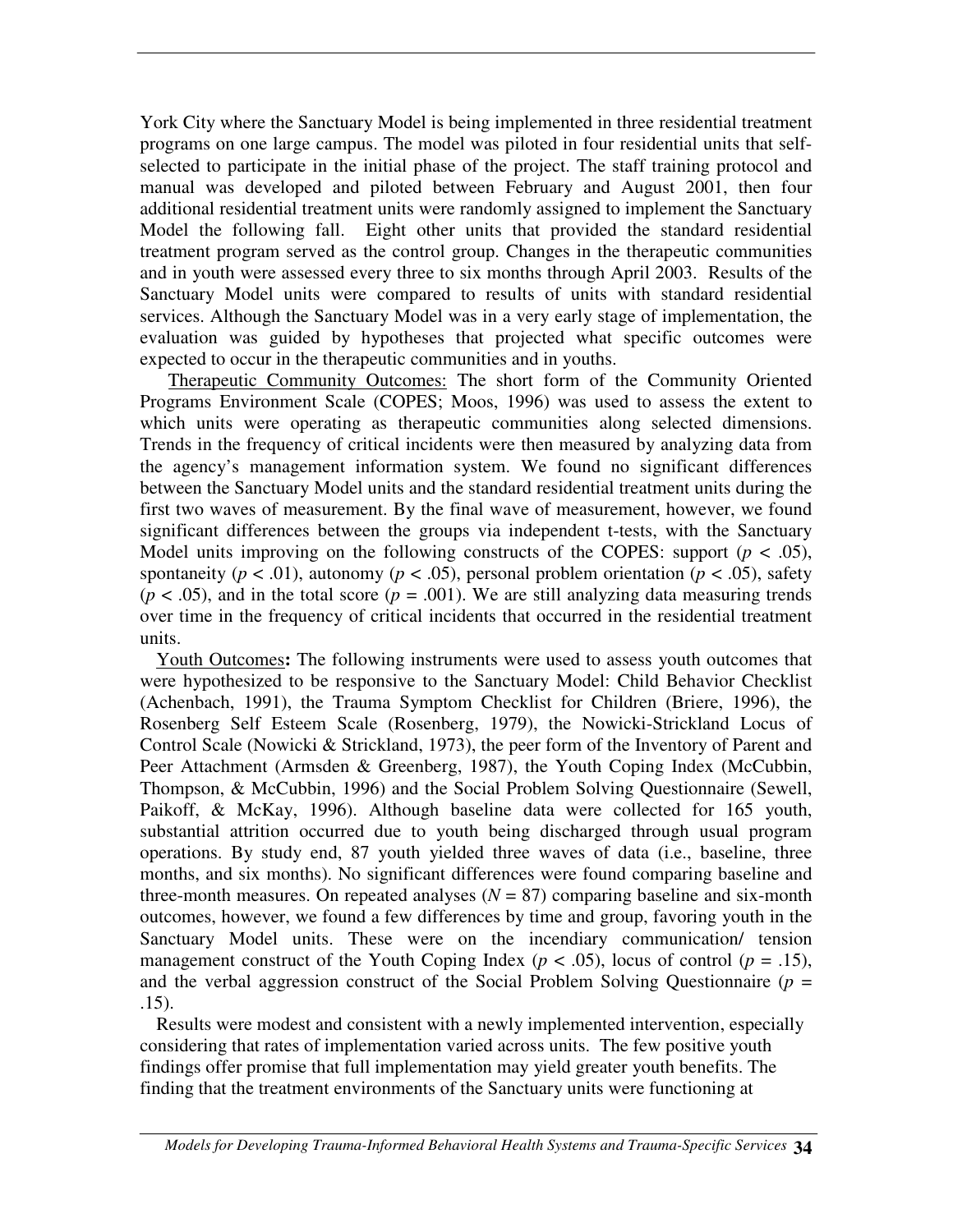York City where the Sanctuary Model is being implemented in three residential treatment programs on one large campus. The model was piloted in four residential units that self-selected to participate in the initial phase of the project. The staff training protocol and manual was developed and piloted between February and August 2001, then four additional residential treatment units were randomly assigned to implement the Sanctuary Model the following fall. Eight other units that provided the standard residential treatment program served as the control group. Changes in the therapeutic communities and in youth were assessed every three to six months through April 2003. Results of the Sanctuary Model units were compared to results of units with standard residential services. Although the Sanctuary Model was in a very early stage of implementation, the evaluation was guided by hypotheses that projected what specific outcomes were expected to occur in the therapeutic communities and in youths.

Therapeutic Community Outcomes: The short form of the Community Oriented Programs Environment Scale (COPES; Moos, 1996) was used to assess the extent to which units were operating as therapeutic communities along selected dimensions. Trends in the frequency of critical incidents were then measured by analyzing data from the agency's management information system. We found no significant differences between the Sanctuary Model units and the standard residential treatment units during the first two waves of measurement. By the final wave of measurement, however, we found significant differences between the groups via independent t-tests, with the Sanctuary Model units improving on the following constructs of the COPES: support ($p < .05$), spontaneity ($p < .01$), autonomy ($p < .05$), personal problem orientation ($p < .05$), safety ($p < .05$), and in the total score ($p = .001$). We are still analyzing data measuring trends over time in the frequency of critical incidents that occurred in the residential treatment units.

Youth Outcomes**:** The following instruments were used to assess youth outcomes that were hypothesized to be responsive to the Sanctuary Model: Child Behavior Checklist (Achenbach, 1991), the Trauma Symptom Checklist for Children (Briere, 1996), the Rosenberg Self Esteem Scale (Rosenberg, 1979), the Nowicki-Strickland Locus of Control Scale (Nowicki & Strickland, 1973), the peer form of the Inventory of Parent and Peer Attachment (Armsden & Greenberg, 1987), the Youth Coping Index (McCubbin, Thompson, & McCubbin, 1996) and the Social Problem Solving Questionnaire (Sewell, Paikoff, & McKay, 1996). Although baseline data were collected for 165 youth, substantial attrition occurred due to youth being discharged through usual program operations. By study end, 87 youth yielded three waves of data (i.e., baseline, three months, and six months). No significant differences were found comparing baseline and three-month measures. On repeated analyses ($N = 87$) comparing baseline and six-month outcomes, however, we found a few differences by time and group, favoring youth in the Sanctuary Model units. These were on the incendiary communication/ tension management construct of the Youth Coping Index ($p < .05$), locus of control ($p = .15$), and the verbal aggression construct of the Social Problem Solving Questionnaire ($p = .15$).

Results were modest and consistent with a newly implemented intervention, especially considering that rates of implementation varied across units. The few positive youth findings offer promise that full implementation may yield greater youth benefits. The finding that the treatment environments of the Sanctuary units were functioning at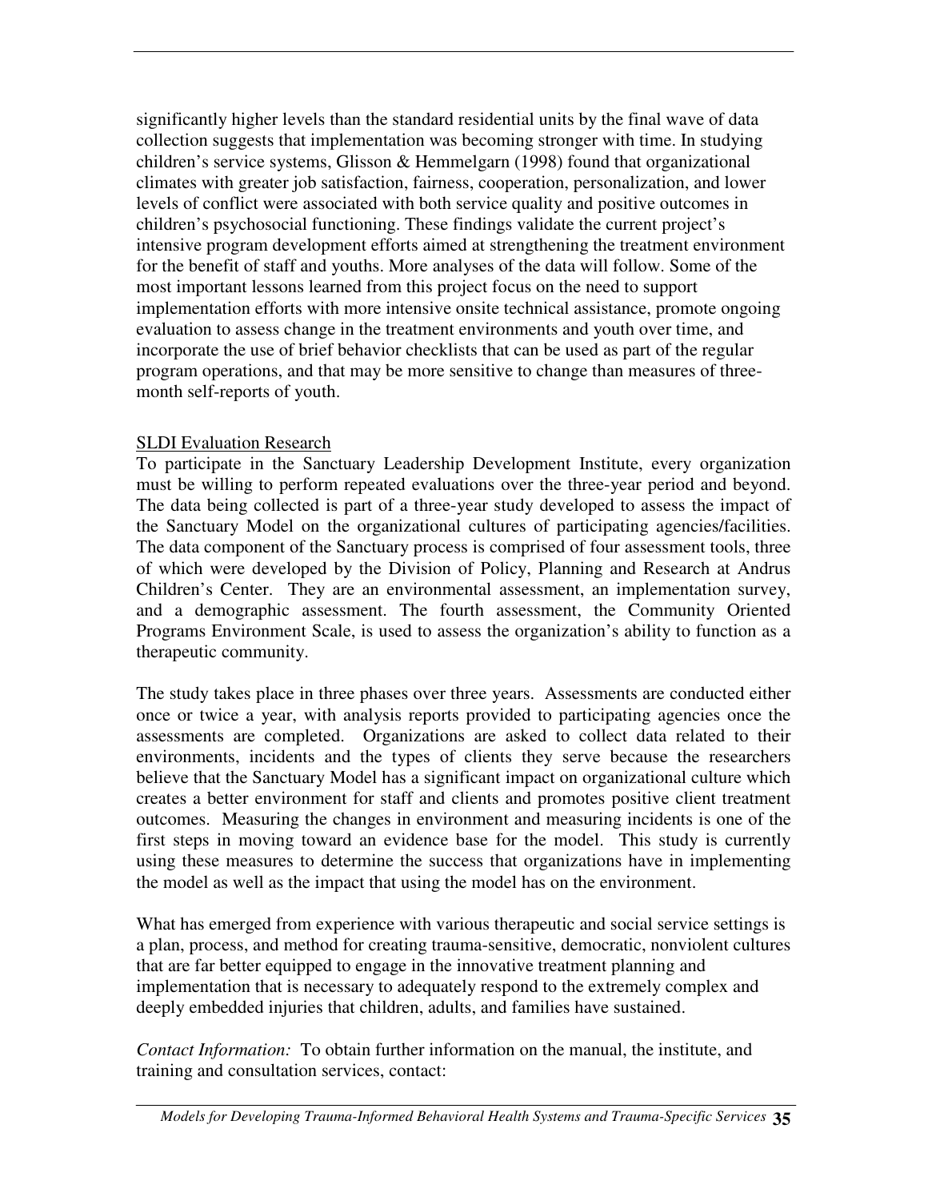significantly higher levels than the standard residential units by the final wave of data collection suggests that implementation was becoming stronger with time. In studying children's service systems, Glisson & Hemmelgarn (1998) found that organizational climates with greater job satisfaction, fairness, cooperation, personalization, and lower levels of conflict were associated with both service quality and positive outcomes in children's psychosocial functioning. These findings validate the current project's intensive program development efforts aimed at strengthening the treatment environment for the benefit of staff and youths. More analyses of the data will follow. Some of the most important lessons learned from this project focus on the need to support implementation efforts with more intensive onsite technical assistance, promote ongoing evaluation to assess change in the treatment environments and youth over time, and incorporate the use of brief behavior checklists that can be used as part of the regular program operations, and that may be more sensitive to change than measures of three-month self-reports of youth.

<u>SLDI Evaluation Research</u>

To participate in the Sanctuary Leadership Development Institute, every organization must be willing to perform repeated evaluations over the three-year period and beyond. The data being collected is part of a three-year study developed to assess the impact of the Sanctuary Model on the organizational cultures of participating agencies/facilities. The data component of the Sanctuary process is comprised of four assessment tools, three of which were developed by the Division of Policy, Planning and Research at Andrus Children's Center. They are an environmental assessment, an implementation survey, and a demographic assessment. The fourth assessment, the Community Oriented Programs Environment Scale, is used to assess the organization's ability to function as a therapeutic community.

The study takes place in three phases over three years. Assessments are conducted either once or twice a year, with analysis reports provided to participating agencies once the assessments are completed. Organizations are asked to collect data related to their environments, incidents and the types of clients they serve because the researchers believe that the Sanctuary Model has a significant impact on organizational culture which creates a better environment for staff and clients and promotes positive client treatment outcomes. Measuring the changes in environment and measuring incidents is one of the first steps in moving toward an evidence base for the model. This study is currently using these measures to determine the success that organizations have in implementing the model as well as the impact that using the model has on the environment.

What has emerged from experience with various therapeutic and social service settings is a plan, process, and method for creating trauma-sensitive, democratic, nonviolent cultures that are far better equipped to engage in the innovative treatment planning and implementation that is necessary to adequately respond to the extremely complex and deeply embedded injuries that children, adults, and families have sustained.

*Contact Information:* To obtain further information on the manual, the institute, and training and consultation services, contact: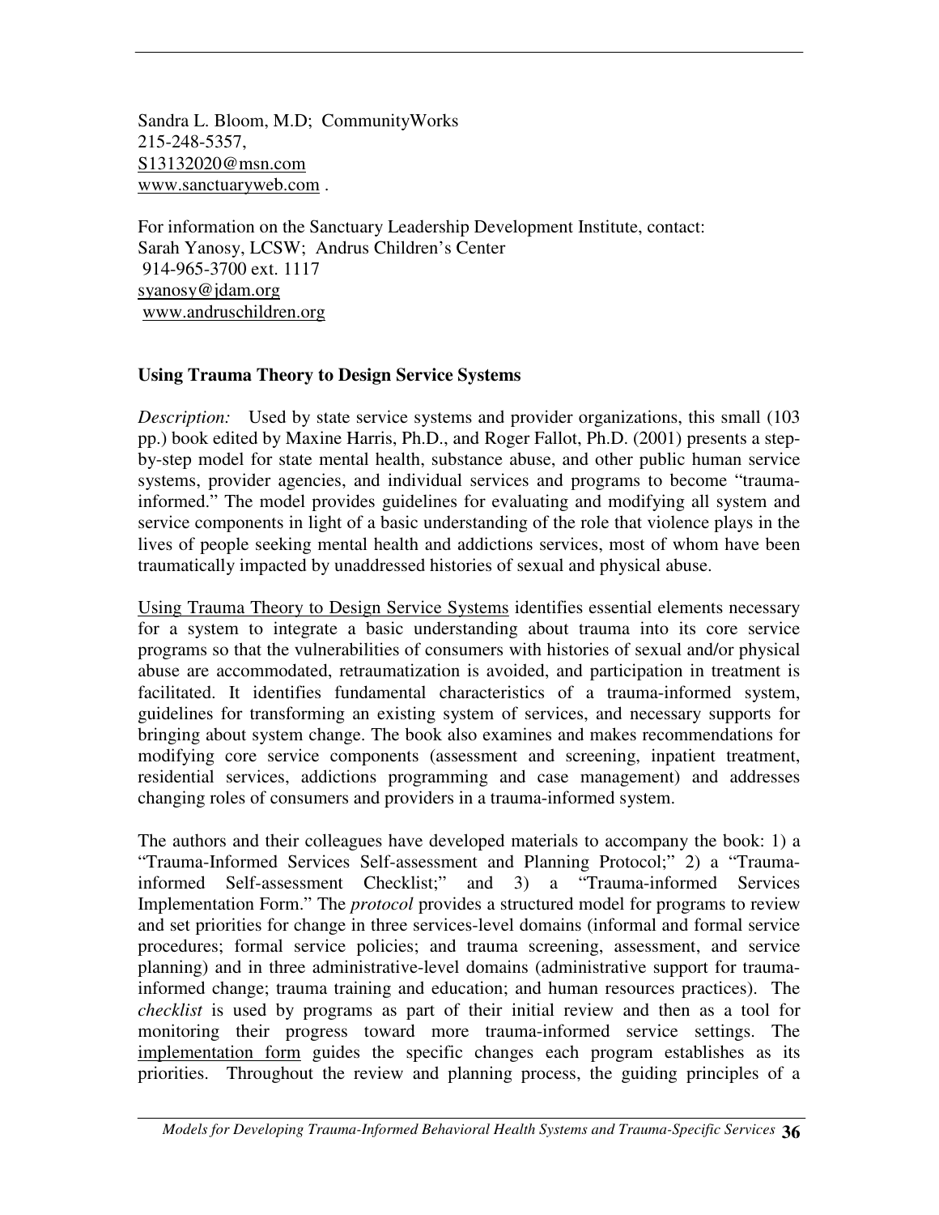Sandra L. Bloom, M.D; CommunityWorks
215-248-5357,
S13132020@msn.com
www.sanctuaryweb.com .

For information on the Sanctuary Leadership Development Institute, contact:
Sarah Yanosy, LCSW; Andrus Children's Center
914-965-3700 ext. 1117
syanosy@jdam.org
www.andruschildren.org

**Using Trauma Theory to Design Service Systems**

*Description:* Used by state service systems and provider organizations, this small (103 pp.) book edited by Maxine Harris, Ph.D., and Roger Fallot, Ph.D. (2001) presents a step-by-step model for state mental health, substance abuse, and other public human service systems, provider agencies, and individual services and programs to become "trauma-informed." The model provides guidelines for evaluating and modifying all system and service components in light of a basic understanding of the role that violence plays in the lives of people seeking mental health and addictions services, most of whom have been traumatically impacted by unaddressed histories of sexual and physical abuse.

Using Trauma Theory to Design Service Systems identifies essential elements necessary for a system to integrate a basic understanding about trauma into its core service programs so that the vulnerabilities of consumers with histories of sexual and/or physical abuse are accommodated, retraumatization is avoided, and participation in treatment is facilitated. It identifies fundamental characteristics of a trauma-informed system, guidelines for transforming an existing system of services, and necessary supports for bringing about system change. The book also examines and makes recommendations for modifying core service components (assessment and screening, inpatient treatment, residential services, addictions programming and case management) and addresses changing roles of consumers and providers in a trauma-informed system.

The authors and their colleagues have developed materials to accompany the book: 1) a "Trauma-Informed Services Self-assessment and Planning Protocol;" 2) a "Trauma-informed Self-assessment Checklist;" and 3) a "Trauma-informed Services Implementation Form." The *protocol* provides a structured model for programs to review and set priorities for change in three services-level domains (informal and formal service procedures; formal service policies; and trauma screening, assessment, and service planning) and in three administrative-level domains (administrative support for trauma-informed change; trauma training and education; and human resources practices). The *checklist* is used by programs as part of their initial review and then as a tool for monitoring their progress toward more trauma-informed service settings. The implementation form guides the specific changes each program establishes as its priorities. Throughout the review and planning process, the guiding principles of a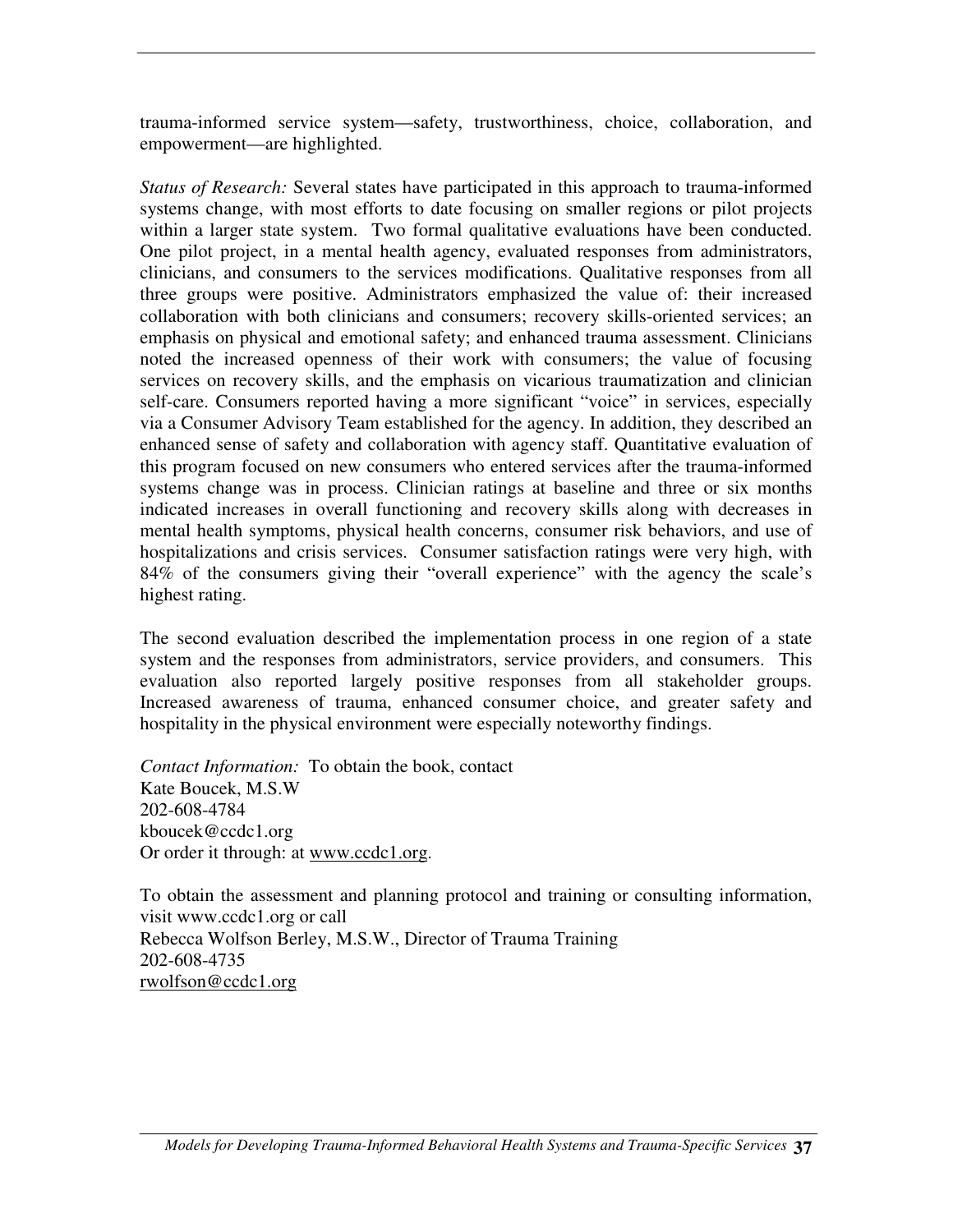trauma-informed service system—safety, trustworthiness, choice, collaboration, and empowerment—are highlighted.

*Status of Research:* Several states have participated in this approach to trauma-informed systems change, with most efforts to date focusing on smaller regions or pilot projects within a larger state system. Two formal qualitative evaluations have been conducted. One pilot project, in a mental health agency, evaluated responses from administrators, clinicians, and consumers to the services modifications. Qualitative responses from all three groups were positive. Administrators emphasized the value of: their increased collaboration with both clinicians and consumers; recovery skills-oriented services; an emphasis on physical and emotional safety; and enhanced trauma assessment. Clinicians noted the increased openness of their work with consumers; the value of focusing services on recovery skills, and the emphasis on vicarious traumatization and clinician self-care. Consumers reported having a more significant "voice" in services, especially via a Consumer Advisory Team established for the agency. In addition, they described an enhanced sense of safety and collaboration with agency staff. Quantitative evaluation of this program focused on new consumers who entered services after the trauma-informed systems change was in process. Clinician ratings at baseline and three or six months indicated increases in overall functioning and recovery skills along with decreases in mental health symptoms, physical health concerns, consumer risk behaviors, and use of hospitalizations and crisis services. Consumer satisfaction ratings were very high, with 84% of the consumers giving their "overall experience" with the agency the scale's highest rating.

The second evaluation described the implementation process in one region of a state system and the responses from administrators, service providers, and consumers. This evaluation also reported largely positive responses from all stakeholder groups. Increased awareness of trauma, enhanced consumer choice, and greater safety and hospitality in the physical environment were especially noteworthy findings.

*Contact Information:* To obtain the book, contact
Kate Boucek, M.S.W
202-608-4784
kboucek@ccdc1.org
Or order it through: at www.ccdc1.org.

To obtain the assessment and planning protocol and training or consulting information, visit www.ccdc1.org or call
Rebecca Wolfson Berley, M.S.W., Director of Trauma Training
202-608-4735
rwolfson@ccdc1.org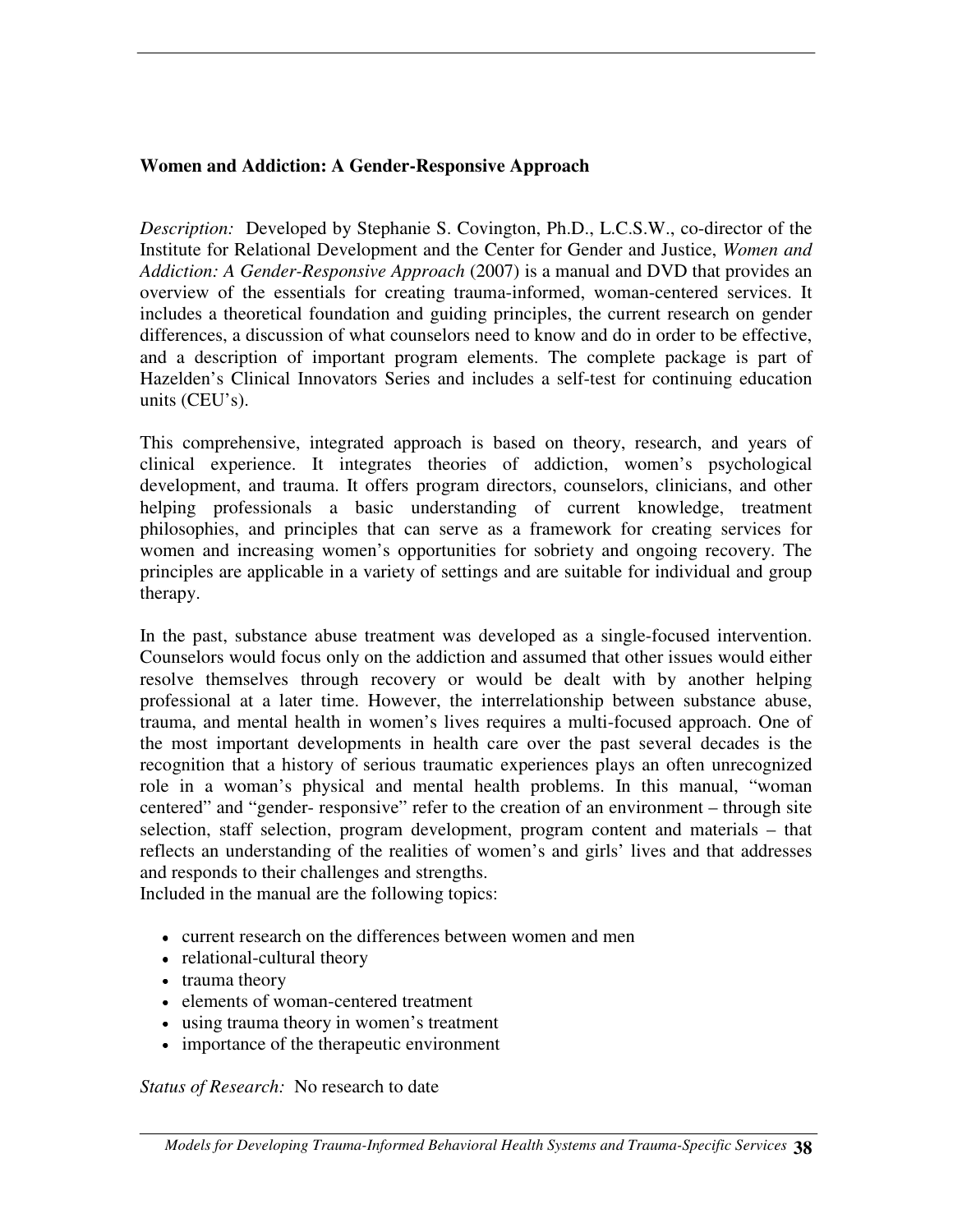**Women and Addiction: A Gender-Responsive Approach**

*Description:* Developed by Stephanie S. Covington, Ph.D., L.C.S.W., co-director of the Institute for Relational Development and the Center for Gender and Justice, *Women and Addiction: A Gender-Responsive Approach* (2007) is a manual and DVD that provides an overview of the essentials for creating trauma-informed, woman-centered services. It includes a theoretical foundation and guiding principles, the current research on gender differences, a discussion of what counselors need to know and do in order to be effective, and a description of important program elements. The complete package is part of Hazelden's Clinical Innovators Series and includes a self-test for continuing education units (CEU's).

This comprehensive, integrated approach is based on theory, research, and years of clinical experience. It integrates theories of addiction, women's psychological development, and trauma. It offers program directors, counselors, clinicians, and other helping professionals a basic understanding of current knowledge, treatment philosophies, and principles that can serve as a framework for creating services for women and increasing women's opportunities for sobriety and ongoing recovery. The principles are applicable in a variety of settings and are suitable for individual and group therapy.

In the past, substance abuse treatment was developed as a single-focused intervention. Counselors would focus only on the addiction and assumed that other issues would either resolve themselves through recovery or would be dealt with by another helping professional at a later time. However, the interrelationship between substance abuse, trauma, and mental health in women's lives requires a multi-focused approach. One of the most important developments in health care over the past several decades is the recognition that a history of serious traumatic experiences plays an often unrecognized role in a woman's physical and mental health problems. In this manual, "woman centered" and "gender- responsive" refer to the creation of an environment – through site selection, staff selection, program development, program content and materials – that reflects an understanding of the realities of women's and girls' lives and that addresses and responds to their challenges and strengths.
Included in the manual are the following topics:

- current research on the differences between women and men
- relational-cultural theory
- trauma theory
- elements of woman-centered treatment
- using trauma theory in women's treatment
- importance of the therapeutic environment

*Status of Research:* No research to date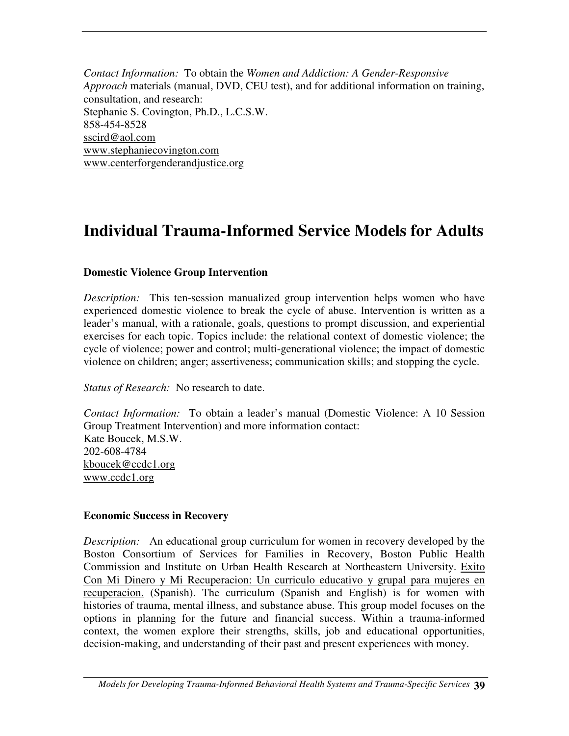*Contact Information:* To obtain the *Women and Addiction: A Gender-Responsive Approach* materials (manual, DVD, CEU test), and for additional information on training, consultation, and research:
Stephanie S. Covington, Ph.D., L.C.S.W.
858-454-8528
sscird@aol.com
www.stephaniecovington.com
www.centerforgenderandjustice.org

# Individual Trauma-Informed Service Models for Adults

### Domestic Violence Group Intervention

*Description:* This ten-session manualized group intervention helps women who have experienced domestic violence to break the cycle of abuse. Intervention is written as a leader's manual, with a rationale, goals, questions to prompt discussion, and experiential exercises for each topic. Topics include: the relational context of domestic violence; the cycle of violence; power and control; multi-generational violence; the impact of domestic violence on children; anger; assertiveness; communication skills; and stopping the cycle.

*Status of Research:* No research to date.

*Contact Information:* To obtain a leader's manual (Domestic Violence: A 10 Session Group Treatment Intervention) and more information contact:
Kate Boucek, M.S.W.
202-608-4784
kboucek@ccdc1.org
www.ccdc1.org

### Economic Success in Recovery

*Description:* An educational group curriculum for women in recovery developed by the Boston Consortium of Services for Families in Recovery, Boston Public Health Commission and Institute on Urban Health Research at Northeastern University. Exito Con Mi Dinero y Mi Recuperacion: Un curriculo educativo y grupal para mujeres en recuperacion. (Spanish). The curriculum (Spanish and English) is for women with histories of trauma, mental illness, and substance abuse. This group model focuses on the options in planning for the future and financial success. Within a trauma-informed context, the women explore their strengths, skills, job and educational opportunities, decision-making, and understanding of their past and present experiences with money.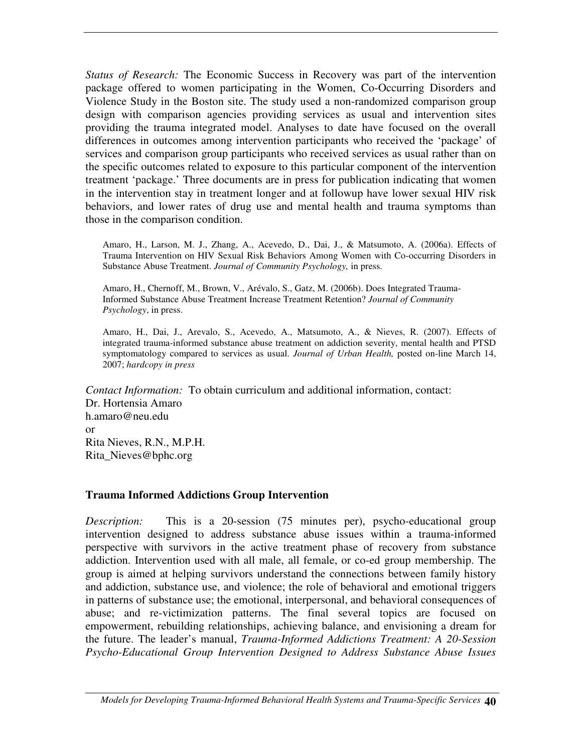*Status of Research:* The Economic Success in Recovery was part of the intervention package offered to women participating in the Women, Co-Occurring Disorders and Violence Study in the Boston site. The study used a non-randomized comparison group design with comparison agencies providing services as usual and intervention sites providing the trauma integrated model. Analyses to date have focused on the overall differences in outcomes among intervention participants who received the 'package' of services and comparison group participants who received services as usual rather than on the specific outcomes related to exposure to this particular component of the intervention treatment 'package.' Three documents are in press for publication indicating that women in the intervention stay in treatment longer and at followup have lower sexual HIV risk behaviors, and lower rates of drug use and mental health and trauma symptoms than those in the comparison condition.

Amaro, H., Larson, M. J., Zhang, A., Acevedo, D., Dai, J., & Matsumoto, A. (2006a). Effects of Trauma Intervention on HIV Sexual Risk Behaviors Among Women with Co-occurring Disorders in Substance Abuse Treatment. *Journal of Community Psychology,* in press.

Amaro, H., Chernoff, M., Brown, V., Arévalo, S., Gatz, M. (2006b). Does Integrated Trauma-Informed Substance Abuse Treatment Increase Treatment Retention? *Journal of Community Psychology*, in press.

Amaro, H., Dai, J., Arevalo, S., Acevedo, A., Matsumoto, A., & Nieves, R. (2007). Effects of integrated trauma-informed substance abuse treatment on addiction severity, mental health and PTSD symptomatology compared to services as usual. *Journal of Urban Health,* posted on-line March 14, 2007; *hardcopy in press*

*Contact Information:* To obtain curriculum and additional information, contact:
Dr. Hortensia Amaro
h.amaro@neu.edu
or
Rita Nieves, R.N., M.P.H.
Rita_Nieves@bphc.org

**Trauma Informed Addictions Group Intervention**

*Description:* This is a 20-session (75 minutes per), psycho-educational group intervention designed to address substance abuse issues within a trauma-informed perspective with survivors in the active treatment phase of recovery from substance addiction. Intervention used with all male, all female, or co-ed group membership. The group is aimed at helping survivors understand the connections between family history and addiction, substance use, and violence; the role of behavioral and emotional triggers in patterns of substance use; the emotional, interpersonal, and behavioral consequences of abuse; and re-victimization patterns. The final several topics are focused on empowerment, rebuilding relationships, achieving balance, and envisioning a dream for the future. The leader's manual, *Trauma-Informed Addictions Treatment: A 20-Session Psycho-Educational Group Intervention Designed to Address Substance Abuse Issues*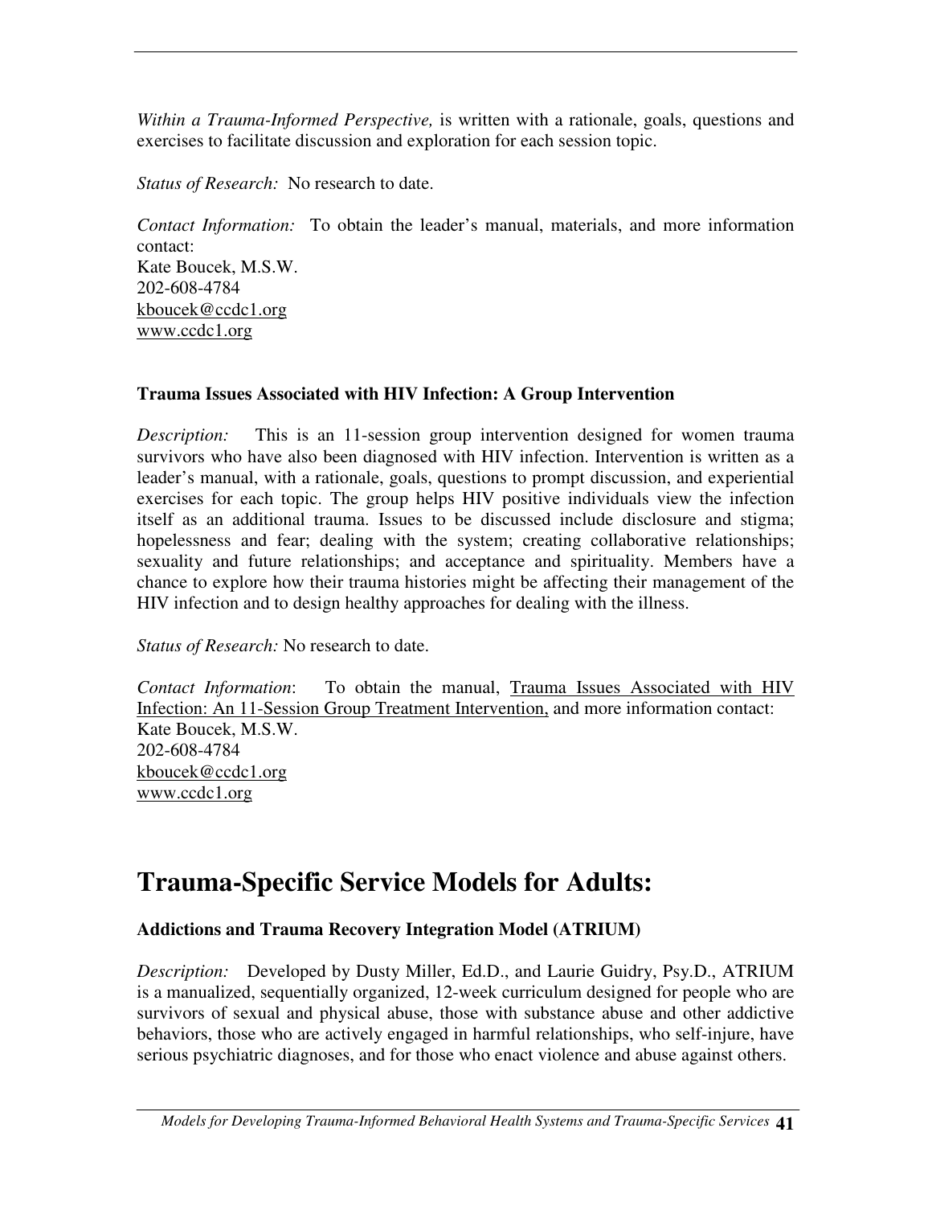*Within a Trauma-Informed Perspective,* is written with a rationale, goals, questions and exercises to facilitate discussion and exploration for each session topic.

*Status of Research:* No research to date.

*Contact Information:* To obtain the leader's manual, materials, and more information contact:
Kate Boucek, M.S.W.
202-608-4784
kboucek@ccdc1.org
www.ccdc1.org

**Trauma Issues Associated with HIV Infection: A Group Intervention**

*Description:* This is an 11-session group intervention designed for women trauma survivors who have also been diagnosed with HIV infection. Intervention is written as a leader's manual, with a rationale, goals, questions to prompt discussion, and experiential exercises for each topic. The group helps HIV positive individuals view the infection itself as an additional trauma. Issues to be discussed include disclosure and stigma; hopelessness and fear; dealing with the system; creating collaborative relationships; sexuality and future relationships; and acceptance and spirituality. Members have a chance to explore how their trauma histories might be affecting their management of the HIV infection and to design healthy approaches for dealing with the illness.

*Status of Research:* No research to date.

*Contact Information*: To obtain the manual, Trauma Issues Associated with HIV Infection: An 11-Session Group Treatment Intervention, and more information contact:
Kate Boucek, M.S.W.
202-608-4784
kboucek@ccdc1.org
www.ccdc1.org

# Trauma-Specific Service Models for Adults:

**Addictions and Trauma Recovery Integration Model (ATRIUM)**

*Description:* Developed by Dusty Miller, Ed.D., and Laurie Guidry, Psy.D., ATRIUM is a manualized, sequentially organized, 12-week curriculum designed for people who are survivors of sexual and physical abuse, those with substance abuse and other addictive behaviors, those who are actively engaged in harmful relationships, who self-injure, have serious psychiatric diagnoses, and for those who enact violence and abuse against others.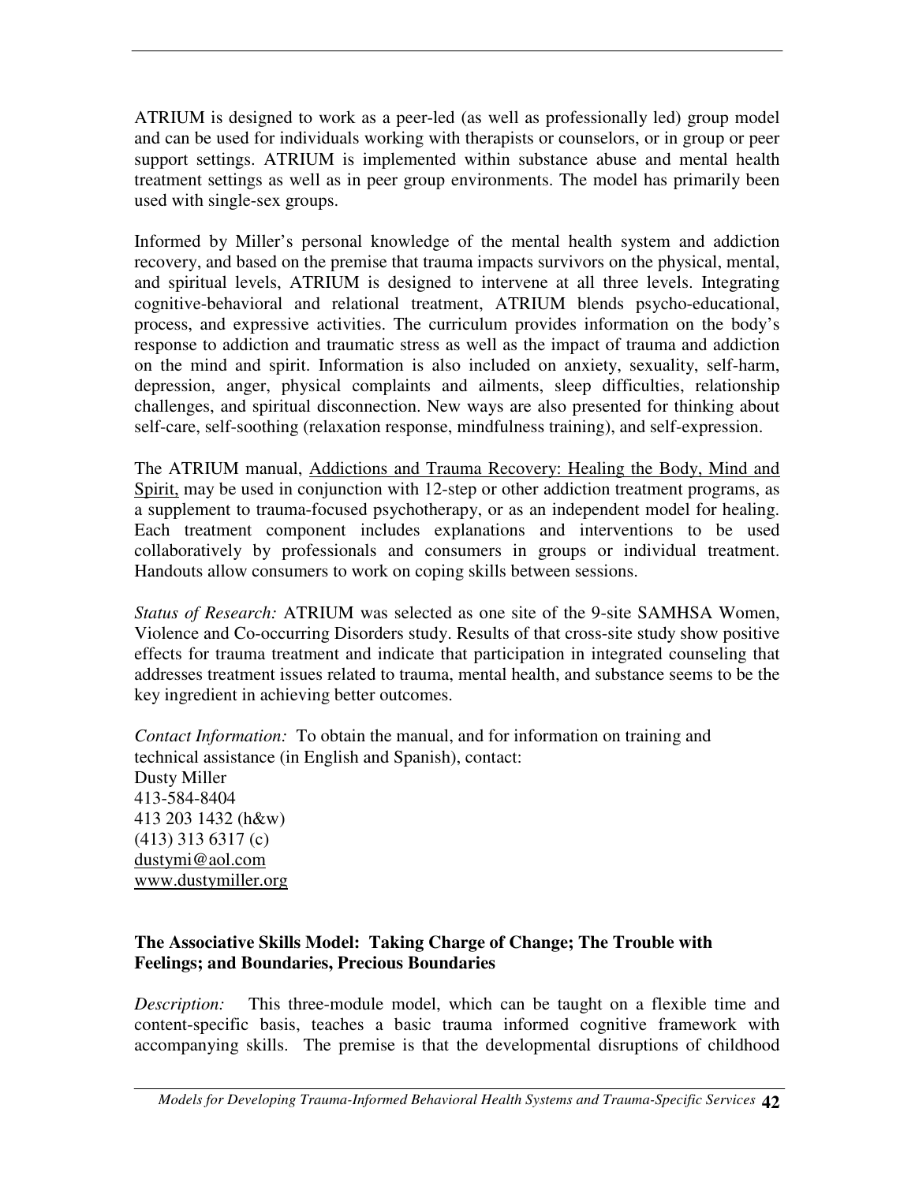ATRIUM is designed to work as a peer-led (as well as professionally led) group model and can be used for individuals working with therapists or counselors, or in group or peer support settings. ATRIUM is implemented within substance abuse and mental health treatment settings as well as in peer group environments. The model has primarily been used with single-sex groups.

Informed by Miller's personal knowledge of the mental health system and addiction recovery, and based on the premise that trauma impacts survivors on the physical, mental, and spiritual levels, ATRIUM is designed to intervene at all three levels. Integrating cognitive-behavioral and relational treatment, ATRIUM blends psycho-educational, process, and expressive activities. The curriculum provides information on the body's response to addiction and traumatic stress as well as the impact of trauma and addiction on the mind and spirit. Information is also included on anxiety, sexuality, self-harm, depression, anger, physical complaints and ailments, sleep difficulties, relationship challenges, and spiritual disconnection. New ways are also presented for thinking about self-care, self-soothing (relaxation response, mindfulness training), and self-expression.

The ATRIUM manual, Addictions and Trauma Recovery: Healing the Body, Mind and Spirit, may be used in conjunction with 12-step or other addiction treatment programs, as a supplement to trauma-focused psychotherapy, or as an independent model for healing. Each treatment component includes explanations and interventions to be used collaboratively by professionals and consumers in groups or individual treatment. Handouts allow consumers to work on coping skills between sessions.

*Status of Research:* ATRIUM was selected as one site of the 9-site SAMHSA Women, Violence and Co-occurring Disorders study. Results of that cross-site study show positive effects for trauma treatment and indicate that participation in integrated counseling that addresses treatment issues related to trauma, mental health, and substance seems to be the key ingredient in achieving better outcomes.

*Contact Information:* To obtain the manual, and for information on training and technical assistance (in English and Spanish), contact:
Dusty Miller
413-584-8404
413 203 1432 (h&w)
(413) 313 6317 (c)
dustymi@aol.com
www.dustymiller.org

**The Associative Skills Model: Taking Charge of Change; The Trouble with Feelings; and Boundaries, Precious Boundaries**

*Description:* This three-module model, which can be taught on a flexible time and content-specific basis, teaches a basic trauma informed cognitive framework with accompanying skills. The premise is that the developmental disruptions of childhood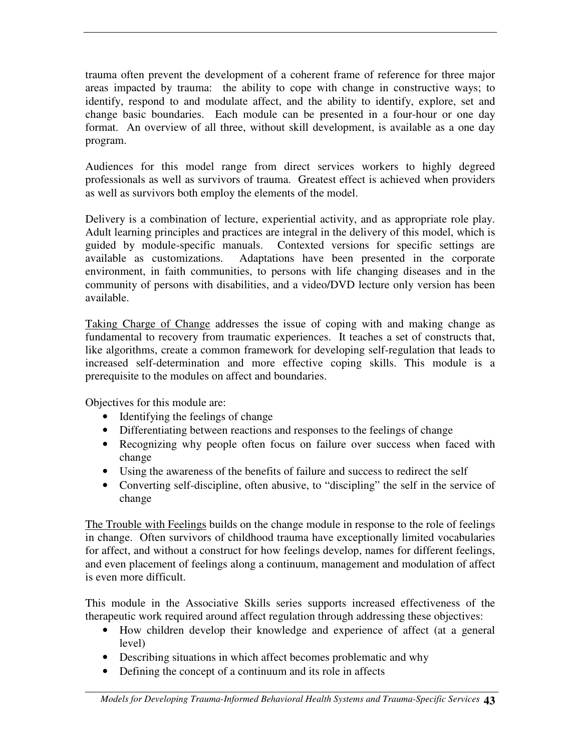trauma often prevent the development of a coherent frame of reference for three major areas impacted by trauma: the ability to cope with change in constructive ways; to identify, respond to and modulate affect, and the ability to identify, explore, set and change basic boundaries. Each module can be presented in a four-hour or one day format. An overview of all three, without skill development, is available as a one day program.

Audiences for this model range from direct services workers to highly degreed professionals as well as survivors of trauma. Greatest effect is achieved when providers as well as survivors both employ the elements of the model.

Delivery is a combination of lecture, experiential activity, and as appropriate role play. Adult learning principles and practices are integral in the delivery of this model, which is guided by module-specific manuals. Contexted versions for specific settings are available as customizations. Adaptations have been presented in the corporate environment, in faith communities, to persons with life changing diseases and in the community of persons with disabilities, and a video/DVD lecture only version has been available.

<u>Taking Charge of Change</u> addresses the issue of coping with and making change as fundamental to recovery from traumatic experiences. It teaches a set of constructs that, like algorithms, create a common framework for developing self-regulation that leads to increased self-determination and more effective coping skills. This module is a prerequisite to the modules on affect and boundaries.

Objectives for this module are:

- Identifying the feelings of change
- Differentiating between reactions and responses to the feelings of change
- Recognizing why people often focus on failure over success when faced with change
- Using the awareness of the benefits of failure and success to redirect the self
- Converting self-discipline, often abusive, to "discipling" the self in the service of change

<u>The Trouble with Feelings</u> builds on the change module in response to the role of feelings in change. Often survivors of childhood trauma have exceptionally limited vocabularies for affect, and without a construct for how feelings develop, names for different feelings, and even placement of feelings along a continuum, management and modulation of affect is even more difficult.

This module in the Associative Skills series supports increased effectiveness of the therapeutic work required around affect regulation through addressing these objectives:

- How children develop their knowledge and experience of affect (at a general level)
- Describing situations in which affect becomes problematic and why
- Defining the concept of a continuum and its role in affects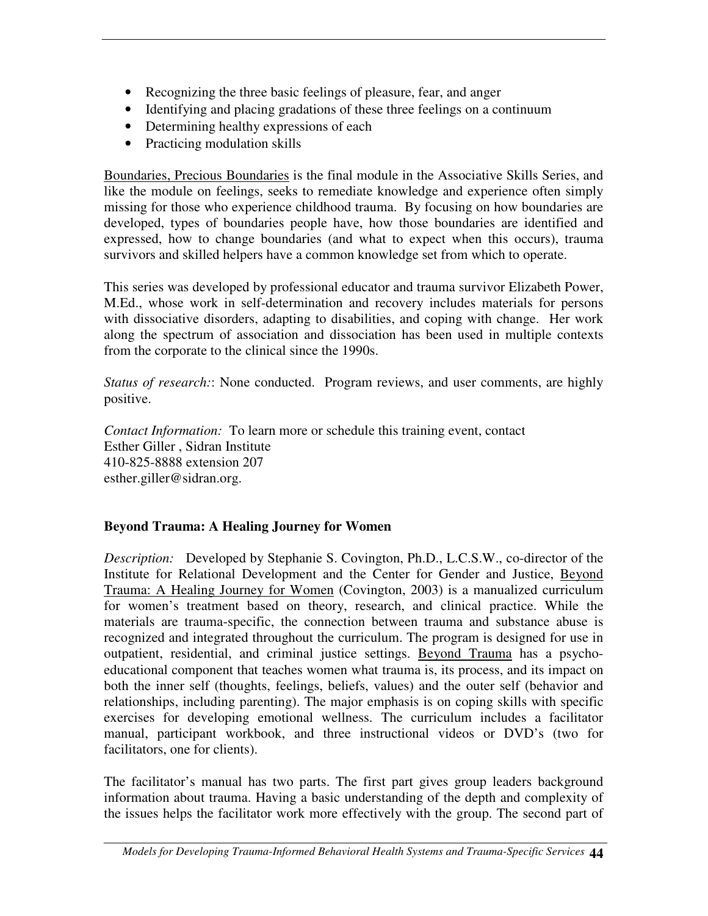- Recognizing the three basic feelings of pleasure, fear, and anger
- Identifying and placing gradations of these three feelings on a continuum
- Determining healthy expressions of each
- Practicing modulation skills

Boundaries, Precious Boundaries is the final module in the Associative Skills Series, and like the module on feelings, seeks to remediate knowledge and experience often simply missing for those who experience childhood trauma. By focusing on how boundaries are developed, types of boundaries people have, how those boundaries are identified and expressed, how to change boundaries (and what to expect when this occurs), trauma survivors and skilled helpers have a common knowledge set from which to operate.

This series was developed by professional educator and trauma survivor Elizabeth Power, M.Ed., whose work in self-determination and recovery includes materials for persons with dissociative disorders, adapting to disabilities, and coping with change. Her work along the spectrum of association and dissociation has been used in multiple contexts from the corporate to the clinical since the 1990s.

*Status of research:*: None conducted. Program reviews, and user comments, are highly positive.

*Contact Information:* To learn more or schedule this training event, contact
Esther Giller , Sidran Institute
410-825-8888 extension 207
esther.giller@sidran.org.

**Beyond Trauma: A Healing Journey for Women**

*Description:* Developed by Stephanie S. Covington, Ph.D., L.C.S.W., co-director of the Institute for Relational Development and the Center for Gender and Justice, Beyond Trauma: A Healing Journey for Women (Covington, 2003) is a manualized curriculum for women's treatment based on theory, research, and clinical practice. While the materials are trauma-specific, the connection between trauma and substance abuse is recognized and integrated throughout the curriculum. The program is designed for use in outpatient, residential, and criminal justice settings. Beyond Trauma has a psycho-educational component that teaches women what trauma is, its process, and its impact on both the inner self (thoughts, feelings, beliefs, values) and the outer self (behavior and relationships, including parenting). The major emphasis is on coping skills with specific exercises for developing emotional wellness. The curriculum includes a facilitator manual, participant workbook, and three instructional videos or DVD's (two for facilitators, one for clients).

The facilitator's manual has two parts. The first part gives group leaders background information about trauma. Having a basic understanding of the depth and complexity of the issues helps the facilitator work more effectively with the group. The second part of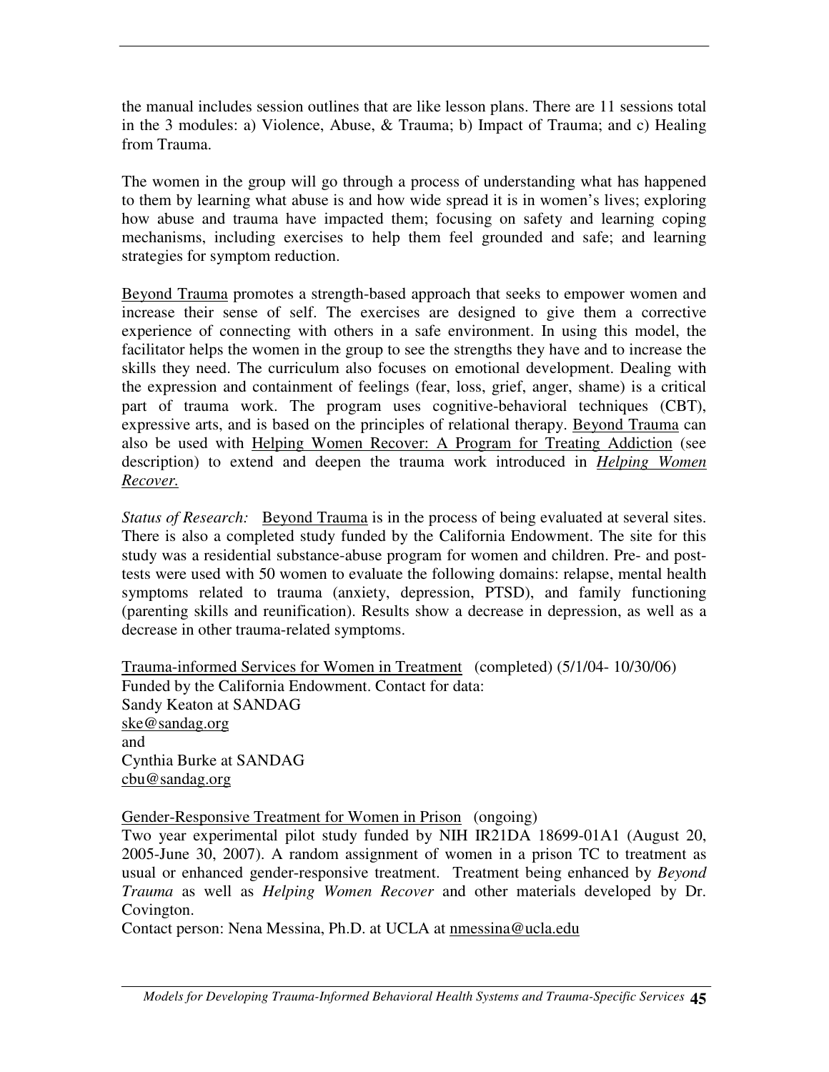the manual includes session outlines that are like lesson plans. There are 11 sessions total in the 3 modules: a) Violence, Abuse, & Trauma; b) Impact of Trauma; and c) Healing from Trauma.

The women in the group will go through a process of understanding what has happened to them by learning what abuse is and how wide spread it is in women's lives; exploring how abuse and trauma have impacted them; focusing on safety and learning coping mechanisms, including exercises to help them feel grounded and safe; and learning strategies for symptom reduction.

Beyond Trauma promotes a strength-based approach that seeks to empower women and increase their sense of self. The exercises are designed to give them a corrective experience of connecting with others in a safe environment. In using this model, the facilitator helps the women in the group to see the strengths they have and to increase the skills they need. The curriculum also focuses on emotional development. Dealing with the expression and containment of feelings (fear, loss, grief, anger, shame) is a critical part of trauma work. The program uses cognitive-behavioral techniques (CBT), expressive arts, and is based on the principles of relational therapy. Beyond Trauma can also be used with Helping Women Recover: A Program for Treating Addiction (see description) to extend and deepen the trauma work introduced in ***Helping Women Recover.***

*Status of Research:* Beyond Trauma is in the process of being evaluated at several sites. There is also a completed study funded by the California Endowment. The site for this study was a residential substance-abuse program for women and children. Pre- and post-tests were used with 50 women to evaluate the following domains: relapse, mental health symptoms related to trauma (anxiety, depression, PTSD), and family functioning (parenting skills and reunification). Results show a decrease in depression, as well as a decrease in other trauma-related symptoms.

Trauma-informed Services for Women in Treatment (completed) (5/1/04- 10/30/06)
Funded by the California Endowment. Contact for data:
Sandy Keaton at SANDAG
ske@sandag.org
and
Cynthia Burke at SANDAG
cbu@sandag.org

Gender-Responsive Treatment for Women in Prison (ongoing)
Two year experimental pilot study funded by NIH IR21DA 18699-01A1 (August 20, 2005-June 30, 2007). A random assignment of women in a prison TC to treatment as usual or enhanced gender-responsive treatment. Treatment being enhanced by *Beyond Trauma* as well as *Helping Women Recover* and other materials developed by Dr. Covington.
Contact person: Nena Messina, Ph.D. at UCLA at nmessina@ucla.edu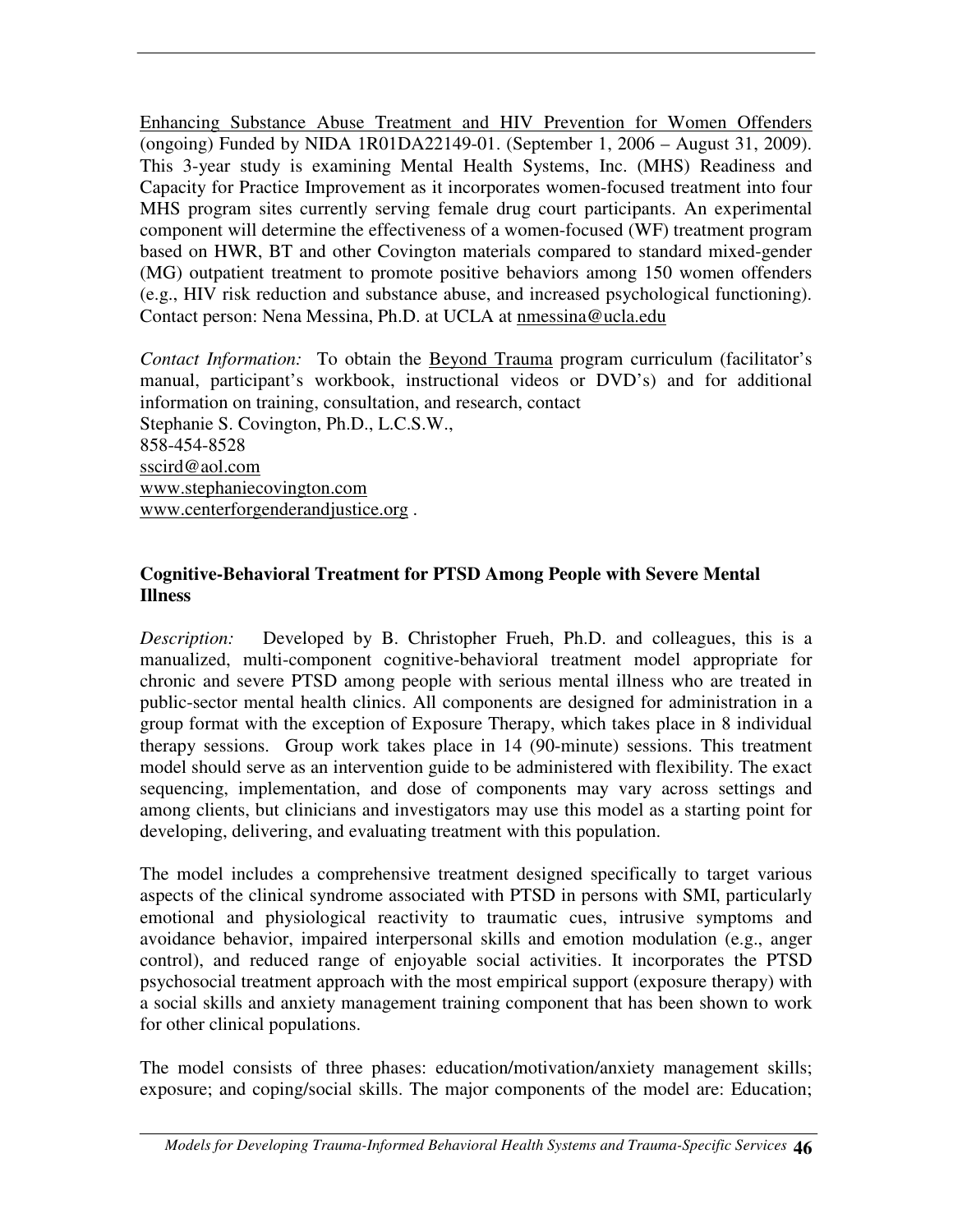Enhancing Substance Abuse Treatment and HIV Prevention for Women Offenders (ongoing) Funded by NIDA 1R01DA22149-01. (September 1, 2006 – August 31, 2009). This 3-year study is examining Mental Health Systems, Inc. (MHS) Readiness and Capacity for Practice Improvement as it incorporates women-focused treatment into four MHS program sites currently serving female drug court participants. An experimental component will determine the effectiveness of a women-focused (WF) treatment program based on HWR, BT and other Covington materials compared to standard mixed-gender (MG) outpatient treatment to promote positive behaviors among 150 women offenders (e.g., HIV risk reduction and substance abuse, and increased psychological functioning). Contact person: Nena Messina, Ph.D. at UCLA at nmessina@ucla.edu

*Contact Information:* To obtain the Beyond Trauma program curriculum (facilitator's manual, participant's workbook, instructional videos or DVD's) and for additional information on training, consultation, and research, contact
Stephanie S. Covington, Ph.D., L.C.S.W.,
858-454-8528
sscird@aol.com
www.stephaniecovington.com
www.centerforgenderandjustice.org .

**Cognitive-Behavioral Treatment for PTSD Among People with Severe Mental Illness**

*Description:* Developed by B. Christopher Frueh, Ph.D. and colleagues, this is a manualized, multi-component cognitive-behavioral treatment model appropriate for chronic and severe PTSD among people with serious mental illness who are treated in public-sector mental health clinics. All components are designed for administration in a group format with the exception of Exposure Therapy, which takes place in 8 individual therapy sessions. Group work takes place in 14 (90-minute) sessions. This treatment model should serve as an intervention guide to be administered with flexibility. The exact sequencing, implementation, and dose of components may vary across settings and among clients, but clinicians and investigators may use this model as a starting point for developing, delivering, and evaluating treatment with this population.

The model includes a comprehensive treatment designed specifically to target various aspects of the clinical syndrome associated with PTSD in persons with SMI, particularly emotional and physiological reactivity to traumatic cues, intrusive symptoms and avoidance behavior, impaired interpersonal skills and emotion modulation (e.g., anger control), and reduced range of enjoyable social activities. It incorporates the PTSD psychosocial treatment approach with the most empirical support (exposure therapy) with a social skills and anxiety management training component that has been shown to work for other clinical populations.

The model consists of three phases: education/motivation/anxiety management skills; exposure; and coping/social skills. The major components of the model are: Education;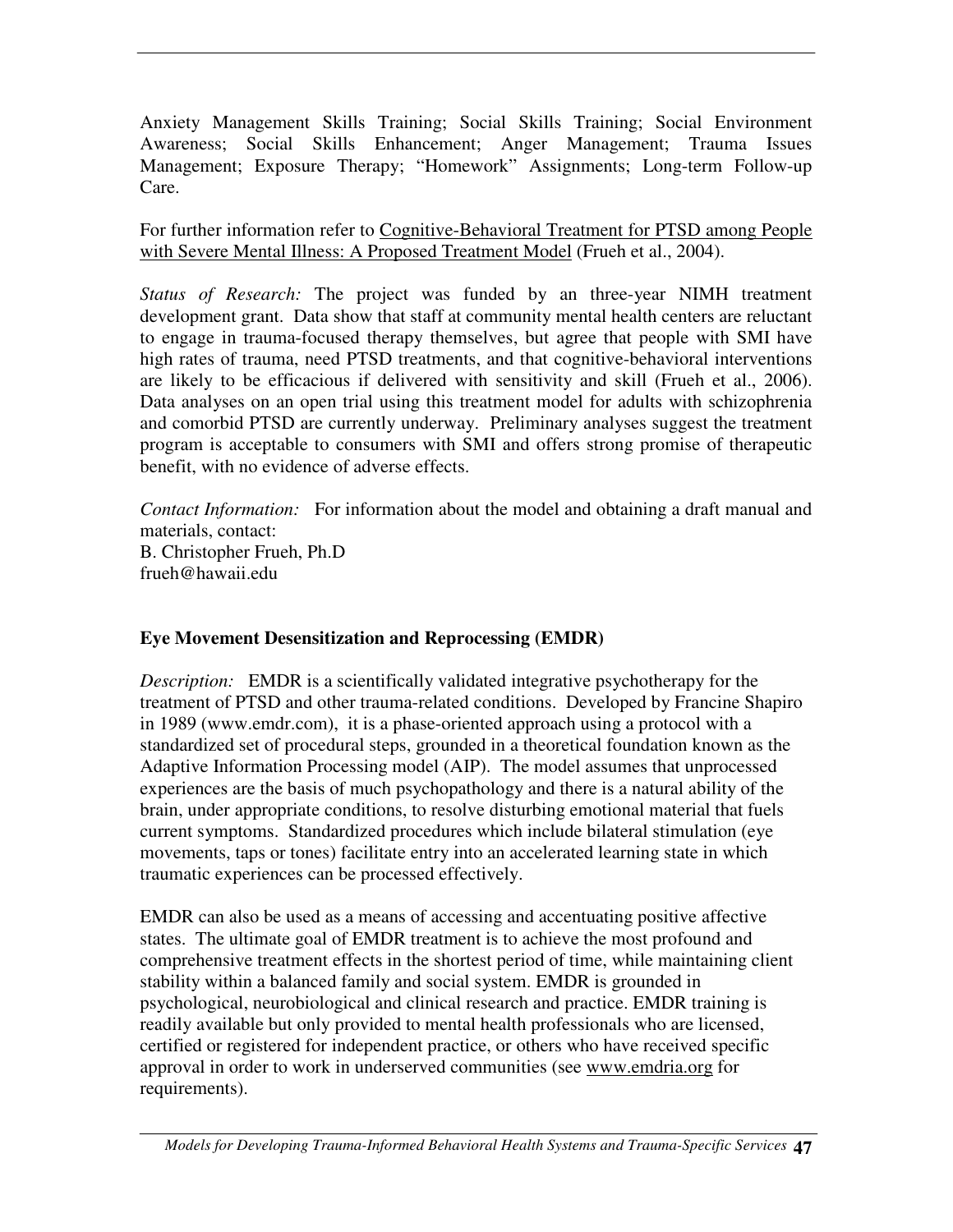Anxiety Management Skills Training; Social Skills Training; Social Environment Awareness; Social Skills Enhancement; Anger Management; Trauma Issues Management; Exposure Therapy; "Homework" Assignments; Long-term Follow-up Care.

For further information refer to Cognitive-Behavioral Treatment for PTSD among People with Severe Mental Illness: A Proposed Treatment Model (Frueh et al., 2004).

*Status of Research:* The project was funded by an three-year NIMH treatment development grant. Data show that staff at community mental health centers are reluctant to engage in trauma-focused therapy themselves, but agree that people with SMI have high rates of trauma, need PTSD treatments, and that cognitive-behavioral interventions are likely to be efficacious if delivered with sensitivity and skill (Frueh et al., 2006). Data analyses on an open trial using this treatment model for adults with schizophrenia and comorbid PTSD are currently underway. Preliminary analyses suggest the treatment program is acceptable to consumers with SMI and offers strong promise of therapeutic benefit, with no evidence of adverse effects.

*Contact Information:* For information about the model and obtaining a draft manual and materials, contact:
B. Christopher Frueh, Ph.D
frueh@hawaii.edu

## Eye Movement Desensitization and Reprocessing (EMDR)

*Description:* EMDR is a scientifically validated integrative psychotherapy for the treatment of PTSD and other trauma-related conditions. Developed by Francine Shapiro in 1989 (www.emdr.com), it is a phase-oriented approach using a protocol with a standardized set of procedural steps, grounded in a theoretical foundation known as the Adaptive Information Processing model (AIP). The model assumes that unprocessed experiences are the basis of much psychopathology and there is a natural ability of the brain, under appropriate conditions, to resolve disturbing emotional material that fuels current symptoms. Standardized procedures which include bilateral stimulation (eye movements, taps or tones) facilitate entry into an accelerated learning state in which traumatic experiences can be processed effectively.

EMDR can also be used as a means of accessing and accentuating positive affective states. The ultimate goal of EMDR treatment is to achieve the most profound and comprehensive treatment effects in the shortest period of time, while maintaining client stability within a balanced family and social system. EMDR is grounded in psychological, neurobiological and clinical research and practice. EMDR training is readily available but only provided to mental health professionals who are licensed, certified or registered for independent practice, or others who have received specific approval in order to work in underserved communities (see www.emdria.org for requirements).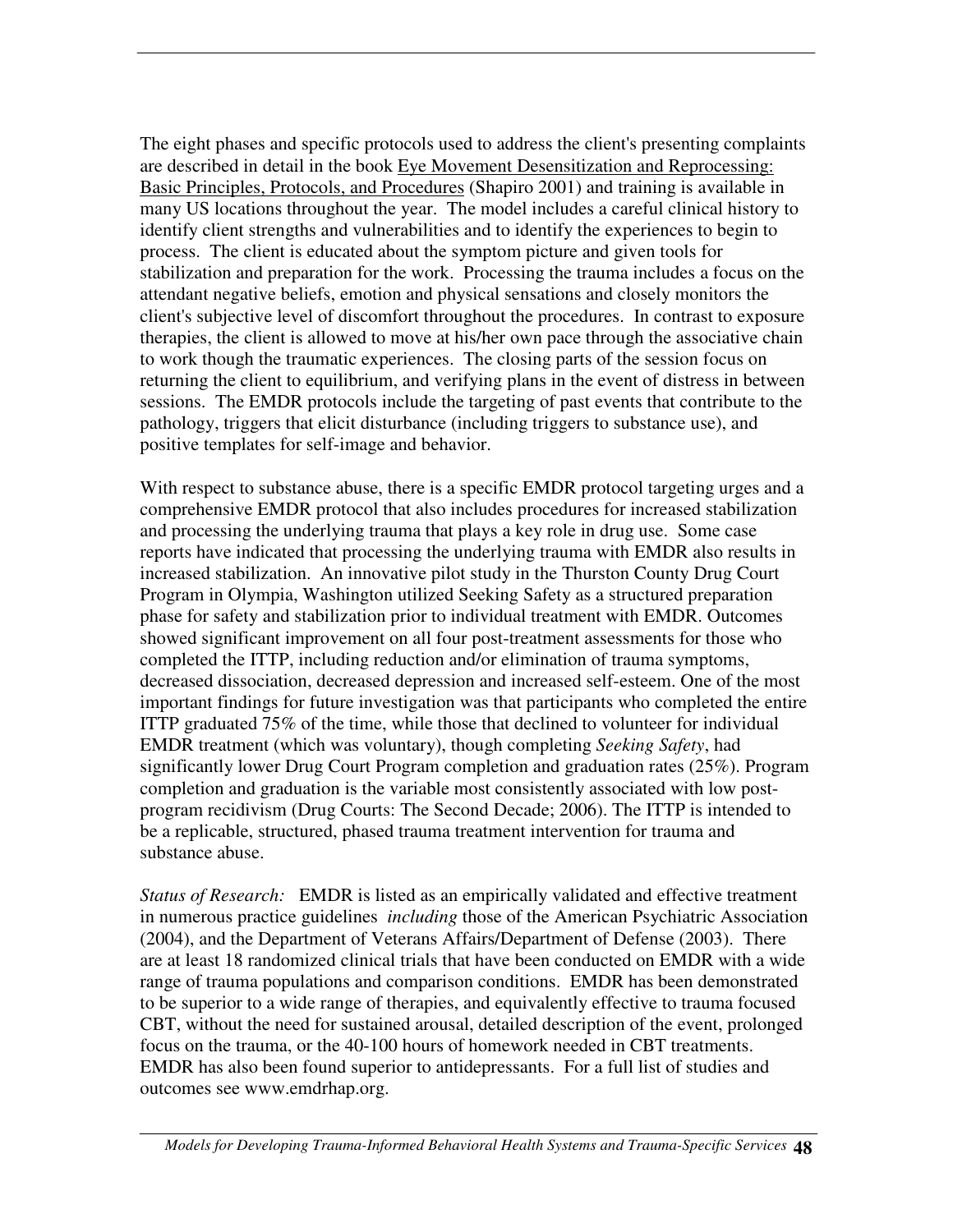The eight phases and specific protocols used to address the client's presenting complaints are described in detail in the book Eye Movement Desensitization and Reprocessing: Basic Principles, Protocols, and Procedures (Shapiro 2001) and training is available in many US locations throughout the year. The model includes a careful clinical history to identify client strengths and vulnerabilities and to identify the experiences to begin to process. The client is educated about the symptom picture and given tools for stabilization and preparation for the work. Processing the trauma includes a focus on the attendant negative beliefs, emotion and physical sensations and closely monitors the client's subjective level of discomfort throughout the procedures. In contrast to exposure therapies, the client is allowed to move at his/her own pace through the associative chain to work though the traumatic experiences. The closing parts of the session focus on returning the client to equilibrium, and verifying plans in the event of distress in between sessions. The EMDR protocols include the targeting of past events that contribute to the pathology, triggers that elicit disturbance (including triggers to substance use), and positive templates for self-image and behavior.

With respect to substance abuse, there is a specific EMDR protocol targeting urges and a comprehensive EMDR protocol that also includes procedures for increased stabilization and processing the underlying trauma that plays a key role in drug use. Some case reports have indicated that processing the underlying trauma with EMDR also results in increased stabilization. An innovative pilot study in the Thurston County Drug Court Program in Olympia, Washington utilized Seeking Safety as a structured preparation phase for safety and stabilization prior to individual treatment with EMDR. Outcomes showed significant improvement on all four post-treatment assessments for those who completed the ITTP, including reduction and/or elimination of trauma symptoms, decreased dissociation, decreased depression and increased self-esteem. One of the most important findings for future investigation was that participants who completed the entire ITTP graduated 75% of the time, while those that declined to volunteer for individual EMDR treatment (which was voluntary), though completing *Seeking Safety*, had significantly lower Drug Court Program completion and graduation rates (25%). Program completion and graduation is the variable most consistently associated with low post-program recidivism (Drug Courts: The Second Decade; 2006). The ITTP is intended to be a replicable, structured, phased trauma treatment intervention for trauma and substance abuse.

*Status of Research:* EMDR is listed as an empirically validated and effective treatment in numerous practice guidelines *including* those of the American Psychiatric Association (2004), and the Department of Veterans Affairs/Department of Defense (2003). There are at least 18 randomized clinical trials that have been conducted on EMDR with a wide range of trauma populations and comparison conditions. EMDR has been demonstrated to be superior to a wide range of therapies, and equivalently effective to trauma focused CBT, without the need for sustained arousal, detailed description of the event, prolonged focus on the trauma, or the 40-100 hours of homework needed in CBT treatments. EMDR has also been found superior to antidepressants. For a full list of studies and outcomes see www.emdrhap.org.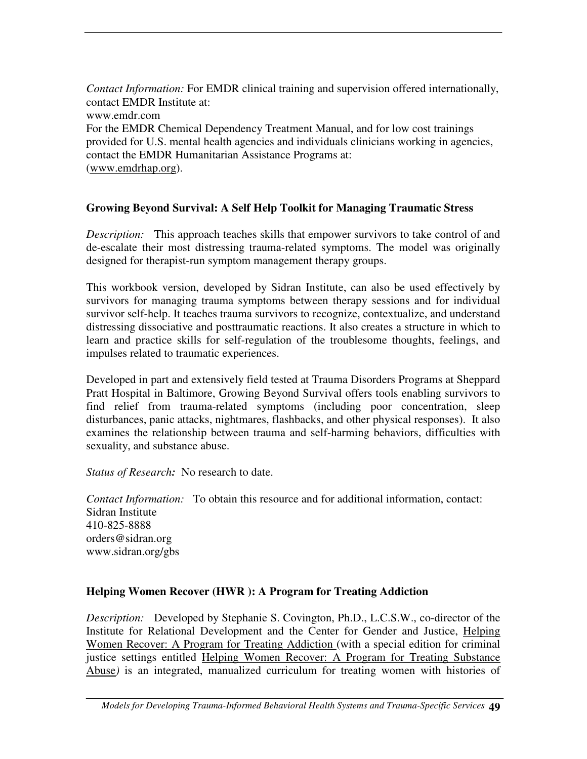*Contact Information:* For EMDR clinical training and supervision offered internationally, contact EMDR Institute at:
www.emdr.com
For the EMDR Chemical Dependency Treatment Manual, and for low cost trainings provided for U.S. mental health agencies and individuals clinicians working in agencies, contact the EMDR Humanitarian Assistance Programs at:
(www.emdrhap.org).

**Growing Beyond Survival: A Self Help Toolkit for Managing Traumatic Stress**

*Description:* This approach teaches skills that empower survivors to take control of and de-escalate their most distressing trauma-related symptoms. The model was originally designed for therapist-run symptom management therapy groups.

This workbook version, developed by Sidran Institute, can also be used effectively by survivors for managing trauma symptoms between therapy sessions and for individual survivor self-help. It teaches trauma survivors to recognize, contextualize, and understand distressing dissociative and posttraumatic reactions. It also creates a structure in which to learn and practice skills for self-regulation of the troublesome thoughts, feelings, and impulses related to traumatic experiences.

Developed in part and extensively field tested at Trauma Disorders Programs at Sheppard Pratt Hospital in Baltimore, Growing Beyond Survival offers tools enabling survivors to find relief from trauma-related symptoms (including poor concentration, sleep disturbances, panic attacks, nightmares, flashbacks, and other physical responses). It also examines the relationship between trauma and self-harming behaviors, difficulties with sexuality, and substance abuse.

*Status of Research:* No research to date.

*Contact Information:* To obtain this resource and for additional information, contact:
Sidran Institute
410-825-8888
orders@sidran.org
www.sidran.org/gbs

**Helping Women Recover (HWR ): A Program for Treating Addiction**

*Description:* Developed by Stephanie S. Covington, Ph.D., L.C.S.W., co-director of the Institute for Relational Development and the Center for Gender and Justice, Helping Women Recover: A Program for Treating Addiction (with a special edition for criminal justice settings entitled Helping Women Recover: A Program for Treating Substance Abuse*)* is an integrated, manualized curriculum for treating women with histories of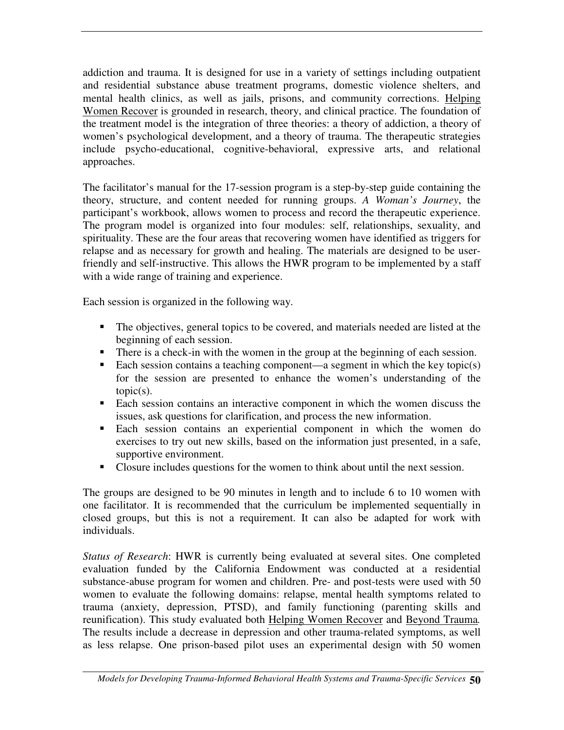addiction and trauma. It is designed for use in a variety of settings including outpatient and residential substance abuse treatment programs, domestic violence shelters, and mental health clinics, as well as jails, prisons, and community corrections. Helping Women Recover is grounded in research, theory, and clinical practice. The foundation of the treatment model is the integration of three theories: a theory of addiction, a theory of women's psychological development, and a theory of trauma. The therapeutic strategies include psycho-educational, cognitive-behavioral, expressive arts, and relational approaches.

The facilitator's manual for the 17-session program is a step-by-step guide containing the theory, structure, and content needed for running groups. *A Woman's Journey*, the participant's workbook, allows women to process and record the therapeutic experience. The program model is organized into four modules: self, relationships, sexuality, and spirituality. These are the four areas that recovering women have identified as triggers for relapse and as necessary for growth and healing. The materials are designed to be user-friendly and self-instructive. This allows the HWR program to be implemented by a staff with a wide range of training and experience.

Each session is organized in the following way.

- The objectives, general topics to be covered, and materials needed are listed at the beginning of each session.
- There is a check-in with the women in the group at the beginning of each session.
- Each session contains a teaching component—a segment in which the key topic(s) for the session are presented to enhance the women's understanding of the topic(s).
- Each session contains an interactive component in which the women discuss the issues, ask questions for clarification, and process the new information.
- Each session contains an experiential component in which the women do exercises to try out new skills, based on the information just presented, in a safe, supportive environment.
- Closure includes questions for the women to think about until the next session.

The groups are designed to be 90 minutes in length and to include 6 to 10 women with one facilitator. It is recommended that the curriculum be implemented sequentially in closed groups, but this is not a requirement. It can also be adapted for work with individuals.

*Status of Research*: HWR is currently being evaluated at several sites. One completed evaluation funded by the California Endowment was conducted at a residential substance-abuse program for women and children. Pre- and post-tests were used with 50 women to evaluate the following domains: relapse, mental health symptoms related to trauma (anxiety, depression, PTSD), and family functioning (parenting skills and reunification). This study evaluated both Helping Women Recover and Beyond Trauma. The results include a decrease in depression and other trauma-related symptoms, as well as less relapse. One prison-based pilot uses an experimental design with 50 women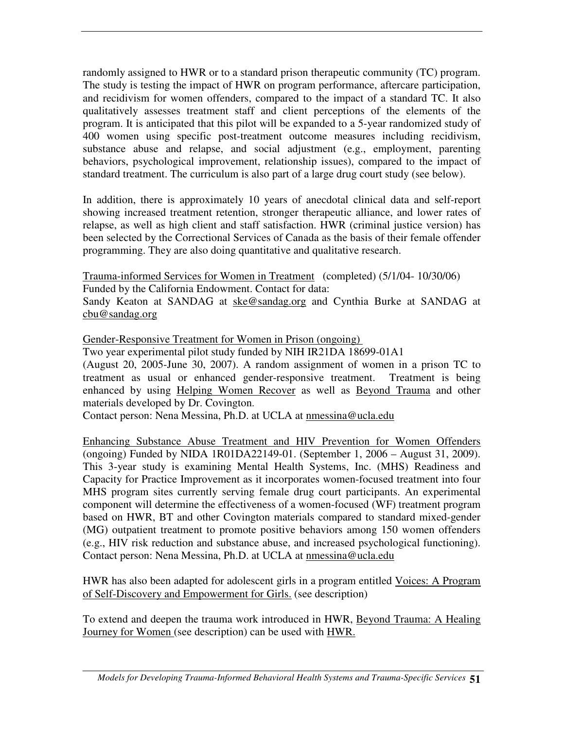randomly assigned to HWR or to a standard prison therapeutic community (TC) program. The study is testing the impact of HWR on program performance, aftercare participation, and recidivism for women offenders, compared to the impact of a standard TC. It also qualitatively assesses treatment staff and client perceptions of the elements of the program. It is anticipated that this pilot will be expanded to a 5-year randomized study of 400 women using specific post-treatment outcome measures including recidivism, substance abuse and relapse, and social adjustment (e.g., employment, parenting behaviors, psychological improvement, relationship issues), compared to the impact of standard treatment. The curriculum is also part of a large drug court study (see below).

In addition, there is approximately 10 years of anecdotal clinical data and self-report showing increased treatment retention, stronger therapeutic alliance, and lower rates of relapse, as well as high client and staff satisfaction. HWR (criminal justice version) has been selected by the Correctional Services of Canada as the basis of their female offender programming. They are also doing quantitative and qualitative research.

Trauma-informed Services for Women in Treatment (completed) (5/1/04- 10/30/06)
Funded by the California Endowment. Contact for data:
Sandy Keaton at SANDAG at ske@sandag.org and Cynthia Burke at SANDAG at cbu@sandag.org

Gender-Responsive Treatment for Women in Prison (ongoing)
Two year experimental pilot study funded by NIH IR21DA 18699-01A1
(August 20, 2005-June 30, 2007). A random assignment of women in a prison TC to treatment as usual or enhanced gender-responsive treatment. Treatment is being enhanced by using Helping Women Recover as well as Beyond Trauma and other materials developed by Dr. Covington.
Contact person: Nena Messina, Ph.D. at UCLA at nmessina@ucla.edu

Enhancing Substance Abuse Treatment and HIV Prevention for Women Offenders (ongoing) Funded by NIDA 1R01DA22149-01. (September 1, 2006 – August 31, 2009). This 3-year study is examining Mental Health Systems, Inc. (MHS) Readiness and Capacity for Practice Improvement as it incorporates women-focused treatment into four MHS program sites currently serving female drug court participants. An experimental component will determine the effectiveness of a women-focused (WF) treatment program based on HWR, BT and other Covington materials compared to standard mixed-gender (MG) outpatient treatment to promote positive behaviors among 150 women offenders (e.g., HIV risk reduction and substance abuse, and increased psychological functioning). Contact person: Nena Messina, Ph.D. at UCLA at nmessina@ucla.edu

HWR has also been adapted for adolescent girls in a program entitled Voices: A Program of Self-Discovery and Empowerment for Girls. (see description)

To extend and deepen the trauma work introduced in HWR, Beyond Trauma: A Healing Journey for Women (see description) can be used with HWR.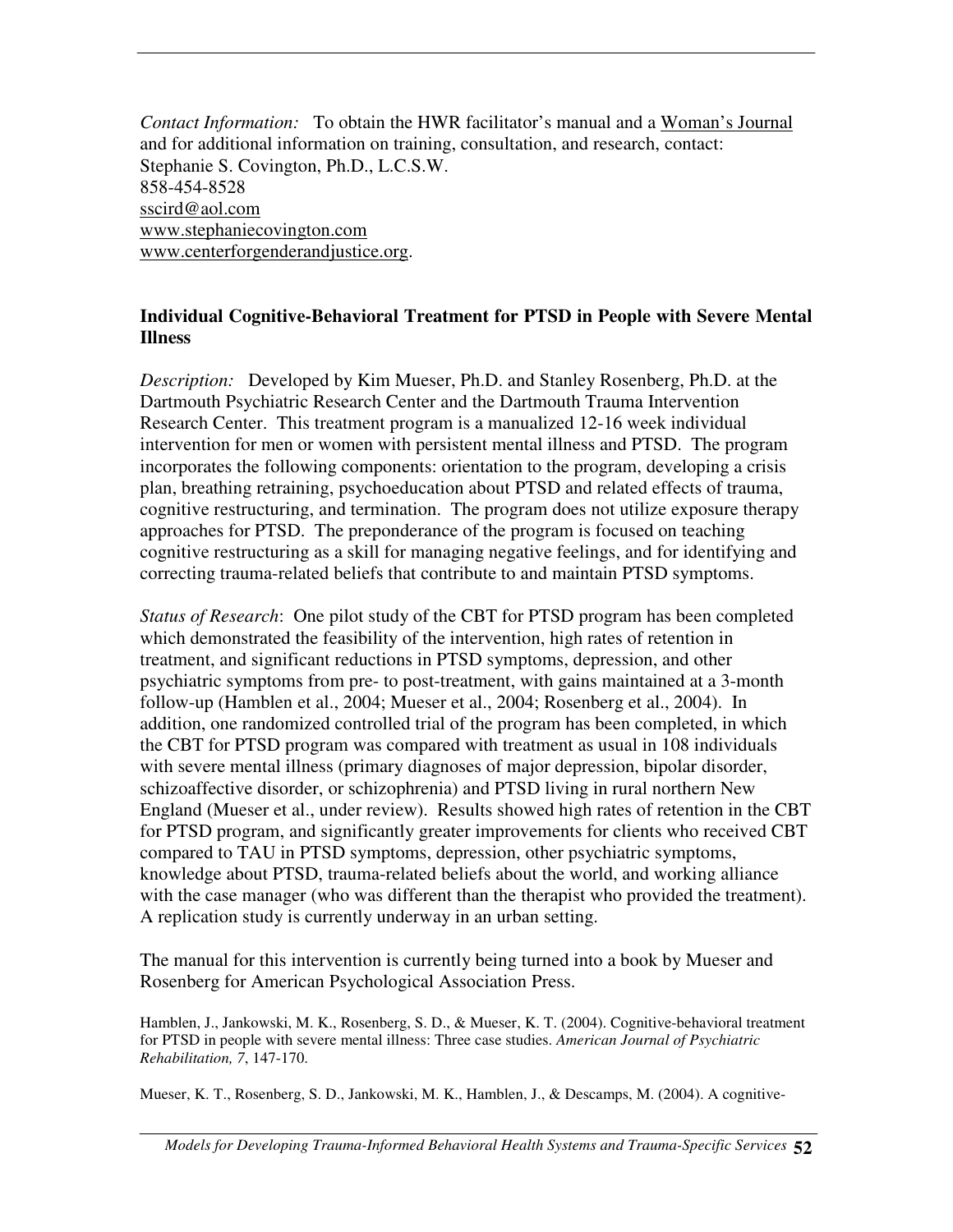*Contact Information:* To obtain the HWR facilitator's manual and a Woman's Journal and for additional information on training, consultation, and research, contact:
Stephanie S. Covington, Ph.D., L.C.S.W.
858-454-8528
sscird@aol.com
www.stephaniecovington.com
www.centerforgenderandjustice.org.

**Individual Cognitive-Behavioral Treatment for PTSD in People with Severe Mental Illness**

*Description:* Developed by Kim Mueser, Ph.D. and Stanley Rosenberg, Ph.D. at the Dartmouth Psychiatric Research Center and the Dartmouth Trauma Intervention Research Center. This treatment program is a manualized 12-16 week individual intervention for men or women with persistent mental illness and PTSD. The program incorporates the following components: orientation to the program, developing a crisis plan, breathing retraining, psychoeducation about PTSD and related effects of trauma, cognitive restructuring, and termination. The program does not utilize exposure therapy approaches for PTSD. The preponderance of the program is focused on teaching cognitive restructuring as a skill for managing negative feelings, and for identifying and correcting trauma-related beliefs that contribute to and maintain PTSD symptoms.

*Status of Research*: One pilot study of the CBT for PTSD program has been completed which demonstrated the feasibility of the intervention, high rates of retention in treatment, and significant reductions in PTSD symptoms, depression, and other psychiatric symptoms from pre- to post-treatment, with gains maintained at a 3-month follow-up (Hamblen et al., 2004; Mueser et al., 2004; Rosenberg et al., 2004). In addition, one randomized controlled trial of the program has been completed, in which the CBT for PTSD program was compared with treatment as usual in 108 individuals with severe mental illness (primary diagnoses of major depression, bipolar disorder, schizoaffective disorder, or schizophrenia) and PTSD living in rural northern New England (Mueser et al., under review). Results showed high rates of retention in the CBT for PTSD program, and significantly greater improvements for clients who received CBT compared to TAU in PTSD symptoms, depression, other psychiatric symptoms, knowledge about PTSD, trauma-related beliefs about the world, and working alliance with the case manager (who was different than the therapist who provided the treatment). A replication study is currently underway in an urban setting.

The manual for this intervention is currently being turned into a book by Mueser and Rosenberg for American Psychological Association Press.

Hamblen, J., Jankowski, M. K., Rosenberg, S. D., & Mueser, K. T. (2004). Cognitive-behavioral treatment for PTSD in people with severe mental illness: Three case studies. *American Journal of Psychiatric Rehabilitation, 7*, 147-170.

Mueser, K. T., Rosenberg, S. D., Jankowski, M. K., Hamblen, J., & Descamps, M. (2004). A cognitive-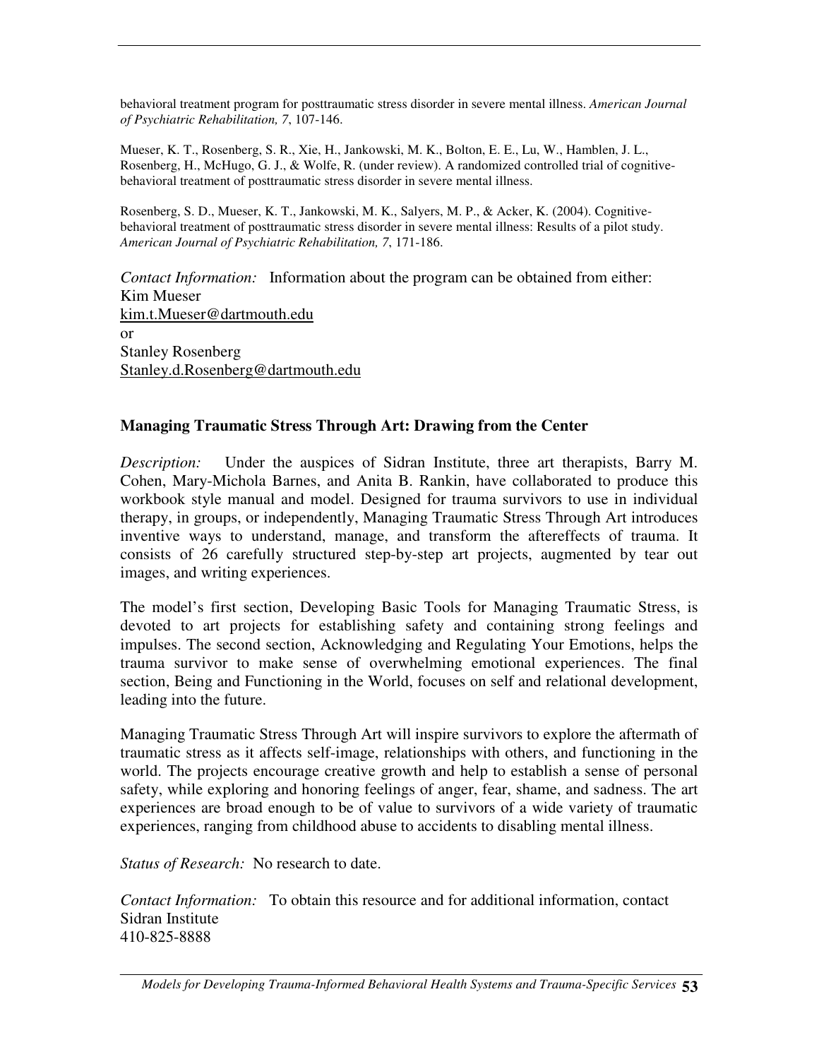behavioral treatment program for posttraumatic stress disorder in severe mental illness. *American Journal of Psychiatric Rehabilitation, 7*, 107-146.

Mueser, K. T., Rosenberg, S. R., Xie, H., Jankowski, M. K., Bolton, E. E., Lu, W., Hamblen, J. L., Rosenberg, H., McHugo, G. J., & Wolfe, R. (under review). A randomized controlled trial of cognitive-behavioral treatment of posttraumatic stress disorder in severe mental illness.

Rosenberg, S. D., Mueser, K. T., Jankowski, M. K., Salyers, M. P., & Acker, K. (2004). Cognitive-behavioral treatment of posttraumatic stress disorder in severe mental illness: Results of a pilot study. *American Journal of Psychiatric Rehabilitation, 7*, 171-186.

*Contact Information:* Information about the program can be obtained from either:
Kim Mueser
kim.t.Mueser@dartmouth.edu
or
Stanley Rosenberg
Stanley.d.Rosenberg@dartmouth.edu

### Managing Traumatic Stress Through Art: Drawing from the Center

*Description:* Under the auspices of Sidran Institute, three art therapists, Barry M. Cohen, Mary-Michola Barnes, and Anita B. Rankin, have collaborated to produce this workbook style manual and model. Designed for trauma survivors to use in individual therapy, in groups, or independently, Managing Traumatic Stress Through Art introduces inventive ways to understand, manage, and transform the aftereffects of trauma. It consists of 26 carefully structured step-by-step art projects, augmented by tear out images, and writing experiences.

The model's first section, Developing Basic Tools for Managing Traumatic Stress, is devoted to art projects for establishing safety and containing strong feelings and impulses. The second section, Acknowledging and Regulating Your Emotions, helps the trauma survivor to make sense of overwhelming emotional experiences. The final section, Being and Functioning in the World, focuses on self and relational development, leading into the future.

Managing Traumatic Stress Through Art will inspire survivors to explore the aftermath of traumatic stress as it affects self-image, relationships with others, and functioning in the world. The projects encourage creative growth and help to establish a sense of personal safety, while exploring and honoring feelings of anger, fear, shame, and sadness. The art experiences are broad enough to be of value to survivors of a wide variety of traumatic experiences, ranging from childhood abuse to accidents to disabling mental illness.

*Status of Research:* No research to date.

*Contact Information:* To obtain this resource and for additional information, contact
Sidran Institute
410-825-8888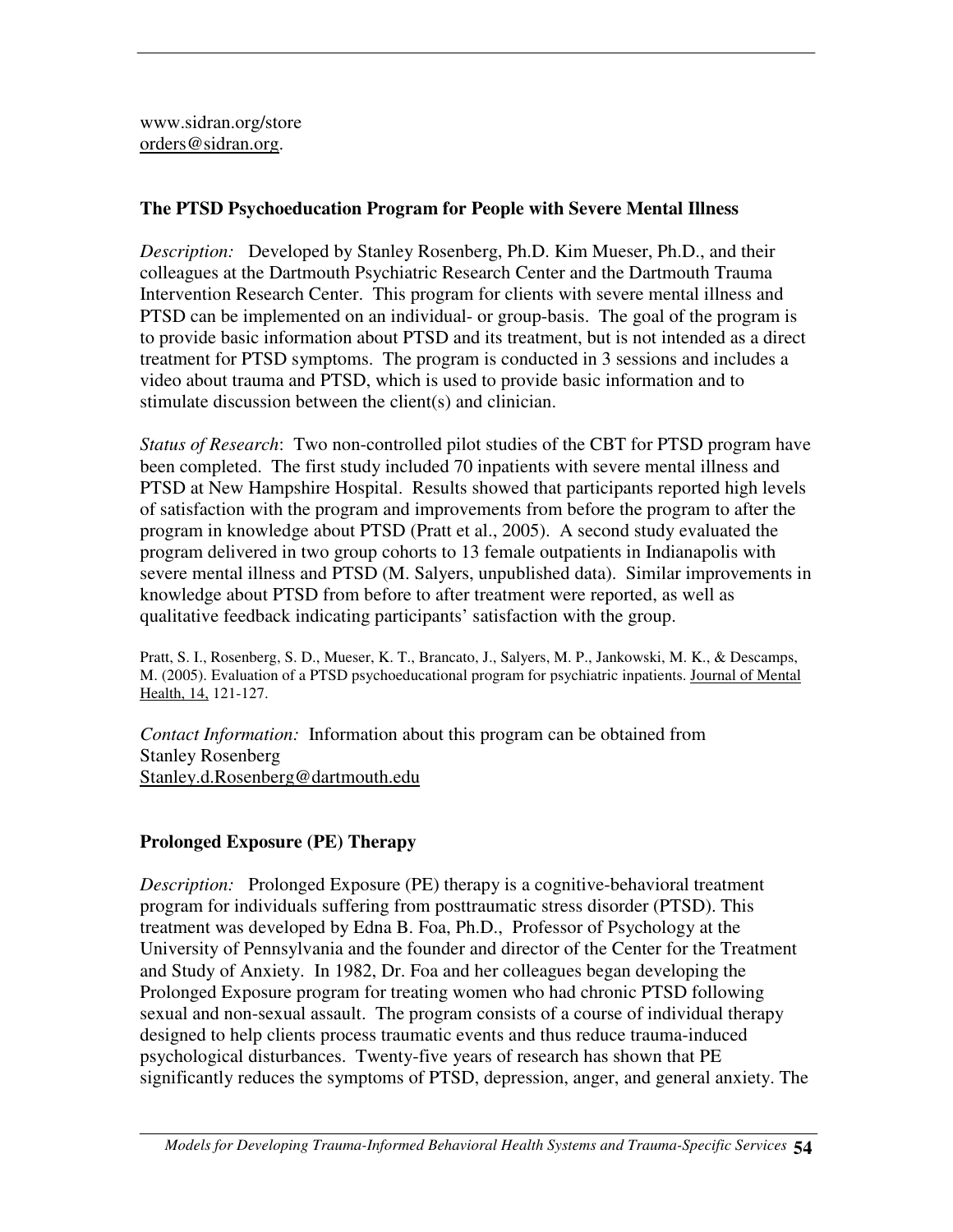www.sidran.org/store
orders@sidran.org.

**The PTSD Psychoeducation Program for People with Severe Mental Illness**

*Description:* Developed by Stanley Rosenberg, Ph.D. Kim Mueser, Ph.D., and their colleagues at the Dartmouth Psychiatric Research Center and the Dartmouth Trauma Intervention Research Center. This program for clients with severe mental illness and PTSD can be implemented on an individual- or group-basis. The goal of the program is to provide basic information about PTSD and its treatment, but is not intended as a direct treatment for PTSD symptoms. The program is conducted in 3 sessions and includes a video about trauma and PTSD, which is used to provide basic information and to stimulate discussion between the client(s) and clinician.

*Status of Research*: Two non-controlled pilot studies of the CBT for PTSD program have been completed. The first study included 70 inpatients with severe mental illness and PTSD at New Hampshire Hospital. Results showed that participants reported high levels of satisfaction with the program and improvements from before the program to after the program in knowledge about PTSD (Pratt et al., 2005). A second study evaluated the program delivered in two group cohorts to 13 female outpatients in Indianapolis with severe mental illness and PTSD (M. Salyers, unpublished data). Similar improvements in knowledge about PTSD from before to after treatment were reported, as well as qualitative feedback indicating participants' satisfaction with the group.

Pratt, S. I., Rosenberg, S. D., Mueser, K. T., Brancato, J., Salyers, M. P., Jankowski, M. K., & Descamps, M. (2005). Evaluation of a PTSD psychoeducational program for psychiatric inpatients. Journal of Mental Health, 14, 121-127.

*Contact Information:* Information about this program can be obtained from
Stanley Rosenberg
Stanley.d.Rosenberg@dartmouth.edu

**Prolonged Exposure (PE) Therapy**

*Description:* Prolonged Exposure (PE) therapy is a cognitive-behavioral treatment program for individuals suffering from posttraumatic stress disorder (PTSD). This treatment was developed by Edna B. Foa, Ph.D., Professor of Psychology at the University of Pennsylvania and the founder and director of the Center for the Treatment and Study of Anxiety. In 1982, Dr. Foa and her colleagues began developing the Prolonged Exposure program for treating women who had chronic PTSD following sexual and non-sexual assault. The program consists of a course of individual therapy designed to help clients process traumatic events and thus reduce trauma-induced psychological disturbances. Twenty-five years of research has shown that PE significantly reduces the symptoms of PTSD, depression, anger, and general anxiety. The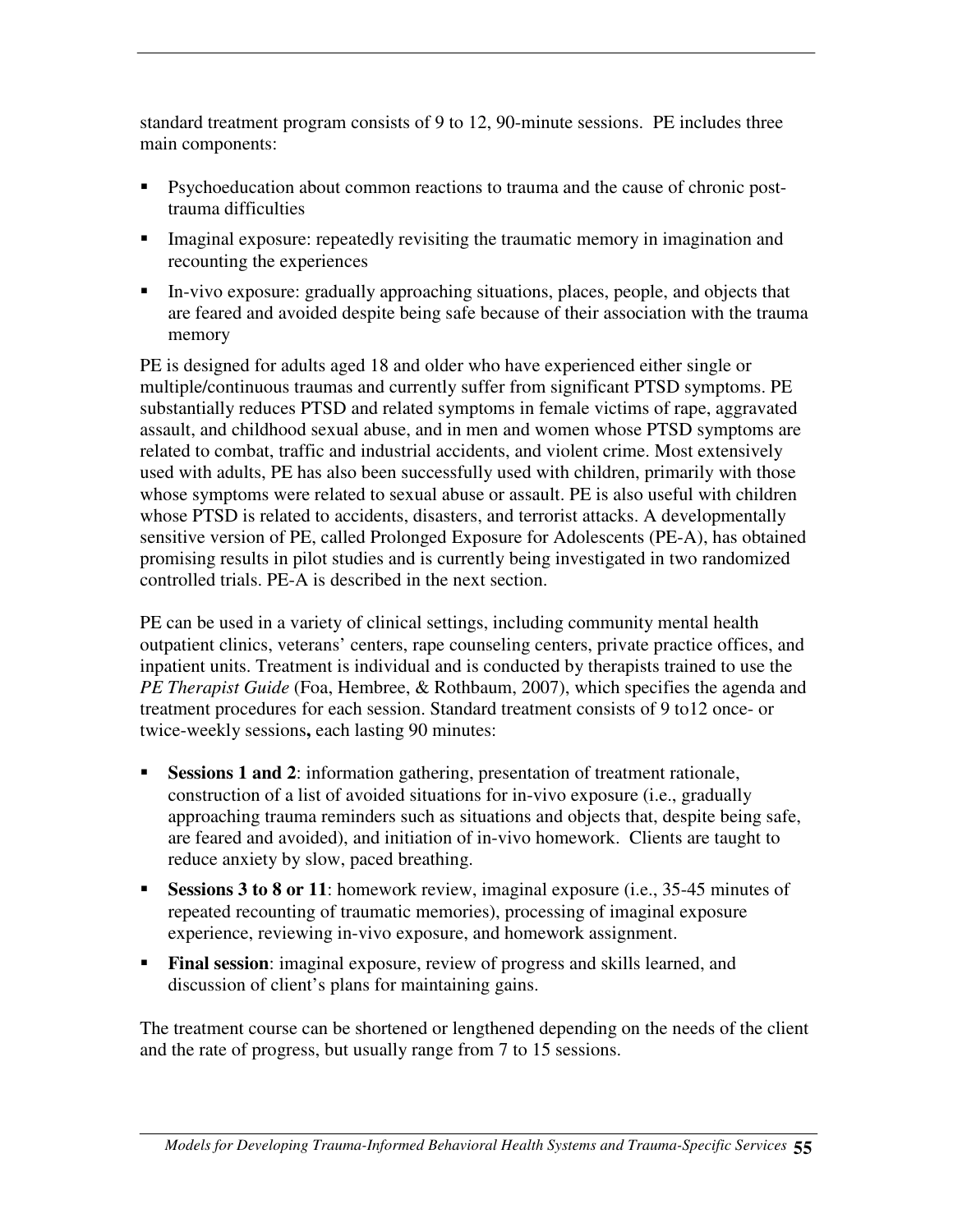standard treatment program consists of 9 to 12, 90-minute sessions. PE includes three main components:

- Psychoeducation about common reactions to trauma and the cause of chronic post-trauma difficulties
- Imaginal exposure: repeatedly revisiting the traumatic memory in imagination and recounting the experiences
- In-vivo exposure: gradually approaching situations, places, people, and objects that are feared and avoided despite being safe because of their association with the trauma memory

PE is designed for adults aged 18 and older who have experienced either single or multiple/continuous traumas and currently suffer from significant PTSD symptoms. PE substantially reduces PTSD and related symptoms in female victims of rape, aggravated assault, and childhood sexual abuse, and in men and women whose PTSD symptoms are related to combat, traffic and industrial accidents, and violent crime. Most extensively used with adults, PE has also been successfully used with children, primarily with those whose symptoms were related to sexual abuse or assault. PE is also useful with children whose PTSD is related to accidents, disasters, and terrorist attacks. A developmentally sensitive version of PE, called Prolonged Exposure for Adolescents (PE-A), has obtained promising results in pilot studies and is currently being investigated in two randomized controlled trials. PE-A is described in the next section.

PE can be used in a variety of clinical settings, including community mental health outpatient clinics, veterans' centers, rape counseling centers, private practice offices, and inpatient units. Treatment is individual and is conducted by therapists trained to use the *PE Therapist Guide* (Foa, Hembree, & Rothbaum, 2007), which specifies the agenda and treatment procedures for each session. Standard treatment consists of 9 to12 once- or twice-weekly sessions**,** each lasting 90 minutes:

- **Sessions 1 and 2**: information gathering, presentation of treatment rationale, construction of a list of avoided situations for in-vivo exposure (i.e., gradually approaching trauma reminders such as situations and objects that, despite being safe, are feared and avoided), and initiation of in-vivo homework. Clients are taught to reduce anxiety by slow, paced breathing.
- **Sessions 3 to 8 or 11**: homework review, imaginal exposure (i.e., 35-45 minutes of repeated recounting of traumatic memories), processing of imaginal exposure experience, reviewing in-vivo exposure, and homework assignment.
- **Final session**: imaginal exposure, review of progress and skills learned, and discussion of client's plans for maintaining gains.

The treatment course can be shortened or lengthened depending on the needs of the client and the rate of progress, but usually range from 7 to 15 sessions.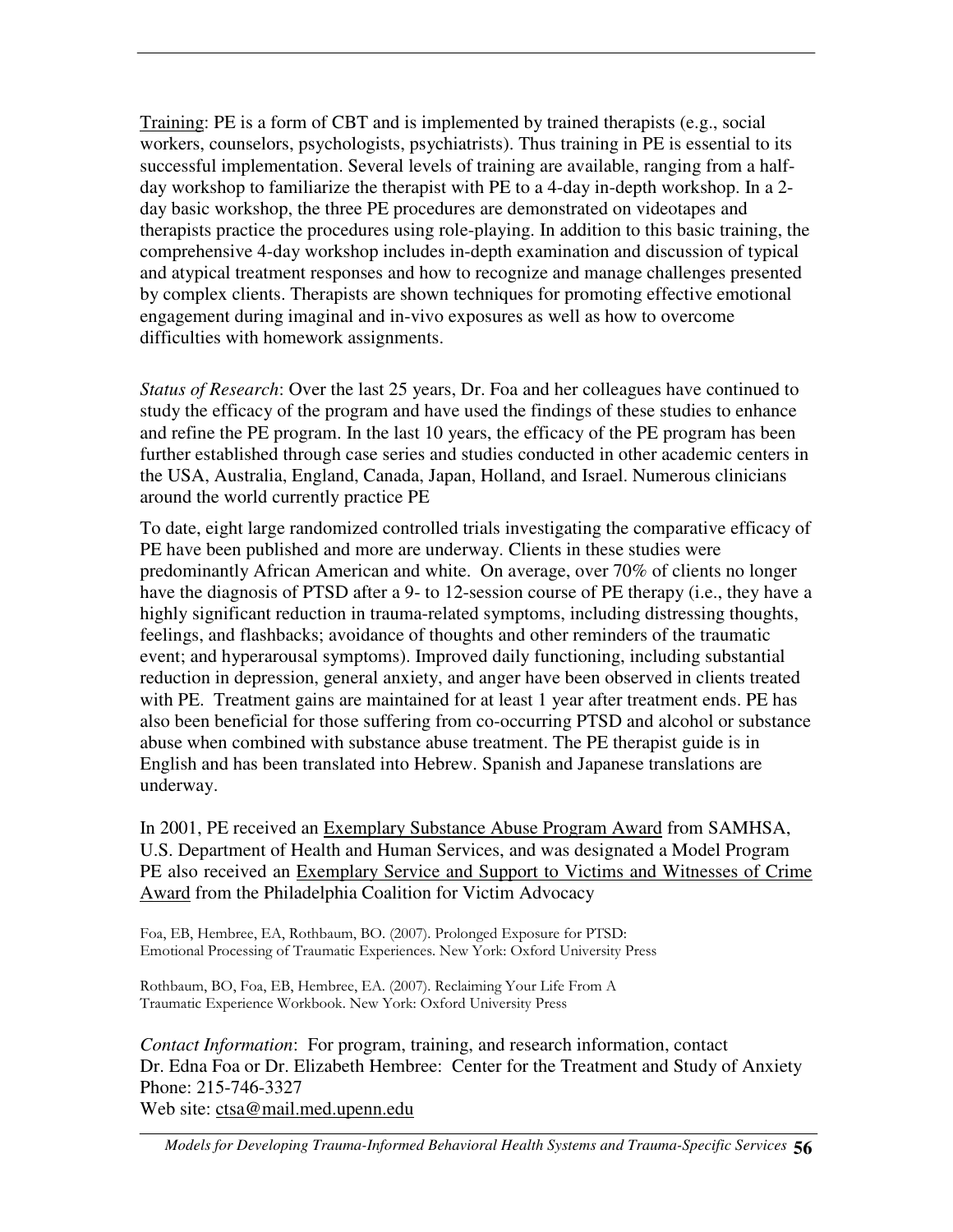Training: PE is a form of CBT and is implemented by trained therapists (e.g., social workers, counselors, psychologists, psychiatrists). Thus training in PE is essential to its successful implementation. Several levels of training are available, ranging from a half-day workshop to familiarize the therapist with PE to a 4-day in-depth workshop. In a 2-day basic workshop, the three PE procedures are demonstrated on videotapes and therapists practice the procedures using role-playing. In addition to this basic training, the comprehensive 4-day workshop includes in-depth examination and discussion of typical and atypical treatment responses and how to recognize and manage challenges presented by complex clients. Therapists are shown techniques for promoting effective emotional engagement during imaginal and in-vivo exposures as well as how to overcome difficulties with homework assignments.

*Status of Research*: Over the last 25 years, Dr. Foa and her colleagues have continued to study the efficacy of the program and have used the findings of these studies to enhance and refine the PE program. In the last 10 years, the efficacy of the PE program has been further established through case series and studies conducted in other academic centers in the USA, Australia, England, Canada, Japan, Holland, and Israel. Numerous clinicians around the world currently practice PE

To date, eight large randomized controlled trials investigating the comparative efficacy of PE have been published and more are underway. Clients in these studies were predominantly African American and white. On average, over 70% of clients no longer have the diagnosis of PTSD after a 9- to 12-session course of PE therapy (i.e., they have a highly significant reduction in trauma-related symptoms, including distressing thoughts, feelings, and flashbacks; avoidance of thoughts and other reminders of the traumatic event; and hyperarousal symptoms). Improved daily functioning, including substantial reduction in depression, general anxiety, and anger have been observed in clients treated with PE. Treatment gains are maintained for at least 1 year after treatment ends. PE has also been beneficial for those suffering from co-occurring PTSD and alcohol or substance abuse when combined with substance abuse treatment. The PE therapist guide is in English and has been translated into Hebrew. Spanish and Japanese translations are underway.

In 2001, PE received an Exemplary Substance Abuse Program Award from SAMHSA, U.S. Department of Health and Human Services, and was designated a Model Program PE also received an Exemplary Service and Support to Victims and Witnesses of Crime Award from the Philadelphia Coalition for Victim Advocacy

Foa, EB, Hembree, EA, Rothbaum, BO. (2007). Prolonged Exposure for PTSD: Emotional Processing of Traumatic Experiences. New York: Oxford University Press

Rothbaum, BO, Foa, EB, Hembree, EA. (2007). Reclaiming Your Life From A Traumatic Experience Workbook. New York: Oxford University Press

*Contact Information*: For program, training, and research information, contact
Dr. Edna Foa or Dr. Elizabeth Hembree: Center for the Treatment and Study of Anxiety
Phone: 215-746-3327
Web site: ctsa@mail.med.upenn.edu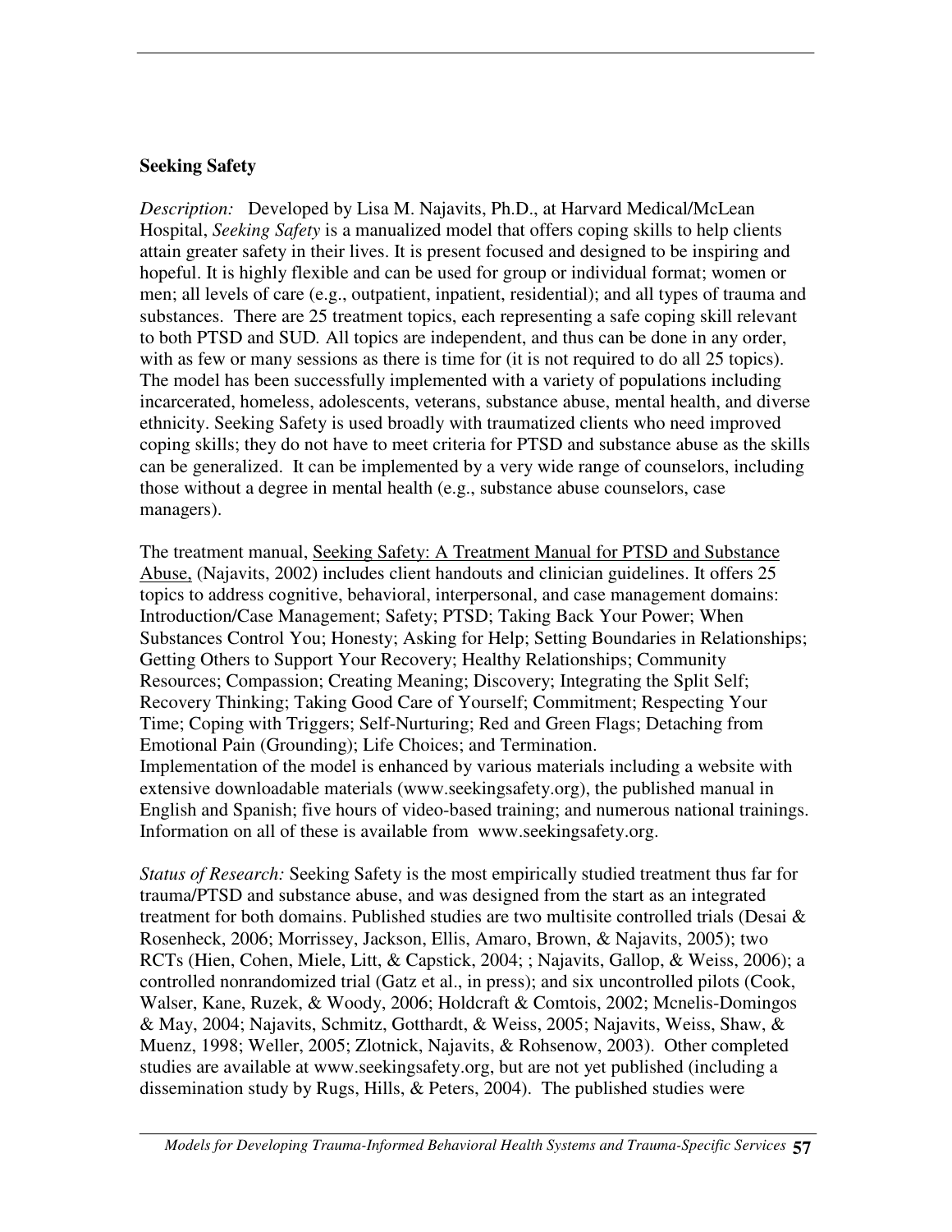**Seeking Safety**

*Description:* Developed by Lisa M. Najavits, Ph.D., at Harvard Medical/McLean Hospital, *Seeking Safety* is a manualized model that offers coping skills to help clients attain greater safety in their lives. It is present focused and designed to be inspiring and hopeful. It is highly flexible and can be used for group or individual format; women or men; all levels of care (e.g., outpatient, inpatient, residential); and all types of trauma and substances. There are 25 treatment topics, each representing a safe coping skill relevant to both PTSD and SUD. All topics are independent, and thus can be done in any order, with as few or many sessions as there is time for (it is not required to do all 25 topics). The model has been successfully implemented with a variety of populations including incarcerated, homeless, adolescents, veterans, substance abuse, mental health, and diverse ethnicity. Seeking Safety is used broadly with traumatized clients who need improved coping skills; they do not have to meet criteria for PTSD and substance abuse as the skills can be generalized. It can be implemented by a very wide range of counselors, including those without a degree in mental health (e.g., substance abuse counselors, case managers).

The treatment manual, Seeking Safety: A Treatment Manual for PTSD and Substance Abuse, (Najavits, 2002) includes client handouts and clinician guidelines. It offers 25 topics to address cognitive, behavioral, interpersonal, and case management domains: Introduction/Case Management; Safety; PTSD; Taking Back Your Power; When Substances Control You; Honesty; Asking for Help; Setting Boundaries in Relationships; Getting Others to Support Your Recovery; Healthy Relationships; Community Resources; Compassion; Creating Meaning; Discovery; Integrating the Split Self; Recovery Thinking; Taking Good Care of Yourself; Commitment; Respecting Your Time; Coping with Triggers; Self-Nurturing; Red and Green Flags; Detaching from Emotional Pain (Grounding); Life Choices; and Termination.
Implementation of the model is enhanced by various materials including a website with extensive downloadable materials (www.seekingsafety.org), the published manual in English and Spanish; five hours of video-based training; and numerous national trainings. Information on all of these is available from www.seekingsafety.org.

*Status of Research:* Seeking Safety is the most empirically studied treatment thus far for trauma/PTSD and substance abuse, and was designed from the start as an integrated treatment for both domains. Published studies are two multisite controlled trials (Desai & Rosenheck, 2006; Morrissey, Jackson, Ellis, Amaro, Brown, & Najavits, 2005); two RCTs (Hien, Cohen, Miele, Litt, & Capstick, 2004; ; Najavits, Gallop, & Weiss, 2006); a controlled nonrandomized trial (Gatz et al., in press); and six uncontrolled pilots (Cook, Walser, Kane, Ruzek, & Woody, 2006; Holdcraft & Comtois, 2002; Mcnelis-Domingos & May, 2004; Najavits, Schmitz, Gotthardt, & Weiss, 2005; Najavits, Weiss, Shaw, & Muenz, 1998; Weller, 2005; Zlotnick, Najavits, & Rohsenow, 2003). Other completed studies are available at www.seekingsafety.org, but are not yet published (including a dissemination study by Rugs, Hills, & Peters, 2004). The published studies were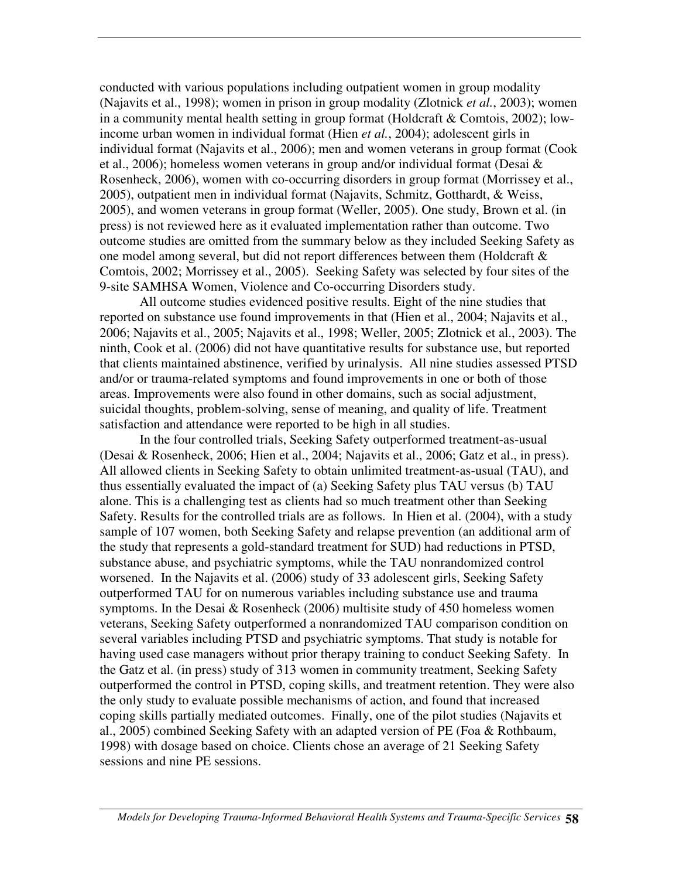conducted with various populations including outpatient women in group modality (Najavits et al., 1998); women in prison in group modality (Zlotnick *et al.*, 2003); women in a community mental health setting in group format (Holdcraft & Comtois, 2002); low-income urban women in individual format (Hien *et al.*, 2004); adolescent girls in individual format (Najavits et al., 2006); men and women veterans in group format (Cook et al., 2006); homeless women veterans in group and/or individual format (Desai & Rosenheck, 2006), women with co-occurring disorders in group format (Morrissey et al., 2005), outpatient men in individual format (Najavits, Schmitz, Gotthardt, & Weiss, 2005), and women veterans in group format (Weller, 2005). One study, Brown et al. (in press) is not reviewed here as it evaluated implementation rather than outcome. Two outcome studies are omitted from the summary below as they included Seeking Safety as one model among several, but did not report differences between them (Holdcraft & Comtois, 2002; Morrissey et al., 2005). Seeking Safety was selected by four sites of the 9-site SAMHSA Women, Violence and Co-occurring Disorders study.

All outcome studies evidenced positive results. Eight of the nine studies that reported on substance use found improvements in that (Hien et al., 2004; Najavits et al., 2006; Najavits et al., 2005; Najavits et al., 1998; Weller, 2005; Zlotnick et al., 2003). The ninth, Cook et al. (2006) did not have quantitative results for substance use, but reported that clients maintained abstinence, verified by urinalysis. All nine studies assessed PTSD and/or or trauma-related symptoms and found improvements in one or both of those areas. Improvements were also found in other domains, such as social adjustment, suicidal thoughts, problem-solving, sense of meaning, and quality of life. Treatment satisfaction and attendance were reported to be high in all studies.

In the four controlled trials, Seeking Safety outperformed treatment-as-usual (Desai & Rosenheck, 2006; Hien et al., 2004; Najavits et al., 2006; Gatz et al., in press). All allowed clients in Seeking Safety to obtain unlimited treatment-as-usual (TAU), and thus essentially evaluated the impact of (a) Seeking Safety plus TAU versus (b) TAU alone. This is a challenging test as clients had so much treatment other than Seeking Safety. Results for the controlled trials are as follows. In Hien et al. (2004), with a study sample of 107 women, both Seeking Safety and relapse prevention (an additional arm of the study that represents a gold-standard treatment for SUD) had reductions in PTSD, substance abuse, and psychiatric symptoms, while the TAU nonrandomized control worsened. In the Najavits et al. (2006) study of 33 adolescent girls, Seeking Safety outperformed TAU for on numerous variables including substance use and trauma symptoms. In the Desai & Rosenheck (2006) multisite study of 450 homeless women veterans, Seeking Safety outperformed a nonrandomized TAU comparison condition on several variables including PTSD and psychiatric symptoms. That study is notable for having used case managers without prior therapy training to conduct Seeking Safety. In the Gatz et al. (in press) study of 313 women in community treatment, Seeking Safety outperformed the control in PTSD, coping skills, and treatment retention. They were also the only study to evaluate possible mechanisms of action, and found that increased coping skills partially mediated outcomes. Finally, one of the pilot studies (Najavits et al., 2005) combined Seeking Safety with an adapted version of PE (Foa & Rothbaum, 1998) with dosage based on choice. Clients chose an average of 21 Seeking Safety sessions and nine PE sessions.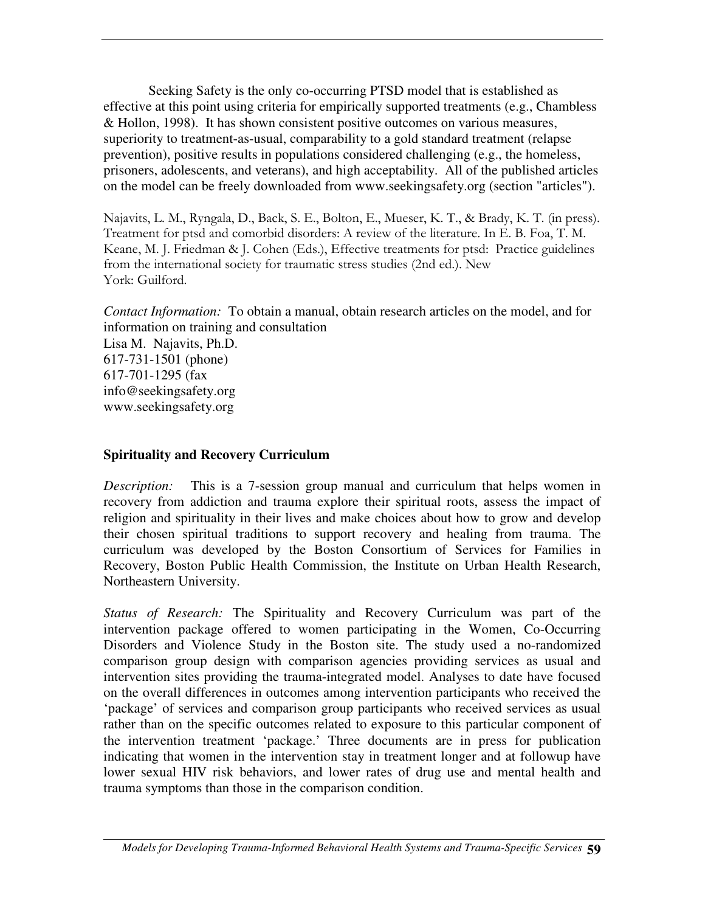Seeking Safety is the only co-occurring PTSD model that is established as effective at this point using criteria for empirically supported treatments (e.g., Chambless & Hollon, 1998). It has shown consistent positive outcomes on various measures, superiority to treatment-as-usual, comparability to a gold standard treatment (relapse prevention), positive results in populations considered challenging (e.g., the homeless, prisoners, adolescents, and veterans), and high acceptability. All of the published articles on the model can be freely downloaded from www.seekingsafety.org (section "articles").

Najavits, L. M., Ryngala, D., Back, S. E., Bolton, E., Mueser, K. T., & Brady, K. T. (in press). Treatment for ptsd and comorbid disorders: A review of the literature. In E. B. Foa, T. M. Keane, M. J. Friedman & J. Cohen (Eds.), Effective treatments for ptsd: Practice guidelines from the international society for traumatic stress studies (2nd ed.). New York: Guilford.

*Contact Information:* To obtain a manual, obtain research articles on the model, and for information on training and consultation
Lisa M. Najavits, Ph.D.
617-731-1501 (phone)
617-701-1295 (fax
info@seekingsafety.org
www.seekingsafety.org

### Spirituality and Recovery Curriculum

*Description:* This is a 7-session group manual and curriculum that helps women in recovery from addiction and trauma explore their spiritual roots, assess the impact of religion and spirituality in their lives and make choices about how to grow and develop their chosen spiritual traditions to support recovery and healing from trauma. The curriculum was developed by the Boston Consortium of Services for Families in Recovery, Boston Public Health Commission, the Institute on Urban Health Research, Northeastern University.

*Status of Research:* The Spirituality and Recovery Curriculum was part of the intervention package offered to women participating in the Women, Co-Occurring Disorders and Violence Study in the Boston site. The study used a no-randomized comparison group design with comparison agencies providing services as usual and intervention sites providing the trauma-integrated model. Analyses to date have focused on the overall differences in outcomes among intervention participants who received the 'package' of services and comparison group participants who received services as usual rather than on the specific outcomes related to exposure to this particular component of the intervention treatment 'package.' Three documents are in press for publication indicating that women in the intervention stay in treatment longer and at followup have lower sexual HIV risk behaviors, and lower rates of drug use and mental health and trauma symptoms than those in the comparison condition.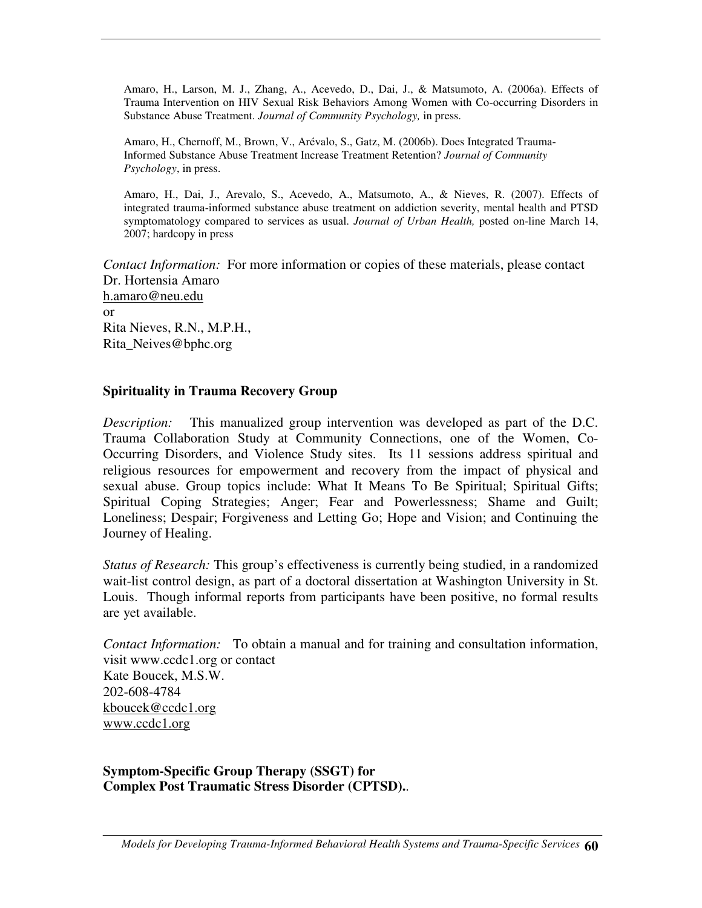Amaro, H., Larson, M. J., Zhang, A., Acevedo, D., Dai, J., & Matsumoto, A. (2006a). Effects of Trauma Intervention on HIV Sexual Risk Behaviors Among Women with Co-occurring Disorders in Substance Abuse Treatment. *Journal of Community Psychology,* in press.

Amaro, H., Chernoff, M., Brown, V., Arévalo, S., Gatz, M. (2006b). Does Integrated Trauma-Informed Substance Abuse Treatment Increase Treatment Retention? *Journal of Community Psychology*, in press.

Amaro, H., Dai, J., Arevalo, S., Acevedo, A., Matsumoto, A., & Nieves, R. (2007). Effects of integrated trauma-informed substance abuse treatment on addiction severity, mental health and PTSD symptomatology compared to services as usual. *Journal of Urban Health,* posted on-line March 14, 2007; hardcopy in press

*Contact Information:* For more information or copies of these materials, please contact
Dr. Hortensia Amaro
h.amaro@neu.edu
or
Rita Nieves, R.N., M.P.H.,
Rita_Neives@bphc.org

**Spirituality in Trauma Recovery Group**

*Description:* This manualized group intervention was developed as part of the D.C. Trauma Collaboration Study at Community Connections, one of the Women, Co-Occurring Disorders, and Violence Study sites. Its 11 sessions address spiritual and religious resources for empowerment and recovery from the impact of physical and sexual abuse. Group topics include: What It Means To Be Spiritual; Spiritual Gifts; Spiritual Coping Strategies; Anger; Fear and Powerlessness; Shame and Guilt; Loneliness; Despair; Forgiveness and Letting Go; Hope and Vision; and Continuing the Journey of Healing.

*Status of Research:* This group's effectiveness is currently being studied, in a randomized wait-list control design, as part of a doctoral dissertation at Washington University in St. Louis. Though informal reports from participants have been positive, no formal results are yet available.

*Contact Information:* To obtain a manual and for training and consultation information, visit www.ccdc1.org or contact
Kate Boucek, M.S.W.
202-608-4784
kboucek@ccdc1.org
www.ccdc1.org

**Symptom-Specific Group Therapy (SSGT) for Complex Post Traumatic Stress Disorder (CPTSD).**.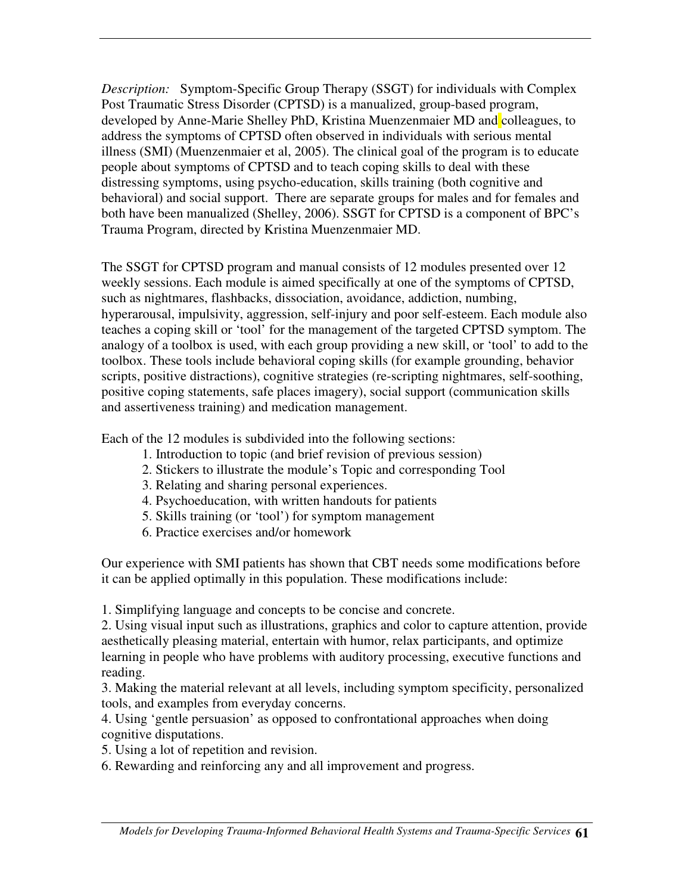*Description:* Symptom-Specific Group Therapy (SSGT) for individuals with Complex Post Traumatic Stress Disorder (CPTSD) is a manualized, group-based program, developed by Anne-Marie Shelley PhD, Kristina Muenzenmaier MD and colleagues, to address the symptoms of CPTSD often observed in individuals with serious mental illness (SMI) (Muenzenmaier et al, 2005). The clinical goal of the program is to educate people about symptoms of CPTSD and to teach coping skills to deal with these distressing symptoms, using psycho-education, skills training (both cognitive and behavioral) and social support. There are separate groups for males and for females and both have been manualized (Shelley, 2006). SSGT for CPTSD is a component of BPC's Trauma Program, directed by Kristina Muenzenmaier MD.

The SSGT for CPTSD program and manual consists of 12 modules presented over 12 weekly sessions. Each module is aimed specifically at one of the symptoms of CPTSD, such as nightmares, flashbacks, dissociation, avoidance, addiction, numbing, hyperarousal, impulsivity, aggression, self-injury and poor self-esteem. Each module also teaches a coping skill or 'tool' for the management of the targeted CPTSD symptom. The analogy of a toolbox is used, with each group providing a new skill, or 'tool' to add to the toolbox. These tools include behavioral coping skills (for example grounding, behavior scripts, positive distractions), cognitive strategies (re-scripting nightmares, self-soothing, positive coping statements, safe places imagery), social support (communication skills and assertiveness training) and medication management.

Each of the 12 modules is subdivided into the following sections:

1. Introduction to topic (and brief revision of previous session)
2. Stickers to illustrate the module's Topic and corresponding Tool
3. Relating and sharing personal experiences.
4. Psychoeducation, with written handouts for patients
5. Skills training (or 'tool') for symptom management
6. Practice exercises and/or homework

Our experience with SMI patients has shown that CBT needs some modifications before it can be applied optimally in this population. These modifications include:

1. Simplifying language and concepts to be concise and concrete.
2. Using visual input such as illustrations, graphics and color to capture attention, provide aesthetically pleasing material, entertain with humor, relax participants, and optimize learning in people who have problems with auditory processing, executive functions and reading.
3. Making the material relevant at all levels, including symptom specificity, personalized tools, and examples from everyday concerns.
4. Using 'gentle persuasion' as opposed to confrontational approaches when doing cognitive disputations.
5. Using a lot of repetition and revision.
6. Rewarding and reinforcing any and all improvement and progress.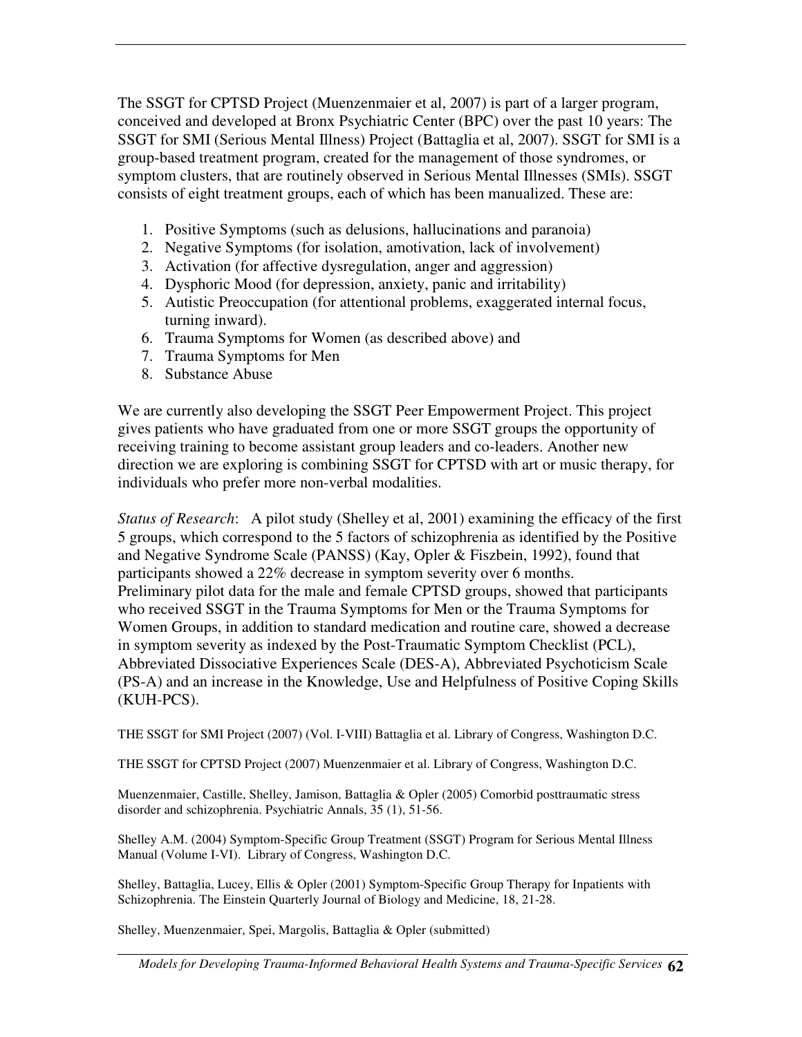The SSGT for CPTSD Project (Muenzenmaier et al, 2007) is part of a larger program, conceived and developed at Bronx Psychiatric Center (BPC) over the past 10 years: The SSGT for SMI (Serious Mental Illness) Project (Battaglia et al, 2007). SSGT for SMI is a group-based treatment program, created for the management of those syndromes, or symptom clusters, that are routinely observed in Serious Mental Illnesses (SMIs). SSGT consists of eight treatment groups, each of which has been manualized. These are:

1. Positive Symptoms (such as delusions, hallucinations and paranoia)
2. Negative Symptoms (for isolation, amotivation, lack of involvement)
3. Activation (for affective dysregulation, anger and aggression)
4. Dysphoric Mood (for depression, anxiety, panic and irritability)
5. Autistic Preoccupation (for attentional problems, exaggerated internal focus, turning inward).
6. Trauma Symptoms for Women (as described above) and
7. Trauma Symptoms for Men
8. Substance Abuse

We are currently also developing the SSGT Peer Empowerment Project. This project gives patients who have graduated from one or more SSGT groups the opportunity of receiving training to become assistant group leaders and co-leaders. Another new direction we are exploring is combining SSGT for CPTSD with art or music therapy, for individuals who prefer more non-verbal modalities.

*Status of Research*: A pilot study (Shelley et al, 2001) examining the efficacy of the first 5 groups, which correspond to the 5 factors of schizophrenia as identified by the Positive and Negative Syndrome Scale (PANSS) (Kay, Opler & Fiszbein, 1992), found that participants showed a 22% decrease in symptom severity over 6 months. Preliminary pilot data for the male and female CPTSD groups, showed that participants who received SSGT in the Trauma Symptoms for Men or the Trauma Symptoms for Women Groups, in addition to standard medication and routine care, showed a decrease in symptom severity as indexed by the Post-Traumatic Symptom Checklist (PCL), Abbreviated Dissociative Experiences Scale (DES-A), Abbreviated Psychoticism Scale (PS-A) and an increase in the Knowledge, Use and Helpfulness of Positive Coping Skills (KUH-PCS).

THE SSGT for SMI Project (2007) (Vol. I-VIII) Battaglia et al. Library of Congress, Washington D.C.

THE SSGT for CPTSD Project (2007) Muenzenmaier et al. Library of Congress, Washington D.C.

Muenzenmaier, Castille, Shelley, Jamison, Battaglia & Opler (2005) Comorbid posttraumatic stress disorder and schizophrenia. Psychiatric Annals, 35 (1), 51-56.

Shelley A.M. (2004) Symptom-Specific Group Treatment (SSGT) Program for Serious Mental Illness Manual (Volume I-VI). Library of Congress, Washington D.C.

Shelley, Battaglia, Lucey, Ellis & Opler (2001) Symptom-Specific Group Therapy for Inpatients with Schizophrenia. The Einstein Quarterly Journal of Biology and Medicine, 18, 21-28.

Shelley, Muenzenmaier, Spei, Margolis, Battaglia & Opler (submitted)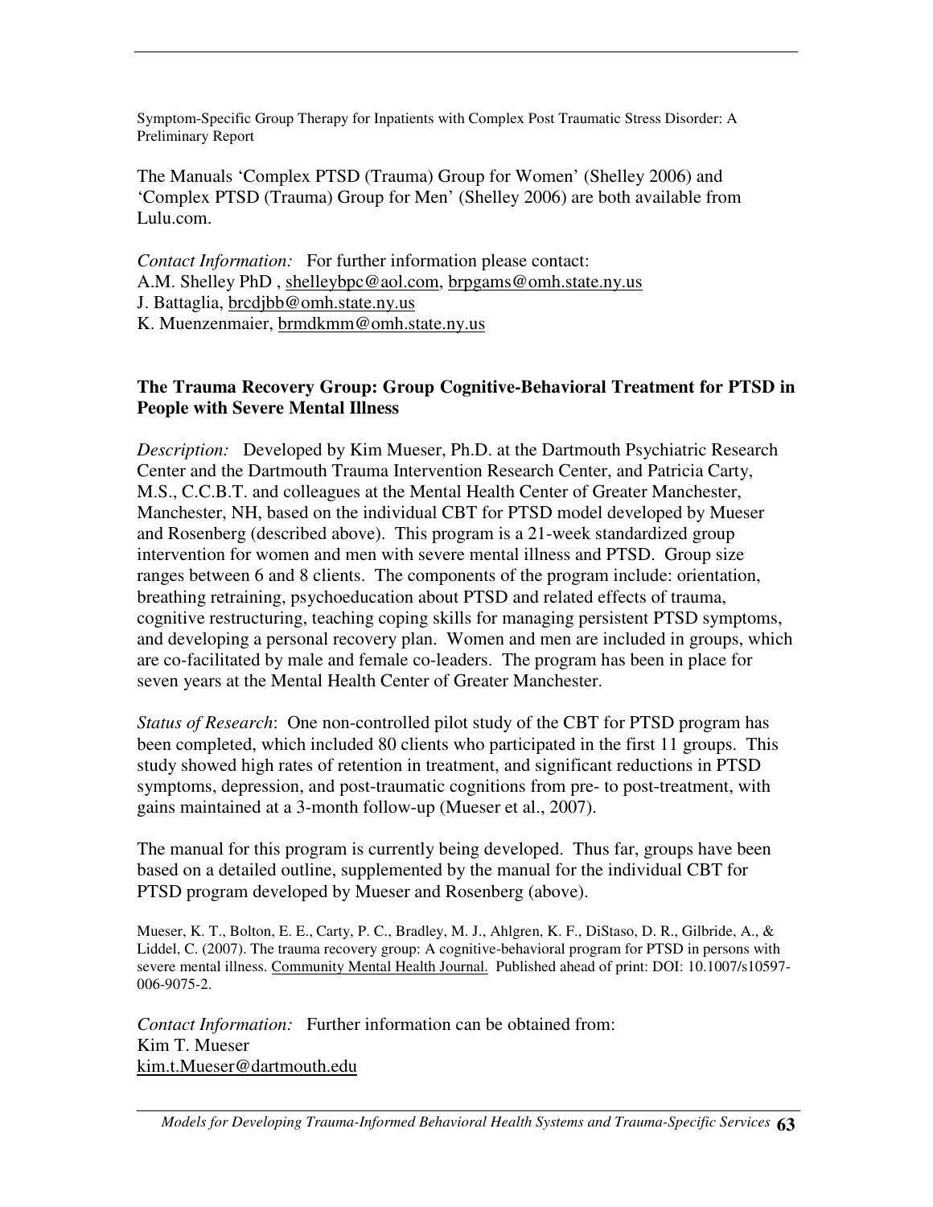Symptom-Specific Group Therapy for Inpatients with Complex Post Traumatic Stress Disorder: A Preliminary Report

The Manuals 'Complex PTSD (Trauma) Group for Women' (Shelley 2006) and 'Complex PTSD (Trauma) Group for Men' (Shelley 2006) are both available from Lulu.com.

*Contact Information:* For further information please contact:
A.M. Shelley PhD , shelleybpc@aol.com, brpgams@omh.state.ny.us
J. Battaglia, brcdjbb@omh.state.ny.us
K. Muenzenmaier, brmdkmm@omh.state.ny.us

**The Trauma Recovery Group: Group Cognitive-Behavioral Treatment for PTSD in People with Severe Mental Illness**

*Description:* Developed by Kim Mueser, Ph.D. at the Dartmouth Psychiatric Research Center and the Dartmouth Trauma Intervention Research Center, and Patricia Carty, M.S., C.C.B.T. and colleagues at the Mental Health Center of Greater Manchester, Manchester, NH, based on the individual CBT for PTSD model developed by Mueser and Rosenberg (described above). This program is a 21-week standardized group intervention for women and men with severe mental illness and PTSD. Group size ranges between 6 and 8 clients. The components of the program include: orientation, breathing retraining, psychoeducation about PTSD and related effects of trauma, cognitive restructuring, teaching coping skills for managing persistent PTSD symptoms, and developing a personal recovery plan. Women and men are included in groups, which are co-facilitated by male and female co-leaders. The program has been in place for seven years at the Mental Health Center of Greater Manchester.

*Status of Research*: One non-controlled pilot study of the CBT for PTSD program has been completed, which included 80 clients who participated in the first 11 groups. This study showed high rates of retention in treatment, and significant reductions in PTSD symptoms, depression, and post-traumatic cognitions from pre- to post-treatment, with gains maintained at a 3-month follow-up (Mueser et al., 2007).

The manual for this program is currently being developed. Thus far, groups have been based on a detailed outline, supplemented by the manual for the individual CBT for PTSD program developed by Mueser and Rosenberg (above).

Mueser, K. T., Bolton, E. E., Carty, P. C., Bradley, M. J., Ahlgren, K. F., DiStaso, D. R., Gilbride, A., & Liddel, C. (2007). The trauma recovery group: A cognitive-behavioral program for PTSD in persons with severe mental illness. Community Mental Health Journal. Published ahead of print: DOI: 10.1007/s10597-006-9075-2.

*Contact Information:* Further information can be obtained from:
Kim T. Mueser
kim.t.Mueser@dartmouth.edu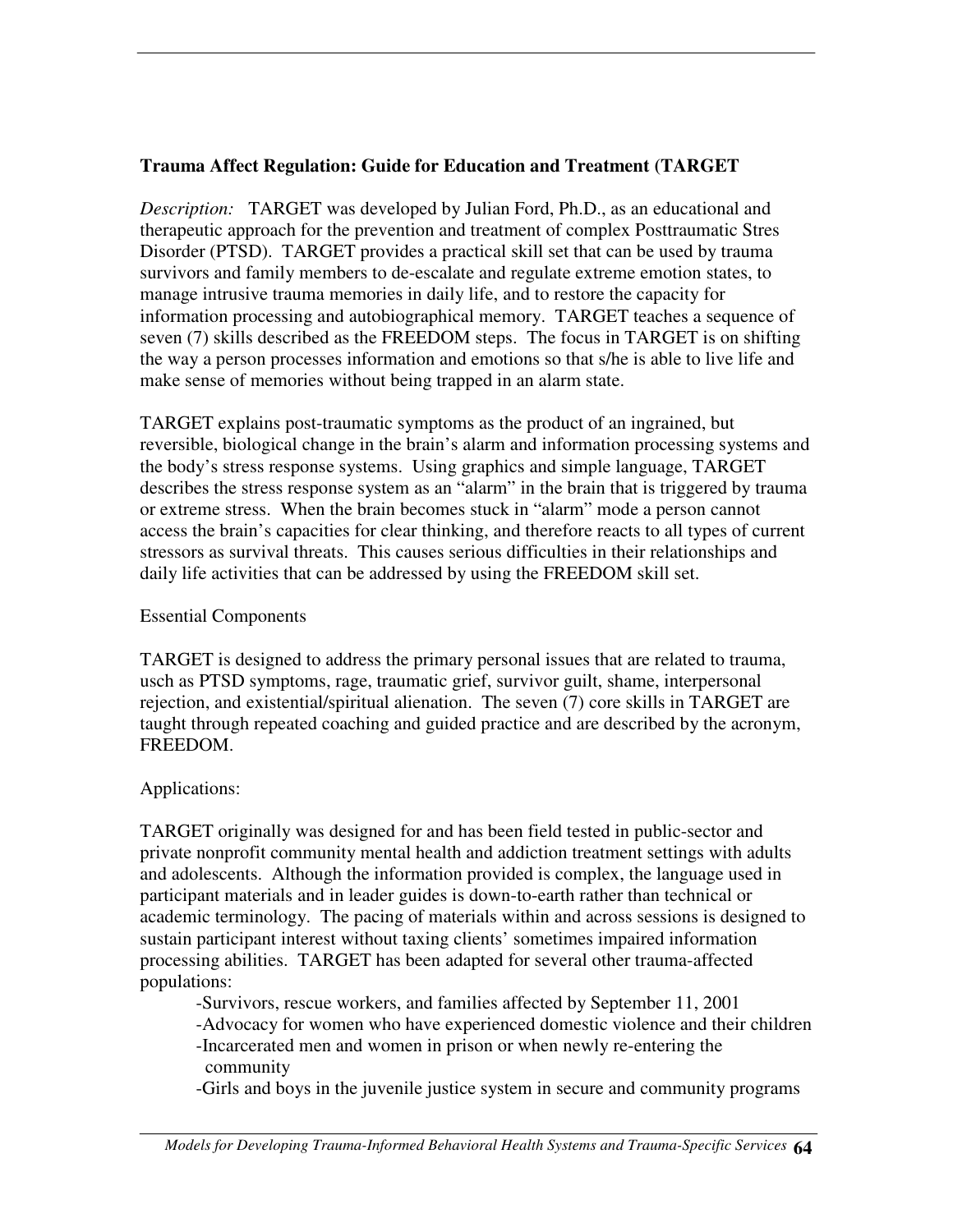**Trauma Affect Regulation: Guide for Education and Treatment (TARGET**

*Description:* TARGET was developed by Julian Ford, Ph.D., as an educational and therapeutic approach for the prevention and treatment of complex Posttraumatic Stres Disorder (PTSD). TARGET provides a practical skill set that can be used by trauma survivors and family members to de-escalate and regulate extreme emotion states, to manage intrusive trauma memories in daily life, and to restore the capacity for information processing and autobiographical memory. TARGET teaches a sequence of seven (7) skills described as the FREEDOM steps. The focus in TARGET is on shifting the way a person processes information and emotions so that s/he is able to live life and make sense of memories without being trapped in an alarm state.

TARGET explains post-traumatic symptoms as the product of an ingrained, but reversible, biological change in the brain's alarm and information processing systems and the body's stress response systems. Using graphics and simple language, TARGET describes the stress response system as an "alarm" in the brain that is triggered by trauma or extreme stress. When the brain becomes stuck in "alarm" mode a person cannot access the brain's capacities for clear thinking, and therefore reacts to all types of current stressors as survival threats. This causes serious difficulties in their relationships and daily life activities that can be addressed by using the FREEDOM skill set.

Essential Components

TARGET is designed to address the primary personal issues that are related to trauma, usch as PTSD symptoms, rage, traumatic grief, survivor guilt, shame, interpersonal rejection, and existential/spiritual alienation. The seven (7) core skills in TARGET are taught through repeated coaching and guided practice and are described by the acronym, FREEDOM.

Applications:

TARGET originally was designed for and has been field tested in public-sector and private nonprofit community mental health and addiction treatment settings with adults and adolescents. Although the information provided is complex, the language used in participant materials and in leader guides is down-to-earth rather than technical or academic terminology. The pacing of materials within and across sessions is designed to sustain participant interest without taxing clients' sometimes impaired information processing abilities. TARGET has been adapted for several other trauma-affected populations:

- Survivors, rescue workers, and families affected by September 11, 2001
- Advocacy for women who have experienced domestic violence and their children
- Incarcerated men and women in prison or when newly re-entering the community
- Girls and boys in the juvenile justice system in secure and community programs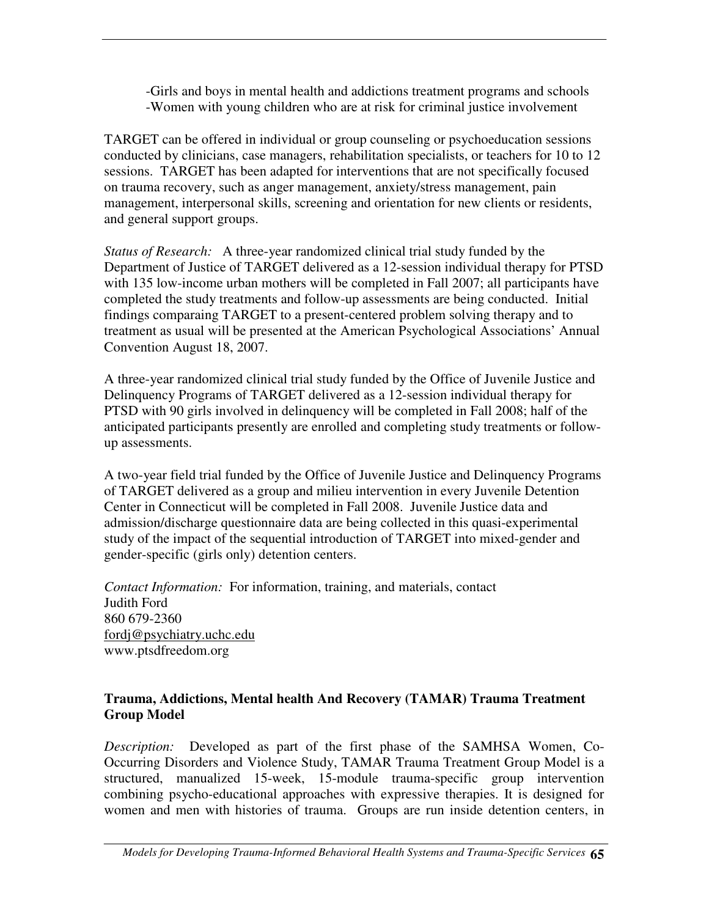-Girls and boys in mental health and addictions treatment programs and schools
-Women with young children who are at risk for criminal justice involvement

TARGET can be offered in individual or group counseling or psychoeducation sessions conducted by clinicians, case managers, rehabilitation specialists, or teachers for 10 to 12 sessions. TARGET has been adapted for interventions that are not specifically focused on trauma recovery, such as anger management, anxiety/stress management, pain management, interpersonal skills, screening and orientation for new clients or residents, and general support groups.

*Status of Research:* A three-year randomized clinical trial study funded by the Department of Justice of TARGET delivered as a 12-session individual therapy for PTSD with 135 low-income urban mothers will be completed in Fall 2007; all participants have completed the study treatments and follow-up assessments are being conducted. Initial findings comparaing TARGET to a present-centered problem solving therapy and to treatment as usual will be presented at the American Psychological Associations' Annual Convention August 18, 2007.

A three-year randomized clinical trial study funded by the Office of Juvenile Justice and Delinquency Programs of TARGET delivered as a 12-session individual therapy for PTSD with 90 girls involved in delinquency will be completed in Fall 2008; half of the anticipated participants presently are enrolled and completing study treatments or follow-up assessments.

A two-year field trial funded by the Office of Juvenile Justice and Delinquency Programs of TARGET delivered as a group and milieu intervention in every Juvenile Detention Center in Connecticut will be completed in Fall 2008. Juvenile Justice data and admission/discharge questionnaire data are being collected in this quasi-experimental study of the impact of the sequential introduction of TARGET into mixed-gender and gender-specific (girls only) detention centers.

*Contact Information:* For information, training, and materials, contact
Judith Ford
860 679-2360
fordj@psychiatry.uchc.edu
www.ptsdfreedom.org

**Trauma, Addictions, Mental health And Recovery (TAMAR) Trauma Treatment Group Model**

*Description:* Developed as part of the first phase of the SAMHSA Women, Co-Occurring Disorders and Violence Study, TAMAR Trauma Treatment Group Model is a structured, manualized 15-week, 15-module trauma-specific group intervention combining psycho-educational approaches with expressive therapies. It is designed for women and men with histories of trauma. Groups are run inside detention centers, in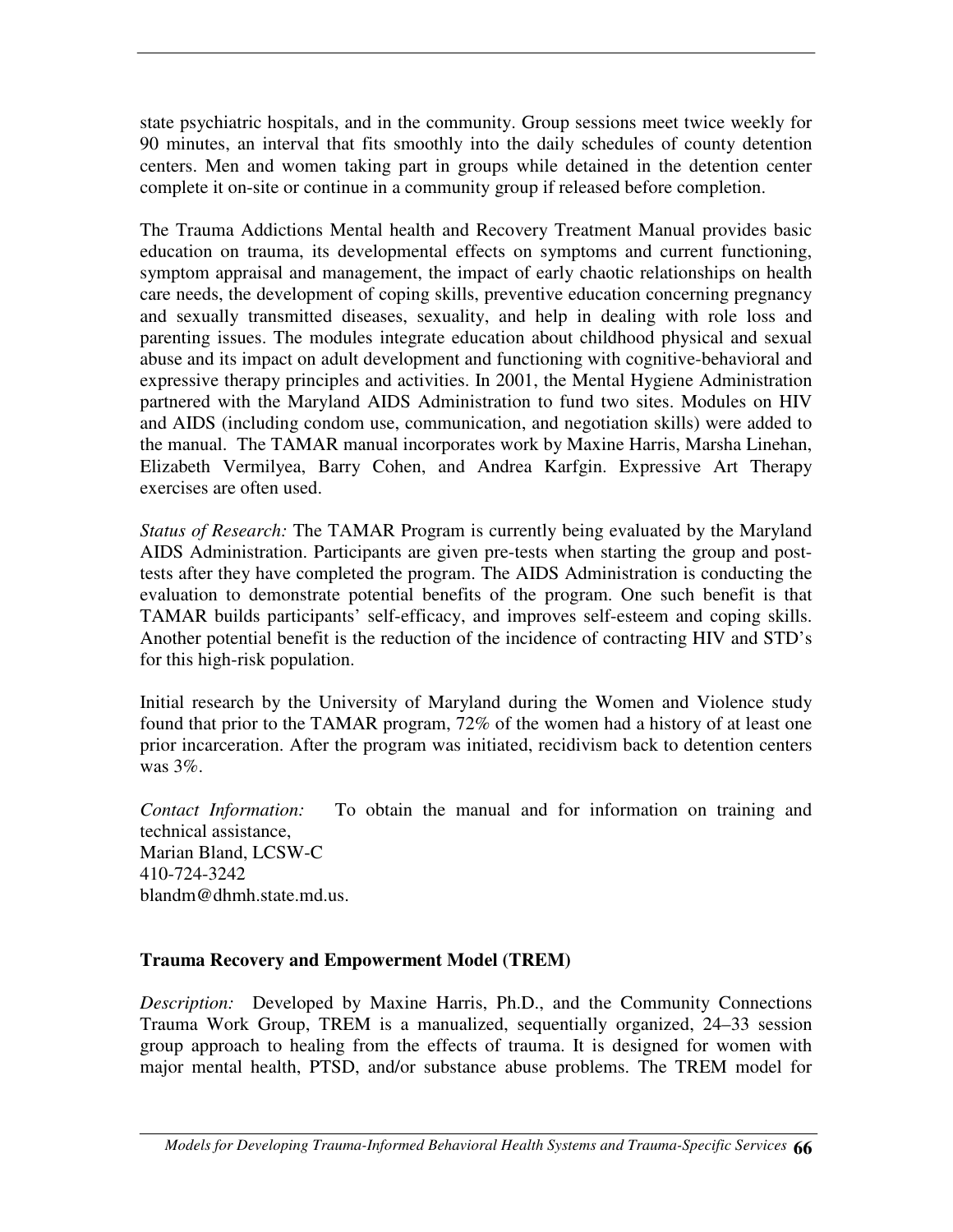state psychiatric hospitals, and in the community. Group sessions meet twice weekly for 90 minutes, an interval that fits smoothly into the daily schedules of county detention centers. Men and women taking part in groups while detained in the detention center complete it on-site or continue in a community group if released before completion.

The Trauma Addictions Mental health and Recovery Treatment Manual provides basic education on trauma, its developmental effects on symptoms and current functioning, symptom appraisal and management, the impact of early chaotic relationships on health care needs, the development of coping skills, preventive education concerning pregnancy and sexually transmitted diseases, sexuality, and help in dealing with role loss and parenting issues. The modules integrate education about childhood physical and sexual abuse and its impact on adult development and functioning with cognitive-behavioral and expressive therapy principles and activities. In 2001, the Mental Hygiene Administration partnered with the Maryland AIDS Administration to fund two sites. Modules on HIV and AIDS (including condom use, communication, and negotiation skills) were added to the manual. The TAMAR manual incorporates work by Maxine Harris, Marsha Linehan, Elizabeth Vermilyea, Barry Cohen, and Andrea Karfgin. Expressive Art Therapy exercises are often used.

*Status of Research:* The TAMAR Program is currently being evaluated by the Maryland AIDS Administration. Participants are given pre-tests when starting the group and post-tests after they have completed the program. The AIDS Administration is conducting the evaluation to demonstrate potential benefits of the program. One such benefit is that TAMAR builds participants' self-efficacy, and improves self-esteem and coping skills. Another potential benefit is the reduction of the incidence of contracting HIV and STD's for this high-risk population.

Initial research by the University of Maryland during the Women and Violence study found that prior to the TAMAR program, 72% of the women had a history of at least one prior incarceration. After the program was initiated, recidivism back to detention centers was 3%.

*Contact Information:* To obtain the manual and for information on training and technical assistance,
Marian Bland, LCSW-C
410-724-3242
blandm@dhmh.state.md.us.

**Trauma Recovery and Empowerment Model (TREM)**

*Description:* Developed by Maxine Harris, Ph.D., and the Community Connections Trauma Work Group, TREM is a manualized, sequentially organized, 24–33 session group approach to healing from the effects of trauma. It is designed for women with major mental health, PTSD, and/or substance abuse problems. The TREM model for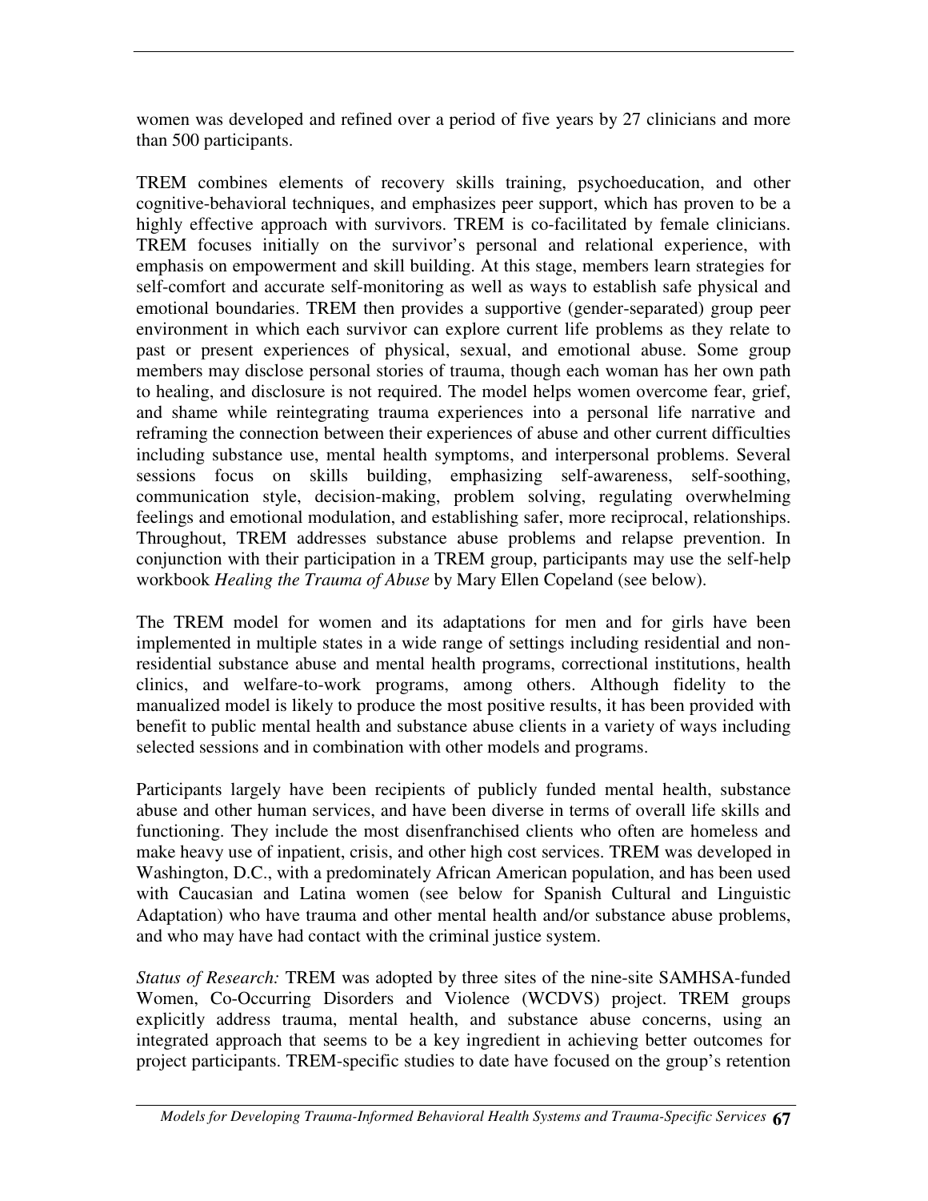women was developed and refined over a period of five years by 27 clinicians and more than 500 participants.

TREM combines elements of recovery skills training, psychoeducation, and other cognitive-behavioral techniques, and emphasizes peer support, which has proven to be a highly effective approach with survivors. TREM is co-facilitated by female clinicians. TREM focuses initially on the survivor's personal and relational experience, with emphasis on empowerment and skill building. At this stage, members learn strategies for self-comfort and accurate self-monitoring as well as ways to establish safe physical and emotional boundaries. TREM then provides a supportive (gender-separated) group peer environment in which each survivor can explore current life problems as they relate to past or present experiences of physical, sexual, and emotional abuse. Some group members may disclose personal stories of trauma, though each woman has her own path to healing, and disclosure is not required. The model helps women overcome fear, grief, and shame while reintegrating trauma experiences into a personal life narrative and reframing the connection between their experiences of abuse and other current difficulties including substance use, mental health symptoms, and interpersonal problems. Several sessions focus on skills building, emphasizing self-awareness, self-soothing, communication style, decision-making, problem solving, regulating overwhelming feelings and emotional modulation, and establishing safer, more reciprocal, relationships. Throughout, TREM addresses substance abuse problems and relapse prevention. In conjunction with their participation in a TREM group, participants may use the self-help workbook *Healing the Trauma of Abuse* by Mary Ellen Copeland (see below).

The TREM model for women and its adaptations for men and for girls have been implemented in multiple states in a wide range of settings including residential and non-residential substance abuse and mental health programs, correctional institutions, health clinics, and welfare-to-work programs, among others. Although fidelity to the manualized model is likely to produce the most positive results, it has been provided with benefit to public mental health and substance abuse clients in a variety of ways including selected sessions and in combination with other models and programs.

Participants largely have been recipients of publicly funded mental health, substance abuse and other human services, and have been diverse in terms of overall life skills and functioning. They include the most disenfranchised clients who often are homeless and make heavy use of inpatient, crisis, and other high cost services. TREM was developed in Washington, D.C., with a predominately African American population, and has been used with Caucasian and Latina women (see below for Spanish Cultural and Linguistic Adaptation) who have trauma and other mental health and/or substance abuse problems, and who may have had contact with the criminal justice system.

*Status of Research:* TREM was adopted by three sites of the nine-site SAMHSA-funded Women, Co-Occurring Disorders and Violence (WCDVS) project. TREM groups explicitly address trauma, mental health, and substance abuse concerns, using an integrated approach that seems to be a key ingredient in achieving better outcomes for project participants. TREM-specific studies to date have focused on the group's retention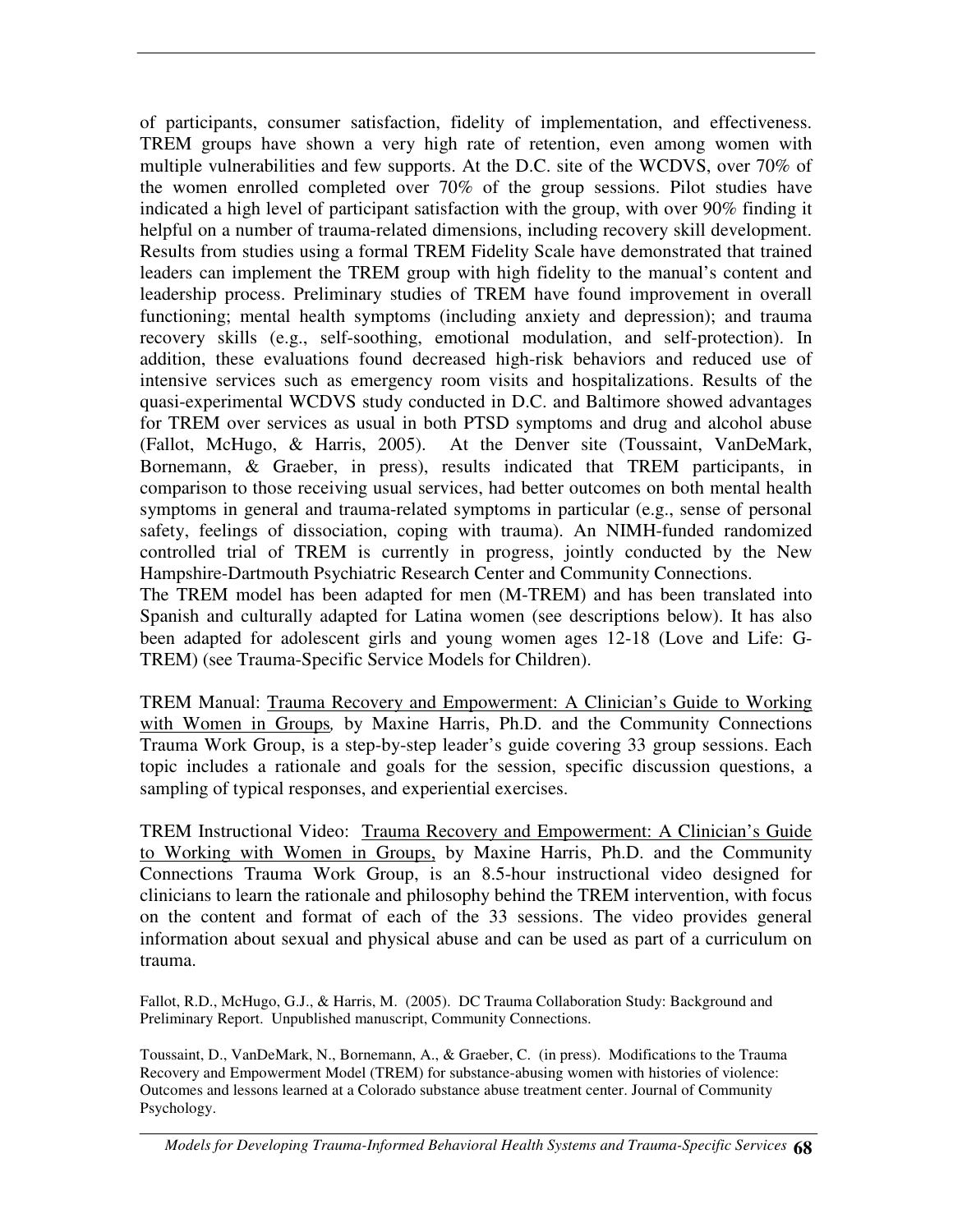of participants, consumer satisfaction, fidelity of implementation, and effectiveness. TREM groups have shown a very high rate of retention, even among women with multiple vulnerabilities and few supports. At the D.C. site of the WCDVS, over 70% of the women enrolled completed over 70% of the group sessions. Pilot studies have indicated a high level of participant satisfaction with the group, with over 90% finding it helpful on a number of trauma-related dimensions, including recovery skill development. Results from studies using a formal TREM Fidelity Scale have demonstrated that trained leaders can implement the TREM group with high fidelity to the manual's content and leadership process. Preliminary studies of TREM have found improvement in overall functioning; mental health symptoms (including anxiety and depression); and trauma recovery skills (e.g., self-soothing, emotional modulation, and self-protection). In addition, these evaluations found decreased high-risk behaviors and reduced use of intensive services such as emergency room visits and hospitalizations. Results of the quasi-experimental WCDVS study conducted in D.C. and Baltimore showed advantages for TREM over services as usual in both PTSD symptoms and drug and alcohol abuse (Fallot, McHugo, & Harris, 2005). At the Denver site (Toussaint, VanDeMark, Bornemann, & Graeber, in press), results indicated that TREM participants, in comparison to those receiving usual services, had better outcomes on both mental health symptoms in general and trauma-related symptoms in particular (e.g., sense of personal safety, feelings of dissociation, coping with trauma). An NIMH-funded randomized controlled trial of TREM is currently in progress, jointly conducted by the New Hampshire-Dartmouth Psychiatric Research Center and Community Connections.

The TREM model has been adapted for men (M-TREM) and has been translated into Spanish and culturally adapted for Latina women (see descriptions below). It has also been adapted for adolescent girls and young women ages 12-18 (Love and Life: G-TREM) (see Trauma-Specific Service Models for Children).

TREM Manual: Trauma Recovery and Empowerment: A Clinician's Guide to Working with Women in Groups*,* by Maxine Harris, Ph.D. and the Community Connections Trauma Work Group, is a step-by-step leader's guide covering 33 group sessions. Each topic includes a rationale and goals for the session, specific discussion questions, a sampling of typical responses, and experiential exercises.

TREM Instructional Video: Trauma Recovery and Empowerment: A Clinician's Guide to Working with Women in Groups, by Maxine Harris, Ph.D. and the Community Connections Trauma Work Group, is an 8.5-hour instructional video designed for clinicians to learn the rationale and philosophy behind the TREM intervention, with focus on the content and format of each of the 33 sessions. The video provides general information about sexual and physical abuse and can be used as part of a curriculum on trauma.

Fallot, R.D., McHugo, G.J., & Harris, M. (2005). DC Trauma Collaboration Study: Background and Preliminary Report. Unpublished manuscript, Community Connections.

Toussaint, D., VanDeMark, N., Bornemann, A., & Graeber, C. (in press). Modifications to the Trauma Recovery and Empowerment Model (TREM) for substance-abusing women with histories of violence: Outcomes and lessons learned at a Colorado substance abuse treatment center. Journal of Community Psychology.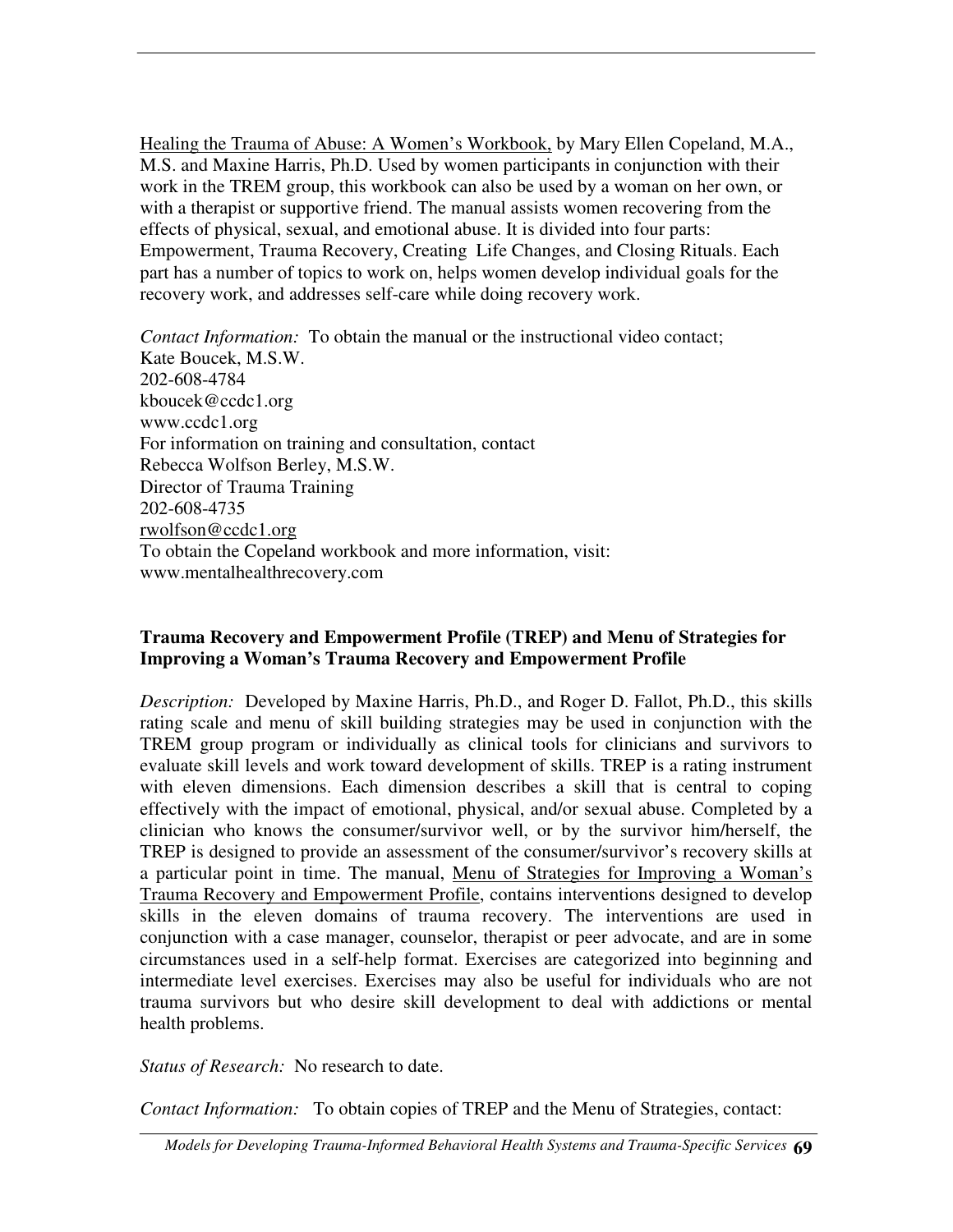Healing the Trauma of Abuse: A Women's Workbook, by Mary Ellen Copeland, M.A., M.S. and Maxine Harris, Ph.D. Used by women participants in conjunction with their work in the TREM group, this workbook can also be used by a woman on her own, or with a therapist or supportive friend. The manual assists women recovering from the effects of physical, sexual, and emotional abuse. It is divided into four parts: Empowerment, Trauma Recovery, Creating Life Changes, and Closing Rituals. Each part has a number of topics to work on, helps women develop individual goals for the recovery work, and addresses self-care while doing recovery work.

*Contact Information:* To obtain the manual or the instructional video contact;
Kate Boucek, M.S.W.
202-608-4784
kboucek@ccdc1.org
www.ccdc1.org
For information on training and consultation, contact
Rebecca Wolfson Berley, M.S.W.
Director of Trauma Training
202-608-4735
rwolfson@ccdc1.org
To obtain the Copeland workbook and more information, visit:
www.mentalhealthrecovery.com

**Trauma Recovery and Empowerment Profile (TREP) and Menu of Strategies for Improving a Woman's Trauma Recovery and Empowerment Profile**

*Description:* Developed by Maxine Harris, Ph.D., and Roger D. Fallot, Ph.D., this skills rating scale and menu of skill building strategies may be used in conjunction with the TREM group program or individually as clinical tools for clinicians and survivors to evaluate skill levels and work toward development of skills. TREP is a rating instrument with eleven dimensions. Each dimension describes a skill that is central to coping effectively with the impact of emotional, physical, and/or sexual abuse. Completed by a clinician who knows the consumer/survivor well, or by the survivor him/herself, the TREP is designed to provide an assessment of the consumer/survivor's recovery skills at a particular point in time. The manual, Menu of Strategies for Improving a Woman's Trauma Recovery and Empowerment Profile, contains interventions designed to develop skills in the eleven domains of trauma recovery. The interventions are used in conjunction with a case manager, counselor, therapist or peer advocate, and are in some circumstances used in a self-help format. Exercises are categorized into beginning and intermediate level exercises. Exercises may also be useful for individuals who are not trauma survivors but who desire skill development to deal with addictions or mental health problems.

*Status of Research:* No research to date.

*Contact Information:* To obtain copies of TREP and the Menu of Strategies, contact: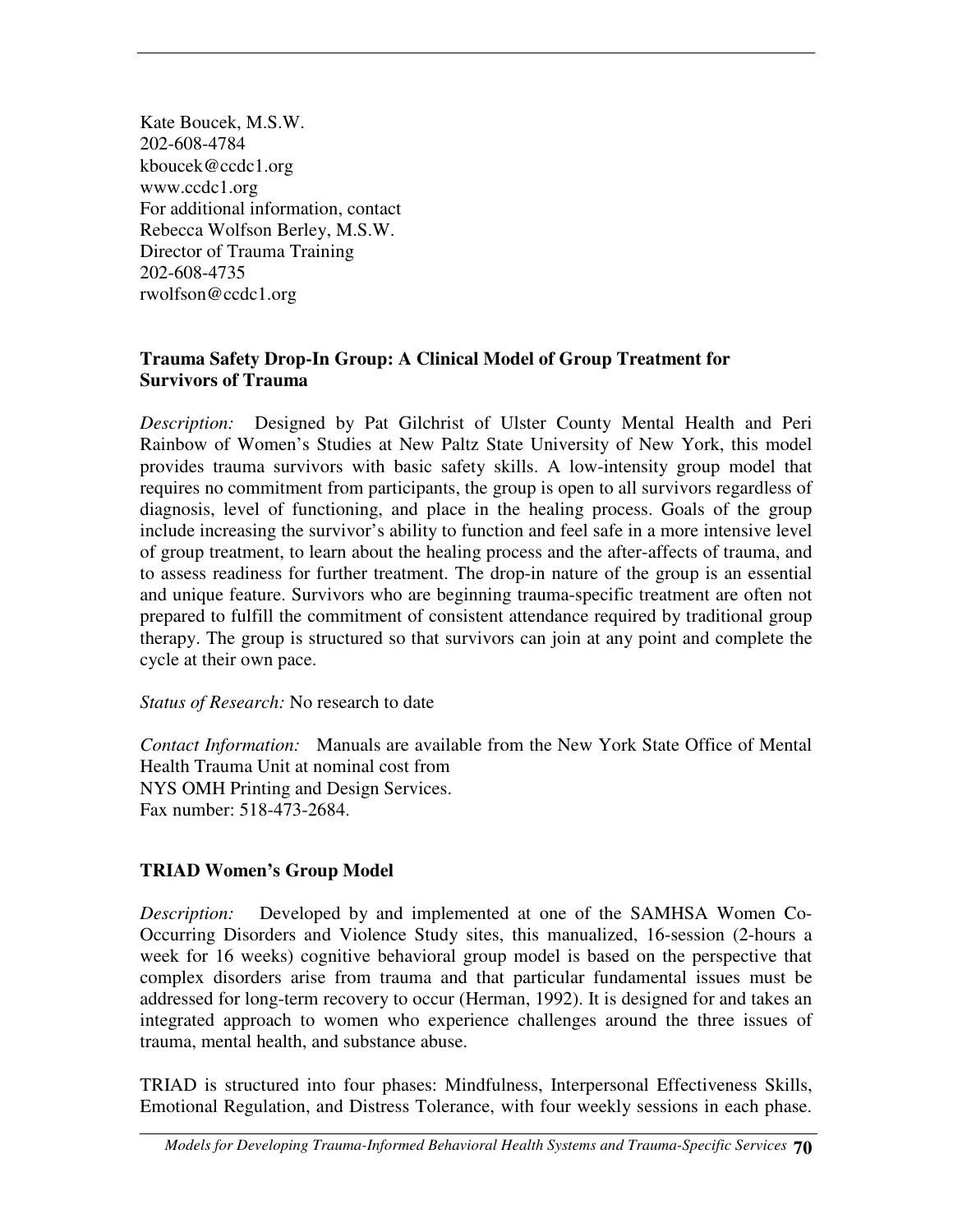Kate Boucek, M.S.W.
202-608-4784
kboucek@ccdc1.org
www.ccdc1.org
For additional information, contact
Rebecca Wolfson Berley, M.S.W.
Director of Trauma Training
202-608-4735
rwolfson@ccdc1.org

**Trauma Safety Drop-In Group: A Clinical Model of Group Treatment for Survivors of Trauma**

*Description:* Designed by Pat Gilchrist of Ulster County Mental Health and Peri Rainbow of Women's Studies at New Paltz State University of New York, this model provides trauma survivors with basic safety skills. A low-intensity group model that requires no commitment from participants, the group is open to all survivors regardless of diagnosis, level of functioning, and place in the healing process. Goals of the group include increasing the survivor's ability to function and feel safe in a more intensive level of group treatment, to learn about the healing process and the after-affects of trauma, and to assess readiness for further treatment. The drop-in nature of the group is an essential and unique feature. Survivors who are beginning trauma-specific treatment are often not prepared to fulfill the commitment of consistent attendance required by traditional group therapy. The group is structured so that survivors can join at any point and complete the cycle at their own pace.

*Status of Research:* No research to date

*Contact Information:* Manuals are available from the New York State Office of Mental Health Trauma Unit at nominal cost from
NYS OMH Printing and Design Services.
Fax number: 518-473-2684.

**TRIAD Women's Group Model**

*Description:* Developed by and implemented at one of the SAMHSA Women Co-Occurring Disorders and Violence Study sites, this manualized, 16-session (2-hours a week for 16 weeks) cognitive behavioral group model is based on the perspective that complex disorders arise from trauma and that particular fundamental issues must be addressed for long-term recovery to occur (Herman, 1992). It is designed for and takes an integrated approach to women who experience challenges around the three issues of trauma, mental health, and substance abuse.

TRIAD is structured into four phases: Mindfulness, Interpersonal Effectiveness Skills, Emotional Regulation, and Distress Tolerance, with four weekly sessions in each phase.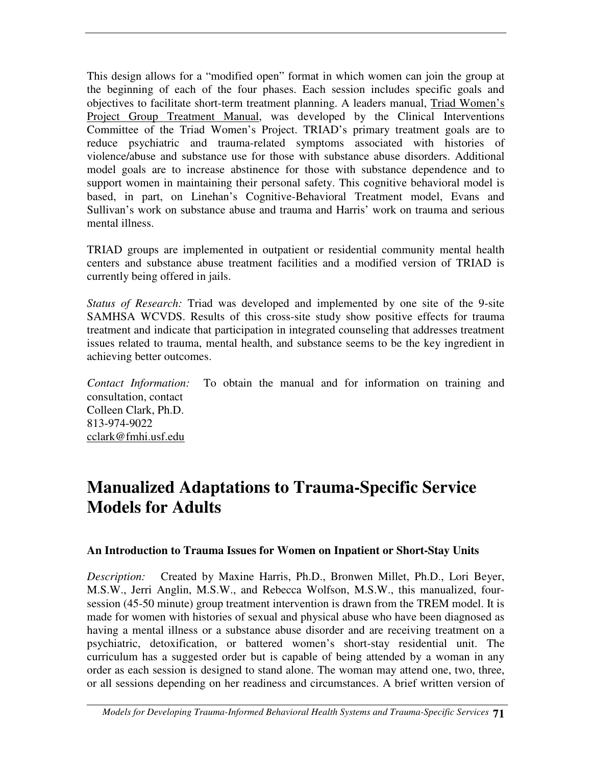This design allows for a "modified open" format in which women can join the group at the beginning of each of the four phases. Each session includes specific goals and objectives to facilitate short-term treatment planning. A leaders manual, Triad Women's Project Group Treatment Manual, was developed by the Clinical Interventions Committee of the Triad Women's Project. TRIAD's primary treatment goals are to reduce psychiatric and trauma-related symptoms associated with histories of violence/abuse and substance use for those with substance abuse disorders. Additional model goals are to increase abstinence for those with substance dependence and to support women in maintaining their personal safety. This cognitive behavioral model is based, in part, on Linehan's Cognitive-Behavioral Treatment model, Evans and Sullivan's work on substance abuse and trauma and Harris' work on trauma and serious mental illness.

TRIAD groups are implemented in outpatient or residential community mental health centers and substance abuse treatment facilities and a modified version of TRIAD is currently being offered in jails.

*Status of Research:* Triad was developed and implemented by one site of the 9-site SAMHSA WCVDS. Results of this cross-site study show positive effects for trauma treatment and indicate that participation in integrated counseling that addresses treatment issues related to trauma, mental health, and substance seems to be the key ingredient in achieving better outcomes.

*Contact Information:* To obtain the manual and for information on training and consultation, contact
Colleen Clark, Ph.D.
813-974-9022
cclark@fmhi.usf.edu

# Manualized Adaptations to Trauma-Specific Service Models for Adults

**An Introduction to Trauma Issues for Women on Inpatient or Short-Stay Units**

*Description:* Created by Maxine Harris, Ph.D., Bronwen Millet, Ph.D., Lori Beyer, M.S.W., Jerri Anglin, M.S.W., and Rebecca Wolfson, M.S.W., this manualized, four-session (45-50 minute) group treatment intervention is drawn from the TREM model. It is made for women with histories of sexual and physical abuse who have been diagnosed as having a mental illness or a substance abuse disorder and are receiving treatment on a psychiatric, detoxification, or battered women's short-stay residential unit. The curriculum has a suggested order but is capable of being attended by a woman in any order as each session is designed to stand alone. The woman may attend one, two, three, or all sessions depending on her readiness and circumstances. A brief written version of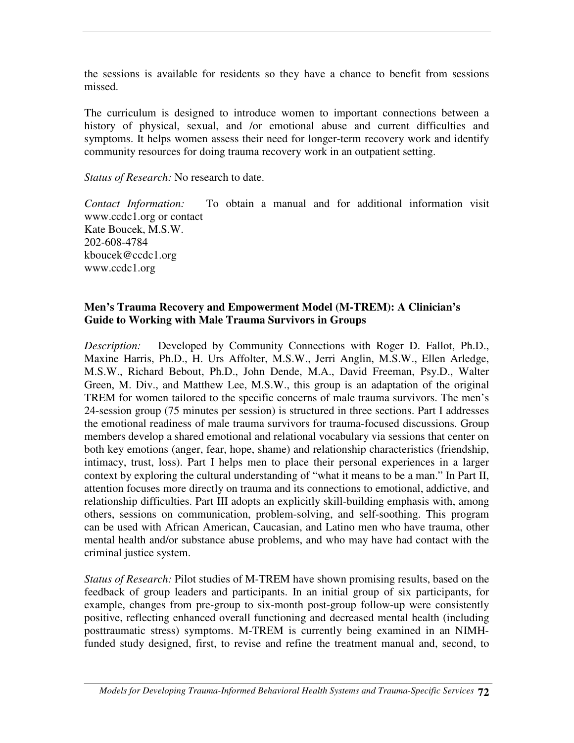the sessions is available for residents so they have a chance to benefit from sessions missed.

The curriculum is designed to introduce women to important connections between a history of physical, sexual, and /or emotional abuse and current difficulties and symptoms. It helps women assess their need for longer-term recovery work and identify community resources for doing trauma recovery work in an outpatient setting.

*Status of Research:* No research to date.

*Contact Information:* To obtain a manual and for additional information visit www.ccdc1.org or contact
Kate Boucek, M.S.W.
202-608-4784
kboucek@ccdc1.org
www.ccdc1.org

**Men's Trauma Recovery and Empowerment Model (M-TREM): A Clinician's Guide to Working with Male Trauma Survivors in Groups**

*Description:* Developed by Community Connections with Roger D. Fallot, Ph.D., Maxine Harris, Ph.D., H. Urs Affolter, M.S.W., Jerri Anglin, M.S.W., Ellen Arledge, M.S.W., Richard Bebout, Ph.D., John Dende, M.A., David Freeman, Psy.D., Walter Green, M. Div., and Matthew Lee, M.S.W., this group is an adaptation of the original TREM for women tailored to the specific concerns of male trauma survivors. The men's 24-session group (75 minutes per session) is structured in three sections. Part I addresses the emotional readiness of male trauma survivors for trauma-focused discussions. Group members develop a shared emotional and relational vocabulary via sessions that center on both key emotions (anger, fear, hope, shame) and relationship characteristics (friendship, intimacy, trust, loss). Part I helps men to place their personal experiences in a larger context by exploring the cultural understanding of "what it means to be a man." In Part II, attention focuses more directly on trauma and its connections to emotional, addictive, and relationship difficulties. Part III adopts an explicitly skill-building emphasis with, among others, sessions on communication, problem-solving, and self-soothing. This program can be used with African American, Caucasian, and Latino men who have trauma, other mental health and/or substance abuse problems, and who may have had contact with the criminal justice system.

*Status of Research:* Pilot studies of M-TREM have shown promising results, based on the feedback of group leaders and participants. In an initial group of six participants, for example, changes from pre-group to six-month post-group follow-up were consistently positive, reflecting enhanced overall functioning and decreased mental health (including posttraumatic stress) symptoms. M-TREM is currently being examined in an NIMH-funded study designed, first, to revise and refine the treatment manual and, second, to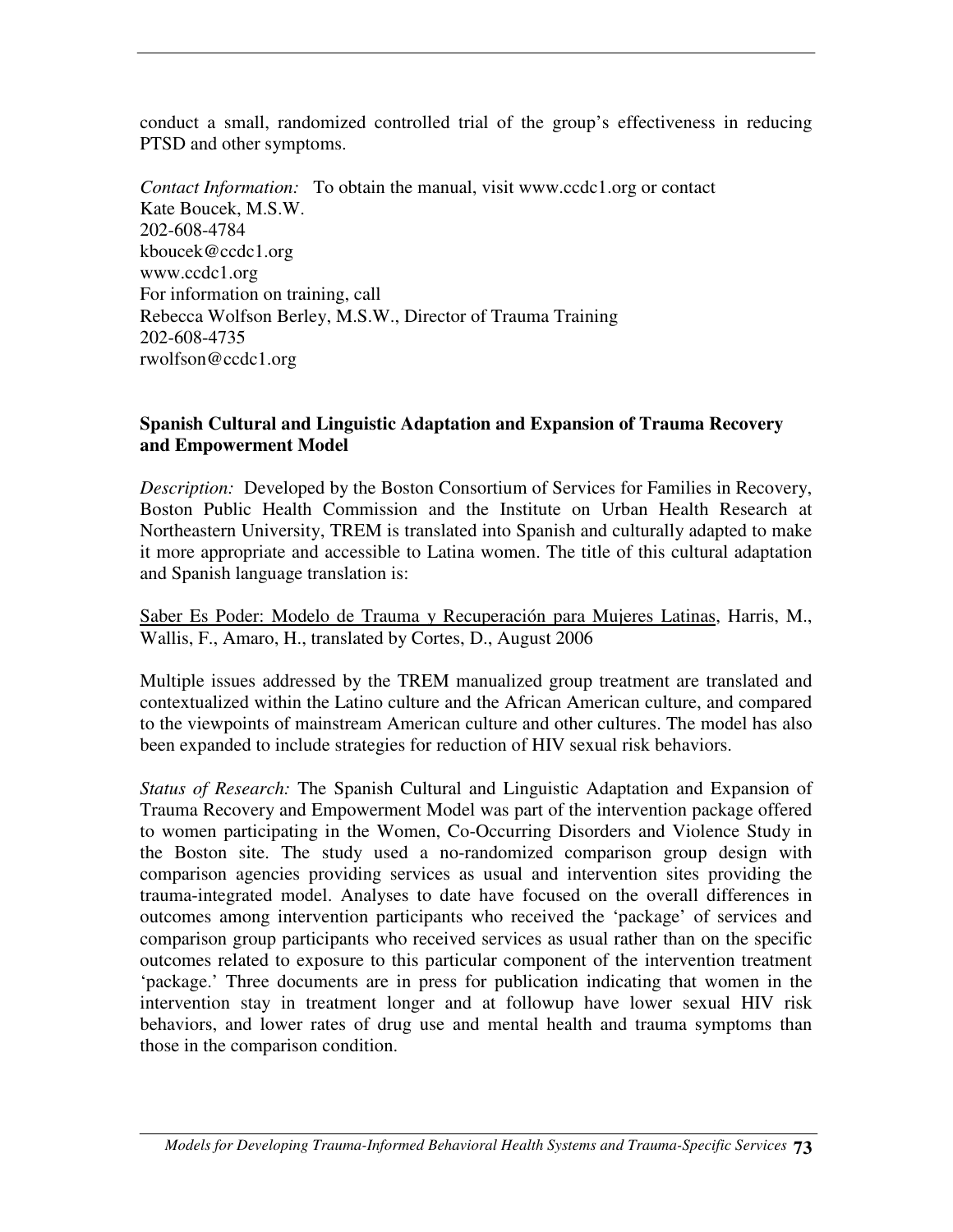conduct a small, randomized controlled trial of the group's effectiveness in reducing PTSD and other symptoms.

*Contact Information:* To obtain the manual, visit www.ccdc1.org or contact
Kate Boucek, M.S.W.
202-608-4784
kboucek@ccdc1.org
www.ccdc1.org
For information on training, call
Rebecca Wolfson Berley, M.S.W., Director of Trauma Training
202-608-4735
rwolfson@ccdc1.org

**Spanish Cultural and Linguistic Adaptation and Expansion of Trauma Recovery and Empowerment Model**

*Description:* Developed by the Boston Consortium of Services for Families in Recovery, Boston Public Health Commission and the Institute on Urban Health Research at Northeastern University, TREM is translated into Spanish and culturally adapted to make it more appropriate and accessible to Latina women. The title of this cultural adaptation and Spanish language translation is:

<u>Saber Es Poder: Modelo de Trauma y Recuperación para Mujeres Latinas</u>, Harris, M., Wallis, F., Amaro, H., translated by Cortes, D., August 2006

Multiple issues addressed by the TREM manualized group treatment are translated and contextualized within the Latino culture and the African American culture, and compared to the viewpoints of mainstream American culture and other cultures. The model has also been expanded to include strategies for reduction of HIV sexual risk behaviors.

*Status of Research:* The Spanish Cultural and Linguistic Adaptation and Expansion of Trauma Recovery and Empowerment Model was part of the intervention package offered to women participating in the Women, Co-Occurring Disorders and Violence Study in the Boston site. The study used a no-randomized comparison group design with comparison agencies providing services as usual and intervention sites providing the trauma-integrated model. Analyses to date have focused on the overall differences in outcomes among intervention participants who received the 'package' of services and comparison group participants who received services as usual rather than on the specific outcomes related to exposure to this particular component of the intervention treatment 'package.' Three documents are in press for publication indicating that women in the intervention stay in treatment longer and at followup have lower sexual HIV risk behaviors, and lower rates of drug use and mental health and trauma symptoms than those in the comparison condition.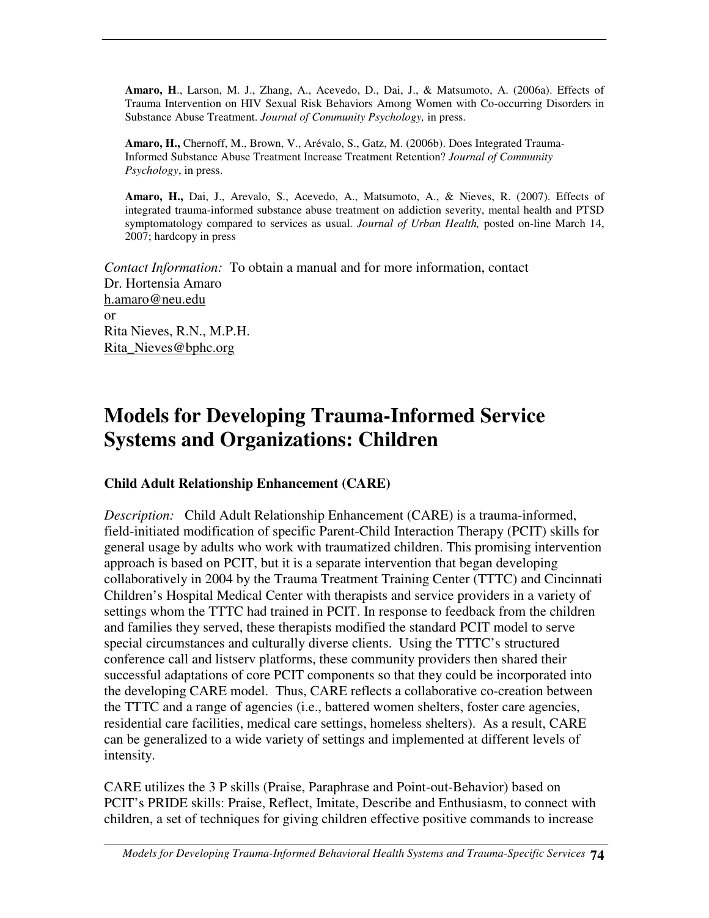**Amaro, H**., Larson, M. J., Zhang, A., Acevedo, D., Dai, J., & Matsumoto, A. (2006a). Effects of Trauma Intervention on HIV Sexual Risk Behaviors Among Women with Co-occurring Disorders in Substance Abuse Treatment. *Journal of Community Psychology,* in press.

**Amaro, H.,** Chernoff, M., Brown, V., Arévalo, S., Gatz, M. (2006b). Does Integrated Trauma-Informed Substance Abuse Treatment Increase Treatment Retention? *Journal of Community Psychology*, in press.

**Amaro, H.,** Dai, J., Arevalo, S., Acevedo, A., Matsumoto, A., & Nieves, R. (2007). Effects of integrated trauma-informed substance abuse treatment on addiction severity, mental health and PTSD symptomatology compared to services as usual. *Journal of Urban Health,* posted on-line March 14, 2007; hardcopy in press

*Contact Information:* To obtain a manual and for more information, contact
Dr. Hortensia Amaro
h.amaro@neu.edu
or
Rita Nieves, R.N., M.P.H.
Rita_Nieves@bphc.org

# Models for Developing Trauma-Informed Service Systems and Organizations: Children

### Child Adult Relationship Enhancement (CARE)

*Description:* Child Adult Relationship Enhancement (CARE) is a trauma-informed, field-initiated modification of specific Parent-Child Interaction Therapy (PCIT) skills for general usage by adults who work with traumatized children. This promising intervention approach is based on PCIT, but it is a separate intervention that began developing collaboratively in 2004 by the Trauma Treatment Training Center (TTTC) and Cincinnati Children's Hospital Medical Center with therapists and service providers in a variety of settings whom the TTTC had trained in PCIT. In response to feedback from the children and families they served, these therapists modified the standard PCIT model to serve special circumstances and culturally diverse clients. Using the TTTC's structured conference call and listserv platforms, these community providers then shared their successful adaptations of core PCIT components so that they could be incorporated into the developing CARE model. Thus, CARE reflects a collaborative co-creation between the TTTC and a range of agencies (i.e., battered women shelters, foster care agencies, residential care facilities, medical care settings, homeless shelters). As a result, CARE can be generalized to a wide variety of settings and implemented at different levels of intensity.

CARE utilizes the 3 P skills (Praise, Paraphrase and Point-out-Behavior) based on PCIT's PRIDE skills: Praise, Reflect, Imitate, Describe and Enthusiasm, to connect with children, a set of techniques for giving children effective positive commands to increase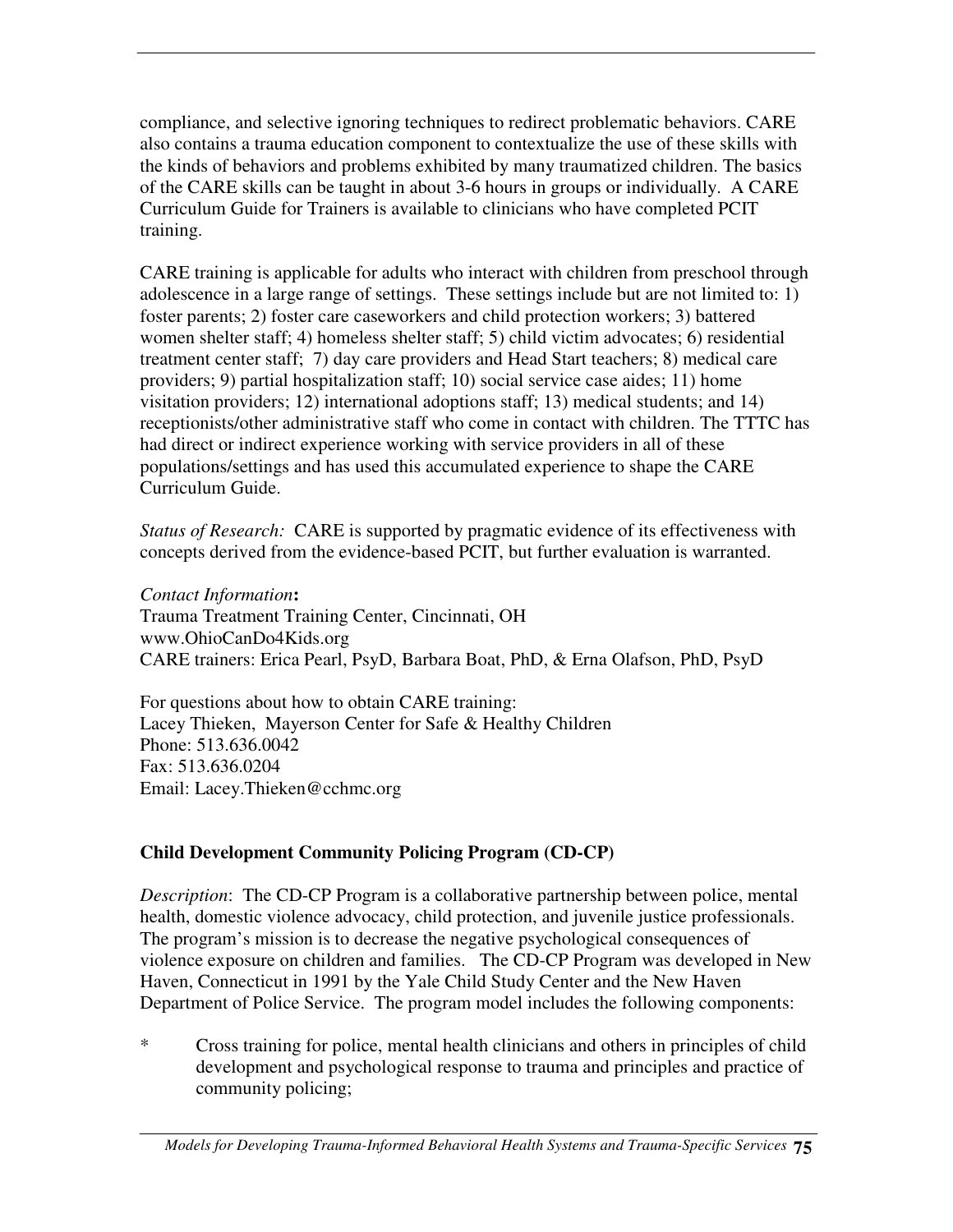compliance, and selective ignoring techniques to redirect problematic behaviors. CARE also contains a trauma education component to contextualize the use of these skills with the kinds of behaviors and problems exhibited by many traumatized children. The basics of the CARE skills can be taught in about 3-6 hours in groups or individually. A CARE Curriculum Guide for Trainers is available to clinicians who have completed PCIT training.

CARE training is applicable for adults who interact with children from preschool through adolescence in a large range of settings. These settings include but are not limited to: 1) foster parents; 2) foster care caseworkers and child protection workers; 3) battered women shelter staff; 4) homeless shelter staff; 5) child victim advocates; 6) residential treatment center staff; 7) day care providers and Head Start teachers; 8) medical care providers; 9) partial hospitalization staff; 10) social service case aides; 11) home visitation providers; 12) international adoptions staff; 13) medical students; and 14) receptionists/other administrative staff who come in contact with children. The TTTC has had direct or indirect experience working with service providers in all of these populations/settings and has used this accumulated experience to shape the CARE Curriculum Guide.

*Status of Research:* CARE is supported by pragmatic evidence of its effectiveness with concepts derived from the evidence-based PCIT, but further evaluation is warranted.

*Contact Information***:**
Trauma Treatment Training Center, Cincinnati, OH
www.OhioCanDo4Kids.org
CARE trainers: Erica Pearl, PsyD, Barbara Boat, PhD, & Erna Olafson, PhD, PsyD

For questions about how to obtain CARE training:
Lacey Thieken, Mayerson Center for Safe & Healthy Children
Phone: 513.636.0042
Fax: 513.636.0204
Email: Lacey.Thieken@cchmc.org

**Child Development Community Policing Program (CD-CP)**

*Description*: The CD-CP Program is a collaborative partnership between police, mental health, domestic violence advocacy, child protection, and juvenile justice professionals. The program's mission is to decrease the negative psychological consequences of violence exposure on children and families. The CD-CP Program was developed in New Haven, Connecticut in 1991 by the Yale Child Study Center and the New Haven Department of Police Service. The program model includes the following components:

* Cross training for police, mental health clinicians and others in principles of child development and psychological response to trauma and principles and practice of community policing;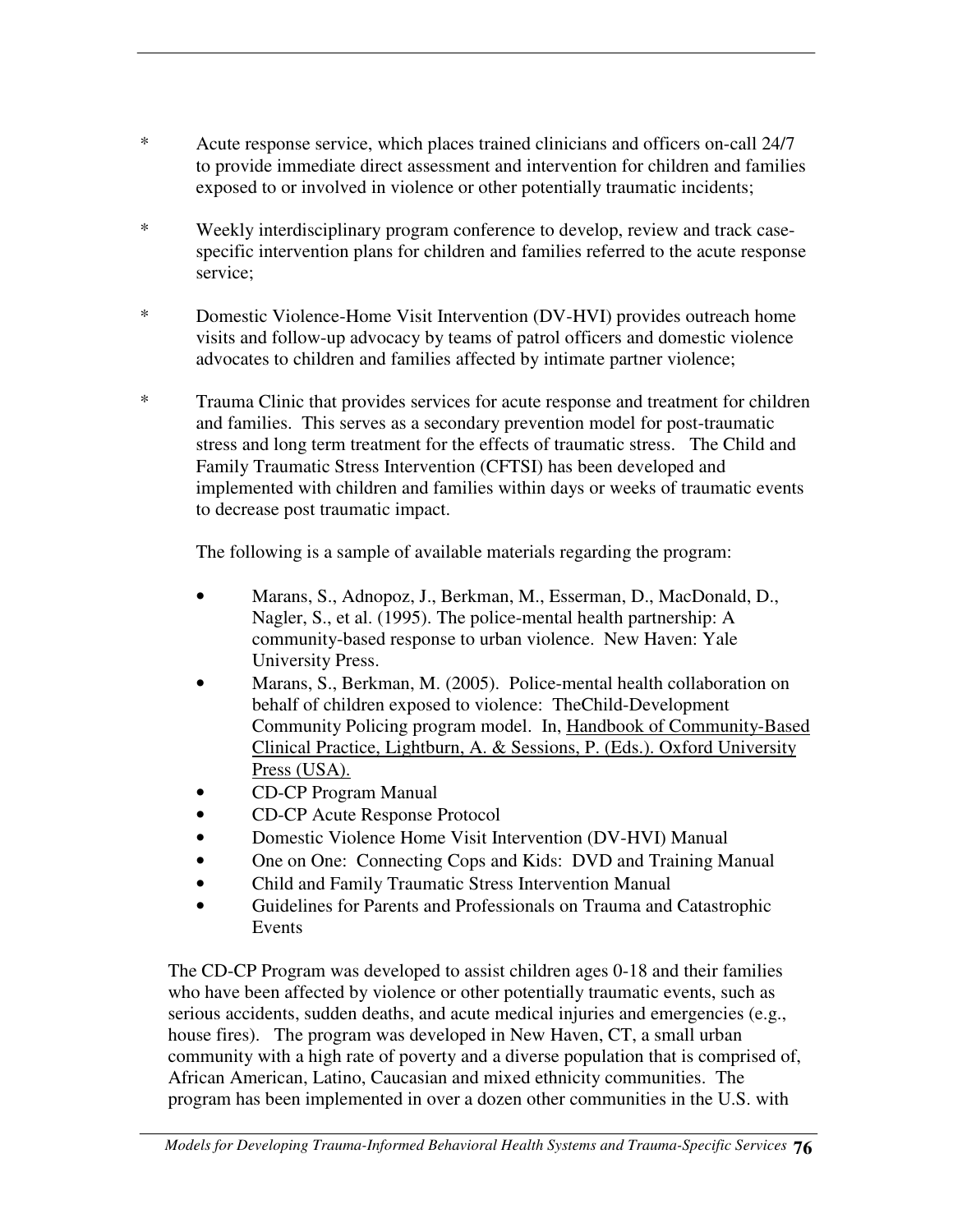* Acute response service, which places trained clinicians and officers on-call 24/7 to provide immediate direct assessment and intervention for children and families exposed to or involved in violence or other potentially traumatic incidents;

* Weekly interdisciplinary program conference to develop, review and track case-specific intervention plans for children and families referred to the acute response service;

* Domestic Violence-Home Visit Intervention (DV-HVI) provides outreach home visits and follow-up advocacy by teams of patrol officers and domestic violence advocates to children and families affected by intimate partner violence;

* Trauma Clinic that provides services for acute response and treatment for children and families. This serves as a secondary prevention model for post-traumatic stress and long term treatment for the effects of traumatic stress. The Child and Family Traumatic Stress Intervention (CFTSI) has been developed and implemented with children and families within days or weeks of traumatic events to decrease post traumatic impact.

  The following is a sample of available materials regarding the program:

  - Marans, S., Adnopoz, J., Berkman, M., Esserman, D., MacDonald, D., Nagler, S., et al. (1995). The police-mental health partnership: A community-based response to urban violence. New Haven: Yale University Press.
  - Marans, S., Berkman, M. (2005). Police-mental health collaboration on behalf of children exposed to violence: TheChild-Development Community Policing program model. In, <u>Handbook of Community-Based Clinical Practice, Lightburn, A. & Sessions, P. (Eds.). Oxford University Press (USA).</u>
  - CD-CP Program Manual
  - CD-CP Acute Response Protocol
  - Domestic Violence Home Visit Intervention (DV-HVI) Manual
  - One on One: Connecting Cops and Kids: DVD and Training Manual
  - Child and Family Traumatic Stress Intervention Manual
  - Guidelines for Parents and Professionals on Trauma and Catastrophic Events

The CD-CP Program was developed to assist children ages 0-18 and their families who have been affected by violence or other potentially traumatic events, such as serious accidents, sudden deaths, and acute medical injuries and emergencies (e.g., house fires). The program was developed in New Haven, CT, a small urban community with a high rate of poverty and a diverse population that is comprised of, African American, Latino, Caucasian and mixed ethnicity communities. The program has been implemented in over a dozen other communities in the U.S. with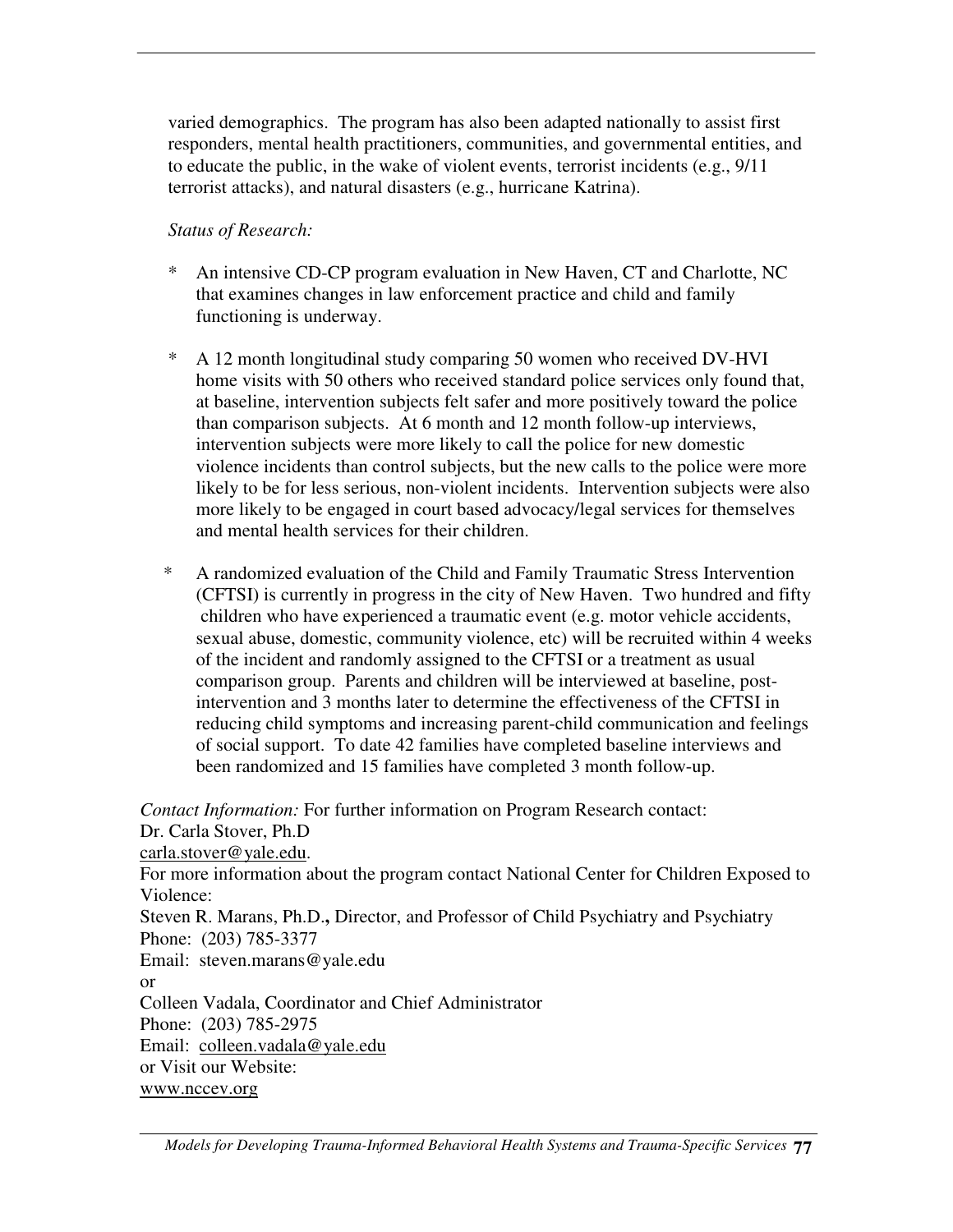varied demographics. The program has also been adapted nationally to assist first responders, mental health practitioners, communities, and governmental entities, and to educate the public, in the wake of violent events, terrorist incidents (e.g., 9/11 terrorist attacks), and natural disasters (e.g., hurricane Katrina).

*Status of Research:*

- An intensive CD-CP program evaluation in New Haven, CT and Charlotte, NC that examines changes in law enforcement practice and child and family functioning is underway.

- A 12 month longitudinal study comparing 50 women who received DV-HVI home visits with 50 others who received standard police services only found that, at baseline, intervention subjects felt safer and more positively toward the police than comparison subjects. At 6 month and 12 month follow-up interviews, intervention subjects were more likely to call the police for new domestic violence incidents than control subjects, but the new calls to the police were more likely to be for less serious, non-violent incidents. Intervention subjects were also more likely to be engaged in court based advocacy/legal services for themselves and mental health services for their children.

- A randomized evaluation of the Child and Family Traumatic Stress Intervention (CFTSI) is currently in progress in the city of New Haven. Two hundred and fifty children who have experienced a traumatic event (e.g. motor vehicle accidents, sexual abuse, domestic, community violence, etc) will be recruited within 4 weeks of the incident and randomly assigned to the CFTSI or a treatment as usual comparison group. Parents and children will be interviewed at baseline, post-intervention and 3 months later to determine the effectiveness of the CFTSI in reducing child symptoms and increasing parent-child communication and feelings of social support. To date 42 families have completed baseline interviews and been randomized and 15 families have completed 3 month follow-up.

*Contact Information:* For further information on Program Research contact:
Dr. Carla Stover, Ph.D
carla.stover@yale.edu.
For more information about the program contact National Center for Children Exposed to Violence:
Steven R. Marans, Ph.D.**,** Director, and Professor of Child Psychiatry and Psychiatry
Phone: (203) 785-3377
Email: steven.marans@yale.edu
or
Colleen Vadala, Coordinator and Chief Administrator
Phone: (203) 785-2975
Email: colleen.vadala@yale.edu
or Visit our Website:
www.nccev.org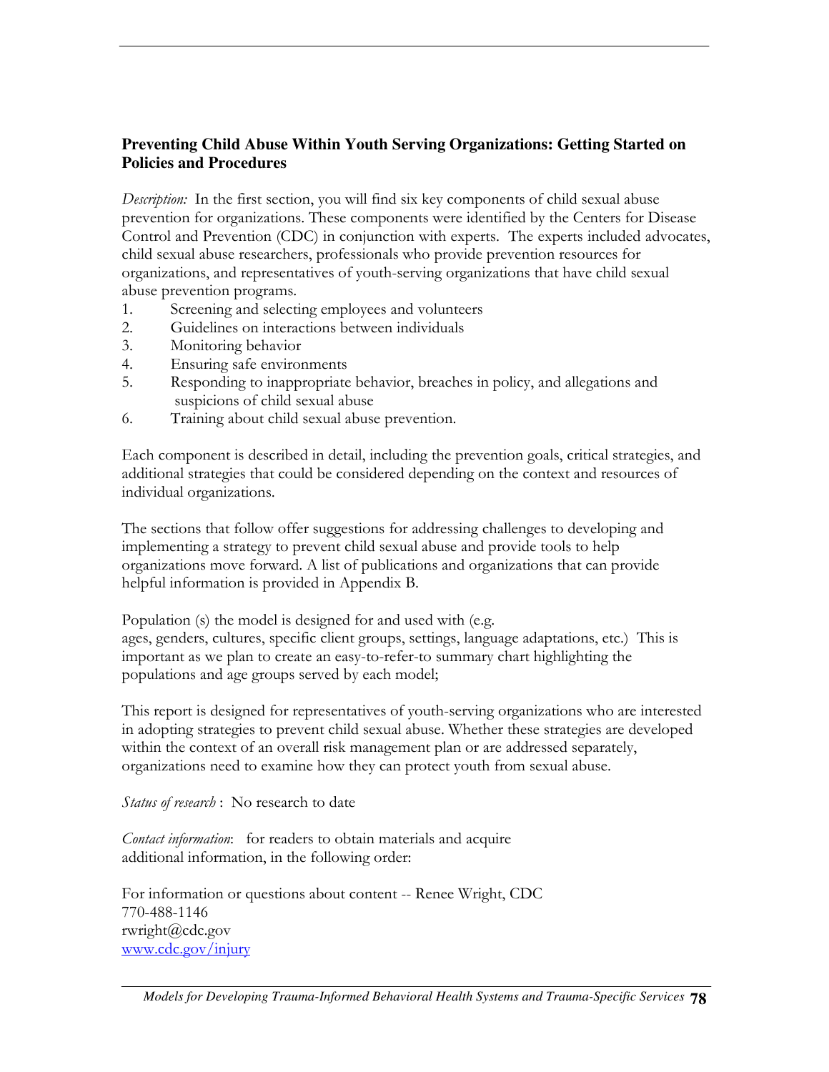**Preventing Child Abuse Within Youth Serving Organizations: Getting Started on Policies and Procedures**

*Description:* In the first section, you will find six key components of child sexual abuse prevention for organizations. These components were identified by the Centers for Disease Control and Prevention (CDC) in conjunction with experts. The experts included advocates, child sexual abuse researchers, professionals who provide prevention resources for organizations, and representatives of youth-serving organizations that have child sexual abuse prevention programs.

1. Screening and selecting employees and volunteers
2. Guidelines on interactions between individuals
3. Monitoring behavior
4. Ensuring safe environments
5. Responding to inappropriate behavior, breaches in policy, and allegations and suspicions of child sexual abuse
6. Training about child sexual abuse prevention.

Each component is described in detail, including the prevention goals, critical strategies, and additional strategies that could be considered depending on the context and resources of individual organizations.

The sections that follow offer suggestions for addressing challenges to developing and implementing a strategy to prevent child sexual abuse and provide tools to help organizations move forward. A list of publications and organizations that can provide helpful information is provided in Appendix B.

Population (s) the model is designed for and used with (e.g. ages, genders, cultures, specific client groups, settings, language adaptations, etc.) This is important as we plan to create an easy-to-refer-to summary chart highlighting the populations and age groups served by each model;

This report is designed for representatives of youth-serving organizations who are interested in adopting strategies to prevent child sexual abuse. Whether these strategies are developed within the context of an overall risk management plan or are addressed separately, organizations need to examine how they can protect youth from sexual abuse.

*Status of research* : No research to date

*Contact information*: for readers to obtain materials and acquire additional information, in the following order:

For information or questions about content -- Renee Wright, CDC
770-488-1146
rwright@cdc.gov
www.cdc.gov/injury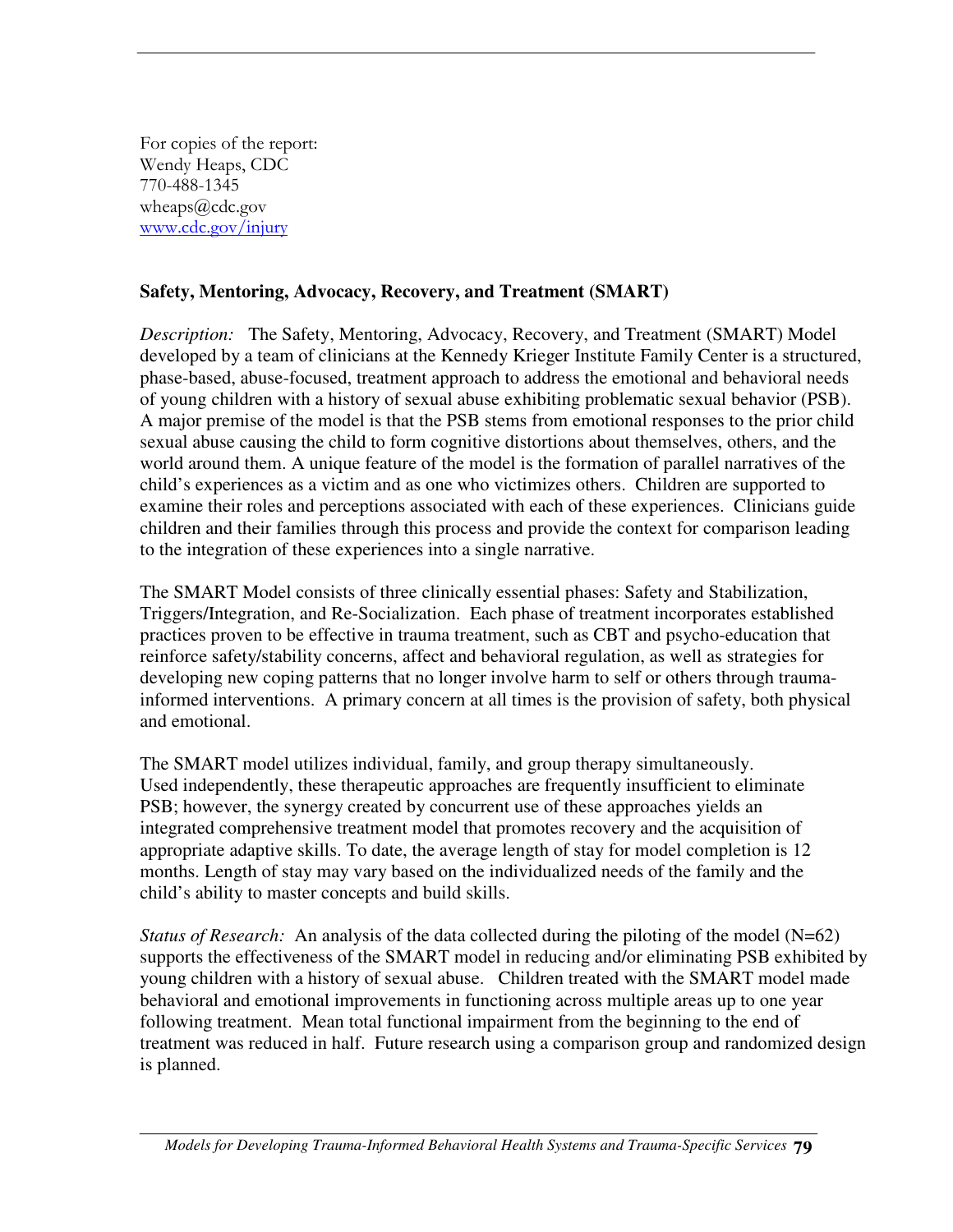For copies of the report:
Wendy Heaps, CDC
770-488-1345
wheaps@cdc.gov
[www.cdc.gov/injury](http://www.cdc.gov/injury)

**Safety, Mentoring, Advocacy, Recovery, and Treatment (SMART)**

*Description:* The Safety, Mentoring, Advocacy, Recovery, and Treatment (SMART) Model developed by a team of clinicians at the Kennedy Krieger Institute Family Center is a structured, phase-based, abuse-focused, treatment approach to address the emotional and behavioral needs of young children with a history of sexual abuse exhibiting problematic sexual behavior (PSB). A major premise of the model is that the PSB stems from emotional responses to the prior child sexual abuse causing the child to form cognitive distortions about themselves, others, and the world around them. A unique feature of the model is the formation of parallel narratives of the child's experiences as a victim and as one who victimizes others. Children are supported to examine their roles and perceptions associated with each of these experiences. Clinicians guide children and their families through this process and provide the context for comparison leading to the integration of these experiences into a single narrative.

The SMART Model consists of three clinically essential phases: Safety and Stabilization, Triggers/Integration, and Re-Socialization. Each phase of treatment incorporates established practices proven to be effective in trauma treatment, such as CBT and psycho-education that reinforce safety/stability concerns, affect and behavioral regulation, as well as strategies for developing new coping patterns that no longer involve harm to self or others through trauma-informed interventions. A primary concern at all times is the provision of safety, both physical and emotional.

The SMART model utilizes individual, family, and group therapy simultaneously. Used independently, these therapeutic approaches are frequently insufficient to eliminate PSB; however, the synergy created by concurrent use of these approaches yields an integrated comprehensive treatment model that promotes recovery and the acquisition of appropriate adaptive skills. To date, the average length of stay for model completion is 12 months. Length of stay may vary based on the individualized needs of the family and the child's ability to master concepts and build skills.

*Status of Research:* An analysis of the data collected during the piloting of the model (N=62) supports the effectiveness of the SMART model in reducing and/or eliminating PSB exhibited by young children with a history of sexual abuse. Children treated with the SMART model made behavioral and emotional improvements in functioning across multiple areas up to one year following treatment. Mean total functional impairment from the beginning to the end of treatment was reduced in half. Future research using a comparison group and randomized design is planned.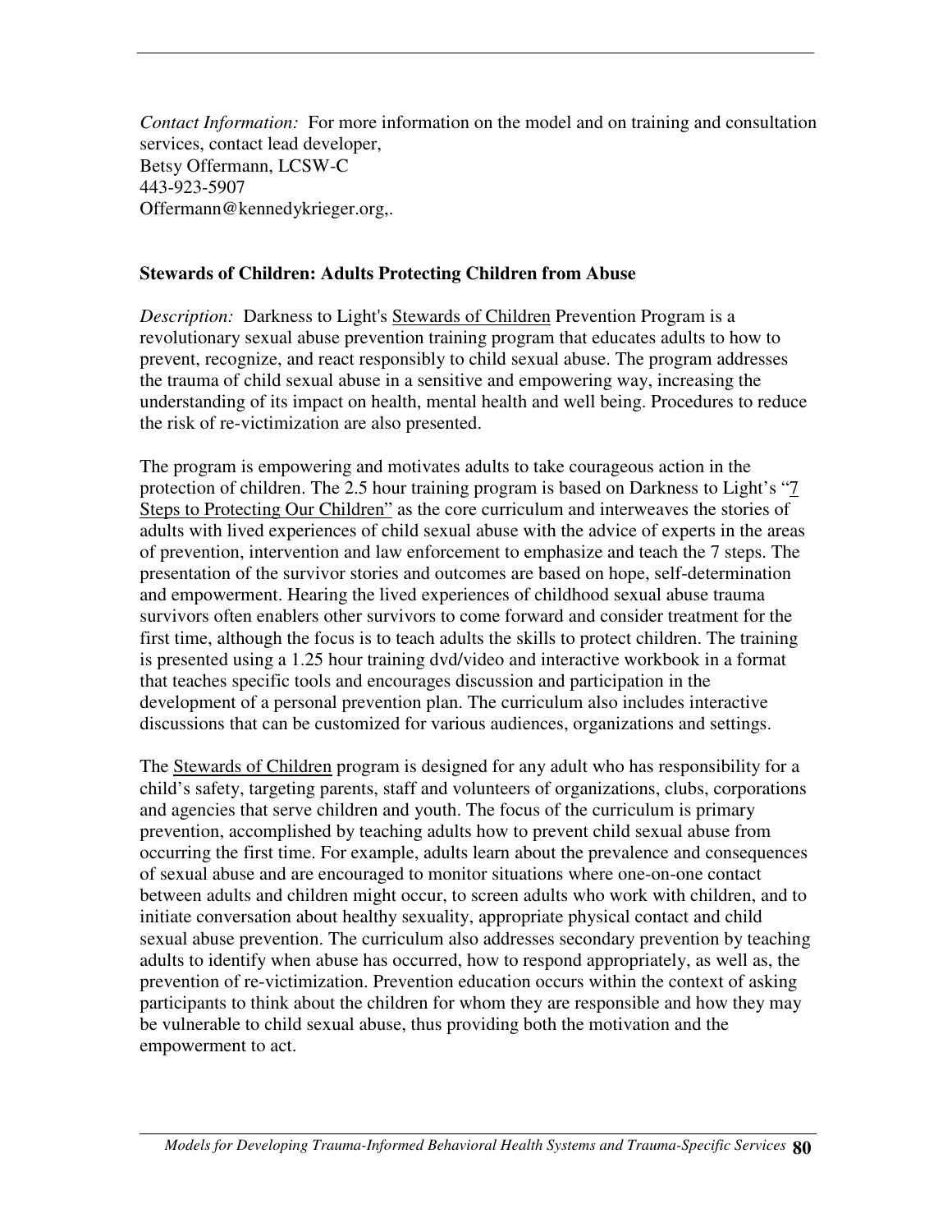*Contact Information:* For more information on the model and on training and consultation services, contact lead developer,
Betsy Offermann, LCSW-C
443-923-5907
Offermann@kennedykrieger.org,.

**Stewards of Children: Adults Protecting Children from Abuse**

*Description:* Darkness to Light's Stewards of Children Prevention Program is a revolutionary sexual abuse prevention training program that educates adults to how to prevent, recognize, and react responsibly to child sexual abuse. The program addresses the trauma of child sexual abuse in a sensitive and empowering way, increasing the understanding of its impact on health, mental health and well being. Procedures to reduce the risk of re-victimization are also presented.

The program is empowering and motivates adults to take courageous action in the protection of children. The 2.5 hour training program is based on Darkness to Light's "7 Steps to Protecting Our Children" as the core curriculum and interweaves the stories of adults with lived experiences of child sexual abuse with the advice of experts in the areas of prevention, intervention and law enforcement to emphasize and teach the 7 steps. The presentation of the survivor stories and outcomes are based on hope, self-determination and empowerment. Hearing the lived experiences of childhood sexual abuse trauma survivors often enablers other survivors to come forward and consider treatment for the first time, although the focus is to teach adults the skills to protect children. The training is presented using a 1.25 hour training dvd/video and interactive workbook in a format that teaches specific tools and encourages discussion and participation in the development of a personal prevention plan. The curriculum also includes interactive discussions that can be customized for various audiences, organizations and settings.

The Stewards of Children program is designed for any adult who has responsibility for a child's safety, targeting parents, staff and volunteers of organizations, clubs, corporations and agencies that serve children and youth. The focus of the curriculum is primary prevention, accomplished by teaching adults how to prevent child sexual abuse from occurring the first time. For example, adults learn about the prevalence and consequences of sexual abuse and are encouraged to monitor situations where one-on-one contact between adults and children might occur, to screen adults who work with children, and to initiate conversation about healthy sexuality, appropriate physical contact and child sexual abuse prevention. The curriculum also addresses secondary prevention by teaching adults to identify when abuse has occurred, how to respond appropriately, as well as, the prevention of re-victimization. Prevention education occurs within the context of asking participants to think about the children for whom they are responsible and how they may be vulnerable to child sexual abuse, thus providing both the motivation and the empowerment to act.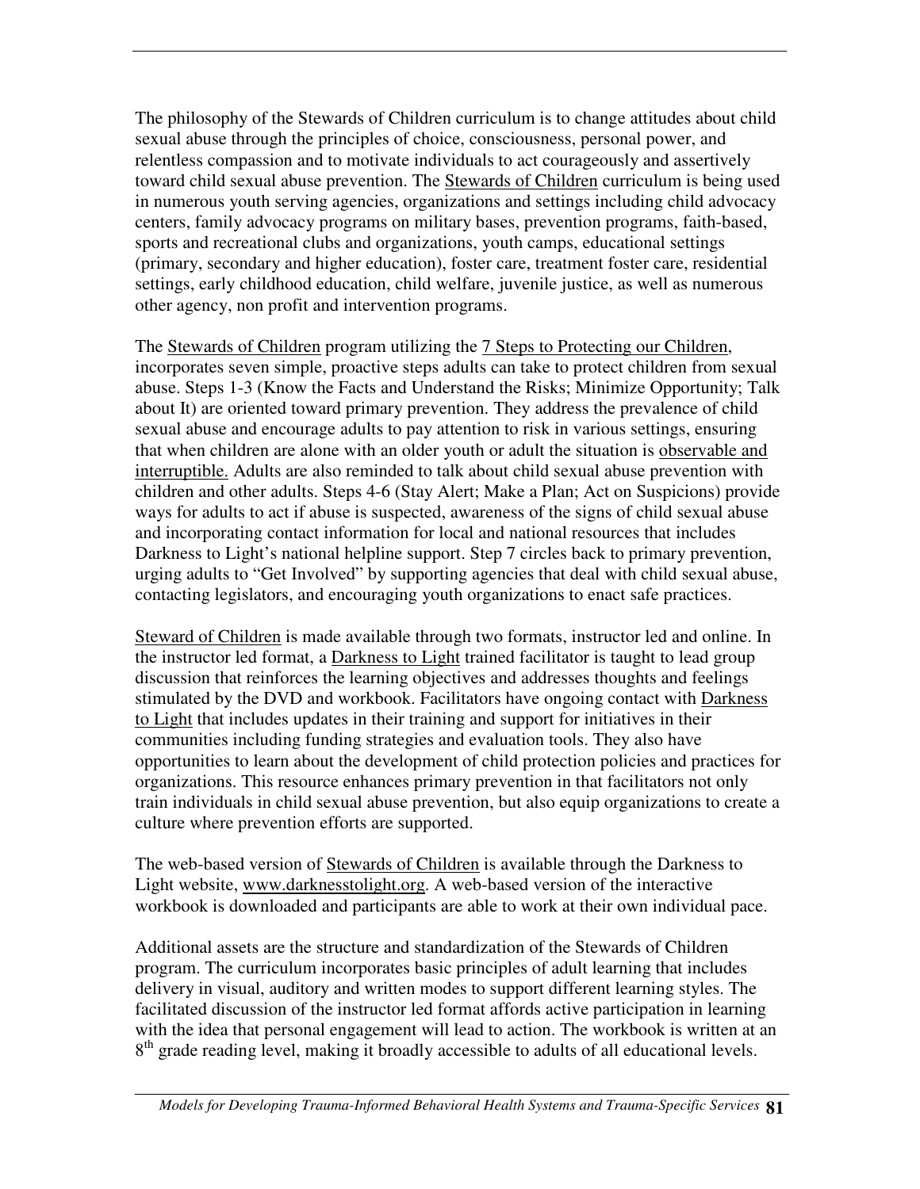The philosophy of the Stewards of Children curriculum is to change attitudes about child sexual abuse through the principles of choice, consciousness, personal power, and relentless compassion and to motivate individuals to act courageously and assertively toward child sexual abuse prevention. The Stewards of Children curriculum is being used in numerous youth serving agencies, organizations and settings including child advocacy centers, family advocacy programs on military bases, prevention programs, faith-based, sports and recreational clubs and organizations, youth camps, educational settings (primary, secondary and higher education), foster care, treatment foster care, residential settings, early childhood education, child welfare, juvenile justice, as well as numerous other agency, non profit and intervention programs.

The Stewards of Children program utilizing the 7 Steps to Protecting our Children, incorporates seven simple, proactive steps adults can take to protect children from sexual abuse. Steps 1-3 (Know the Facts and Understand the Risks; Minimize Opportunity; Talk about It) are oriented toward primary prevention. They address the prevalence of child sexual abuse and encourage adults to pay attention to risk in various settings, ensuring that when children are alone with an older youth or adult the situation is observable and interruptible. Adults are also reminded to talk about child sexual abuse prevention with children and other adults. Steps 4-6 (Stay Alert; Make a Plan; Act on Suspicions) provide ways for adults to act if abuse is suspected, awareness of the signs of child sexual abuse and incorporating contact information for local and national resources that includes Darkness to Light's national helpline support. Step 7 circles back to primary prevention, urging adults to "Get Involved" by supporting agencies that deal with child sexual abuse, contacting legislators, and encouraging youth organizations to enact safe practices.

Steward of Children is made available through two formats, instructor led and online. In the instructor led format, a Darkness to Light trained facilitator is taught to lead group discussion that reinforces the learning objectives and addresses thoughts and feelings stimulated by the DVD and workbook. Facilitators have ongoing contact with Darkness to Light that includes updates in their training and support for initiatives in their communities including funding strategies and evaluation tools. They also have opportunities to learn about the development of child protection policies and practices for organizations. This resource enhances primary prevention in that facilitators not only train individuals in child sexual abuse prevention, but also equip organizations to create a culture where prevention efforts are supported.

The web-based version of Stewards of Children is available through the Darkness to Light website, www.darknesstolight.org. A web-based version of the interactive workbook is downloaded and participants are able to work at their own individual pace.

Additional assets are the structure and standardization of the Stewards of Children program. The curriculum incorporates basic principles of adult learning that includes delivery in visual, auditory and written modes to support different learning styles. The facilitated discussion of the instructor led format affords active participation in learning with the idea that personal engagement will lead to action. The workbook is written at an 8th grade reading level, making it broadly accessible to adults of all educational levels.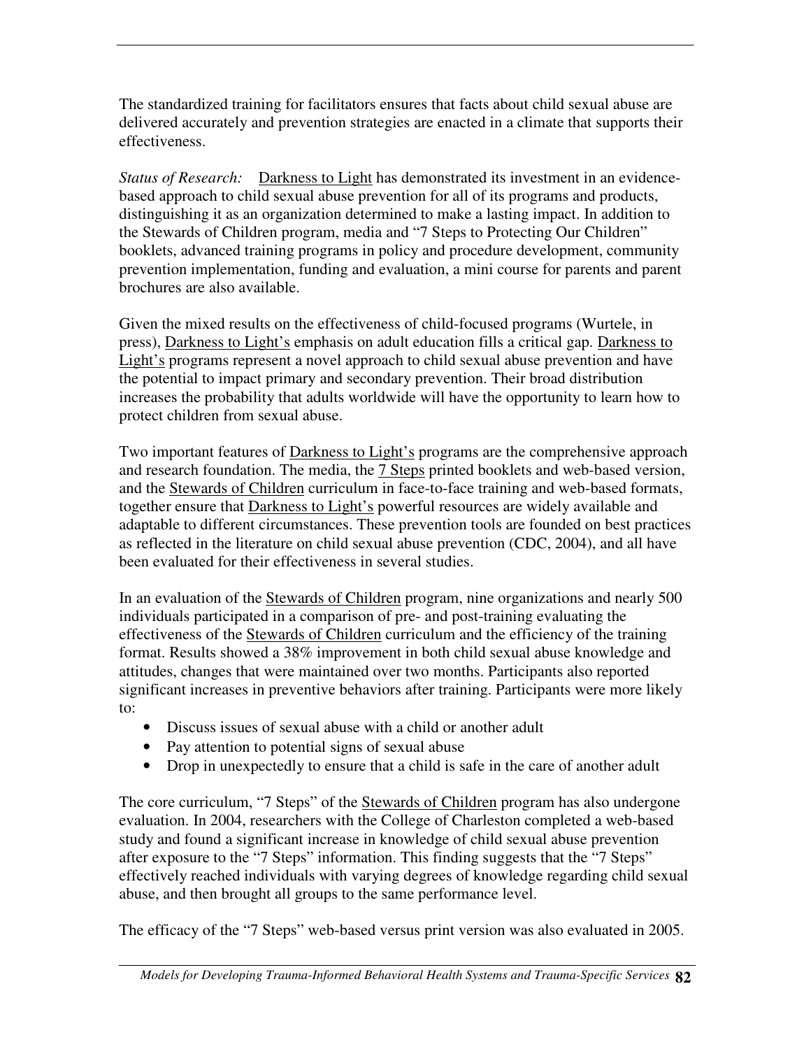The standardized training for facilitators ensures that facts about child sexual abuse are delivered accurately and prevention strategies are enacted in a climate that supports their effectiveness.

*Status of Research:* Darkness to Light has demonstrated its investment in an evidence-based approach to child sexual abuse prevention for all of its programs and products, distinguishing it as an organization determined to make a lasting impact. In addition to the Stewards of Children program, media and "7 Steps to Protecting Our Children" booklets, advanced training programs in policy and procedure development, community prevention implementation, funding and evaluation, a mini course for parents and parent brochures are also available.

Given the mixed results on the effectiveness of child-focused programs (Wurtele, in press), Darkness to Light's emphasis on adult education fills a critical gap. Darkness to Light's programs represent a novel approach to child sexual abuse prevention and have the potential to impact primary and secondary prevention. Their broad distribution increases the probability that adults worldwide will have the opportunity to learn how to protect children from sexual abuse.

Two important features of Darkness to Light's programs are the comprehensive approach and research foundation. The media, the 7 Steps printed booklets and web-based version, and the Stewards of Children curriculum in face-to-face training and web-based formats, together ensure that Darkness to Light's powerful resources are widely available and adaptable to different circumstances. These prevention tools are founded on best practices as reflected in the literature on child sexual abuse prevention (CDC, 2004), and all have been evaluated for their effectiveness in several studies.

In an evaluation of the Stewards of Children program, nine organizations and nearly 500 individuals participated in a comparison of pre- and post-training evaluating the effectiveness of the Stewards of Children curriculum and the efficiency of the training format. Results showed a 38% improvement in both child sexual abuse knowledge and attitudes, changes that were maintained over two months. Participants also reported significant increases in preventive behaviors after training. Participants were more likely to:

- Discuss issues of sexual abuse with a child or another adult
- Pay attention to potential signs of sexual abuse
- Drop in unexpectedly to ensure that a child is safe in the care of another adult

The core curriculum, "7 Steps" of the Stewards of Children program has also undergone evaluation. In 2004, researchers with the College of Charleston completed a web-based study and found a significant increase in knowledge of child sexual abuse prevention after exposure to the "7 Steps" information. This finding suggests that the "7 Steps" effectively reached individuals with varying degrees of knowledge regarding child sexual abuse, and then brought all groups to the same performance level.

The efficacy of the "7 Steps" web-based versus print version was also evaluated in 2005.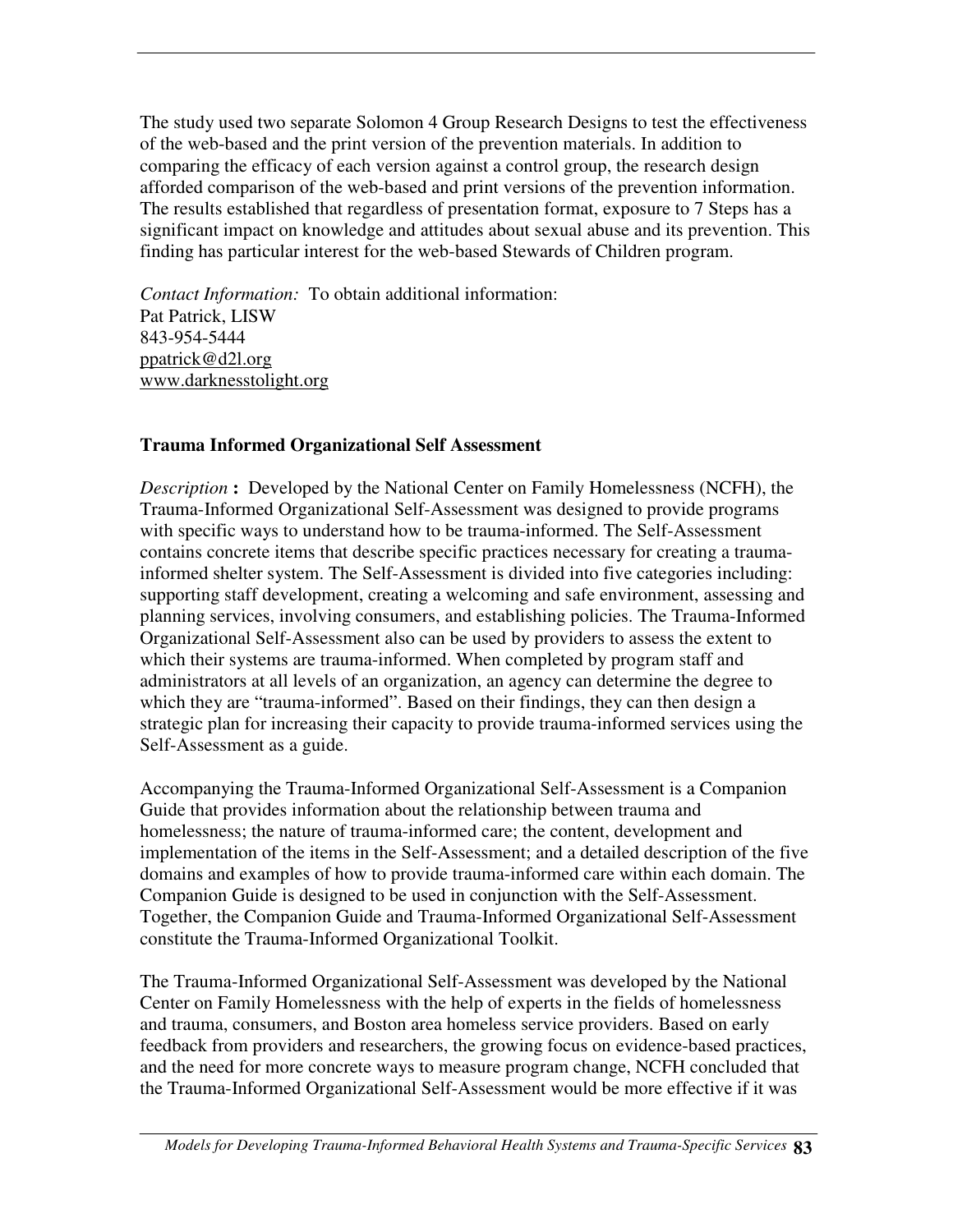The study used two separate Solomon 4 Group Research Designs to test the effectiveness of the web-based and the print version of the prevention materials. In addition to comparing the efficacy of each version against a control group, the research design afforded comparison of the web-based and print versions of the prevention information. The results established that regardless of presentation format, exposure to 7 Steps has a significant impact on knowledge and attitudes about sexual abuse and its prevention. This finding has particular interest for the web-based Stewards of Children program.

*Contact Information:* To obtain additional information:
Pat Patrick, LISW
843-954-5444
ppatrick@d2l.org
www.darknesstolight.org

**Trauma Informed Organizational Self Assessment**

*Description* **:** Developed by the National Center on Family Homelessness (NCFH), the Trauma-Informed Organizational Self-Assessment was designed to provide programs with specific ways to understand how to be trauma-informed. The Self-Assessment contains concrete items that describe specific practices necessary for creating a trauma-informed shelter system. The Self-Assessment is divided into five categories including: supporting staff development, creating a welcoming and safe environment, assessing and planning services, involving consumers, and establishing policies. The Trauma-Informed Organizational Self-Assessment also can be used by providers to assess the extent to which their systems are trauma-informed. When completed by program staff and administrators at all levels of an organization, an agency can determine the degree to which they are "trauma-informed". Based on their findings, they can then design a strategic plan for increasing their capacity to provide trauma-informed services using the Self-Assessment as a guide.

Accompanying the Trauma-Informed Organizational Self-Assessment is a Companion Guide that provides information about the relationship between trauma and homelessness; the nature of trauma-informed care; the content, development and implementation of the items in the Self-Assessment; and a detailed description of the five domains and examples of how to provide trauma-informed care within each domain. The Companion Guide is designed to be used in conjunction with the Self-Assessment. Together, the Companion Guide and Trauma-Informed Organizational Self-Assessment constitute the Trauma-Informed Organizational Toolkit.

The Trauma-Informed Organizational Self-Assessment was developed by the National Center on Family Homelessness with the help of experts in the fields of homelessness and trauma, consumers, and Boston area homeless service providers. Based on early feedback from providers and researchers, the growing focus on evidence-based practices, and the need for more concrete ways to measure program change, NCFH concluded that the Trauma-Informed Organizational Self-Assessment would be more effective if it was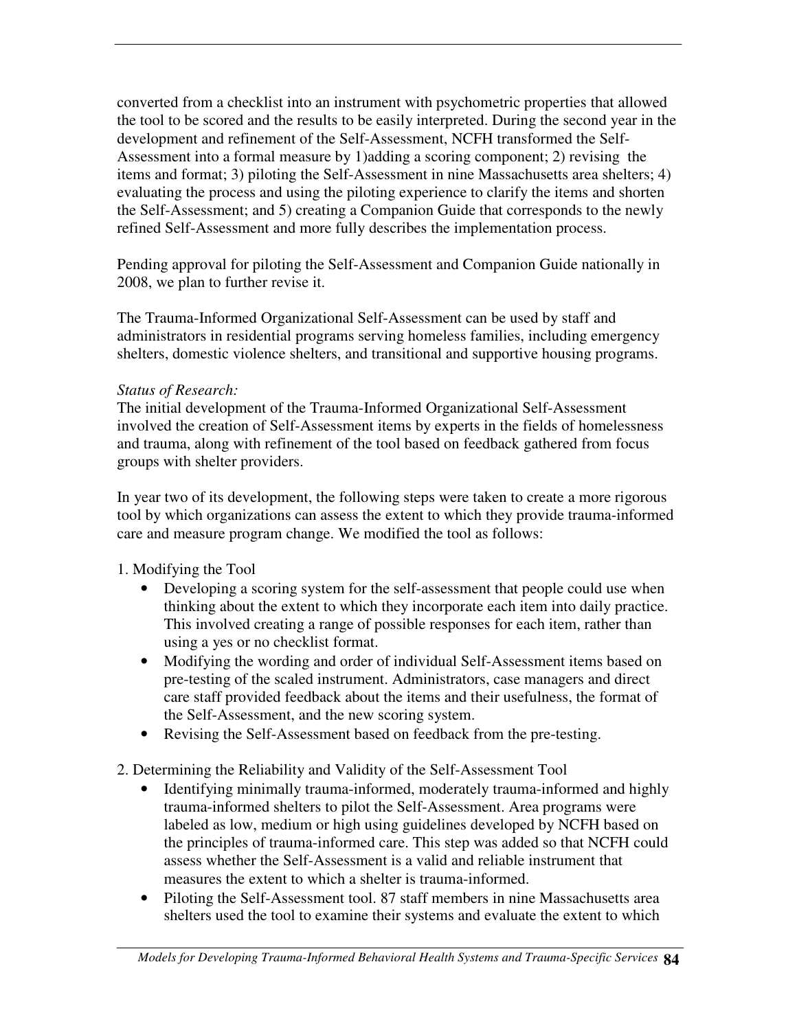converted from a checklist into an instrument with psychometric properties that allowed the tool to be scored and the results to be easily interpreted. During the second year in the development and refinement of the Self-Assessment, NCFH transformed the Self-Assessment into a formal measure by 1)adding a scoring component; 2) revising the items and format; 3) piloting the Self-Assessment in nine Massachusetts area shelters; 4) evaluating the process and using the piloting experience to clarify the items and shorten the Self-Assessment; and 5) creating a Companion Guide that corresponds to the newly refined Self-Assessment and more fully describes the implementation process.

Pending approval for piloting the Self-Assessment and Companion Guide nationally in 2008, we plan to further revise it.

The Trauma-Informed Organizational Self-Assessment can be used by staff and administrators in residential programs serving homeless families, including emergency shelters, domestic violence shelters, and transitional and supportive housing programs.

*Status of Research:*
The initial development of the Trauma-Informed Organizational Self-Assessment involved the creation of Self-Assessment items by experts in the fields of homelessness and trauma, along with refinement of the tool based on feedback gathered from focus groups with shelter providers.

In year two of its development, the following steps were taken to create a more rigorous tool by which organizations can assess the extent to which they provide trauma-informed care and measure program change. We modified the tool as follows:

1. Modifying the Tool
   - Developing a scoring system for the self-assessment that people could use when thinking about the extent to which they incorporate each item into daily practice. This involved creating a range of possible responses for each item, rather than using a yes or no checklist format.
   - Modifying the wording and order of individual Self-Assessment items based on pre-testing of the scaled instrument. Administrators, case managers and direct care staff provided feedback about the items and their usefulness, the format of the Self-Assessment, and the new scoring system.
   - Revising the Self-Assessment based on feedback from the pre-testing.

2. Determining the Reliability and Validity of the Self-Assessment Tool
   - Identifying minimally trauma-informed, moderately trauma-informed and highly trauma-informed shelters to pilot the Self-Assessment. Area programs were labeled as low, medium or high using guidelines developed by NCFH based on the principles of trauma-informed care. This step was added so that NCFH could assess whether the Self-Assessment is a valid and reliable instrument that measures the extent to which a shelter is trauma-informed.
   - Piloting the Self-Assessment tool. 87 staff members in nine Massachusetts area shelters used the tool to examine their systems and evaluate the extent to which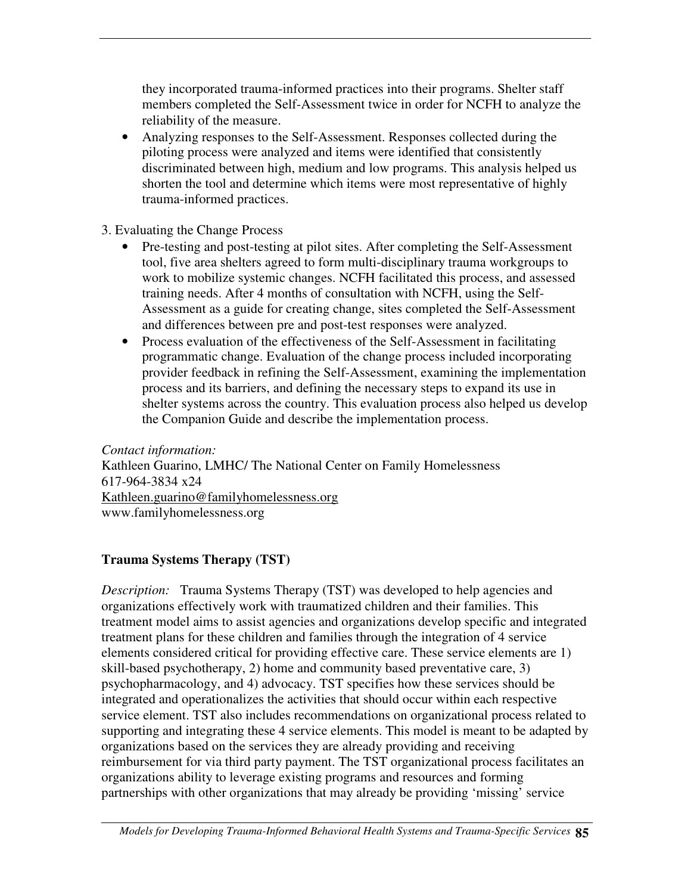they incorporated trauma-informed practices into their programs. Shelter staff members completed the Self-Assessment twice in order for NCFH to analyze the reliability of the measure.

- Analyzing responses to the Self-Assessment. Responses collected during the piloting process were analyzed and items were identified that consistently discriminated between high, medium and low programs. This analysis helped us shorten the tool and determine which items were most representative of highly trauma-informed practices.

3. Evaluating the Change Process

- Pre-testing and post-testing at pilot sites. After completing the Self-Assessment tool, five area shelters agreed to form multi-disciplinary trauma workgroups to work to mobilize systemic changes. NCFH facilitated this process, and assessed training needs. After 4 months of consultation with NCFH, using the Self-Assessment as a guide for creating change, sites completed the Self-Assessment and differences between pre and post-test responses were analyzed.
- Process evaluation of the effectiveness of the Self-Assessment in facilitating programmatic change. Evaluation of the change process included incorporating provider feedback in refining the Self-Assessment, examining the implementation process and its barriers, and defining the necessary steps to expand its use in shelter systems across the country. This evaluation process also helped us develop the Companion Guide and describe the implementation process.

*Contact information:*
Kathleen Guarino, LMHC/ The National Center on Family Homelessness
617-964-3834 x24
Kathleen.guarino@familyhomelessness.org
www.familyhomelessness.org

**Trauma Systems Therapy (TST)**

*Description:* Trauma Systems Therapy (TST) was developed to help agencies and organizations effectively work with traumatized children and their families. This treatment model aims to assist agencies and organizations develop specific and integrated treatment plans for these children and families through the integration of 4 service elements considered critical for providing effective care. These service elements are 1) skill-based psychotherapy, 2) home and community based preventative care, 3) psychopharmacology, and 4) advocacy. TST specifies how these services should be integrated and operationalizes the activities that should occur within each respective service element. TST also includes recommendations on organizational process related to supporting and integrating these 4 service elements. This model is meant to be adapted by organizations based on the services they are already providing and receiving reimbursement for via third party payment. The TST organizational process facilitates an organizations ability to leverage existing programs and resources and forming partnerships with other organizations that may already be providing 'missing' service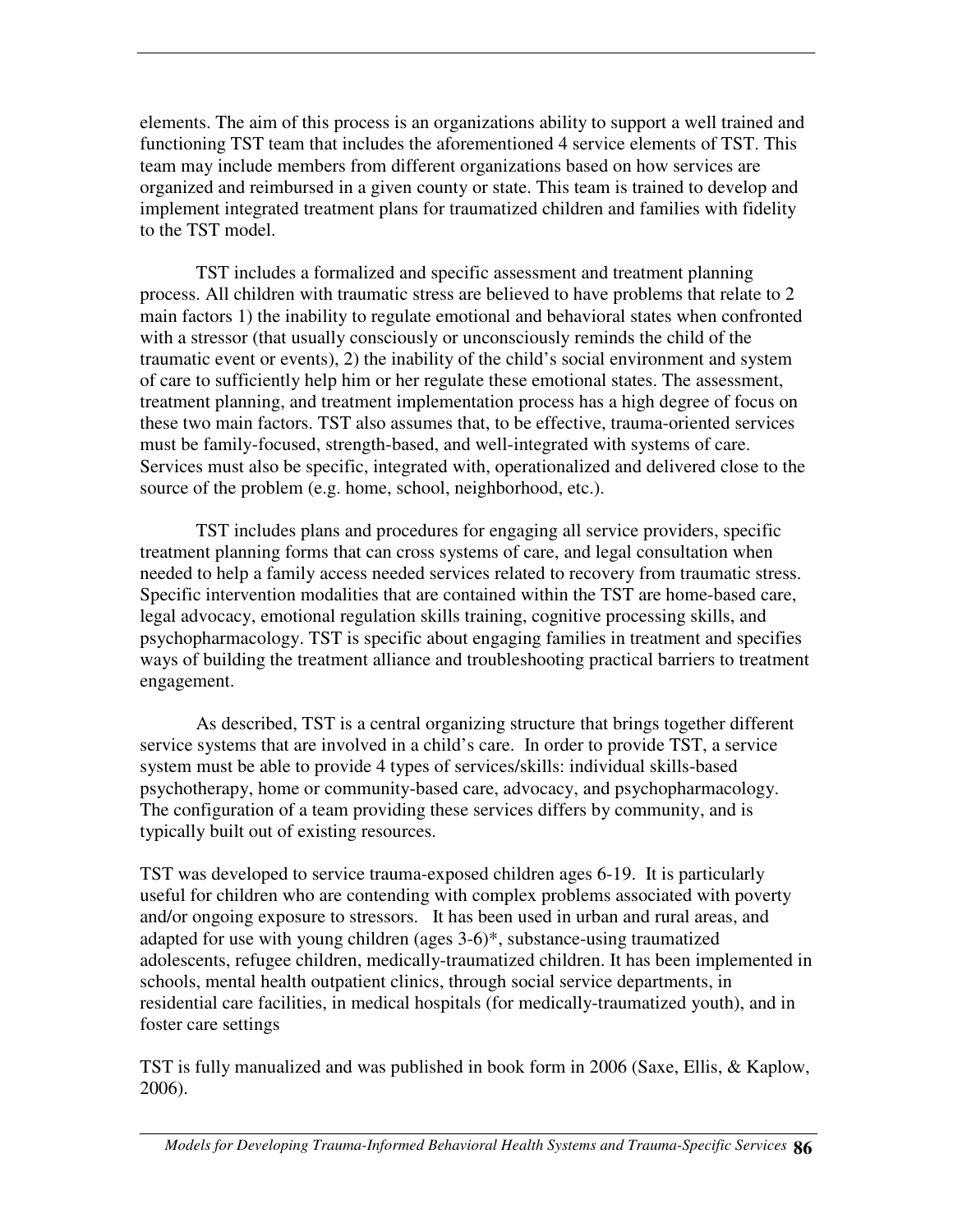elements. The aim of this process is an organizations ability to support a well trained and functioning TST team that includes the aforementioned 4 service elements of TST. This team may include members from different organizations based on how services are organized and reimbursed in a given county or state. This team is trained to develop and implement integrated treatment plans for traumatized children and families with fidelity to the TST model.

TST includes a formalized and specific assessment and treatment planning process. All children with traumatic stress are believed to have problems that relate to 2 main factors 1) the inability to regulate emotional and behavioral states when confronted with a stressor (that usually consciously or unconsciously reminds the child of the traumatic event or events), 2) the inability of the child's social environment and system of care to sufficiently help him or her regulate these emotional states. The assessment, treatment planning, and treatment implementation process has a high degree of focus on these two main factors. TST also assumes that, to be effective, trauma-oriented services must be family-focused, strength-based, and well-integrated with systems of care. Services must also be specific, integrated with, operationalized and delivered close to the source of the problem (e.g. home, school, neighborhood, etc.).

TST includes plans and procedures for engaging all service providers, specific treatment planning forms that can cross systems of care, and legal consultation when needed to help a family access needed services related to recovery from traumatic stress. Specific intervention modalities that are contained within the TST are home-based care, legal advocacy, emotional regulation skills training, cognitive processing skills, and psychopharmacology. TST is specific about engaging families in treatment and specifies ways of building the treatment alliance and troubleshooting practical barriers to treatment engagement.

As described, TST is a central organizing structure that brings together different service systems that are involved in a child's care. In order to provide TST, a service system must be able to provide 4 types of services/skills: individual skills-based psychotherapy, home or community-based care, advocacy, and psychopharmacology. The configuration of a team providing these services differs by community, and is typically built out of existing resources.

TST was developed to service trauma-exposed children ages 6-19. It is particularly useful for children who are contending with complex problems associated with poverty and/or ongoing exposure to stressors. It has been used in urban and rural areas, and adapted for use with young children (ages 3-6)*, substance-using traumatized adolescents, refugee children, medically-traumatized children. It has been implemented in schools, mental health outpatient clinics, through social service departments, in residential care facilities, in medical hospitals (for medically-traumatized youth), and in foster care settings

TST is fully manualized and was published in book form in 2006 (Saxe, Ellis, & Kaplow, 2006).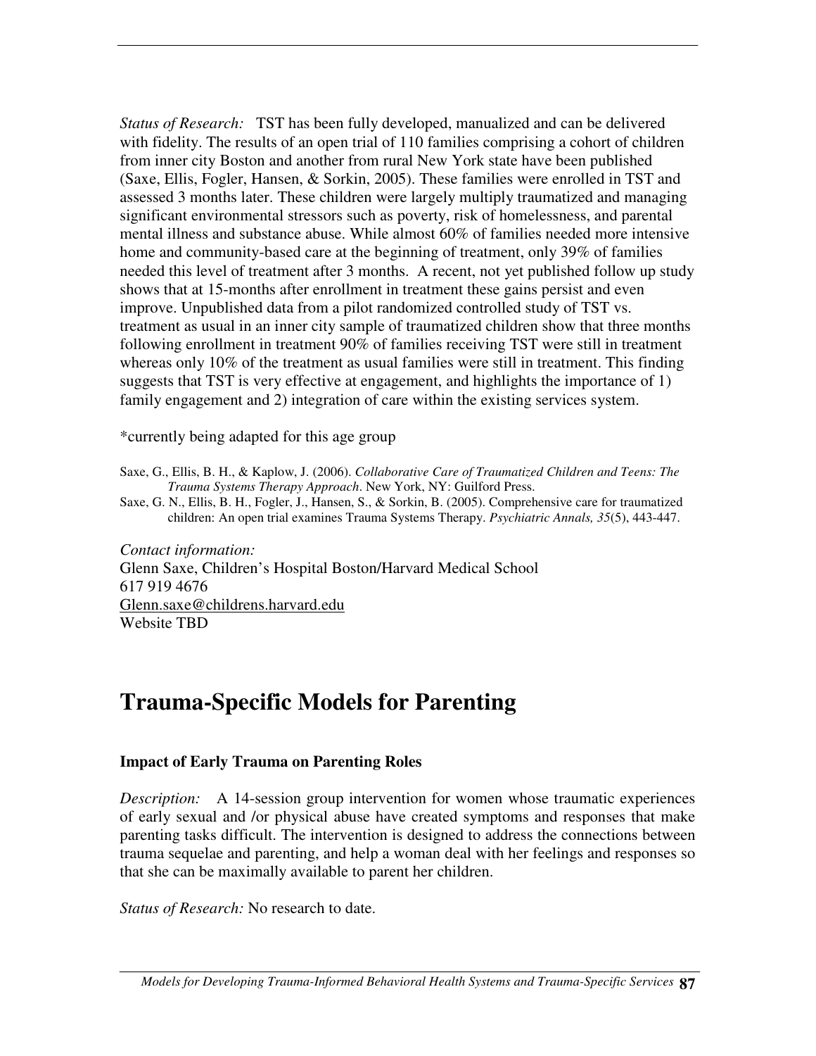*Status of Research:* TST has been fully developed, manualized and can be delivered with fidelity. The results of an open trial of 110 families comprising a cohort of children from inner city Boston and another from rural New York state have been published (Saxe, Ellis, Fogler, Hansen, & Sorkin, 2005). These families were enrolled in TST and assessed 3 months later. These children were largely multiply traumatized and managing significant environmental stressors such as poverty, risk of homelessness, and parental mental illness and substance abuse. While almost 60% of families needed more intensive home and community-based care at the beginning of treatment, only 39% of families needed this level of treatment after 3 months. A recent, not yet published follow up study shows that at 15-months after enrollment in treatment these gains persist and even improve. Unpublished data from a pilot randomized controlled study of TST vs. treatment as usual in an inner city sample of traumatized children show that three months following enrollment in treatment 90% of families receiving TST were still in treatment whereas only 10% of the treatment as usual families were still in treatment. This finding suggests that TST is very effective at engagement, and highlights the importance of 1) family engagement and 2) integration of care within the existing services system.

*currently being adapted for this age group

Saxe, G., Ellis, B. H., & Kaplow, J. (2006). *Collaborative Care of Traumatized Children and Teens: The Trauma Systems Therapy Approach*. New York, NY: Guilford Press.

Saxe, G. N., Ellis, B. H., Fogler, J., Hansen, S., & Sorkin, B. (2005). Comprehensive care for traumatized children: An open trial examines Trauma Systems Therapy. *Psychiatric Annals, 35*(5), 443-447.

*Contact information:*
Glenn Saxe, Children's Hospital Boston/Harvard Medical School
617 919 4676
Glenn.saxe@childrens.harvard.edu
Website TBD

# Trauma-Specific Models for Parenting

### Impact of Early Trauma on Parenting Roles

*Description:* A 14-session group intervention for women whose traumatic experiences of early sexual and /or physical abuse have created symptoms and responses that make parenting tasks difficult. The intervention is designed to address the connections between trauma sequelae and parenting, and help a woman deal with her feelings and responses so that she can be maximally available to parent her children.

*Status of Research:* No research to date.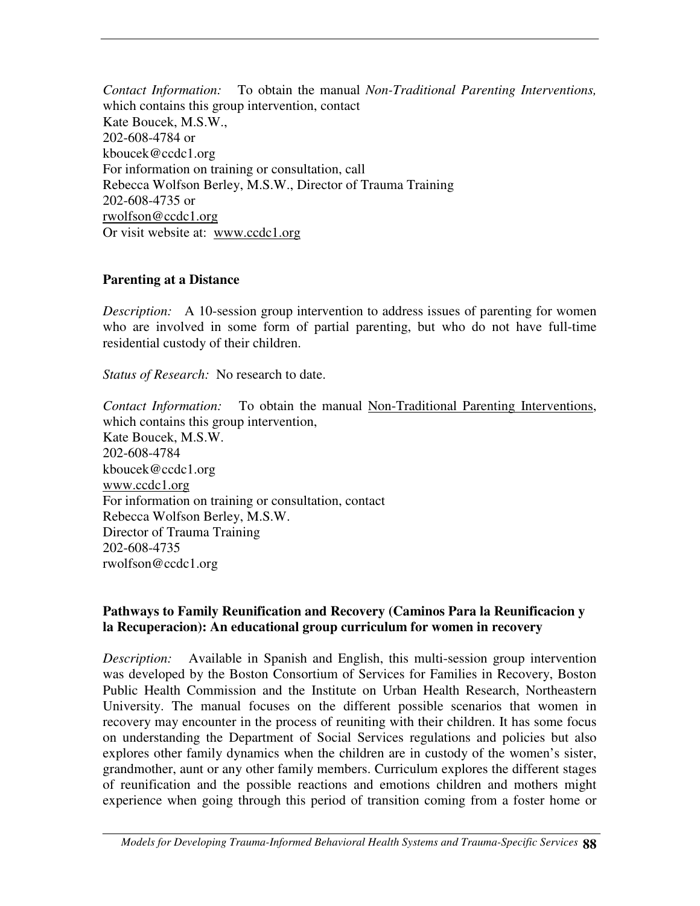*Contact Information:* To obtain the manual *Non-Traditional Parenting Interventions,* which contains this group intervention, contact
Kate Boucek, M.S.W.,
202-608-4784 or
kboucek@ccdc1.org
For information on training or consultation, call
Rebecca Wolfson Berley, M.S.W., Director of Trauma Training
202-608-4735 or
rwolfson@ccdc1.org
Or visit website at: www.ccdc1.org

**Parenting at a Distance**

*Description:* A 10-session group intervention to address issues of parenting for women who are involved in some form of partial parenting, but who do not have full-time residential custody of their children.

*Status of Research:* No research to date.

*Contact Information:* To obtain the manual Non-Traditional Parenting Interventions, which contains this group intervention,
Kate Boucek, M.S.W.
202-608-4784
kboucek@ccdc1.org
www.ccdc1.org
For information on training or consultation, contact
Rebecca Wolfson Berley, M.S.W.
Director of Trauma Training
202-608-4735
rwolfson@ccdc1.org

**Pathways to Family Reunification and Recovery (Caminos Para la Reunificacion y la Recuperacion): An educational group curriculum for women in recovery**

*Description:* Available in Spanish and English, this multi-session group intervention was developed by the Boston Consortium of Services for Families in Recovery, Boston Public Health Commission and the Institute on Urban Health Research, Northeastern University. The manual focuses on the different possible scenarios that women in recovery may encounter in the process of reuniting with their children. It has some focus on understanding the Department of Social Services regulations and policies but also explores other family dynamics when the children are in custody of the women's sister, grandmother, aunt or any other family members. Curriculum explores the different stages of reunification and the possible reactions and emotions children and mothers might experience when going through this period of transition coming from a foster home or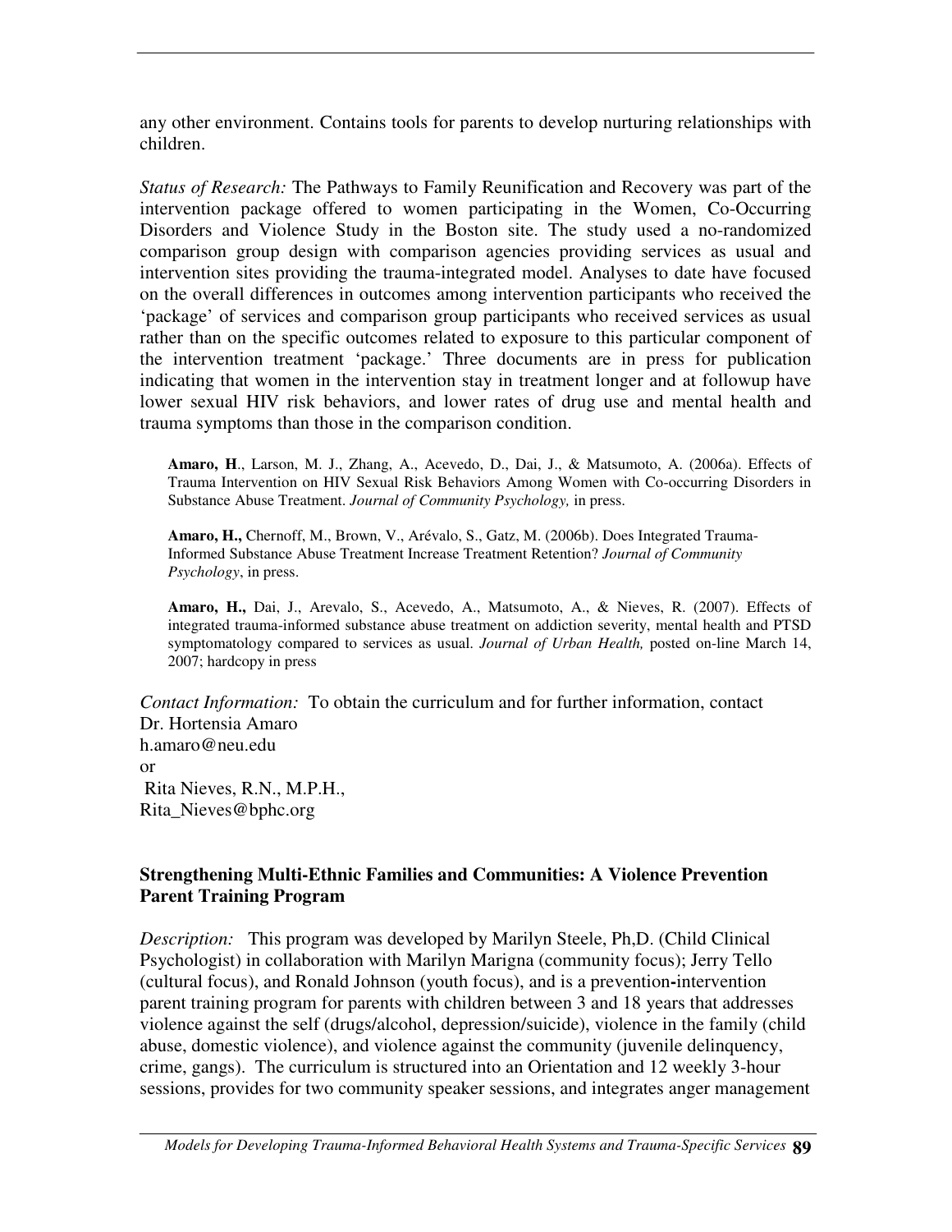any other environment. Contains tools for parents to develop nurturing relationships with children.

*Status of Research:* The Pathways to Family Reunification and Recovery was part of the intervention package offered to women participating in the Women, Co-Occurring Disorders and Violence Study in the Boston site. The study used a no-randomized comparison group design with comparison agencies providing services as usual and intervention sites providing the trauma-integrated model. Analyses to date have focused on the overall differences in outcomes among intervention participants who received the 'package' of services and comparison group participants who received services as usual rather than on the specific outcomes related to exposure to this particular component of the intervention treatment 'package.' Three documents are in press for publication indicating that women in the intervention stay in treatment longer and at followup have lower sexual HIV risk behaviors, and lower rates of drug use and mental health and trauma symptoms than those in the comparison condition.

> **Amaro, H**., Larson, M. J., Zhang, A., Acevedo, D., Dai, J., & Matsumoto, A. (2006a). Effects of Trauma Intervention on HIV Sexual Risk Behaviors Among Women with Co-occurring Disorders in Substance Abuse Treatment. *Journal of Community Psychology,* in press.
>
> **Amaro, H.,** Chernoff, M., Brown, V., Arévalo, S., Gatz, M. (2006b). Does Integrated Trauma-Informed Substance Abuse Treatment Increase Treatment Retention? *Journal of Community Psychology*, in press.
>
> **Amaro, H.,** Dai, J., Arevalo, S., Acevedo, A., Matsumoto, A., & Nieves, R. (2007). Effects of integrated trauma-informed substance abuse treatment on addiction severity, mental health and PTSD symptomatology compared to services as usual. *Journal of Urban Health,* posted on-line March 14, 2007; hardcopy in press

*Contact Information:* To obtain the curriculum and for further information, contact
Dr. Hortensia Amaro
h.amaro@neu.edu
or
Rita Nieves, R.N., M.P.H.,
Rita_Nieves@bphc.org

**Strengthening Multi-Ethnic Families and Communities: A Violence Prevention Parent Training Program**

*Description:* This program was developed by Marilyn Steele, Ph,D. (Child Clinical Psychologist) in collaboration with Marilyn Marigna (community focus); Jerry Tello (cultural focus), and Ronald Johnson (youth focus), and is a prevention-intervention parent training program for parents with children between 3 and 18 years that addresses violence against the self (drugs/alcohol, depression/suicide), violence in the family (child abuse, domestic violence), and violence against the community (juvenile delinquency, crime, gangs). The curriculum is structured into an Orientation and 12 weekly 3-hour sessions, provides for two community speaker sessions, and integrates anger management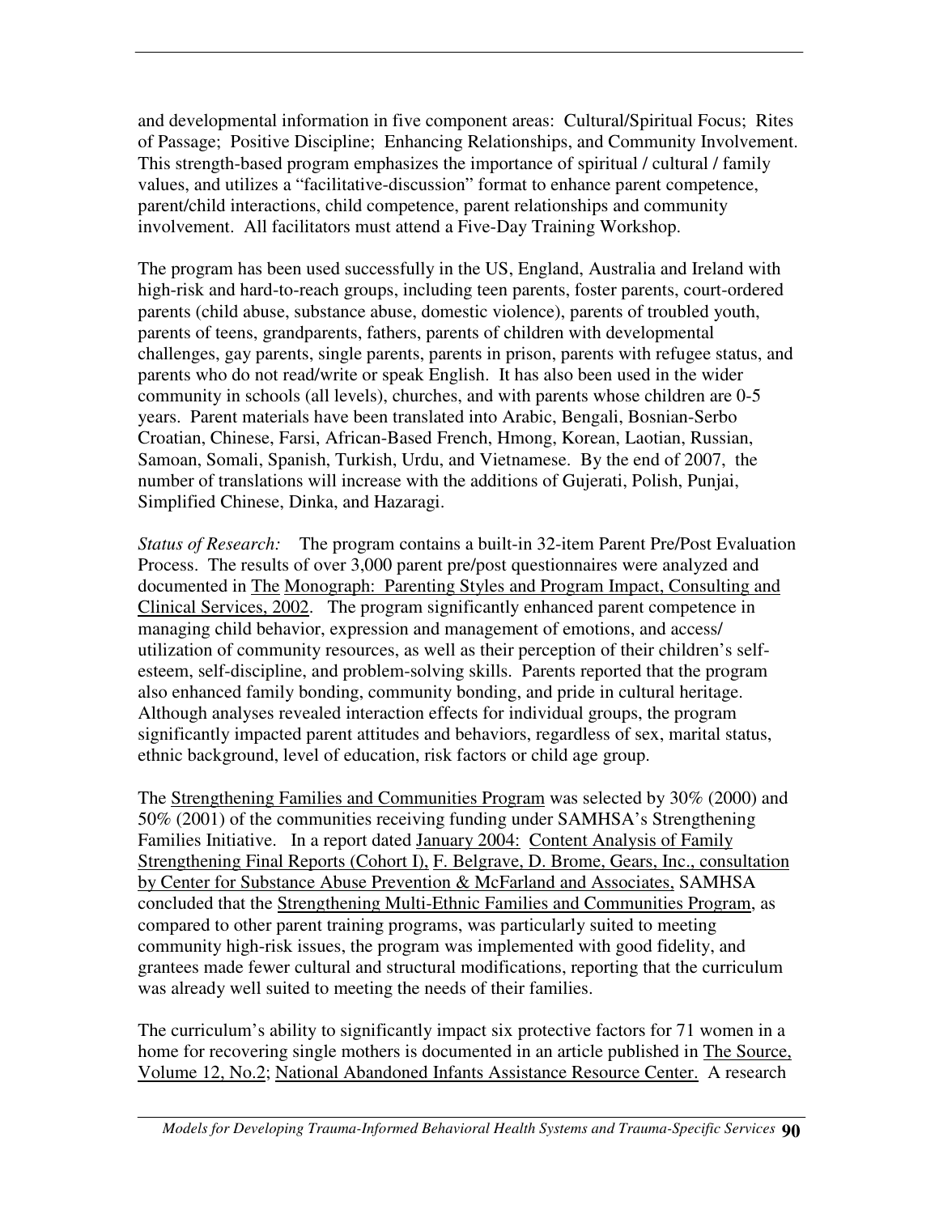and developmental information in five component areas: Cultural/Spiritual Focus; Rites of Passage; Positive Discipline; Enhancing Relationships, and Community Involvement. This strength-based program emphasizes the importance of spiritual / cultural / family values, and utilizes a "facilitative-discussion" format to enhance parent competence, parent/child interactions, child competence, parent relationships and community involvement. All facilitators must attend a Five-Day Training Workshop.

The program has been used successfully in the US, England, Australia and Ireland with high-risk and hard-to-reach groups, including teen parents, foster parents, court-ordered parents (child abuse, substance abuse, domestic violence), parents of troubled youth, parents of teens, grandparents, fathers, parents of children with developmental challenges, gay parents, single parents, parents in prison, parents with refugee status, and parents who do not read/write or speak English. It has also been used in the wider community in schools (all levels), churches, and with parents whose children are 0-5 years. Parent materials have been translated into Arabic, Bengali, Bosnian-Serbo Croatian, Chinese, Farsi, African-Based French, Hmong, Korean, Laotian, Russian, Samoan, Somali, Spanish, Turkish, Urdu, and Vietnamese. By the end of 2007, the number of translations will increase with the additions of Gujerati, Polish, Punjai, Simplified Chinese, Dinka, and Hazaragi.

*Status of Research:* The program contains a built-in 32-item Parent Pre/Post Evaluation Process. The results of over 3,000 parent pre/post questionnaires were analyzed and documented in The Monograph: Parenting Styles and Program Impact, Consulting and Clinical Services, 2002. The program significantly enhanced parent competence in managing child behavior, expression and management of emotions, and access/ utilization of community resources, as well as their perception of their children's self-esteem, self-discipline, and problem-solving skills. Parents reported that the program also enhanced family bonding, community bonding, and pride in cultural heritage. Although analyses revealed interaction effects for individual groups, the program significantly impacted parent attitudes and behaviors, regardless of sex, marital status, ethnic background, level of education, risk factors or child age group.

The Strengthening Families and Communities Program was selected by 30% (2000) and 50% (2001) of the communities receiving funding under SAMHSA's Strengthening Families Initiative. In a report dated January 2004: Content Analysis of Family Strengthening Final Reports (Cohort I), F. Belgrave, D. Brome, Gears, Inc., consultation by Center for Substance Abuse Prevention & McFarland and Associates, SAMHSA concluded that the Strengthening Multi-Ethnic Families and Communities Program, as compared to other parent training programs, was particularly suited to meeting community high-risk issues, the program was implemented with good fidelity, and grantees made fewer cultural and structural modifications, reporting that the curriculum was already well suited to meeting the needs of their families.

The curriculum's ability to significantly impact six protective factors for 71 women in a home for recovering single mothers is documented in an article published in The Source, Volume 12, No.2; National Abandoned Infants Assistance Resource Center. A research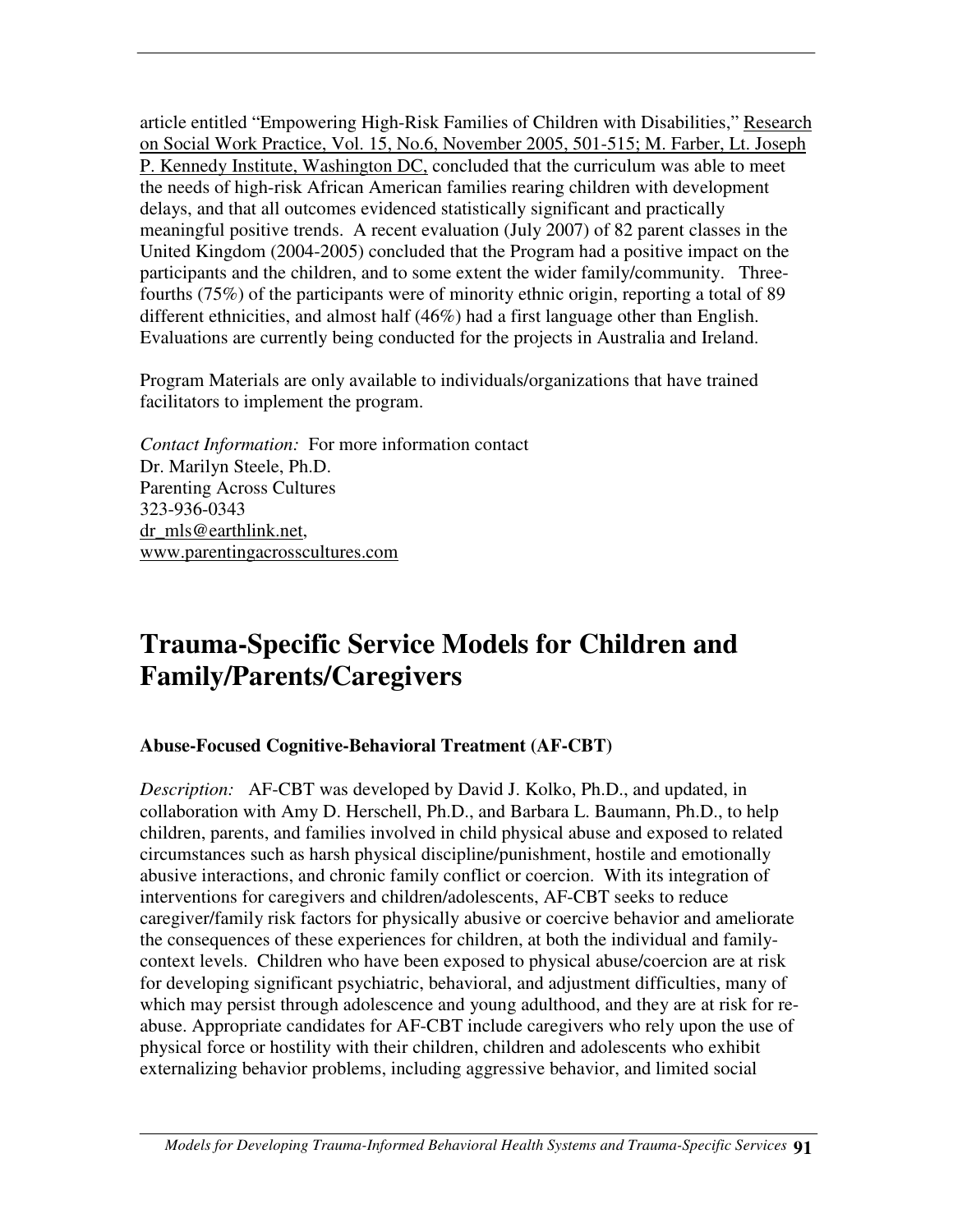article entitled "Empowering High-Risk Families of Children with Disabilities," Research on Social Work Practice, Vol. 15, No.6, November 2005, 501-515; M. Farber, Lt. Joseph P. Kennedy Institute, Washington DC, concluded that the curriculum was able to meet the needs of high-risk African American families rearing children with development delays, and that all outcomes evidenced statistically significant and practically meaningful positive trends. A recent evaluation (July 2007) of 82 parent classes in the United Kingdom (2004-2005) concluded that the Program had a positive impact on the participants and the children, and to some extent the wider family/community. Three-fourths (75%) of the participants were of minority ethnic origin, reporting a total of 89 different ethnicities, and almost half (46%) had a first language other than English. Evaluations are currently being conducted for the projects in Australia and Ireland.

Program Materials are only available to individuals/organizations that have trained facilitators to implement the program.

*Contact Information:* For more information contact
Dr. Marilyn Steele, Ph.D.
Parenting Across Cultures
323-936-0343
dr_mls@earthlink.net,
www.parentingacrosscultures.com

# Trauma-Specific Service Models for Children and Family/Parents/Caregivers

**Abuse-Focused Cognitive-Behavioral Treatment (AF-CBT)**

*Description:* AF-CBT was developed by David J. Kolko, Ph.D., and updated, in collaboration with Amy D. Herschell, Ph.D., and Barbara L. Baumann, Ph.D., to help children, parents, and families involved in child physical abuse and exposed to related circumstances such as harsh physical discipline/punishment, hostile and emotionally abusive interactions, and chronic family conflict or coercion. With its integration of interventions for caregivers and children/adolescents, AF-CBT seeks to reduce caregiver/family risk factors for physically abusive or coercive behavior and ameliorate the consequences of these experiences for children, at both the individual and family-context levels. Children who have been exposed to physical abuse/coercion are at risk for developing significant psychiatric, behavioral, and adjustment difficulties, many of which may persist through adolescence and young adulthood, and they are at risk for re-abuse. Appropriate candidates for AF-CBT include caregivers who rely upon the use of physical force or hostility with their children, children and adolescents who exhibit externalizing behavior problems, including aggressive behavior, and limited social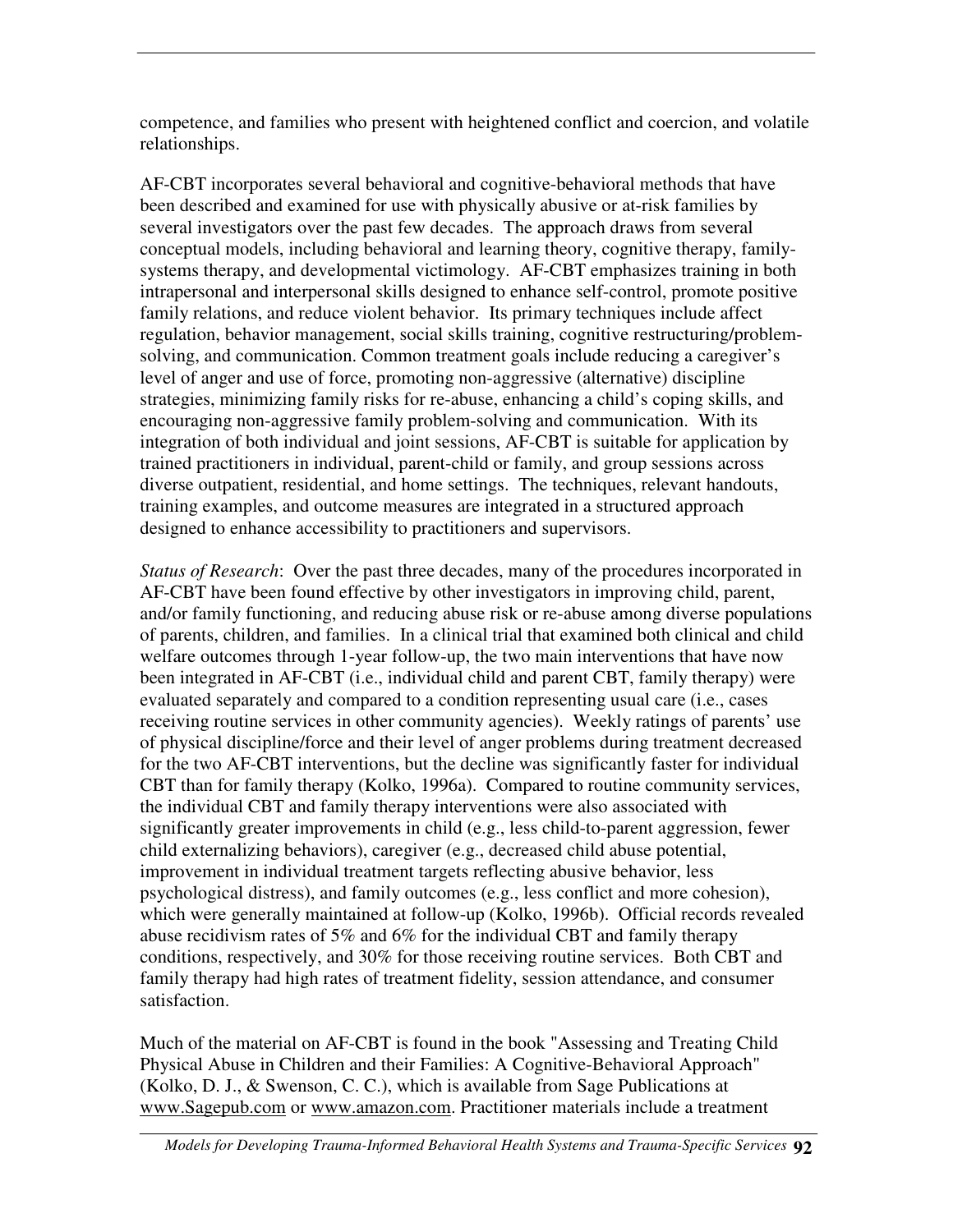competence, and families who present with heightened conflict and coercion, and volatile relationships.

AF-CBT incorporates several behavioral and cognitive-behavioral methods that have been described and examined for use with physically abusive or at-risk families by several investigators over the past few decades. The approach draws from several conceptual models, including behavioral and learning theory, cognitive therapy, family-systems therapy, and developmental victimology. AF-CBT emphasizes training in both intrapersonal and interpersonal skills designed to enhance self-control, promote positive family relations, and reduce violent behavior. Its primary techniques include affect regulation, behavior management, social skills training, cognitive restructuring/problem-solving, and communication. Common treatment goals include reducing a caregiver's level of anger and use of force, promoting non-aggressive (alternative) discipline strategies, minimizing family risks for re-abuse, enhancing a child's coping skills, and encouraging non-aggressive family problem-solving and communication. With its integration of both individual and joint sessions, AF-CBT is suitable for application by trained practitioners in individual, parent-child or family, and group sessions across diverse outpatient, residential, and home settings. The techniques, relevant handouts, training examples, and outcome measures are integrated in a structured approach designed to enhance accessibility to practitioners and supervisors.

*Status of Research*: Over the past three decades, many of the procedures incorporated in AF-CBT have been found effective by other investigators in improving child, parent, and/or family functioning, and reducing abuse risk or re-abuse among diverse populations of parents, children, and families. In a clinical trial that examined both clinical and child welfare outcomes through 1-year follow-up, the two main interventions that have now been integrated in AF-CBT (i.e., individual child and parent CBT, family therapy) were evaluated separately and compared to a condition representing usual care (i.e., cases receiving routine services in other community agencies). Weekly ratings of parents' use of physical discipline/force and their level of anger problems during treatment decreased for the two AF-CBT interventions, but the decline was significantly faster for individual CBT than for family therapy (Kolko, 1996a). Compared to routine community services, the individual CBT and family therapy interventions were also associated with significantly greater improvements in child (e.g., less child-to-parent aggression, fewer child externalizing behaviors), caregiver (e.g., decreased child abuse potential, improvement in individual treatment targets reflecting abusive behavior, less psychological distress), and family outcomes (e.g., less conflict and more cohesion), which were generally maintained at follow-up (Kolko, 1996b). Official records revealed abuse recidivism rates of 5% and 6% for the individual CBT and family therapy conditions, respectively, and 30% for those receiving routine services. Both CBT and family therapy had high rates of treatment fidelity, session attendance, and consumer satisfaction.

Much of the material on AF-CBT is found in the book "Assessing and Treating Child Physical Abuse in Children and their Families: A Cognitive-Behavioral Approach" (Kolko, D. J., & Swenson, C. C.), which is available from Sage Publications at www.Sagepub.com or www.amazon.com. Practitioner materials include a treatment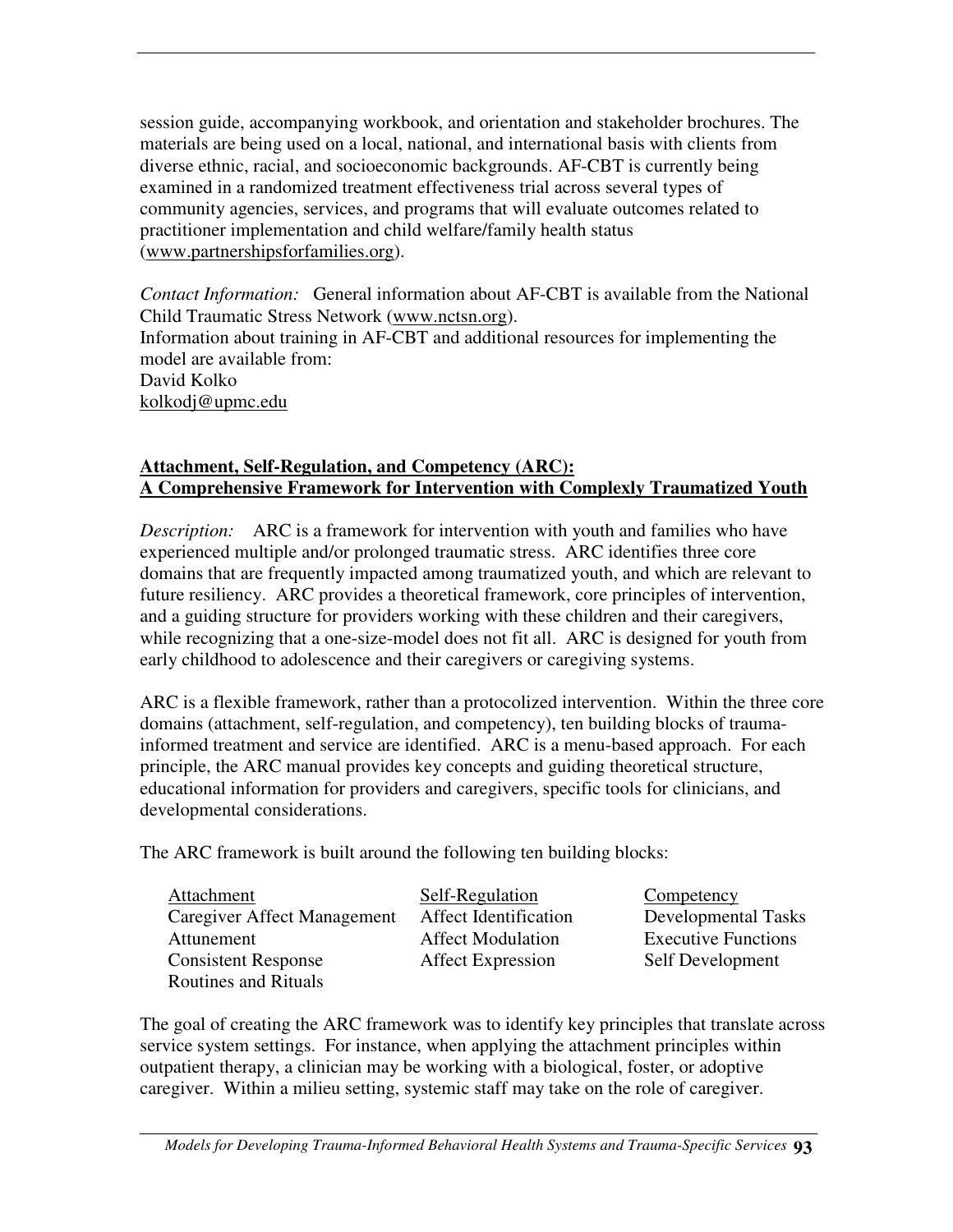session guide, accompanying workbook, and orientation and stakeholder brochures. The materials are being used on a local, national, and international basis with clients from diverse ethnic, racial, and socioeconomic backgrounds. AF-CBT is currently being examined in a randomized treatment effectiveness trial across several types of community agencies, services, and programs that will evaluate outcomes related to practitioner implementation and child welfare/family health status (www.partnershipsforfamilies.org).

*Contact Information:* General information about AF-CBT is available from the National Child Traumatic Stress Network (www.nctsn.org).
Information about training in AF-CBT and additional resources for implementing the model are available from:
David Kolko
kolkodj@upmc.edu

**Attachment, Self-Regulation, and Competency (ARC):**
**A Comprehensive Framework for Intervention with Complexly Traumatized Youth**

*Description:* ARC is a framework for intervention with youth and families who have experienced multiple and/or prolonged traumatic stress. ARC identifies three core domains that are frequently impacted among traumatized youth, and which are relevant to future resiliency. ARC provides a theoretical framework, core principles of intervention, and a guiding structure for providers working with these children and their caregivers, while recognizing that a one-size-model does not fit all. ARC is designed for youth from early childhood to adolescence and their caregivers or caregiving systems.

ARC is a flexible framework, rather than a protocolized intervention. Within the three core domains (attachment, self-regulation, and competency), ten building blocks of trauma-informed treatment and service are identified. ARC is a menu-based approach. For each principle, the ARC manual provides key concepts and guiding theoretical structure, educational information for providers and caregivers, specific tools for clinicians, and developmental considerations.

The ARC framework is built around the following ten building blocks:

| Attachment | Self-Regulation | Competency |
|---|---|---|
| Caregiver Affect Management | Affect Identification | Developmental Tasks |
| Attunement | Affect Modulation | Executive Functions |
| Consistent Response | Affect Expression | Self Development |
| Routines and Rituals | | |

The goal of creating the ARC framework was to identify key principles that translate across service system settings. For instance, when applying the attachment principles within outpatient therapy, a clinician may be working with a biological, foster, or adoptive caregiver. Within a milieu setting, systemic staff may take on the role of caregiver.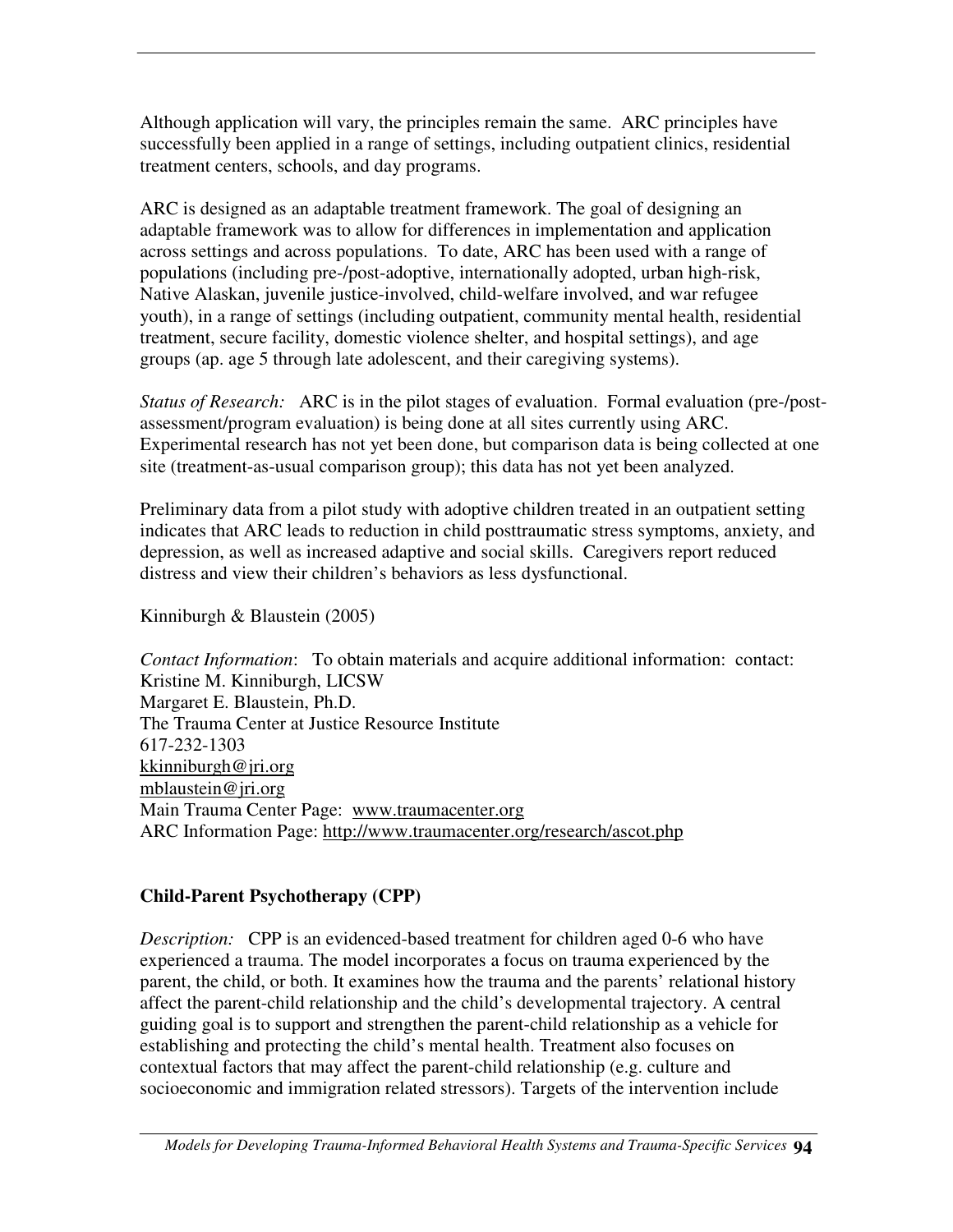Although application will vary, the principles remain the same. ARC principles have successfully been applied in a range of settings, including outpatient clinics, residential treatment centers, schools, and day programs.

ARC is designed as an adaptable treatment framework. The goal of designing an adaptable framework was to allow for differences in implementation and application across settings and across populations. To date, ARC has been used with a range of populations (including pre-/post-adoptive, internationally adopted, urban high-risk, Native Alaskan, juvenile justice-involved, child-welfare involved, and war refugee youth), in a range of settings (including outpatient, community mental health, residential treatment, secure facility, domestic violence shelter, and hospital settings), and age groups (ap. age 5 through late adolescent, and their caregiving systems).

*Status of Research:* ARC is in the pilot stages of evaluation. Formal evaluation (pre-/post-assessment/program evaluation) is being done at all sites currently using ARC. Experimental research has not yet been done, but comparison data is being collected at one site (treatment-as-usual comparison group); this data has not yet been analyzed.

Preliminary data from a pilot study with adoptive children treated in an outpatient setting indicates that ARC leads to reduction in child posttraumatic stress symptoms, anxiety, and depression, as well as increased adaptive and social skills. Caregivers report reduced distress and view their children's behaviors as less dysfunctional.

Kinniburgh & Blaustein (2005)

*Contact Information*: To obtain materials and acquire additional information: contact:
Kristine M. Kinniburgh, LICSW
Margaret E. Blaustein, Ph.D.
The Trauma Center at Justice Resource Institute
617-232-1303
kkinniburgh@jri.org
mblaustein@jri.org
Main Trauma Center Page: www.traumacenter.org
ARC Information Page: http://www.traumacenter.org/research/ascot.php

**Child-Parent Psychotherapy (CPP)**

*Description:* CPP is an evidenced-based treatment for children aged 0-6 who have experienced a trauma. The model incorporates a focus on trauma experienced by the parent, the child, or both. It examines how the trauma and the parents' relational history affect the parent-child relationship and the child's developmental trajectory. A central guiding goal is to support and strengthen the parent-child relationship as a vehicle for establishing and protecting the child's mental health. Treatment also focuses on contextual factors that may affect the parent-child relationship (e.g. culture and socioeconomic and immigration related stressors). Targets of the intervention include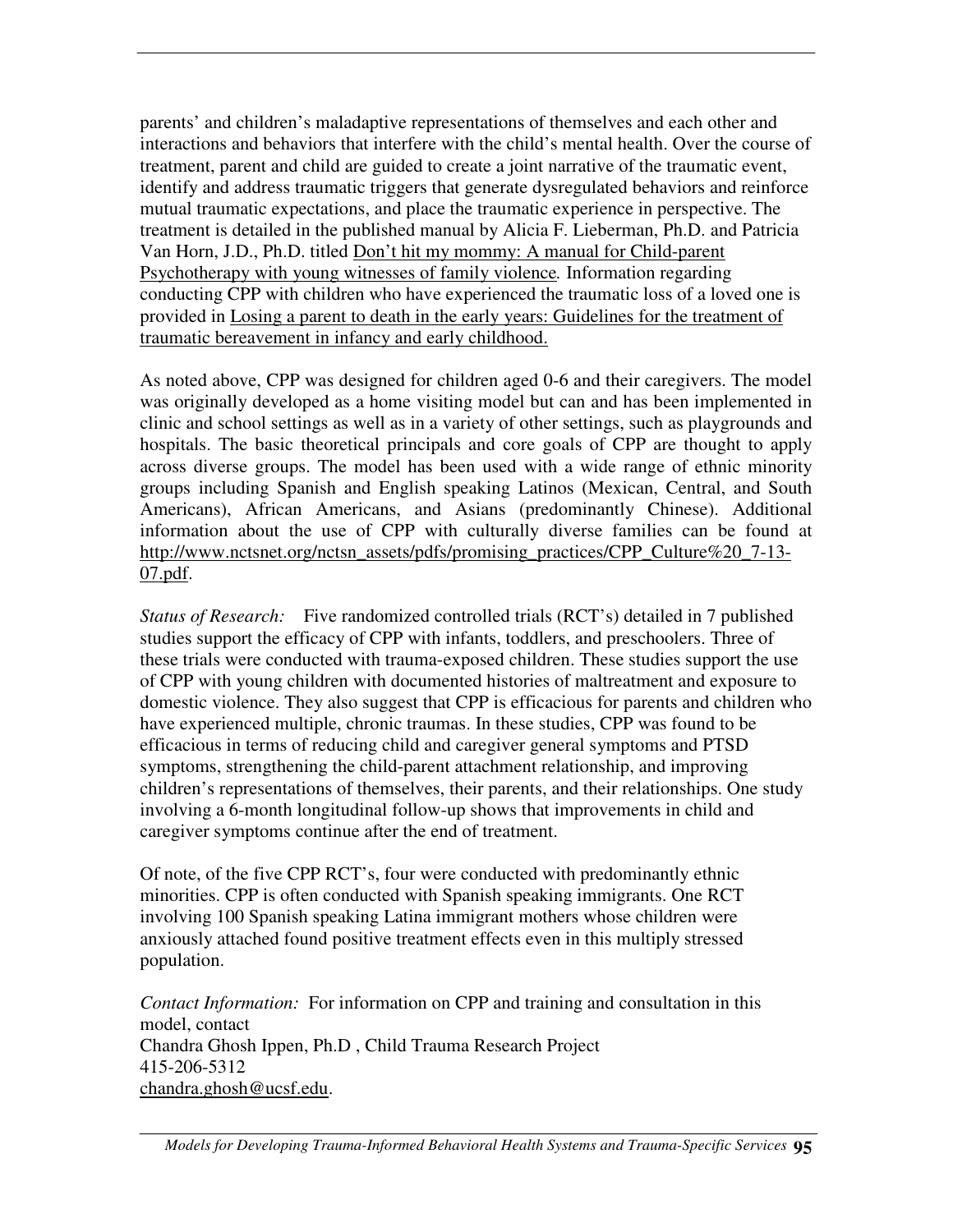parents' and children's maladaptive representations of themselves and each other and interactions and behaviors that interfere with the child's mental health. Over the course of treatment, parent and child are guided to create a joint narrative of the traumatic event, identify and address traumatic triggers that generate dysregulated behaviors and reinforce mutual traumatic expectations, and place the traumatic experience in perspective. The treatment is detailed in the published manual by Alicia F. Lieberman, Ph.D. and Patricia Van Horn, J.D., Ph.D. titled <u>Don't hit my mommy: A manual for Child-parent Psychotherapy with young witnesses of family violence</u>. Information regarding conducting CPP with children who have experienced the traumatic loss of a loved one is provided in <u>Losing a parent to death in the early years: Guidelines for the treatment of traumatic bereavement in infancy and early childhood.</u>

As noted above, CPP was designed for children aged 0-6 and their caregivers. The model was originally developed as a home visiting model but can and has been implemented in clinic and school settings as well as in a variety of other settings, such as playgrounds and hospitals. The basic theoretical principals and core goals of CPP are thought to apply across diverse groups. The model has been used with a wide range of ethnic minority groups including Spanish and English speaking Latinos (Mexican, Central, and South Americans), African Americans, and Asians (predominantly Chinese). Additional information about the use of CPP with culturally diverse families can be found at http://www.nctsnet.org/nctsn_assets/pdfs/promising_practices/CPP_Culture%20_7-13-07.pdf.

*Status of Research:* Five randomized controlled trials (RCT's) detailed in 7 published studies support the efficacy of CPP with infants, toddlers, and preschoolers. Three of these trials were conducted with trauma-exposed children. These studies support the use of CPP with young children with documented histories of maltreatment and exposure to domestic violence. They also suggest that CPP is efficacious for parents and children who have experienced multiple, chronic traumas. In these studies, CPP was found to be efficacious in terms of reducing child and caregiver general symptoms and PTSD symptoms, strengthening the child-parent attachment relationship, and improving children's representations of themselves, their parents, and their relationships. One study involving a 6-month longitudinal follow-up shows that improvements in child and caregiver symptoms continue after the end of treatment.

Of note, of the five CPP RCT's, four were conducted with predominantly ethnic minorities. CPP is often conducted with Spanish speaking immigrants. One RCT involving 100 Spanish speaking Latina immigrant mothers whose children were anxiously attached found positive treatment effects even in this multiply stressed population.

*Contact Information:* For information on CPP and training and consultation in this model, contact
Chandra Ghosh Ippen, Ph.D , Child Trauma Research Project
415-206-5312
chandra.ghosh@ucsf.edu.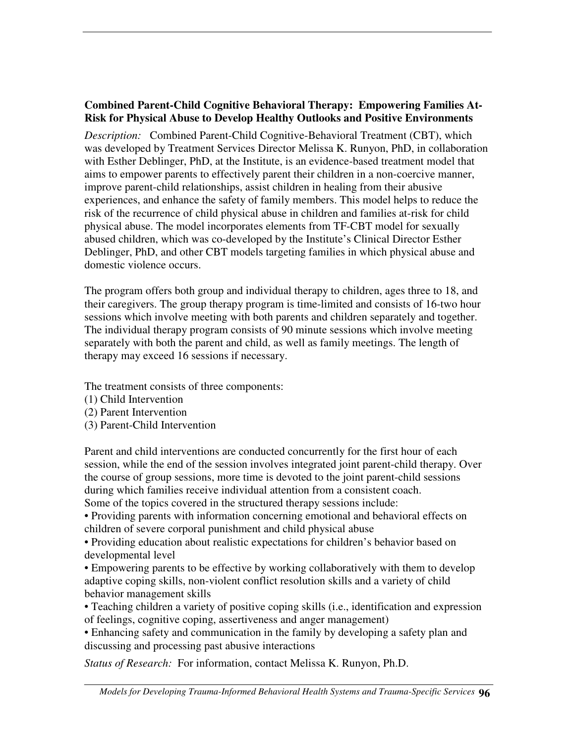**Combined Parent-Child Cognitive Behavioral Therapy: Empowering Families At-Risk for Physical Abuse to Develop Healthy Outlooks and Positive Environments**

*Description:* Combined Parent-Child Cognitive-Behavioral Treatment (CBT), which was developed by Treatment Services Director Melissa K. Runyon, PhD, in collaboration with Esther Deblinger, PhD, at the Institute, is an evidence-based treatment model that aims to empower parents to effectively parent their children in a non-coercive manner, improve parent-child relationships, assist children in healing from their abusive experiences, and enhance the safety of family members. This model helps to reduce the risk of the recurrence of child physical abuse in children and families at-risk for child physical abuse. The model incorporates elements from TF-CBT model for sexually abused children, which was co-developed by the Institute's Clinical Director Esther Deblinger, PhD, and other CBT models targeting families in which physical abuse and domestic violence occurs.

The program offers both group and individual therapy to children, ages three to 18, and their caregivers. The group therapy program is time-limited and consists of 16-two hour sessions which involve meeting with both parents and children separately and together. The individual therapy program consists of 90 minute sessions which involve meeting separately with both the parent and child, as well as family meetings. The length of therapy may exceed 16 sessions if necessary.

The treatment consists of three components:
(1) Child Intervention
(2) Parent Intervention
(3) Parent-Child Intervention

Parent and child interventions are conducted concurrently for the first hour of each session, while the end of the session involves integrated joint parent-child therapy. Over the course of group sessions, more time is devoted to the joint parent-child sessions during which families receive individual attention from a consistent coach.
Some of the topics covered in the structured therapy sessions include:

- Providing parents with information concerning emotional and behavioral effects on children of severe corporal punishment and child physical abuse
- Providing education about realistic expectations for children's behavior based on developmental level
- Empowering parents to be effective by working collaboratively with them to develop adaptive coping skills, non-violent conflict resolution skills and a variety of child behavior management skills
- Teaching children a variety of positive coping skills (i.e., identification and expression of feelings, cognitive coping, assertiveness and anger management)
- Enhancing safety and communication in the family by developing a safety plan and discussing and processing past abusive interactions

*Status of Research:* For information, contact Melissa K. Runyon, Ph.D.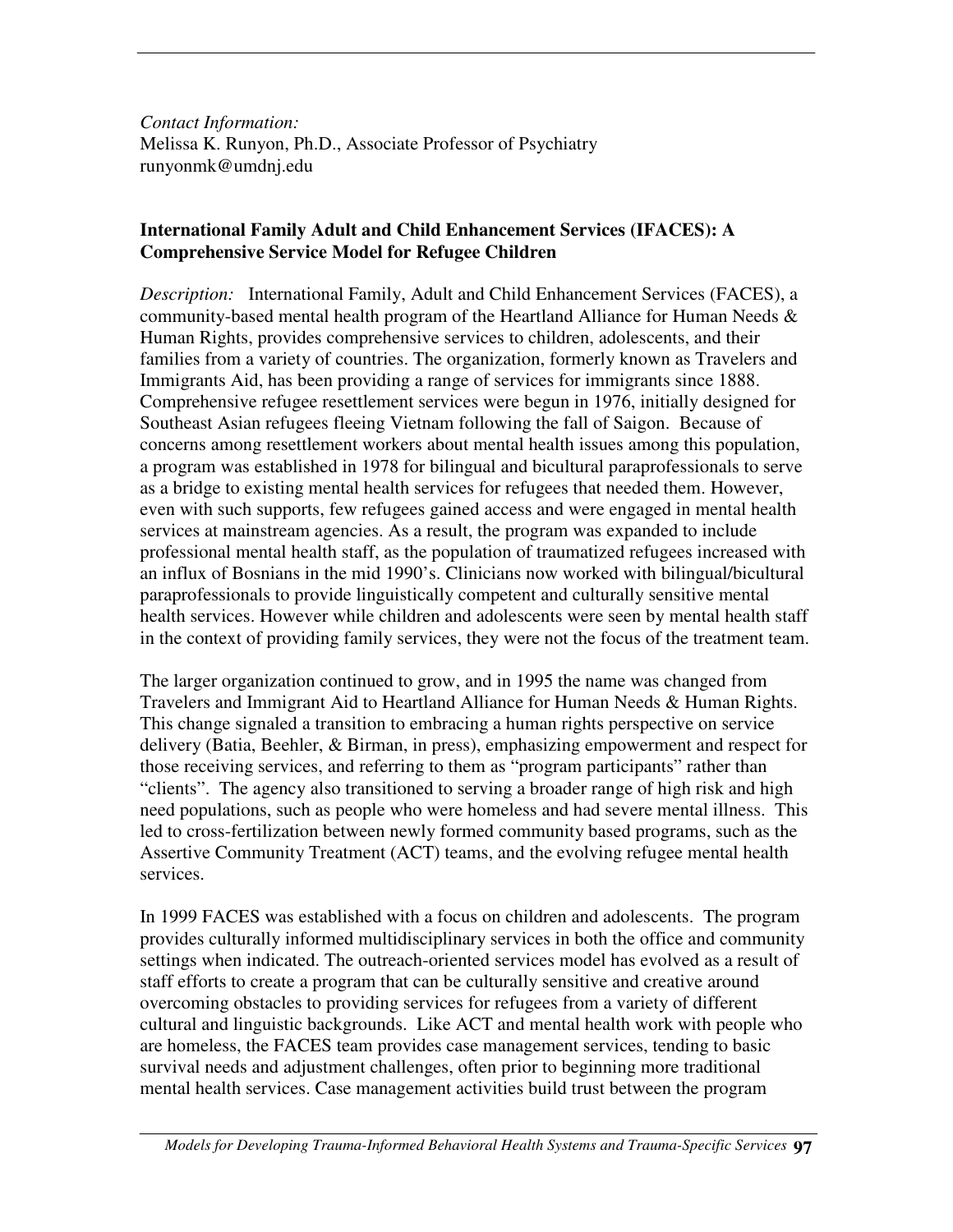*Contact Information:*
Melissa K. Runyon, Ph.D., Associate Professor of Psychiatry
runyonmk@umdnj.edu

**International Family Adult and Child Enhancement Services (IFACES): A Comprehensive Service Model for Refugee Children**

*Description:* International Family, Adult and Child Enhancement Services (FACES), a community-based mental health program of the Heartland Alliance for Human Needs & Human Rights, provides comprehensive services to children, adolescents, and their families from a variety of countries. The organization, formerly known as Travelers and Immigrants Aid, has been providing a range of services for immigrants since 1888. Comprehensive refugee resettlement services were begun in 1976, initially designed for Southeast Asian refugees fleeing Vietnam following the fall of Saigon. Because of concerns among resettlement workers about mental health issues among this population, a program was established in 1978 for bilingual and bicultural paraprofessionals to serve as a bridge to existing mental health services for refugees that needed them. However, even with such supports, few refugees gained access and were engaged in mental health services at mainstream agencies. As a result, the program was expanded to include professional mental health staff, as the population of traumatized refugees increased with an influx of Bosnians in the mid 1990's. Clinicians now worked with bilingual/bicultural paraprofessionals to provide linguistically competent and culturally sensitive mental health services. However while children and adolescents were seen by mental health staff in the context of providing family services, they were not the focus of the treatment team.

The larger organization continued to grow, and in 1995 the name was changed from Travelers and Immigrant Aid to Heartland Alliance for Human Needs & Human Rights. This change signaled a transition to embracing a human rights perspective on service delivery (Batia, Beehler, & Birman, in press), emphasizing empowerment and respect for those receiving services, and referring to them as "program participants" rather than "clients". The agency also transitioned to serving a broader range of high risk and high need populations, such as people who were homeless and had severe mental illness. This led to cross-fertilization between newly formed community based programs, such as the Assertive Community Treatment (ACT) teams, and the evolving refugee mental health services.

In 1999 FACES was established with a focus on children and adolescents. The program provides culturally informed multidisciplinary services in both the office and community settings when indicated. The outreach-oriented services model has evolved as a result of staff efforts to create a program that can be culturally sensitive and creative around overcoming obstacles to providing services for refugees from a variety of different cultural and linguistic backgrounds. Like ACT and mental health work with people who are homeless, the FACES team provides case management services, tending to basic survival needs and adjustment challenges, often prior to beginning more traditional mental health services. Case management activities build trust between the program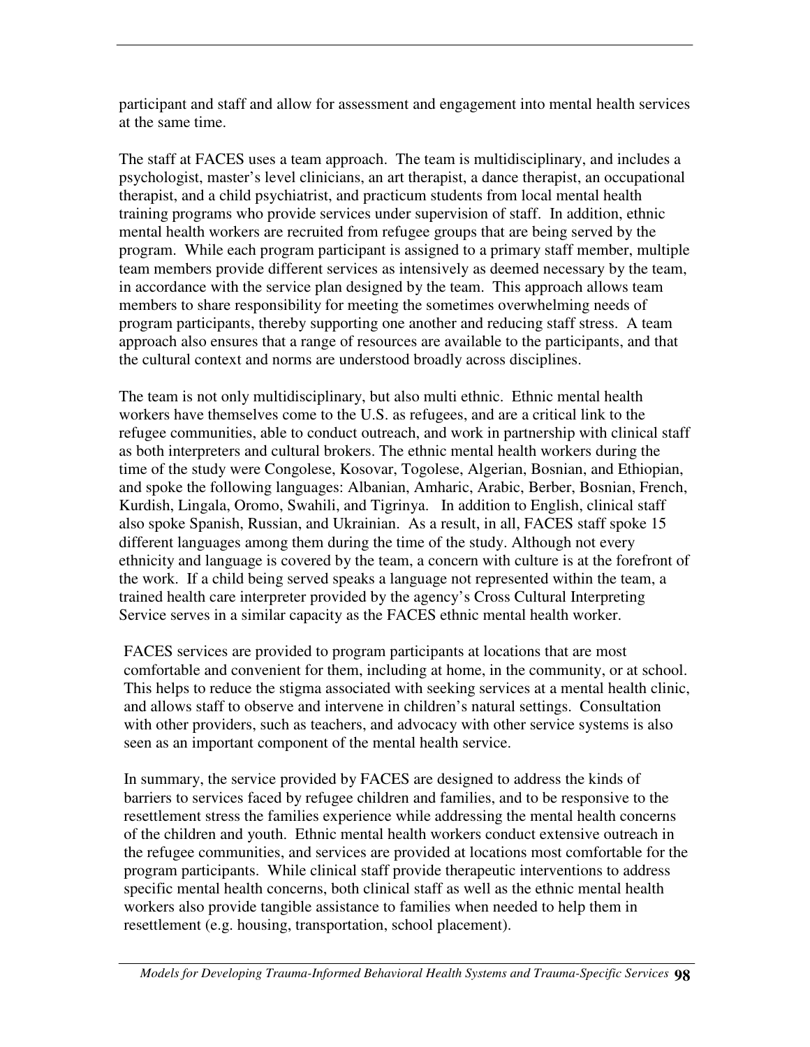participant and staff and allow for assessment and engagement into mental health services at the same time.

The staff at FACES uses a team approach. The team is multidisciplinary, and includes a psychologist, master's level clinicians, an art therapist, a dance therapist, an occupational therapist, and a child psychiatrist, and practicum students from local mental health training programs who provide services under supervision of staff. In addition, ethnic mental health workers are recruited from refugee groups that are being served by the program. While each program participant is assigned to a primary staff member, multiple team members provide different services as intensively as deemed necessary by the team, in accordance with the service plan designed by the team. This approach allows team members to share responsibility for meeting the sometimes overwhelming needs of program participants, thereby supporting one another and reducing staff stress. A team approach also ensures that a range of resources are available to the participants, and that the cultural context and norms are understood broadly across disciplines.

The team is not only multidisciplinary, but also multi ethnic. Ethnic mental health workers have themselves come to the U.S. as refugees, and are a critical link to the refugee communities, able to conduct outreach, and work in partnership with clinical staff as both interpreters and cultural brokers. The ethnic mental health workers during the time of the study were Congolese, Kosovar, Togolese, Algerian, Bosnian, and Ethiopian, and spoke the following languages: Albanian, Amharic, Arabic, Berber, Bosnian, French, Kurdish, Lingala, Oromo, Swahili, and Tigrinya. In addition to English, clinical staff also spoke Spanish, Russian, and Ukrainian. As a result, in all, FACES staff spoke 15 different languages among them during the time of the study. Although not every ethnicity and language is covered by the team, a concern with culture is at the forefront of the work. If a child being served speaks a language not represented within the team, a trained health care interpreter provided by the agency's Cross Cultural Interpreting Service serves in a similar capacity as the FACES ethnic mental health worker.

FACES services are provided to program participants at locations that are most comfortable and convenient for them, including at home, in the community, or at school. This helps to reduce the stigma associated with seeking services at a mental health clinic, and allows staff to observe and intervene in children's natural settings. Consultation with other providers, such as teachers, and advocacy with other service systems is also seen as an important component of the mental health service.

In summary, the service provided by FACES are designed to address the kinds of barriers to services faced by refugee children and families, and to be responsive to the resettlement stress the families experience while addressing the mental health concerns of the children and youth. Ethnic mental health workers conduct extensive outreach in the refugee communities, and services are provided at locations most comfortable for the program participants. While clinical staff provide therapeutic interventions to address specific mental health concerns, both clinical staff as well as the ethnic mental health workers also provide tangible assistance to families when needed to help them in resettlement (e.g. housing, transportation, school placement).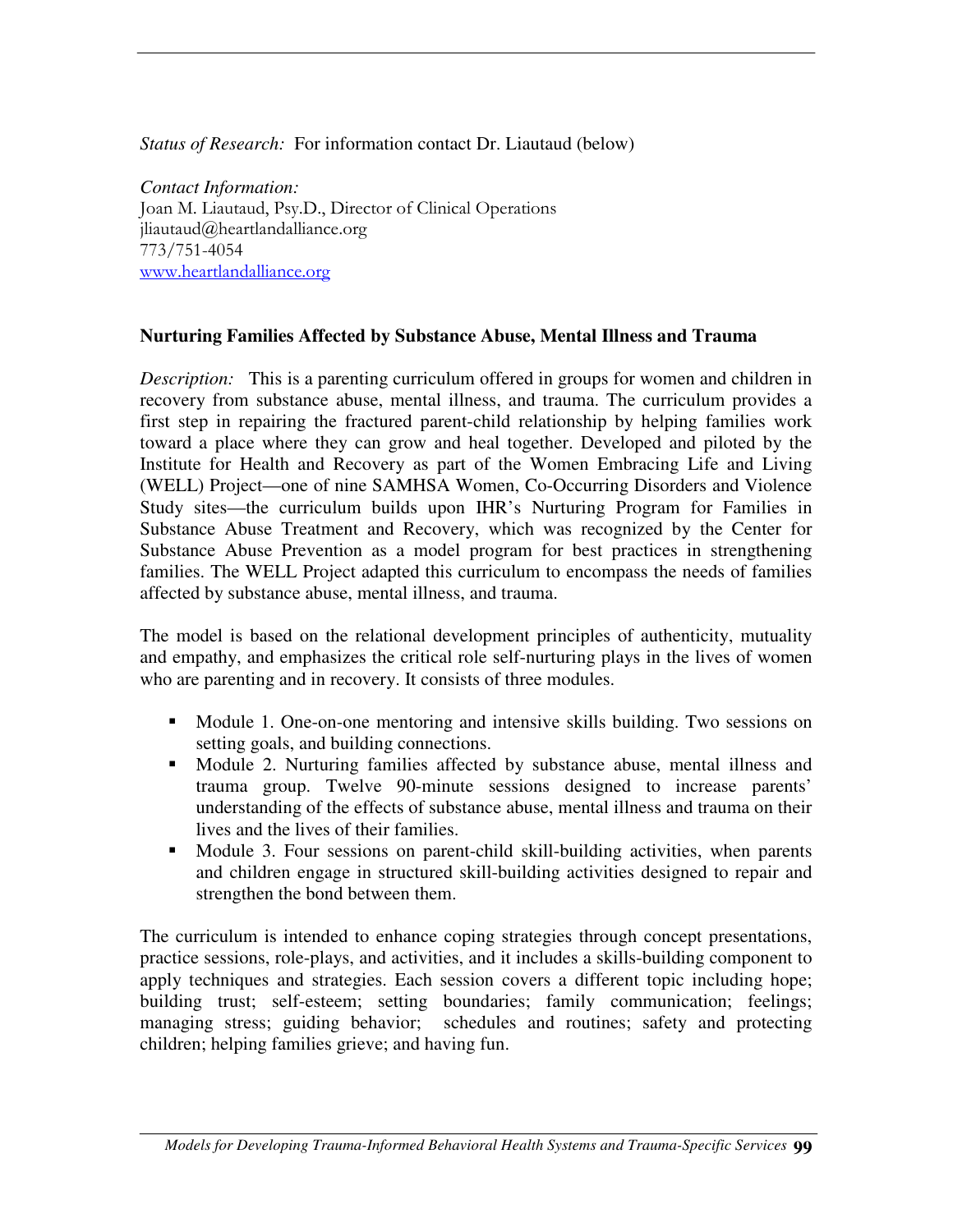*Status of Research:* For information contact Dr. Liautaud (below)

*Contact Information:*
Joan M. Liautaud, Psy.D., Director of Clinical Operations
jliautaud@heartlandalliance.org
773/751-4054
www.heartlandalliance.org

**Nurturing Families Affected by Substance Abuse, Mental Illness and Trauma**

*Description:* This is a parenting curriculum offered in groups for women and children in recovery from substance abuse, mental illness, and trauma. The curriculum provides a first step in repairing the fractured parent-child relationship by helping families work toward a place where they can grow and heal together. Developed and piloted by the Institute for Health and Recovery as part of the Women Embracing Life and Living (WELL) Project—one of nine SAMHSA Women, Co-Occurring Disorders and Violence Study sites—the curriculum builds upon IHR's Nurturing Program for Families in Substance Abuse Treatment and Recovery, which was recognized by the Center for Substance Abuse Prevention as a model program for best practices in strengthening families. The WELL Project adapted this curriculum to encompass the needs of families affected by substance abuse, mental illness, and trauma.

The model is based on the relational development principles of authenticity, mutuality and empathy, and emphasizes the critical role self-nurturing plays in the lives of women who are parenting and in recovery. It consists of three modules.

- Module 1. One-on-one mentoring and intensive skills building. Two sessions on setting goals, and building connections.
- Module 2. Nurturing families affected by substance abuse, mental illness and trauma group. Twelve 90-minute sessions designed to increase parents' understanding of the effects of substance abuse, mental illness and trauma on their lives and the lives of their families.
- Module 3. Four sessions on parent-child skill-building activities, when parents and children engage in structured skill-building activities designed to repair and strengthen the bond between them.

The curriculum is intended to enhance coping strategies through concept presentations, practice sessions, role-plays, and activities, and it includes a skills-building component to apply techniques and strategies. Each session covers a different topic including hope; building trust; self-esteem; setting boundaries; family communication; feelings; managing stress; guiding behavior; schedules and routines; safety and protecting children; helping families grieve; and having fun.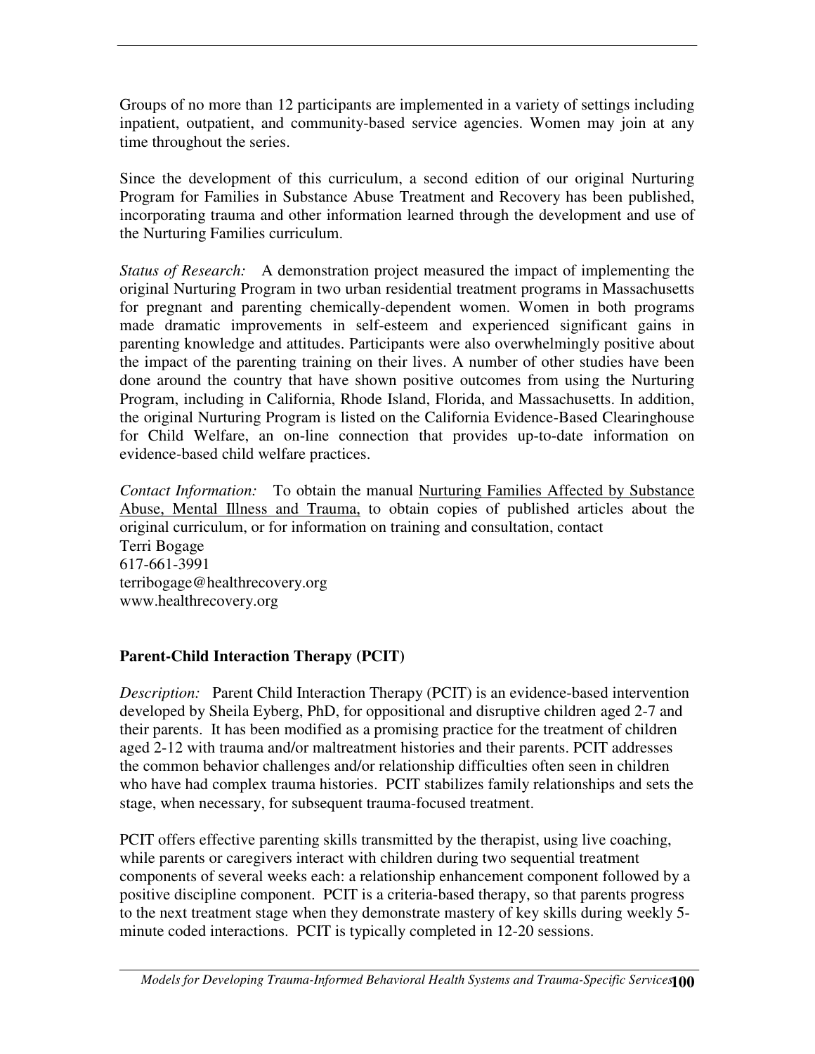Groups of no more than 12 participants are implemented in a variety of settings including inpatient, outpatient, and community-based service agencies. Women may join at any time throughout the series.

Since the development of this curriculum, a second edition of our original Nurturing Program for Families in Substance Abuse Treatment and Recovery has been published, incorporating trauma and other information learned through the development and use of the Nurturing Families curriculum.

*Status of Research:* A demonstration project measured the impact of implementing the original Nurturing Program in two urban residential treatment programs in Massachusetts for pregnant and parenting chemically-dependent women. Women in both programs made dramatic improvements in self-esteem and experienced significant gains in parenting knowledge and attitudes. Participants were also overwhelmingly positive about the impact of the parenting training on their lives. A number of other studies have been done around the country that have shown positive outcomes from using the Nurturing Program, including in California, Rhode Island, Florida, and Massachusetts. In addition, the original Nurturing Program is listed on the California Evidence-Based Clearinghouse for Child Welfare, an on-line connection that provides up-to-date information on evidence-based child welfare practices.

*Contact Information:* To obtain the manual <u>Nurturing Families Affected by Substance Abuse, Mental Illness and Trauma,</u> to obtain copies of published articles about the original curriculum, or for information on training and consultation, contact
Terri Bogage
617-661-3991
terribogage@healthrecovery.org
www.healthrecovery.org

**Parent-Child Interaction Therapy (PCIT)**

*Description:* Parent Child Interaction Therapy (PCIT) is an evidence-based intervention developed by Sheila Eyberg, PhD, for oppositional and disruptive children aged 2-7 and their parents. It has been modified as a promising practice for the treatment of children aged 2-12 with trauma and/or maltreatment histories and their parents. PCIT addresses the common behavior challenges and/or relationship difficulties often seen in children who have had complex trauma histories. PCIT stabilizes family relationships and sets the stage, when necessary, for subsequent trauma-focused treatment.

PCIT offers effective parenting skills transmitted by the therapist, using live coaching, while parents or caregivers interact with children during two sequential treatment components of several weeks each: a relationship enhancement component followed by a positive discipline component. PCIT is a criteria-based therapy, so that parents progress to the next treatment stage when they demonstrate mastery of key skills during weekly 5-minute coded interactions. PCIT is typically completed in 12-20 sessions.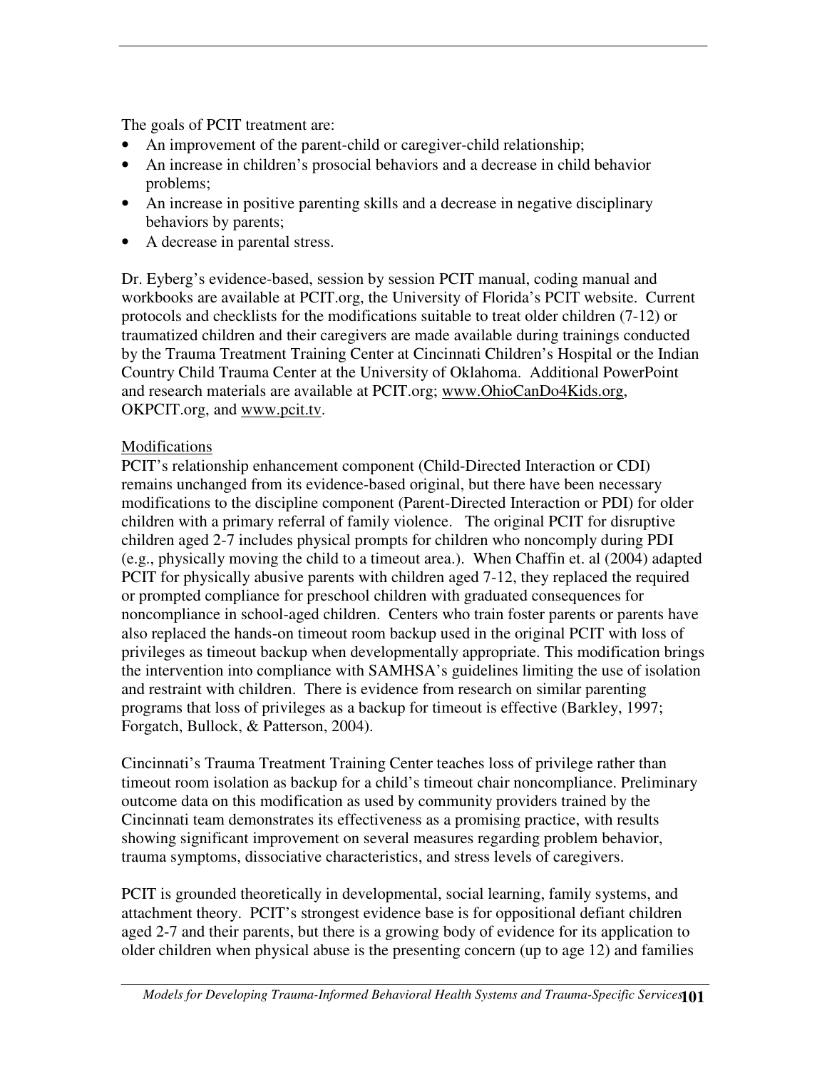The goals of PCIT treatment are:

- An improvement of the parent-child or caregiver-child relationship;
- An increase in children's prosocial behaviors and a decrease in child behavior problems;
- An increase in positive parenting skills and a decrease in negative disciplinary behaviors by parents;
- A decrease in parental stress.

Dr. Eyberg's evidence-based, session by session PCIT manual, coding manual and workbooks are available at PCIT.org, the University of Florida's PCIT website. Current protocols and checklists for the modifications suitable to treat older children (7-12) or traumatized children and their caregivers are made available during trainings conducted by the Trauma Treatment Training Center at Cincinnati Children's Hospital or the Indian Country Child Trauma Center at the University of Oklahoma. Additional PowerPoint and research materials are available at PCIT.org; www.OhioCanDo4Kids.org, OKPCIT.org, and www.pcit.tv.

Modifications

PCIT's relationship enhancement component (Child-Directed Interaction or CDI) remains unchanged from its evidence-based original, but there have been necessary modifications to the discipline component (Parent-Directed Interaction or PDI) for older children with a primary referral of family violence. The original PCIT for disruptive children aged 2-7 includes physical prompts for children who noncomply during PDI (e.g., physically moving the child to a timeout area.). When Chaffin et. al (2004) adapted PCIT for physically abusive parents with children aged 7-12, they replaced the required or prompted compliance for preschool children with graduated consequences for noncompliance in school-aged children. Centers who train foster parents or parents have also replaced the hands-on timeout room backup used in the original PCIT with loss of privileges as timeout backup when developmentally appropriate. This modification brings the intervention into compliance with SAMHSA's guidelines limiting the use of isolation and restraint with children. There is evidence from research on similar parenting programs that loss of privileges as a backup for timeout is effective (Barkley, 1997; Forgatch, Bullock, & Patterson, 2004).

Cincinnati's Trauma Treatment Training Center teaches loss of privilege rather than timeout room isolation as backup for a child's timeout chair noncompliance. Preliminary outcome data on this modification as used by community providers trained by the Cincinnati team demonstrates its effectiveness as a promising practice, with results showing significant improvement on several measures regarding problem behavior, trauma symptoms, dissociative characteristics, and stress levels of caregivers.

PCIT is grounded theoretically in developmental, social learning, family systems, and attachment theory. PCIT's strongest evidence base is for oppositional defiant children aged 2-7 and their parents, but there is a growing body of evidence for its application to older children when physical abuse is the presenting concern (up to age 12) and families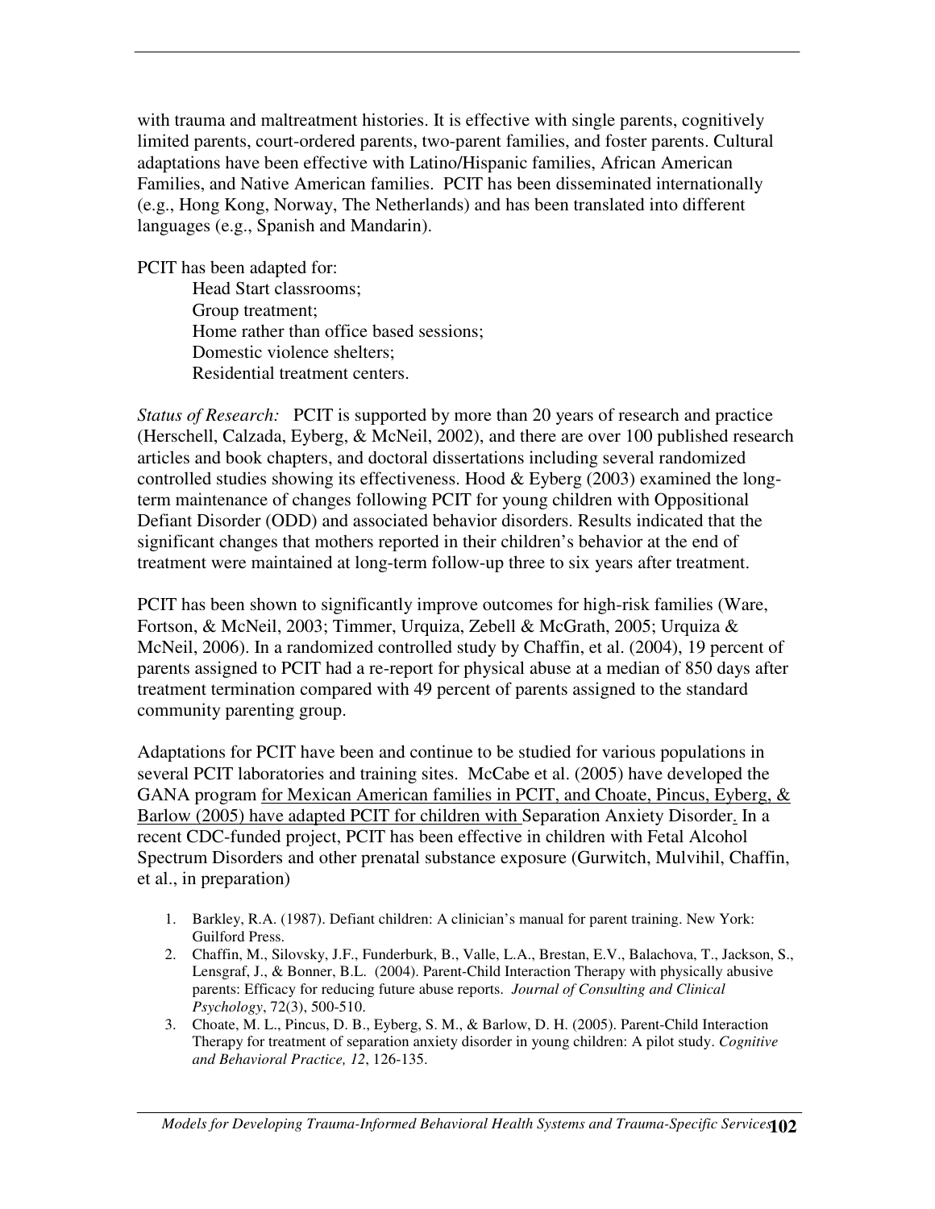with trauma and maltreatment histories. It is effective with single parents, cognitively limited parents, court-ordered parents, two-parent families, and foster parents. Cultural adaptations have been effective with Latino/Hispanic families, African American Families, and Native American families. PCIT has been disseminated internationally (e.g., Hong Kong, Norway, The Netherlands) and has been translated into different languages (e.g., Spanish and Mandarin).

PCIT has been adapted for:

- Head Start classrooms;
- Group treatment;
- Home rather than office based sessions;
- Domestic violence shelters;
- Residential treatment centers.

*Status of Research:* PCIT is supported by more than 20 years of research and practice (Herschell, Calzada, Eyberg, & McNeil, 2002), and there are over 100 published research articles and book chapters, and doctoral dissertations including several randomized controlled studies showing its effectiveness. Hood & Eyberg (2003) examined the long-term maintenance of changes following PCIT for young children with Oppositional Defiant Disorder (ODD) and associated behavior disorders. Results indicated that the significant changes that mothers reported in their children's behavior at the end of treatment were maintained at long-term follow-up three to six years after treatment.

PCIT has been shown to significantly improve outcomes for high-risk families (Ware, Fortson, & McNeil, 2003; Timmer, Urquiza, Zebell & McGrath, 2005; Urquiza & McNeil, 2006). In a randomized controlled study by Chaffin, et al. (2004), 19 percent of parents assigned to PCIT had a re-report for physical abuse at a median of 850 days after treatment termination compared with 49 percent of parents assigned to the standard community parenting group.

Adaptations for PCIT have been and continue to be studied for various populations in several PCIT laboratories and training sites. McCabe et al. (2005) have developed the GANA program for Mexican American families in PCIT, and Choate, Pincus, Eyberg, & Barlow (2005) have adapted PCIT for children with Separation Anxiety Disorder. In a recent CDC-funded project, PCIT has been effective in children with Fetal Alcohol Spectrum Disorders and other prenatal substance exposure (Gurwitch, Mulvihil, Chaffin, et al., in preparation)

1. Barkley, R.A. (1987). Defiant children: A clinician's manual for parent training. New York: Guilford Press.
2. Chaffin, M., Silovsky, J.F., Funderburk, B., Valle, L.A., Brestan, E.V., Balachova, T., Jackson, S., Lensgraf, J., & Bonner, B.L. (2004). Parent-Child Interaction Therapy with physically abusive parents: Efficacy for reducing future abuse reports. *Journal of Consulting and Clinical Psychology*, 72(3), 500-510.
3. Choate, M. L., Pincus, D. B., Eyberg, S. M., & Barlow, D. H. (2005). Parent-Child Interaction Therapy for treatment of separation anxiety disorder in young children: A pilot study. *Cognitive and Behavioral Practice, 12*, 126-135.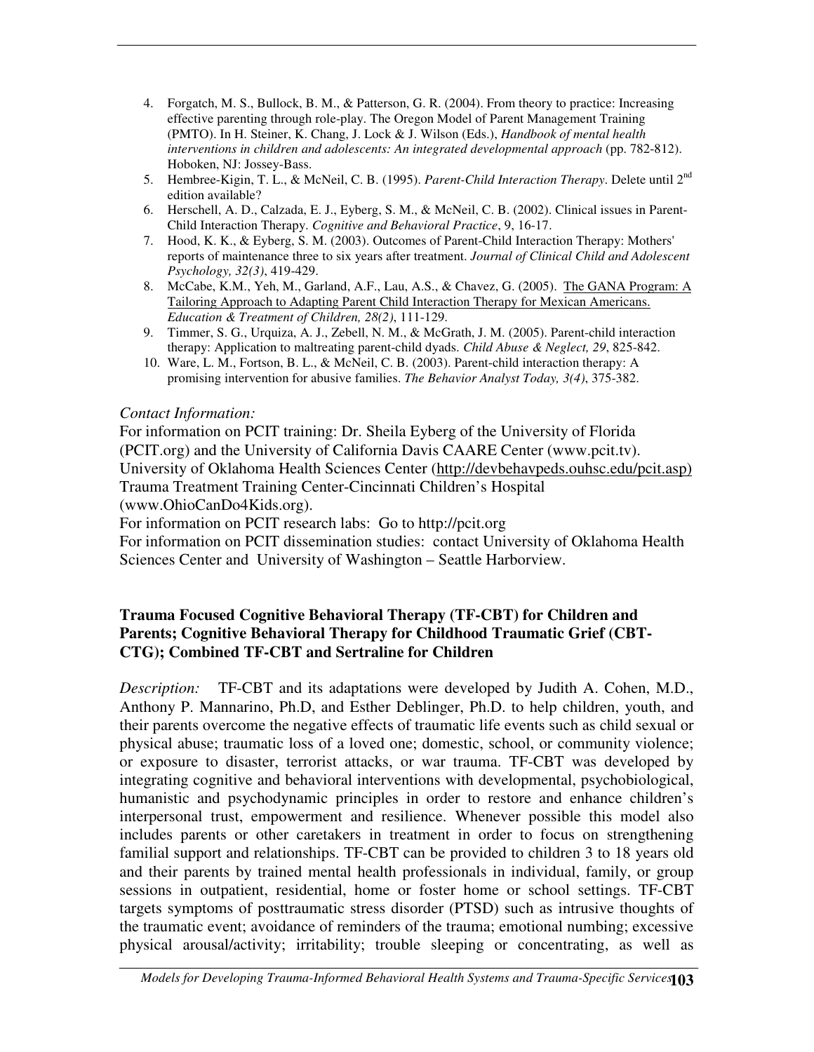4. Forgatch, M. S., Bullock, B. M., & Patterson, G. R. (2004). From theory to practice: Increasing effective parenting through role-play. The Oregon Model of Parent Management Training (PMTO). In H. Steiner, K. Chang, J. Lock & J. Wilson (Eds.), *Handbook of mental health interventions in children and adolescents: An integrated developmental approach* (pp. 782-812). Hoboken, NJ: Jossey-Bass.
5. Hembree-Kigin, T. L., & McNeil, C. B. (1995). *Parent-Child Interaction Therapy*. Delete until 2nd edition available?
6. Herschell, A. D., Calzada, E. J., Eyberg, S. M., & McNeil, C. B. (2002). Clinical issues in Parent-Child Interaction Therapy. *Cognitive and Behavioral Practice*, 9, 16-17.
7. Hood, K. K., & Eyberg, S. M. (2003). Outcomes of Parent-Child Interaction Therapy: Mothers' reports of maintenance three to six years after treatment. *Journal of Clinical Child and Adolescent Psychology, 32(3)*, 419-429.
8. McCabe, K.M., Yeh, M., Garland, A.F., Lau, A.S., & Chavez, G. (2005). The GANA Program: A Tailoring Approach to Adapting Parent Child Interaction Therapy for Mexican Americans. *Education & Treatment of Children, 28(2)*, 111-129.
9. Timmer, S. G., Urquiza, A. J., Zebell, N. M., & McGrath, J. M. (2005). Parent-child interaction therapy: Application to maltreating parent-child dyads. *Child Abuse & Neglect, 29*, 825-842.
10. Ware, L. M., Fortson, B. L., & McNeil, C. B. (2003). Parent-child interaction therapy: A promising intervention for abusive families. *The Behavior Analyst Today, 3(4)*, 375-382.

*Contact Information:*

For information on PCIT training: Dr. Sheila Eyberg of the University of Florida (PCIT.org) and the University of California Davis CAARE Center (www.pcit.tv). University of Oklahoma Health Sciences Center (http://devbehavpeds.ouhsc.edu/pcit.asp) Trauma Treatment Training Center-Cincinnati Children's Hospital (www.OhioCanDo4Kids.org).

For information on PCIT research labs: Go to http://pcit.org

For information on PCIT dissemination studies: contact University of Oklahoma Health Sciences Center and University of Washington – Seattle Harborview.

**Trauma Focused Cognitive Behavioral Therapy (TF-CBT) for Children and Parents; Cognitive Behavioral Therapy for Childhood Traumatic Grief (CBT-CTG); Combined TF-CBT and Sertraline for Children**

*Description:* TF-CBT and its adaptations were developed by Judith A. Cohen, M.D., Anthony P. Mannarino, Ph.D, and Esther Deblinger, Ph.D. to help children, youth, and their parents overcome the negative effects of traumatic life events such as child sexual or physical abuse; traumatic loss of a loved one; domestic, school, or community violence; or exposure to disaster, terrorist attacks, or war trauma. TF-CBT was developed by integrating cognitive and behavioral interventions with developmental, psychobiological, humanistic and psychodynamic principles in order to restore and enhance children's interpersonal trust, empowerment and resilience. Whenever possible this model also includes parents or other caretakers in treatment in order to focus on strengthening familial support and relationships. TF-CBT can be provided to children 3 to 18 years old and their parents by trained mental health professionals in individual, family, or group sessions in outpatient, residential, home or foster home or school settings. TF-CBT targets symptoms of posttraumatic stress disorder (PTSD) such as intrusive thoughts of the traumatic event; avoidance of reminders of the trauma; emotional numbing; excessive physical arousal/activity; irritability; trouble sleeping or concentrating, as well as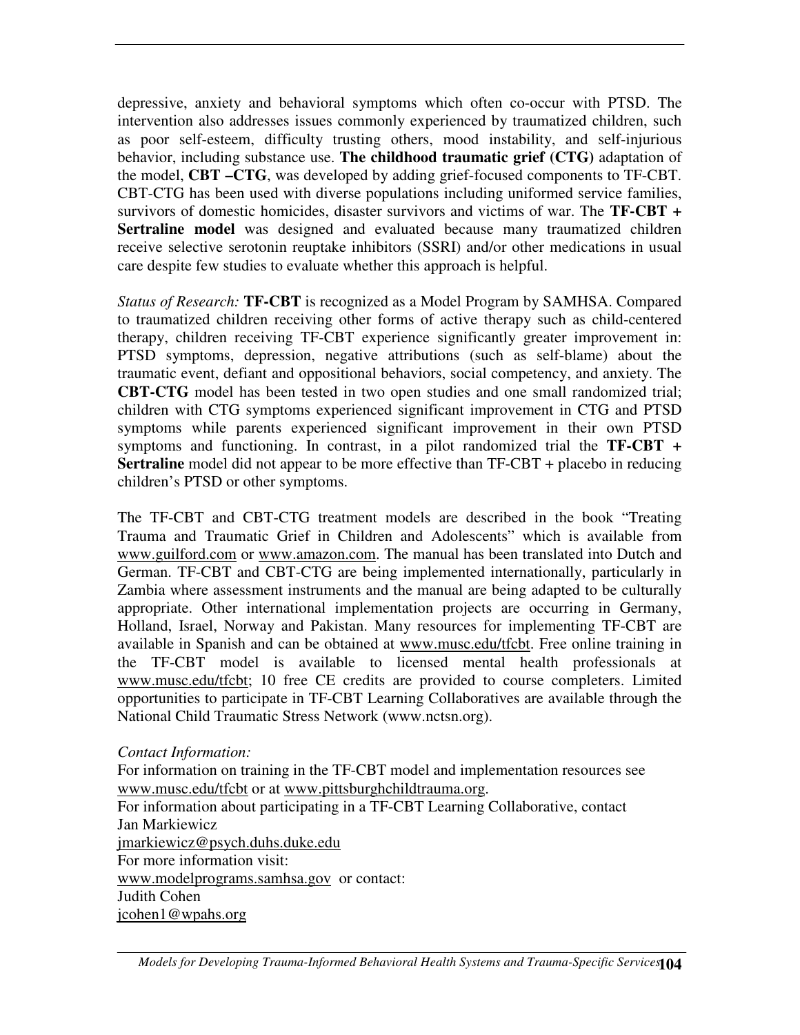depressive, anxiety and behavioral symptoms which often co-occur with PTSD. The intervention also addresses issues commonly experienced by traumatized children, such as poor self-esteem, difficulty trusting others, mood instability, and self-injurious behavior, including substance use. **The childhood traumatic grief (CTG)** adaptation of the model, **CBT –CTG**, was developed by adding grief-focused components to TF-CBT. CBT-CTG has been used with diverse populations including uniformed service families, survivors of domestic homicides, disaster survivors and victims of war. The **TF-CBT + Sertraline model** was designed and evaluated because many traumatized children receive selective serotonin reuptake inhibitors (SSRI) and/or other medications in usual care despite few studies to evaluate whether this approach is helpful.

*Status of Research:* **TF-CBT** is recognized as a Model Program by SAMHSA. Compared to traumatized children receiving other forms of active therapy such as child-centered therapy, children receiving TF-CBT experience significantly greater improvement in: PTSD symptoms, depression, negative attributions (such as self-blame) about the traumatic event, defiant and oppositional behaviors, social competency, and anxiety. The **CBT-CTG** model has been tested in two open studies and one small randomized trial; children with CTG symptoms experienced significant improvement in CTG and PTSD symptoms while parents experienced significant improvement in their own PTSD symptoms and functioning. In contrast, in a pilot randomized trial the **TF-CBT + Sertraline** model did not appear to be more effective than TF-CBT + placebo in reducing children's PTSD or other symptoms.

The TF-CBT and CBT-CTG treatment models are described in the book "Treating Trauma and Traumatic Grief in Children and Adolescents" which is available from www.guilford.com or www.amazon.com. The manual has been translated into Dutch and German. TF-CBT and CBT-CTG are being implemented internationally, particularly in Zambia where assessment instruments and the manual are being adapted to be culturally appropriate. Other international implementation projects are occurring in Germany, Holland, Israel, Norway and Pakistan. Many resources for implementing TF-CBT are available in Spanish and can be obtained at www.musc.edu/tfcbt. Free online training in the TF-CBT model is available to licensed mental health professionals at www.musc.edu/tfcbt; 10 free CE credits are provided to course completers. Limited opportunities to participate in TF-CBT Learning Collaboratives are available through the National Child Traumatic Stress Network (www.nctsn.org).

*Contact Information:*
For information on training in the TF-CBT model and implementation resources see www.musc.edu/tfcbt or at www.pittsburghchildtrauma.org.
For information about participating in a TF-CBT Learning Collaborative, contact
Jan Markiewicz
jmarkiewicz@psych.duhs.duke.edu
For more information visit:
www.modelprograms.samhsa.gov or contact:
Judith Cohen
jcohen1@wpahs.org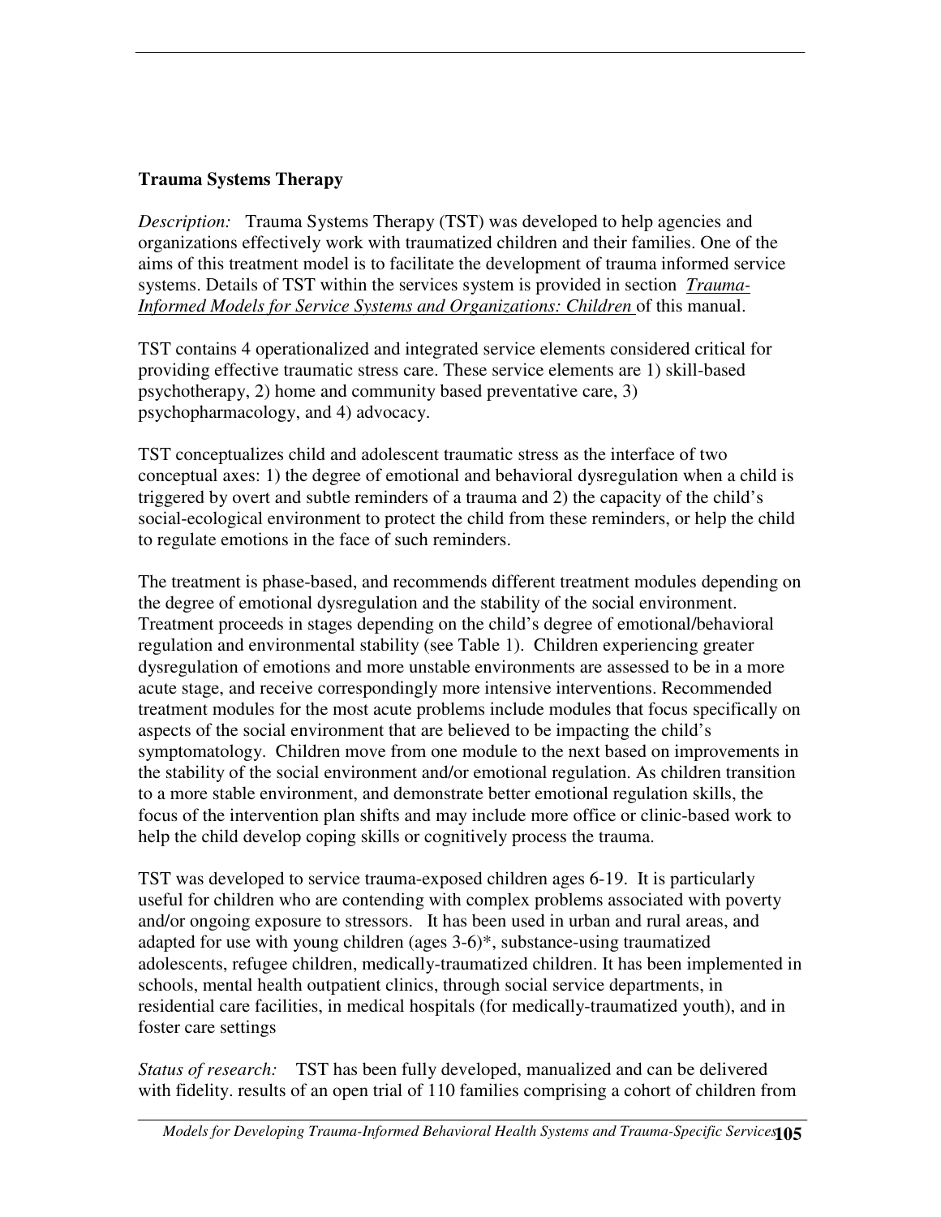**Trauma Systems Therapy**

*Description:* Trauma Systems Therapy (TST) was developed to help agencies and organizations effectively work with traumatized children and their families. One of the aims of this treatment model is to facilitate the development of trauma informed service systems. Details of TST within the services system is provided in section *Trauma-Informed Models for Service Systems and Organizations: Children* of this manual.

TST contains 4 operationalized and integrated service elements considered critical for providing effective traumatic stress care. These service elements are 1) skill-based psychotherapy, 2) home and community based preventative care, 3) psychopharmacology, and 4) advocacy.

TST conceptualizes child and adolescent traumatic stress as the interface of two conceptual axes: 1) the degree of emotional and behavioral dysregulation when a child is triggered by overt and subtle reminders of a trauma and 2) the capacity of the child's social-ecological environment to protect the child from these reminders, or help the child to regulate emotions in the face of such reminders.

The treatment is phase-based, and recommends different treatment modules depending on the degree of emotional dysregulation and the stability of the social environment. Treatment proceeds in stages depending on the child's degree of emotional/behavioral regulation and environmental stability (see Table 1). Children experiencing greater dysregulation of emotions and more unstable environments are assessed to be in a more acute stage, and receive correspondingly more intensive interventions. Recommended treatment modules for the most acute problems include modules that focus specifically on aspects of the social environment that are believed to be impacting the child's symptomatology. Children move from one module to the next based on improvements in the stability of the social environment and/or emotional regulation. As children transition to a more stable environment, and demonstrate better emotional regulation skills, the focus of the intervention plan shifts and may include more office or clinic-based work to help the child develop coping skills or cognitively process the trauma.

TST was developed to service trauma-exposed children ages 6-19. It is particularly useful for children who are contending with complex problems associated with poverty and/or ongoing exposure to stressors. It has been used in urban and rural areas, and adapted for use with young children (ages 3-6)*, substance-using traumatized adolescents, refugee children, medically-traumatized children. It has been implemented in schools, mental health outpatient clinics, through social service departments, in residential care facilities, in medical hospitals (for medically-traumatized youth), and in foster care settings

*Status of research:* TST has been fully developed, manualized and can be delivered with fidelity. results of an open trial of 110 families comprising a cohort of children from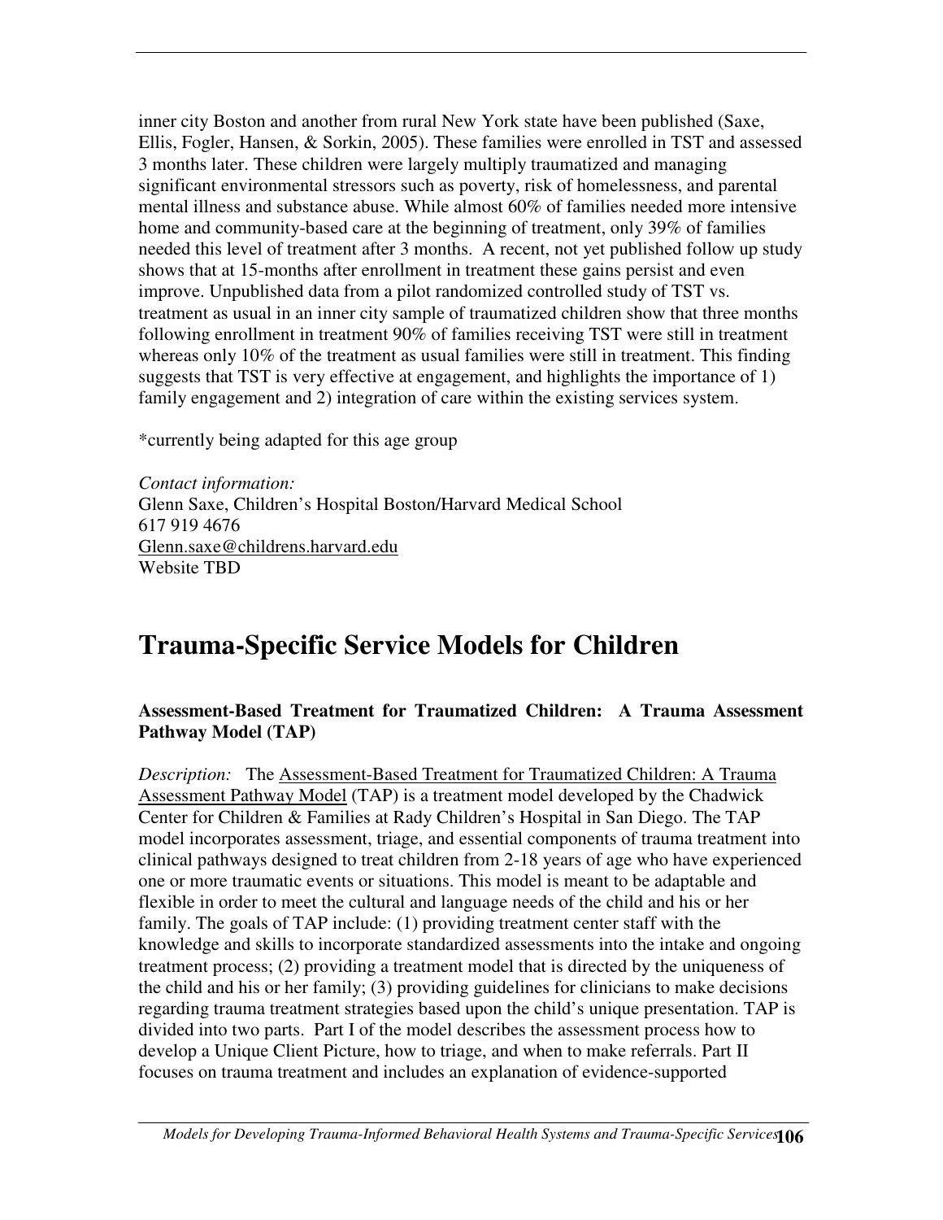inner city Boston and another from rural New York state have been published (Saxe, Ellis, Fogler, Hansen, & Sorkin, 2005). These families were enrolled in TST and assessed 3 months later. These children were largely multiply traumatized and managing significant environmental stressors such as poverty, risk of homelessness, and parental mental illness and substance abuse. While almost 60% of families needed more intensive home and community-based care at the beginning of treatment, only 39% of families needed this level of treatment after 3 months. A recent, not yet published follow up study shows that at 15-months after enrollment in treatment these gains persist and even improve. Unpublished data from a pilot randomized controlled study of TST vs. treatment as usual in an inner city sample of traumatized children show that three months following enrollment in treatment 90% of families receiving TST were still in treatment whereas only 10% of the treatment as usual families were still in treatment. This finding suggests that TST is very effective at engagement, and highlights the importance of 1) family engagement and 2) integration of care within the existing services system.

*currently being adapted for this age group

*Contact information:*
Glenn Saxe, Children's Hospital Boston/Harvard Medical School
617 919 4676
Glenn.saxe@childrens.harvard.edu
Website TBD

# Trauma-Specific Service Models for Children

### Assessment-Based Treatment for Traumatized Children: A Trauma Assessment Pathway Model (TAP)

*Description:* The Assessment-Based Treatment for Traumatized Children: A Trauma Assessment Pathway Model (TAP) is a treatment model developed by the Chadwick Center for Children & Families at Rady Children's Hospital in San Diego. The TAP model incorporates assessment, triage, and essential components of trauma treatment into clinical pathways designed to treat children from 2-18 years of age who have experienced one or more traumatic events or situations. This model is meant to be adaptable and flexible in order to meet the cultural and language needs of the child and his or her family. The goals of TAP include: (1) providing treatment center staff with the knowledge and skills to incorporate standardized assessments into the intake and ongoing treatment process; (2) providing a treatment model that is directed by the uniqueness of the child and his or her family; (3) providing guidelines for clinicians to make decisions regarding trauma treatment strategies based upon the child's unique presentation. TAP is divided into two parts. Part I of the model describes the assessment process how to develop a Unique Client Picture, how to triage, and when to make referrals. Part II focuses on trauma treatment and includes an explanation of evidence-supported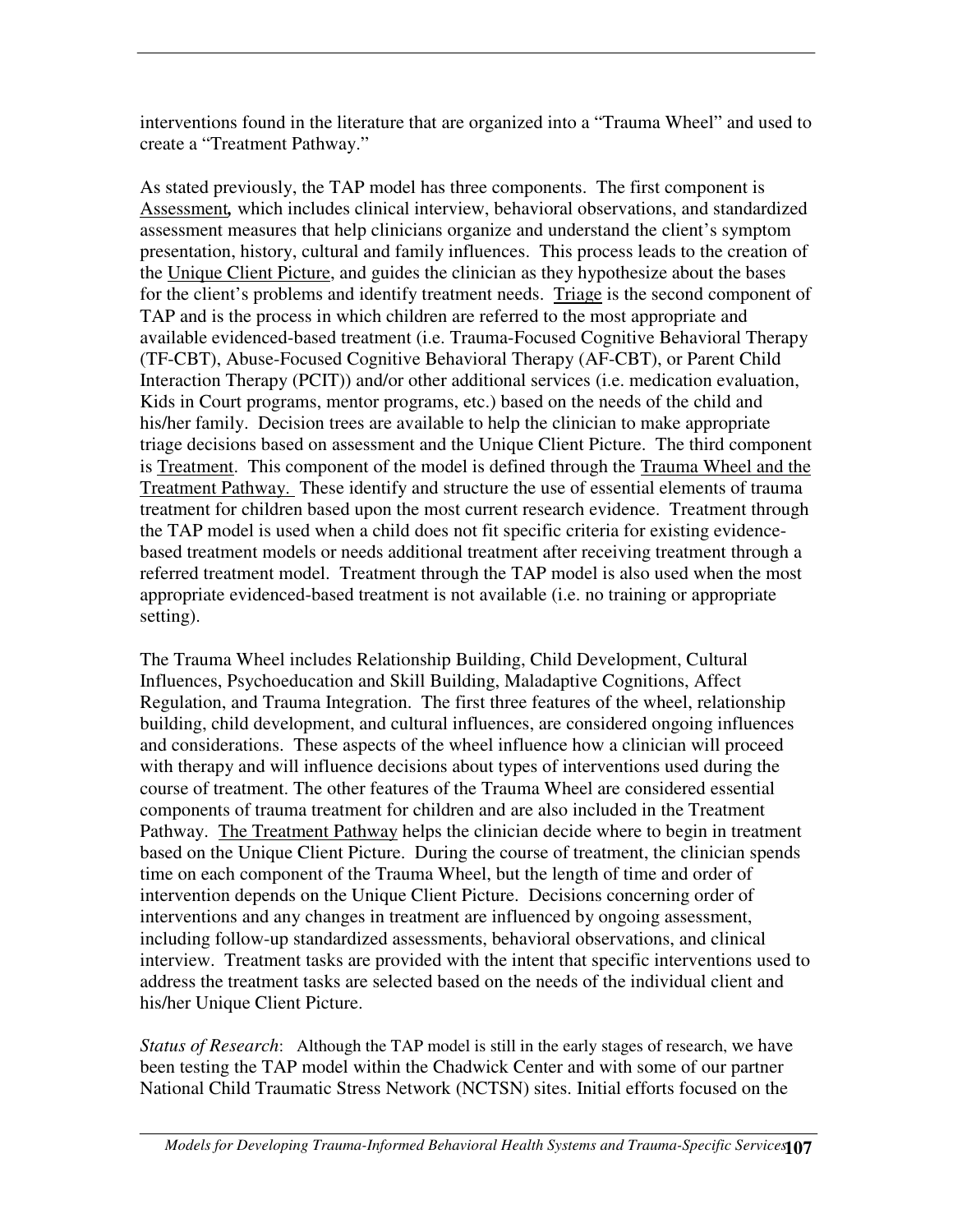interventions found in the literature that are organized into a "Trauma Wheel" and used to create a "Treatment Pathway."

As stated previously, the TAP model has three components. The first component is Assessment*,* which includes clinical interview, behavioral observations, and standardized assessment measures that help clinicians organize and understand the client's symptom presentation, history, cultural and family influences. This process leads to the creation of the Unique Client Picture, and guides the clinician as they hypothesize about the bases for the client's problems and identify treatment needs. Triage is the second component of TAP and is the process in which children are referred to the most appropriate and available evidenced-based treatment (i.e. Trauma-Focused Cognitive Behavioral Therapy (TF-CBT), Abuse-Focused Cognitive Behavioral Therapy (AF-CBT), or Parent Child Interaction Therapy (PCIT)) and/or other additional services (i.e. medication evaluation, Kids in Court programs, mentor programs, etc.) based on the needs of the child and his/her family. Decision trees are available to help the clinician to make appropriate triage decisions based on assessment and the Unique Client Picture. The third component is Treatment. This component of the model is defined through the Trauma Wheel and the Treatment Pathway. These identify and structure the use of essential elements of trauma treatment for children based upon the most current research evidence. Treatment through the TAP model is used when a child does not fit specific criteria for existing evidence-based treatment models or needs additional treatment after receiving treatment through a referred treatment model. Treatment through the TAP model is also used when the most appropriate evidenced-based treatment is not available (i.e. no training or appropriate setting).

The Trauma Wheel includes Relationship Building, Child Development, Cultural Influences, Psychoeducation and Skill Building, Maladaptive Cognitions, Affect Regulation, and Trauma Integration. The first three features of the wheel, relationship building, child development, and cultural influences, are considered ongoing influences and considerations. These aspects of the wheel influence how a clinician will proceed with therapy and will influence decisions about types of interventions used during the course of treatment. The other features of the Trauma Wheel are considered essential components of trauma treatment for children and are also included in the Treatment Pathway. The Treatment Pathway helps the clinician decide where to begin in treatment based on the Unique Client Picture. During the course of treatment, the clinician spends time on each component of the Trauma Wheel, but the length of time and order of intervention depends on the Unique Client Picture. Decisions concerning order of interventions and any changes in treatment are influenced by ongoing assessment, including follow-up standardized assessments, behavioral observations, and clinical interview. Treatment tasks are provided with the intent that specific interventions used to address the treatment tasks are selected based on the needs of the individual client and his/her Unique Client Picture.

*Status of Research*: Although the TAP model is still in the early stages of research, we have been testing the TAP model within the Chadwick Center and with some of our partner National Child Traumatic Stress Network (NCTSN) sites. Initial efforts focused on the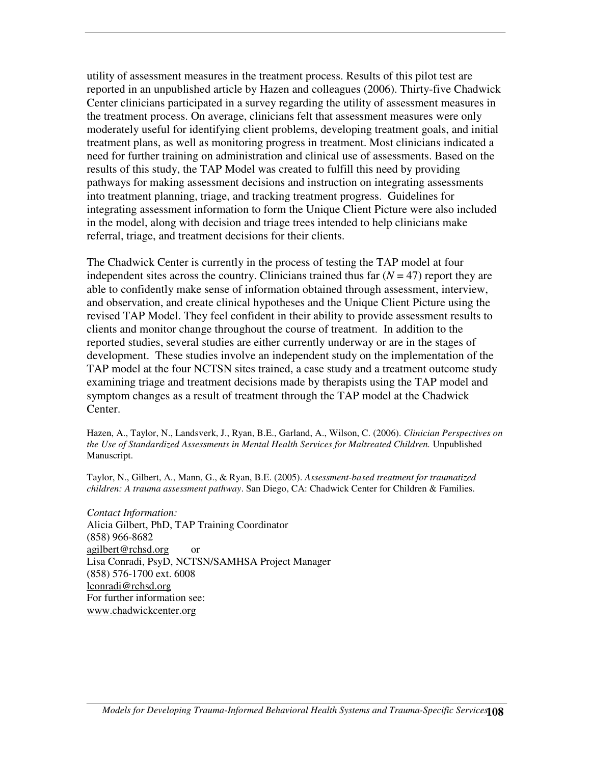utility of assessment measures in the treatment process. Results of this pilot test are reported in an unpublished article by Hazen and colleagues (2006). Thirty-five Chadwick Center clinicians participated in a survey regarding the utility of assessment measures in the treatment process. On average, clinicians felt that assessment measures were only moderately useful for identifying client problems, developing treatment goals, and initial treatment plans, as well as monitoring progress in treatment. Most clinicians indicated a need for further training on administration and clinical use of assessments. Based on the results of this study, the TAP Model was created to fulfill this need by providing pathways for making assessment decisions and instruction on integrating assessments into treatment planning, triage, and tracking treatment progress. Guidelines for integrating assessment information to form the Unique Client Picture were also included in the model, along with decision and triage trees intended to help clinicians make referral, triage, and treatment decisions for their clients.

The Chadwick Center is currently in the process of testing the TAP model at four independent sites across the country. Clinicians trained thus far ($N = 47$) report they are able to confidently make sense of information obtained through assessment, interview, and observation, and create clinical hypotheses and the Unique Client Picture using the revised TAP Model. They feel confident in their ability to provide assessment results to clients and monitor change throughout the course of treatment. In addition to the reported studies, several studies are either currently underway or are in the stages of development. These studies involve an independent study on the implementation of the TAP model at the four NCTSN sites trained, a case study and a treatment outcome study examining triage and treatment decisions made by therapists using the TAP model and symptom changes as a result of treatment through the TAP model at the Chadwick Center.

Hazen, A., Taylor, N., Landsverk, J., Ryan, B.E., Garland, A., Wilson, C. (2006). *Clinician Perspectives on the Use of Standardized Assessments in Mental Health Services for Maltreated Children.* Unpublished Manuscript.

Taylor, N., Gilbert, A., Mann, G., & Ryan, B.E. (2005). *Assessment-based treatment for traumatized children: A trauma assessment pathway*. San Diego, CA: Chadwick Center for Children & Families.

*Contact Information:*
Alicia Gilbert, PhD, TAP Training Coordinator
(858) 966-8682
agilbert@rchsd.org or
Lisa Conradi, PsyD, NCTSN/SAMHSA Project Manager
(858) 576-1700 ext. 6008
lconradi@rchsd.org
For further information see:
www.chadwickcenter.org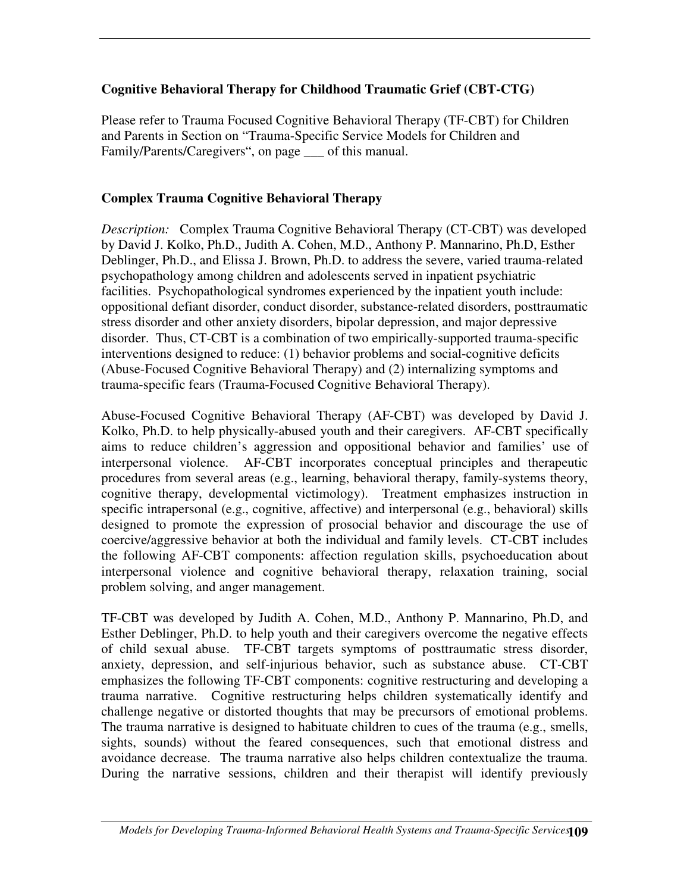### Cognitive Behavioral Therapy for Childhood Traumatic Grief (CBT-CTG)

Please refer to Trauma Focused Cognitive Behavioral Therapy (TF-CBT) for Children and Parents in Section on "Trauma-Specific Service Models for Children and Family/Parents/Caregivers", on page ___ of this manual.

### Complex Trauma Cognitive Behavioral Therapy

*Description:* Complex Trauma Cognitive Behavioral Therapy (CT-CBT) was developed by David J. Kolko, Ph.D., Judith A. Cohen, M.D., Anthony P. Mannarino, Ph.D, Esther Deblinger, Ph.D., and Elissa J. Brown, Ph.D. to address the severe, varied trauma-related psychopathology among children and adolescents served in inpatient psychiatric facilities. Psychopathological syndromes experienced by the inpatient youth include: oppositional defiant disorder, conduct disorder, substance-related disorders, posttraumatic stress disorder and other anxiety disorders, bipolar depression, and major depressive disorder. Thus, CT-CBT is a combination of two empirically-supported trauma-specific interventions designed to reduce: (1) behavior problems and social-cognitive deficits (Abuse-Focused Cognitive Behavioral Therapy) and (2) internalizing symptoms and trauma-specific fears (Trauma-Focused Cognitive Behavioral Therapy).

Abuse-Focused Cognitive Behavioral Therapy (AF-CBT) was developed by David J. Kolko, Ph.D. to help physically-abused youth and their caregivers. AF-CBT specifically aims to reduce children's aggression and oppositional behavior and families' use of interpersonal violence. AF-CBT incorporates conceptual principles and therapeutic procedures from several areas (e.g., learning, behavioral therapy, family-systems theory, cognitive therapy, developmental victimology). Treatment emphasizes instruction in specific intrapersonal (e.g., cognitive, affective) and interpersonal (e.g., behavioral) skills designed to promote the expression of prosocial behavior and discourage the use of coercive/aggressive behavior at both the individual and family levels. CT-CBT includes the following AF-CBT components: affection regulation skills, psychoeducation about interpersonal violence and cognitive behavioral therapy, relaxation training, social problem solving, and anger management.

TF-CBT was developed by Judith A. Cohen, M.D., Anthony P. Mannarino, Ph.D, and Esther Deblinger, Ph.D. to help youth and their caregivers overcome the negative effects of child sexual abuse. TF-CBT targets symptoms of posttraumatic stress disorder, anxiety, depression, and self-injurious behavior, such as substance abuse. CT-CBT emphasizes the following TF-CBT components: cognitive restructuring and developing a trauma narrative. Cognitive restructuring helps children systematically identify and challenge negative or distorted thoughts that may be precursors of emotional problems. The trauma narrative is designed to habituate children to cues of the trauma (e.g., smells, sights, sounds) without the feared consequences, such that emotional distress and avoidance decrease. The trauma narrative also helps children contextualize the trauma. During the narrative sessions, children and their therapist will identify previously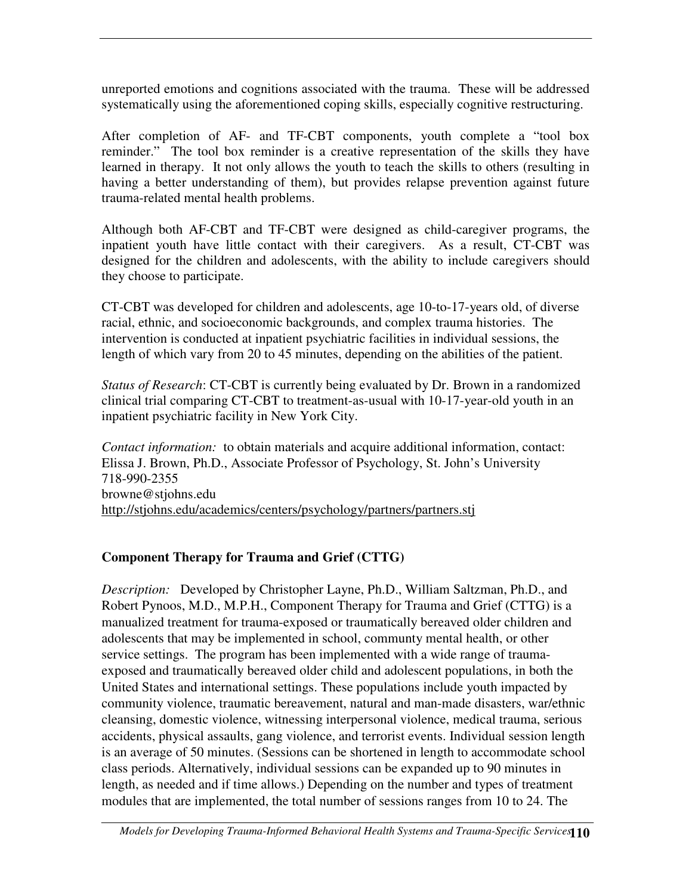unreported emotions and cognitions associated with the trauma. These will be addressed systematically using the aforementioned coping skills, especially cognitive restructuring.

After completion of AF- and TF-CBT components, youth complete a "tool box reminder." The tool box reminder is a creative representation of the skills they have learned in therapy. It not only allows the youth to teach the skills to others (resulting in having a better understanding of them), but provides relapse prevention against future trauma-related mental health problems.

Although both AF-CBT and TF-CBT were designed as child-caregiver programs, the inpatient youth have little contact with their caregivers. As a result, CT-CBT was designed for the children and adolescents, with the ability to include caregivers should they choose to participate.

CT-CBT was developed for children and adolescents, age 10-to-17-years old, of diverse racial, ethnic, and socioeconomic backgrounds, and complex trauma histories. The intervention is conducted at inpatient psychiatric facilities in individual sessions, the length of which vary from 20 to 45 minutes, depending on the abilities of the patient.

*Status of Research*: CT-CBT is currently being evaluated by Dr. Brown in a randomized clinical trial comparing CT-CBT to treatment-as-usual with 10-17-year-old youth in an inpatient psychiatric facility in New York City.

*Contact information:* to obtain materials and acquire additional information, contact:
Elissa J. Brown, Ph.D., Associate Professor of Psychology, St. John's University
718-990-2355
browne@stjohns.edu
http://stjohns.edu/academics/centers/psychology/partners/partners.stj

**Component Therapy for Trauma and Grief (CTTG)**

*Description:* Developed by Christopher Layne, Ph.D., William Saltzman, Ph.D., and Robert Pynoos, M.D., M.P.H., Component Therapy for Trauma and Grief (CTTG) is a manualized treatment for trauma-exposed or traumatically bereaved older children and adolescents that may be implemented in school, communty mental health, or other service settings. The program has been implemented with a wide range of trauma-exposed and traumatically bereaved older child and adolescent populations, in both the United States and international settings. These populations include youth impacted by community violence, traumatic bereavement, natural and man-made disasters, war/ethnic cleansing, domestic violence, witnessing interpersonal violence, medical trauma, serious accidents, physical assaults, gang violence, and terrorist events. Individual session length is an average of 50 minutes. (Sessions can be shortened in length to accommodate school class periods. Alternatively, individual sessions can be expanded up to 90 minutes in length, as needed and if time allows.) Depending on the number and types of treatment modules that are implemented, the total number of sessions ranges from 10 to 24. The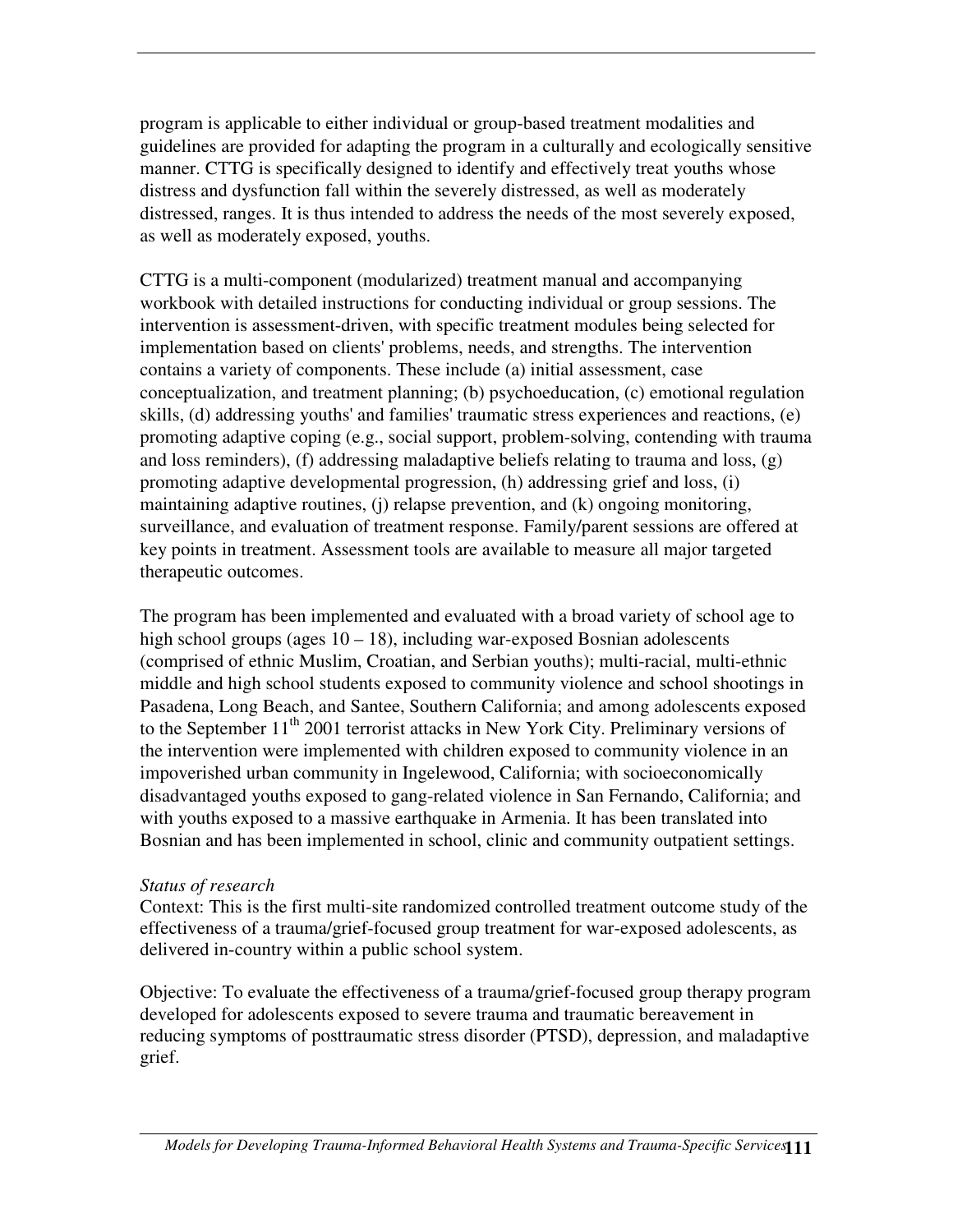program is applicable to either individual or group-based treatment modalities and guidelines are provided for adapting the program in a culturally and ecologically sensitive manner. CTTG is specifically designed to identify and effectively treat youths whose distress and dysfunction fall within the severely distressed, as well as moderately distressed, ranges. It is thus intended to address the needs of the most severely exposed, as well as moderately exposed, youths.

CTTG is a multi-component (modularized) treatment manual and accompanying workbook with detailed instructions for conducting individual or group sessions. The intervention is assessment-driven, with specific treatment modules being selected for implementation based on clients' problems, needs, and strengths. The intervention contains a variety of components. These include (a) initial assessment, case conceptualization, and treatment planning; (b) psychoeducation, (c) emotional regulation skills, (d) addressing youths' and families' traumatic stress experiences and reactions, (e) promoting adaptive coping (e.g., social support, problem-solving, contending with trauma and loss reminders), (f) addressing maladaptive beliefs relating to trauma and loss, (g) promoting adaptive developmental progression, (h) addressing grief and loss, (i) maintaining adaptive routines, (j) relapse prevention, and (k) ongoing monitoring, surveillance, and evaluation of treatment response. Family/parent sessions are offered at key points in treatment. Assessment tools are available to measure all major targeted therapeutic outcomes.

The program has been implemented and evaluated with a broad variety of school age to high school groups (ages 10 – 18), including war-exposed Bosnian adolescents (comprised of ethnic Muslim, Croatian, and Serbian youths); multi-racial, multi-ethnic middle and high school students exposed to community violence and school shootings in Pasadena, Long Beach, and Santee, Southern California; and among adolescents exposed to the September 11th 2001 terrorist attacks in New York City. Preliminary versions of the intervention were implemented with children exposed to community violence in an impoverished urban community in Ingelewood, California; with socioeconomically disadvantaged youths exposed to gang-related violence in San Fernando, California; and with youths exposed to a massive earthquake in Armenia. It has been translated into Bosnian and has been implemented in school, clinic and community outpatient settings.

*Status of research*

Context: This is the first multi-site randomized controlled treatment outcome study of the effectiveness of a trauma/grief-focused group treatment for war-exposed adolescents, as delivered in-country within a public school system.

Objective: To evaluate the effectiveness of a trauma/grief-focused group therapy program developed for adolescents exposed to severe trauma and traumatic bereavement in reducing symptoms of posttraumatic stress disorder (PTSD), depression, and maladaptive grief.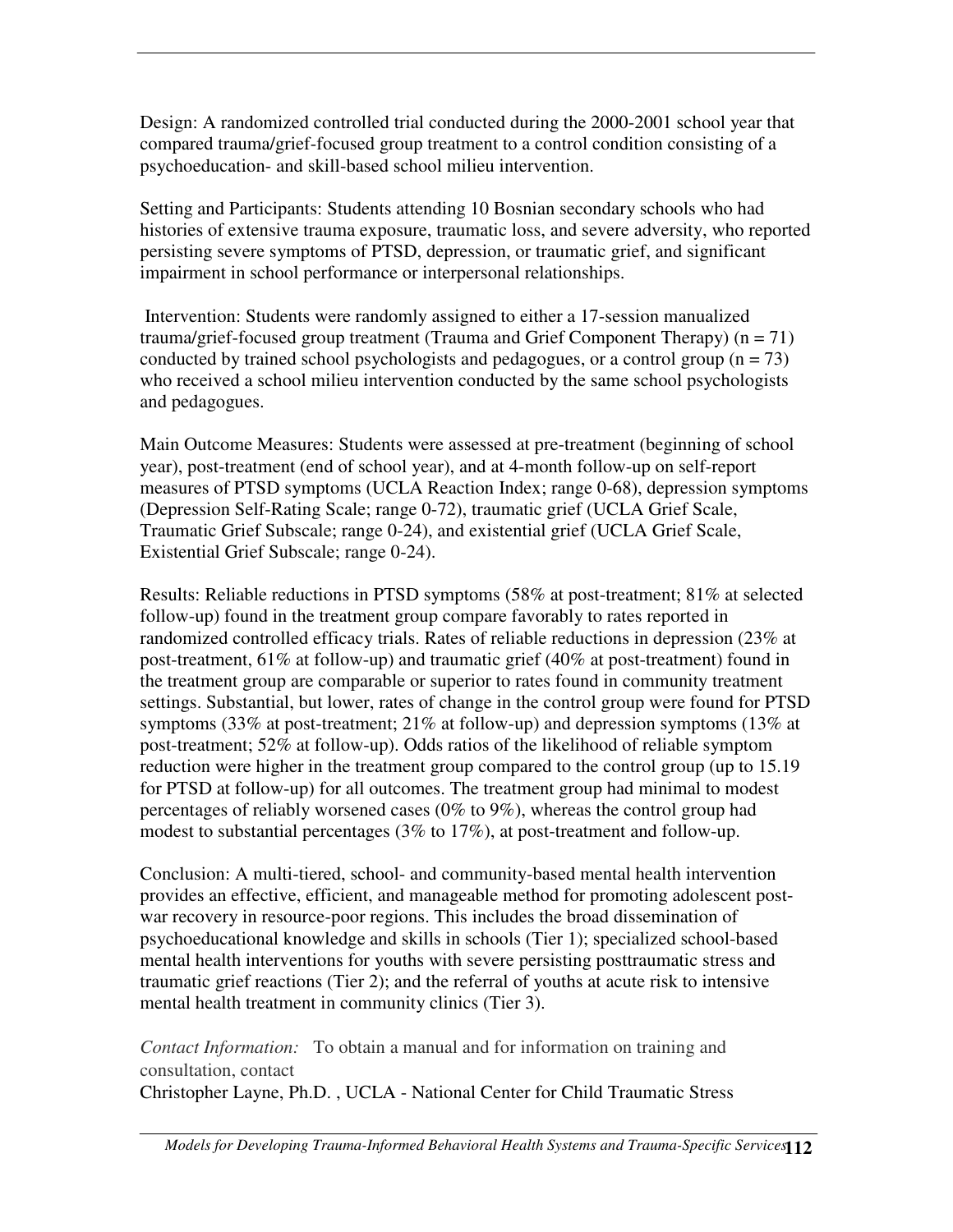Design: A randomized controlled trial conducted during the 2000-2001 school year that compared trauma/grief-focused group treatment to a control condition consisting of a psychoeducation- and skill-based school milieu intervention.

Setting and Participants: Students attending 10 Bosnian secondary schools who had histories of extensive trauma exposure, traumatic loss, and severe adversity, who reported persisting severe symptoms of PTSD, depression, or traumatic grief, and significant impairment in school performance or interpersonal relationships.

Intervention: Students were randomly assigned to either a 17-session manualized trauma/grief-focused group treatment (Trauma and Grief Component Therapy) (n = 71) conducted by trained school psychologists and pedagogues, or a control group (n = 73) who received a school milieu intervention conducted by the same school psychologists and pedagogues.

Main Outcome Measures: Students were assessed at pre-treatment (beginning of school year), post-treatment (end of school year), and at 4-month follow-up on self-report measures of PTSD symptoms (UCLA Reaction Index; range 0-68), depression symptoms (Depression Self-Rating Scale; range 0-72), traumatic grief (UCLA Grief Scale, Traumatic Grief Subscale; range 0-24), and existential grief (UCLA Grief Scale, Existential Grief Subscale; range 0-24).

Results: Reliable reductions in PTSD symptoms (58% at post-treatment; 81% at selected follow-up) found in the treatment group compare favorably to rates reported in randomized controlled efficacy trials. Rates of reliable reductions in depression (23% at post-treatment, 61% at follow-up) and traumatic grief (40% at post-treatment) found in the treatment group are comparable or superior to rates found in community treatment settings. Substantial, but lower, rates of change in the control group were found for PTSD symptoms (33% at post-treatment; 21% at follow-up) and depression symptoms (13% at post-treatment; 52% at follow-up). Odds ratios of the likelihood of reliable symptom reduction were higher in the treatment group compared to the control group (up to 15.19 for PTSD at follow-up) for all outcomes. The treatment group had minimal to modest percentages of reliably worsened cases (0% to 9%), whereas the control group had modest to substantial percentages (3% to 17%), at post-treatment and follow-up.

Conclusion: A multi-tiered, school- and community-based mental health intervention provides an effective, efficient, and manageable method for promoting adolescent post-war recovery in resource-poor regions. This includes the broad dissemination of psychoeducational knowledge and skills in schools (Tier 1); specialized school-based mental health interventions for youths with severe persisting posttraumatic stress and traumatic grief reactions (Tier 2); and the referral of youths at acute risk to intensive mental health treatment in community clinics (Tier 3).

*Contact Information:* To obtain a manual and for information on training and consultation, contact

Christopher Layne, Ph.D. , UCLA - National Center for Child Traumatic Stress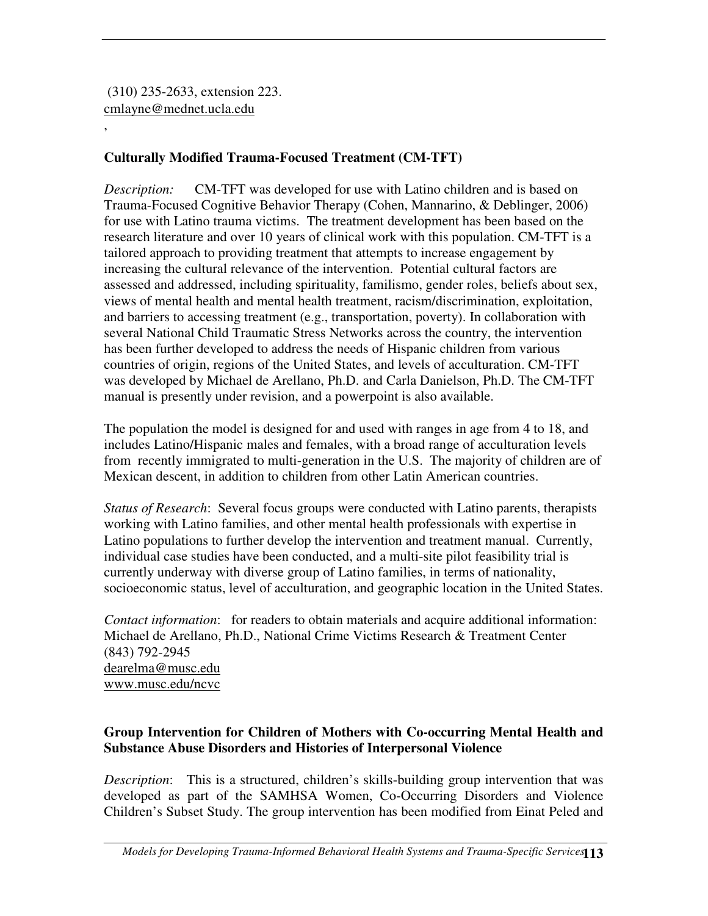(310) 235-2633, extension 223.
cmlayne@mednet.ucla.edu

,

**Culturally Modified Trauma-Focused Treatment (CM-TFT)**

*Description:* CM-TFT was developed for use with Latino children and is based on Trauma-Focused Cognitive Behavior Therapy (Cohen, Mannarino, & Deblinger, 2006) for use with Latino trauma victims. The treatment development has been based on the research literature and over 10 years of clinical work with this population. CM-TFT is a tailored approach to providing treatment that attempts to increase engagement by increasing the cultural relevance of the intervention. Potential cultural factors are assessed and addressed, including spirituality, familismo, gender roles, beliefs about sex, views of mental health and mental health treatment, racism/discrimination, exploitation, and barriers to accessing treatment (e.g., transportation, poverty). In collaboration with several National Child Traumatic Stress Networks across the country, the intervention has been further developed to address the needs of Hispanic children from various countries of origin, regions of the United States, and levels of acculturation. CM-TFT was developed by Michael de Arellano, Ph.D. and Carla Danielson, Ph.D. The CM-TFT manual is presently under revision, and a powerpoint is also available.

The population the model is designed for and used with ranges in age from 4 to 18, and includes Latino/Hispanic males and females, with a broad range of acculturation levels from recently immigrated to multi-generation in the U.S. The majority of children are of Mexican descent, in addition to children from other Latin American countries.

*Status of Research*: Several focus groups were conducted with Latino parents, therapists working with Latino families, and other mental health professionals with expertise in Latino populations to further develop the intervention and treatment manual. Currently, individual case studies have been conducted, and a multi-site pilot feasibility trial is currently underway with diverse group of Latino families, in terms of nationality, socioeconomic status, level of acculturation, and geographic location in the United States.

*Contact information*: for readers to obtain materials and acquire additional information:
Michael de Arellano, Ph.D., National Crime Victims Research & Treatment Center
(843) 792-2945
dearelma@musc.edu
www.musc.edu/ncvc

**Group Intervention for Children of Mothers with Co-occurring Mental Health and Substance Abuse Disorders and Histories of Interpersonal Violence**

*Description*: This is a structured, children's skills-building group intervention that was developed as part of the SAMHSA Women, Co-Occurring Disorders and Violence Children's Subset Study. The group intervention has been modified from Einat Peled and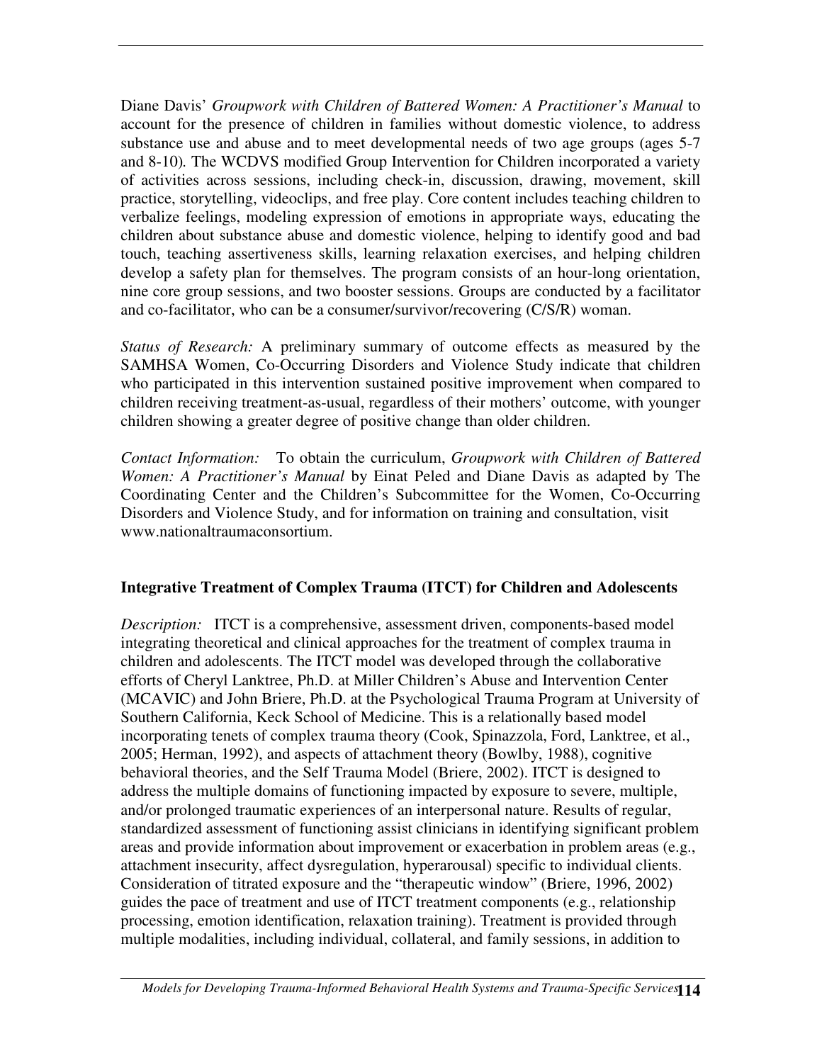Diane Davis' *Groupwork with Children of Battered Women: A Practitioner's Manual* to account for the presence of children in families without domestic violence, to address substance use and abuse and to meet developmental needs of two age groups (ages 5-7 and 8-10). The WCDVS modified Group Intervention for Children incorporated a variety of activities across sessions, including check-in, discussion, drawing, movement, skill practice, storytelling, videoclips, and free play. Core content includes teaching children to verbalize feelings, modeling expression of emotions in appropriate ways, educating the children about substance abuse and domestic violence, helping to identify good and bad touch, teaching assertiveness skills, learning relaxation exercises, and helping children develop a safety plan for themselves. The program consists of an hour-long orientation, nine core group sessions, and two booster sessions. Groups are conducted by a facilitator and co-facilitator, who can be a consumer/survivor/recovering (C/S/R) woman.

*Status of Research:* A preliminary summary of outcome effects as measured by the SAMHSA Women, Co-Occurring Disorders and Violence Study indicate that children who participated in this intervention sustained positive improvement when compared to children receiving treatment-as-usual, regardless of their mothers' outcome, with younger children showing a greater degree of positive change than older children.

*Contact Information:* To obtain the curriculum, *Groupwork with Children of Battered Women: A Practitioner's Manual* by Einat Peled and Diane Davis as adapted by The Coordinating Center and the Children's Subcommittee for the Women, Co-Occurring Disorders and Violence Study, and for information on training and consultation, visit www.nationaltraumaconsortium.

**Integrative Treatment of Complex Trauma (ITCT) for Children and Adolescents**

*Description:* ITCT is a comprehensive, assessment driven, components-based model integrating theoretical and clinical approaches for the treatment of complex trauma in children and adolescents. The ITCT model was developed through the collaborative efforts of Cheryl Lanktree, Ph.D. at Miller Children's Abuse and Intervention Center (MCAVIC) and John Briere, Ph.D. at the Psychological Trauma Program at University of Southern California, Keck School of Medicine. This is a relationally based model incorporating tenets of complex trauma theory (Cook, Spinazzola, Ford, Lanktree, et al., 2005; Herman, 1992), and aspects of attachment theory (Bowlby, 1988), cognitive behavioral theories, and the Self Trauma Model (Briere, 2002). ITCT is designed to address the multiple domains of functioning impacted by exposure to severe, multiple, and/or prolonged traumatic experiences of an interpersonal nature. Results of regular, standardized assessment of functioning assist clinicians in identifying significant problem areas and provide information about improvement or exacerbation in problem areas (e.g., attachment insecurity, affect dysregulation, hyperarousal) specific to individual clients. Consideration of titrated exposure and the "therapeutic window" (Briere, 1996, 2002) guides the pace of treatment and use of ITCT treatment components (e.g., relationship processing, emotion identification, relaxation training). Treatment is provided through multiple modalities, including individual, collateral, and family sessions, in addition to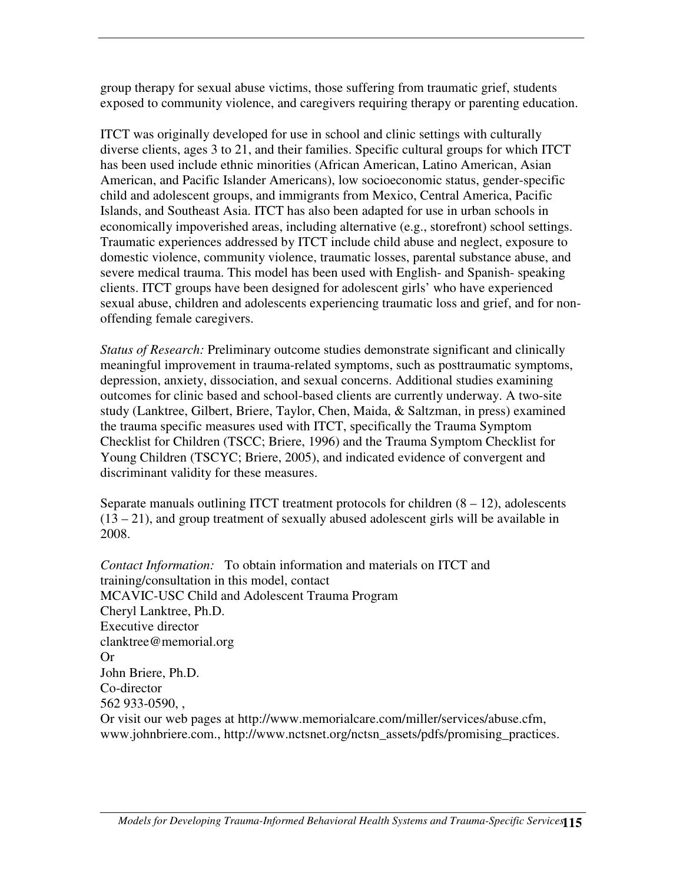group therapy for sexual abuse victims, those suffering from traumatic grief, students exposed to community violence, and caregivers requiring therapy or parenting education.

ITCT was originally developed for use in school and clinic settings with culturally diverse clients, ages 3 to 21, and their families. Specific cultural groups for which ITCT has been used include ethnic minorities (African American, Latino American, Asian American, and Pacific Islander Americans), low socioeconomic status, gender-specific child and adolescent groups, and immigrants from Mexico, Central America, Pacific Islands, and Southeast Asia. ITCT has also been adapted for use in urban schools in economically impoverished areas, including alternative (e.g., storefront) school settings. Traumatic experiences addressed by ITCT include child abuse and neglect, exposure to domestic violence, community violence, traumatic losses, parental substance abuse, and severe medical trauma. This model has been used with English- and Spanish- speaking clients. ITCT groups have been designed for adolescent girls' who have experienced sexual abuse, children and adolescents experiencing traumatic loss and grief, and for non-offending female caregivers.

*Status of Research:* Preliminary outcome studies demonstrate significant and clinically meaningful improvement in trauma-related symptoms, such as posttraumatic symptoms, depression, anxiety, dissociation, and sexual concerns. Additional studies examining outcomes for clinic based and school-based clients are currently underway. A two-site study (Lanktree, Gilbert, Briere, Taylor, Chen, Maida, & Saltzman, in press) examined the trauma specific measures used with ITCT, specifically the Trauma Symptom Checklist for Children (TSCC; Briere, 1996) and the Trauma Symptom Checklist for Young Children (TSCYC; Briere, 2005), and indicated evidence of convergent and discriminant validity for these measures.

Separate manuals outlining ITCT treatment protocols for children (8 – 12), adolescents (13 – 21), and group treatment of sexually abused adolescent girls will be available in 2008.

*Contact Information:* To obtain information and materials on ITCT and training/consultation in this model, contact
MCAVIC-USC Child and Adolescent Trauma Program
Cheryl Lanktree, Ph.D.
Executive director
clanktree@memorial.org
Or
John Briere, Ph.D.
Co-director
562 933-0590, ,
Or visit our web pages at http://www.memorialcare.com/miller/services/abuse.cfm, www.johnbriere.com., http://www.nctsnet.org/nctsn_assets/pdfs/promising_practices.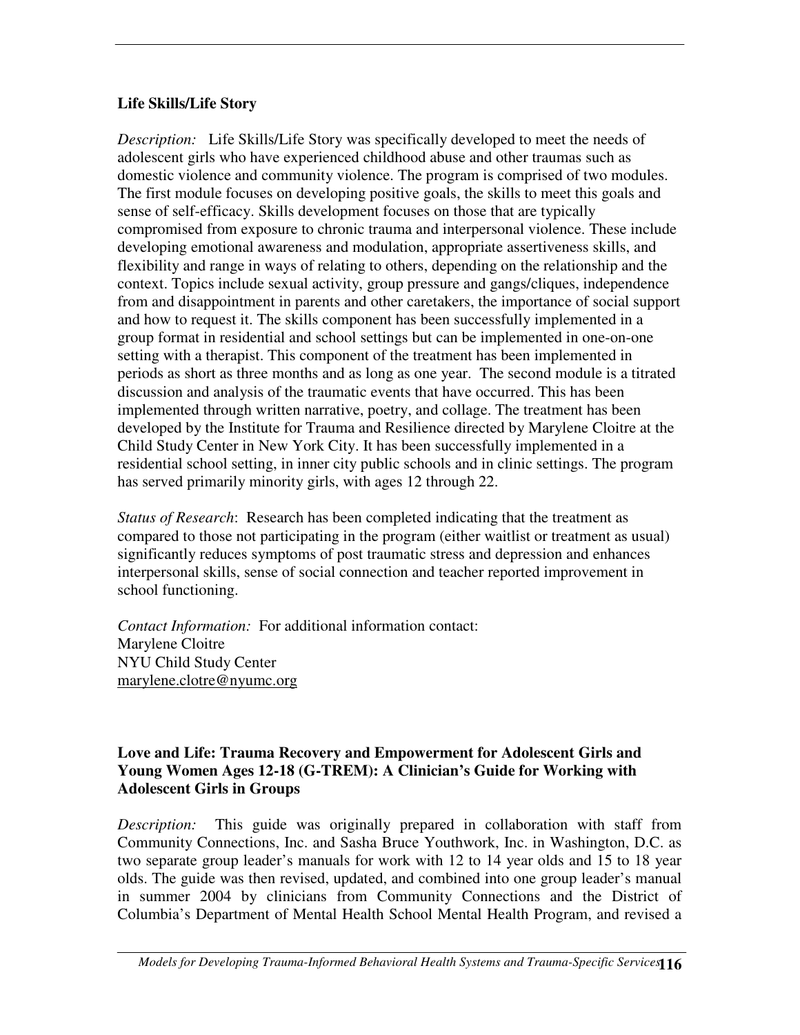**Life Skills/Life Story**

*Description:* Life Skills/Life Story was specifically developed to meet the needs of adolescent girls who have experienced childhood abuse and other traumas such as domestic violence and community violence. The program is comprised of two modules. The first module focuses on developing positive goals, the skills to meet this goals and sense of self-efficacy. Skills development focuses on those that are typically compromised from exposure to chronic trauma and interpersonal violence. These include developing emotional awareness and modulation, appropriate assertiveness skills, and flexibility and range in ways of relating to others, depending on the relationship and the context. Topics include sexual activity, group pressure and gangs/cliques, independence from and disappointment in parents and other caretakers, the importance of social support and how to request it. The skills component has been successfully implemented in a group format in residential and school settings but can be implemented in one-on-one setting with a therapist. This component of the treatment has been implemented in periods as short as three months and as long as one year. The second module is a titrated discussion and analysis of the traumatic events that have occurred. This has been implemented through written narrative, poetry, and collage. The treatment has been developed by the Institute for Trauma and Resilience directed by Marylene Cloitre at the Child Study Center in New York City. It has been successfully implemented in a residential school setting, in inner city public schools and in clinic settings. The program has served primarily minority girls, with ages 12 through 22.

*Status of Research*: Research has been completed indicating that the treatment as compared to those not participating in the program (either waitlist or treatment as usual) significantly reduces symptoms of post traumatic stress and depression and enhances interpersonal skills, sense of social connection and teacher reported improvement in school functioning.

*Contact Information:* For additional information contact:
Marylene Cloitre
NYU Child Study Center
marylene.clotre@nyumc.org

**Love and Life: Trauma Recovery and Empowerment for Adolescent Girls and Young Women Ages 12-18 (G-TREM): A Clinician's Guide for Working with Adolescent Girls in Groups**

*Description:* This guide was originally prepared in collaboration with staff from Community Connections, Inc. and Sasha Bruce Youthwork, Inc. in Washington, D.C. as two separate group leader's manuals for work with 12 to 14 year olds and 15 to 18 year olds. The guide was then revised, updated, and combined into one group leader's manual in summer 2004 by clinicians from Community Connections and the District of Columbia's Department of Mental Health School Mental Health Program, and revised a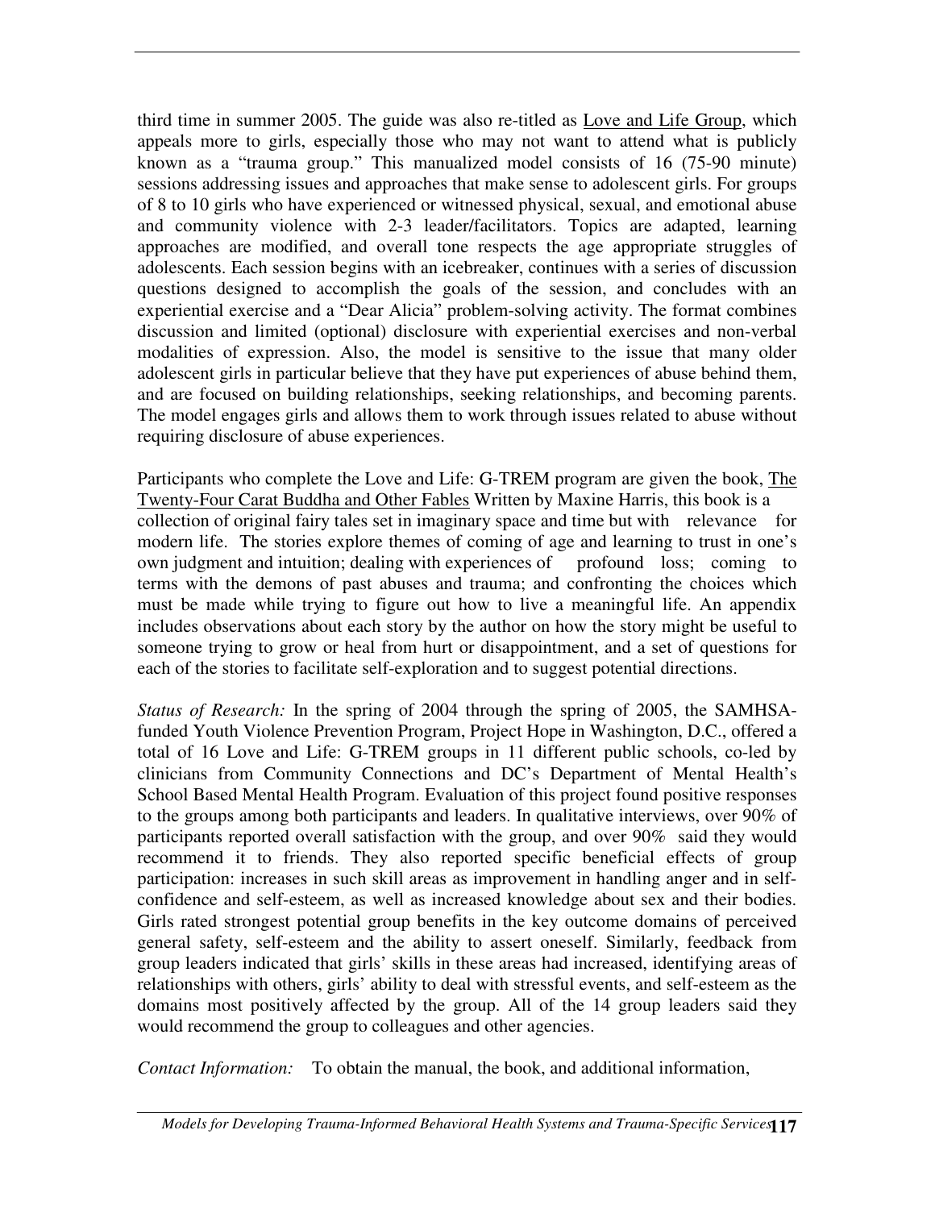third time in summer 2005. The guide was also re-titled as Love and Life Group, which appeals more to girls, especially those who may not want to attend what is publicly known as a "trauma group." This manualized model consists of 16 (75-90 minute) sessions addressing issues and approaches that make sense to adolescent girls. For groups of 8 to 10 girls who have experienced or witnessed physical, sexual, and emotional abuse and community violence with 2-3 leader/facilitators. Topics are adapted, learning approaches are modified, and overall tone respects the age appropriate struggles of adolescents. Each session begins with an icebreaker, continues with a series of discussion questions designed to accomplish the goals of the session, and concludes with an experiential exercise and a "Dear Alicia" problem-solving activity. The format combines discussion and limited (optional) disclosure with experiential exercises and non-verbal modalities of expression. Also, the model is sensitive to the issue that many older adolescent girls in particular believe that they have put experiences of abuse behind them, and are focused on building relationships, seeking relationships, and becoming parents. The model engages girls and allows them to work through issues related to abuse without requiring disclosure of abuse experiences.

Participants who complete the Love and Life: G-TREM program are given the book, The Twenty-Four Carat Buddha and Other Fables Written by Maxine Harris, this book is a collection of original fairy tales set in imaginary space and time but with relevance for modern life. The stories explore themes of coming of age and learning to trust in one's own judgment and intuition; dealing with experiences of profound loss; coming to terms with the demons of past abuses and trauma; and confronting the choices which must be made while trying to figure out how to live a meaningful life. An appendix includes observations about each story by the author on how the story might be useful to someone trying to grow or heal from hurt or disappointment, and a set of questions for each of the stories to facilitate self-exploration and to suggest potential directions.

*Status of Research:* In the spring of 2004 through the spring of 2005, the SAMHSA-funded Youth Violence Prevention Program, Project Hope in Washington, D.C., offered a total of 16 Love and Life: G-TREM groups in 11 different public schools, co-led by clinicians from Community Connections and DC's Department of Mental Health's School Based Mental Health Program. Evaluation of this project found positive responses to the groups among both participants and leaders. In qualitative interviews, over 90% of participants reported overall satisfaction with the group, and over 90% said they would recommend it to friends. They also reported specific beneficial effects of group participation: increases in such skill areas as improvement in handling anger and in self-confidence and self-esteem, as well as increased knowledge about sex and their bodies. Girls rated strongest potential group benefits in the key outcome domains of perceived general safety, self-esteem and the ability to assert oneself. Similarly, feedback from group leaders indicated that girls' skills in these areas had increased, identifying areas of relationships with others, girls' ability to deal with stressful events, and self-esteem as the domains most positively affected by the group. All of the 14 group leaders said they would recommend the group to colleagues and other agencies.

*Contact Information:* To obtain the manual, the book, and additional information,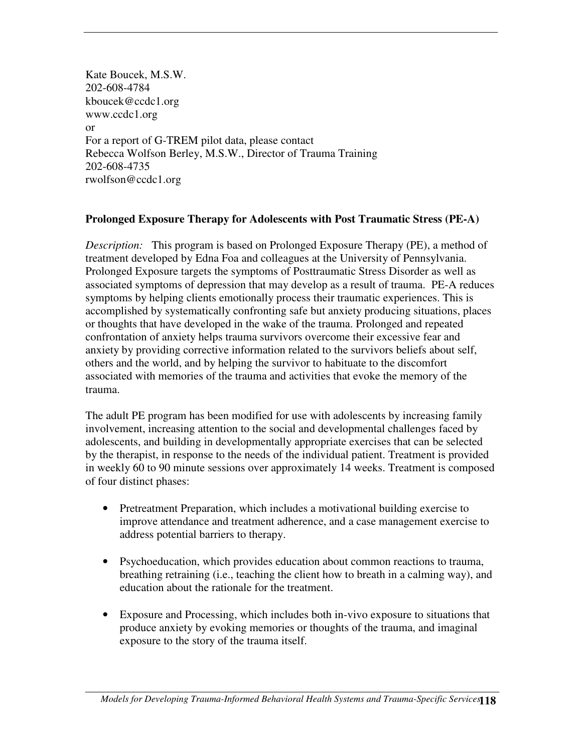Kate Boucek, M.S.W.
202-608-4784
kboucek@ccdc1.org
www.ccdc1.org
or
For a report of G-TREM pilot data, please contact
Rebecca Wolfson Berley, M.S.W., Director of Trauma Training
202-608-4735
rwolfson@ccdc1.org

**Prolonged Exposure Therapy for Adolescents with Post Traumatic Stress (PE-A)**

*Description:* This program is based on Prolonged Exposure Therapy (PE), a method of treatment developed by Edna Foa and colleagues at the University of Pennsylvania. Prolonged Exposure targets the symptoms of Posttraumatic Stress Disorder as well as associated symptoms of depression that may develop as a result of trauma. PE-A reduces symptoms by helping clients emotionally process their traumatic experiences. This is accomplished by systematically confronting safe but anxiety producing situations, places or thoughts that have developed in the wake of the trauma. Prolonged and repeated confrontation of anxiety helps trauma survivors overcome their excessive fear and anxiety by providing corrective information related to the survivors beliefs about self, others and the world, and by helping the survivor to habituate to the discomfort associated with memories of the trauma and activities that evoke the memory of the trauma.

The adult PE program has been modified for use with adolescents by increasing family involvement, increasing attention to the social and developmental challenges faced by adolescents, and building in developmentally appropriate exercises that can be selected by the therapist, in response to the needs of the individual patient. Treatment is provided in weekly 60 to 90 minute sessions over approximately 14 weeks. Treatment is composed of four distinct phases:

- Pretreatment Preparation, which includes a motivational building exercise to improve attendance and treatment adherence, and a case management exercise to address potential barriers to therapy.

- Psychoeducation, which provides education about common reactions to trauma, breathing retraining (i.e., teaching the client how to breath in a calming way), and education about the rationale for the treatment.

- Exposure and Processing, which includes both in-vivo exposure to situations that produce anxiety by evoking memories or thoughts of the trauma, and imaginal exposure to the story of the trauma itself.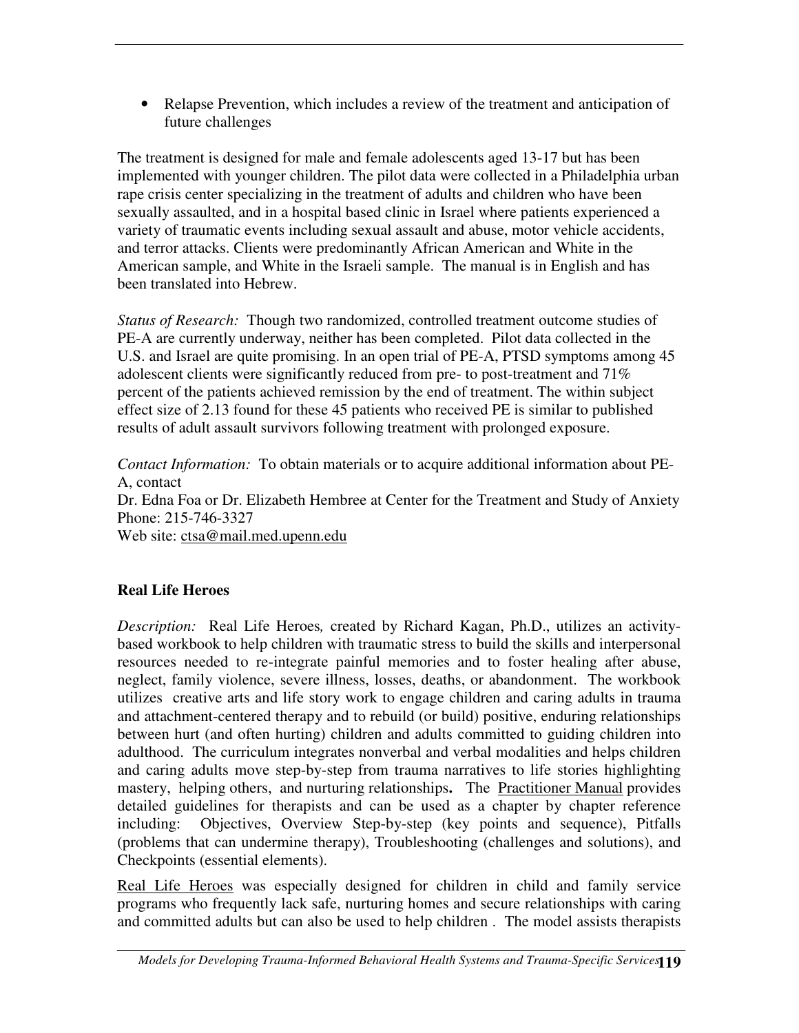- Relapse Prevention, which includes a review of the treatment and anticipation of future challenges

The treatment is designed for male and female adolescents aged 13-17 but has been implemented with younger children. The pilot data were collected in a Philadelphia urban rape crisis center specializing in the treatment of adults and children who have been sexually assaulted, and in a hospital based clinic in Israel where patients experienced a variety of traumatic events including sexual assault and abuse, motor vehicle accidents, and terror attacks. Clients were predominantly African American and White in the American sample, and White in the Israeli sample. The manual is in English and has been translated into Hebrew.

*Status of Research:* Though two randomized, controlled treatment outcome studies of PE-A are currently underway, neither has been completed. Pilot data collected in the U.S. and Israel are quite promising. In an open trial of PE-A, PTSD symptoms among 45 adolescent clients were significantly reduced from pre- to post-treatment and 71% percent of the patients achieved remission by the end of treatment. The within subject effect size of 2.13 found for these 45 patients who received PE is similar to published results of adult assault survivors following treatment with prolonged exposure.

*Contact Information:* To obtain materials or to acquire additional information about PE-A, contact
Dr. Edna Foa or Dr. Elizabeth Hembree at Center for the Treatment and Study of Anxiety
Phone: 215-746-3327
Web site: ctsa@mail.med.upenn.edu

**Real Life Heroes**

*Description:* Real Life Heroes*,* created by Richard Kagan, Ph.D., utilizes an activity-based workbook to help children with traumatic stress to build the skills and interpersonal resources needed to re-integrate painful memories and to foster healing after abuse, neglect, family violence, severe illness, losses, deaths, or abandonment. The workbook utilizes creative arts and life story work to engage children and caring adults in trauma and attachment-centered therapy and to rebuild (or build) positive, enduring relationships between hurt (and often hurting) children and adults committed to guiding children into adulthood. The curriculum integrates nonverbal and verbal modalities and helps children and caring adults move step-by-step from trauma narratives to life stories highlighting mastery, helping others, and nurturing relationships**.** The Practitioner Manual provides detailed guidelines for therapists and can be used as a chapter by chapter reference including: Objectives, Overview Step-by-step (key points and sequence), Pitfalls (problems that can undermine therapy), Troubleshooting (challenges and solutions), and Checkpoints (essential elements).

Real Life Heroes was especially designed for children in child and family service programs who frequently lack safe, nurturing homes and secure relationships with caring and committed adults but can also be used to help children . The model assists therapists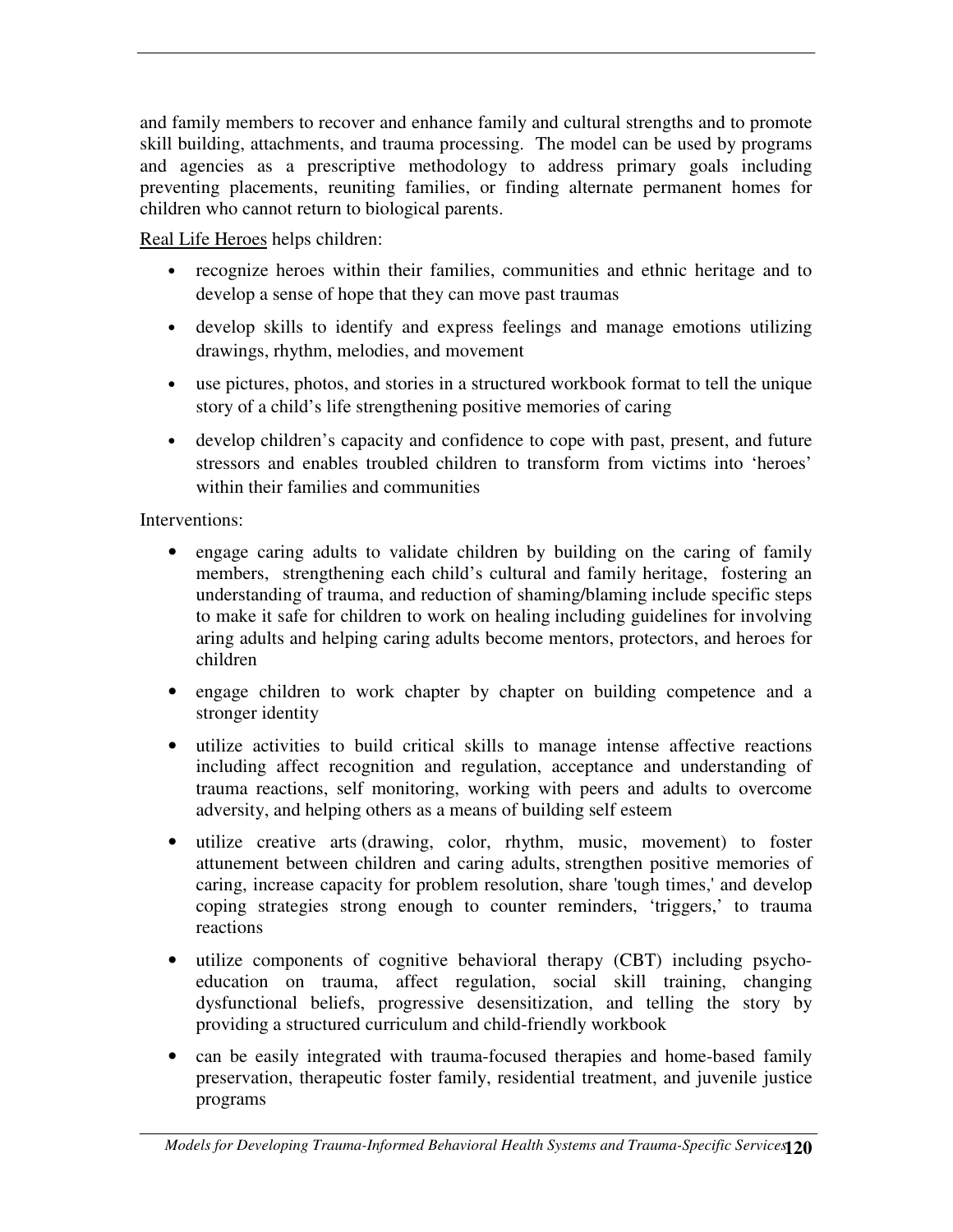and family members to recover and enhance family and cultural strengths and to promote skill building, attachments, and trauma processing. The model can be used by programs and agencies as a prescriptive methodology to address primary goals including preventing placements, reuniting families, or finding alternate permanent homes for children who cannot return to biological parents.

Real Life Heroes helps children:

- recognize heroes within their families, communities and ethnic heritage and to develop a sense of hope that they can move past traumas
- develop skills to identify and express feelings and manage emotions utilizing drawings, rhythm, melodies, and movement
- use pictures, photos, and stories in a structured workbook format to tell the unique story of a child's life strengthening positive memories of caring
- develop children's capacity and confidence to cope with past, present, and future stressors and enables troubled children to transform from victims into 'heroes' within their families and communities

Interventions:

- engage caring adults to validate children by building on the caring of family members, strengthening each child's cultural and family heritage, fostering an understanding of trauma, and reduction of shaming/blaming include specific steps to make it safe for children to work on healing including guidelines for involving aring adults and helping caring adults become mentors, protectors, and heroes for children
- engage children to work chapter by chapter on building competence and a stronger identity
- utilize activities to build critical skills to manage intense affective reactions including affect recognition and regulation, acceptance and understanding of trauma reactions, self monitoring, working with peers and adults to overcome adversity, and helping others as a means of building self esteem
- utilize creative arts (drawing, color, rhythm, music, movement) to foster attunement between children and caring adults, strengthen positive memories of caring, increase capacity for problem resolution, share 'tough times,' and develop coping strategies strong enough to counter reminders, 'triggers,' to trauma reactions
- utilize components of cognitive behavioral therapy (CBT) including psycho-education on trauma, affect regulation, social skill training, changing dysfunctional beliefs, progressive desensitization, and telling the story by providing a structured curriculum and child-friendly workbook
- can be easily integrated with trauma-focused therapies and home-based family preservation, therapeutic foster family, residential treatment, and juvenile justice programs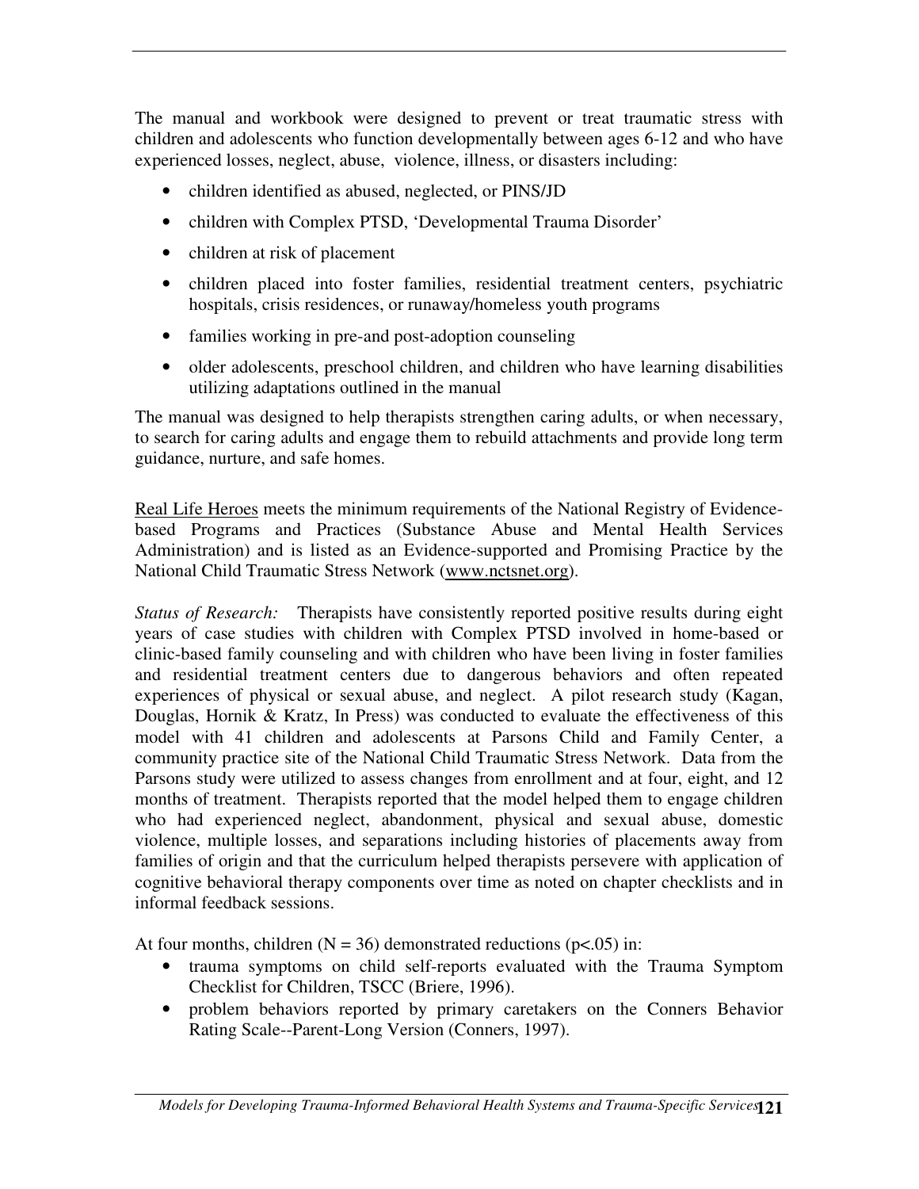The manual and workbook were designed to prevent or treat traumatic stress with children and adolescents who function developmentally between ages 6-12 and who have experienced losses, neglect, abuse, violence, illness, or disasters including:

- children identified as abused, neglected, or PINS/JD
- children with Complex PTSD, 'Developmental Trauma Disorder'
- children at risk of placement
- children placed into foster families, residential treatment centers, psychiatric hospitals, crisis residences, or runaway/homeless youth programs
- families working in pre-and post-adoption counseling
- older adolescents, preschool children, and children who have learning disabilities utilizing adaptations outlined in the manual

The manual was designed to help therapists strengthen caring adults, or when necessary, to search for caring adults and engage them to rebuild attachments and provide long term guidance, nurture, and safe homes.

Real Life Heroes meets the minimum requirements of the National Registry of Evidence-based Programs and Practices (Substance Abuse and Mental Health Services Administration) and is listed as an Evidence-supported and Promising Practice by the National Child Traumatic Stress Network (www.nctsnet.org).

*Status of Research:* Therapists have consistently reported positive results during eight years of case studies with children with Complex PTSD involved in home-based or clinic-based family counseling and with children who have been living in foster families and residential treatment centers due to dangerous behaviors and often repeated experiences of physical or sexual abuse, and neglect. A pilot research study (Kagan, Douglas, Hornik & Kratz, In Press) was conducted to evaluate the effectiveness of this model with 41 children and adolescents at Parsons Child and Family Center, a community practice site of the National Child Traumatic Stress Network. Data from the Parsons study were utilized to assess changes from enrollment and at four, eight, and 12 months of treatment. Therapists reported that the model helped them to engage children who had experienced neglect, abandonment, physical and sexual abuse, domestic violence, multiple losses, and separations including histories of placements away from families of origin and that the curriculum helped therapists persevere with application of cognitive behavioral therapy components over time as noted on chapter checklists and in informal feedback sessions.

At four months, children ($N = 36$) demonstrated reductions ($p<.05$) in:

- trauma symptoms on child self-reports evaluated with the Trauma Symptom Checklist for Children, TSCC (Briere, 1996).
- problem behaviors reported by primary caretakers on the Conners Behavior Rating Scale--Parent-Long Version (Conners, 1997).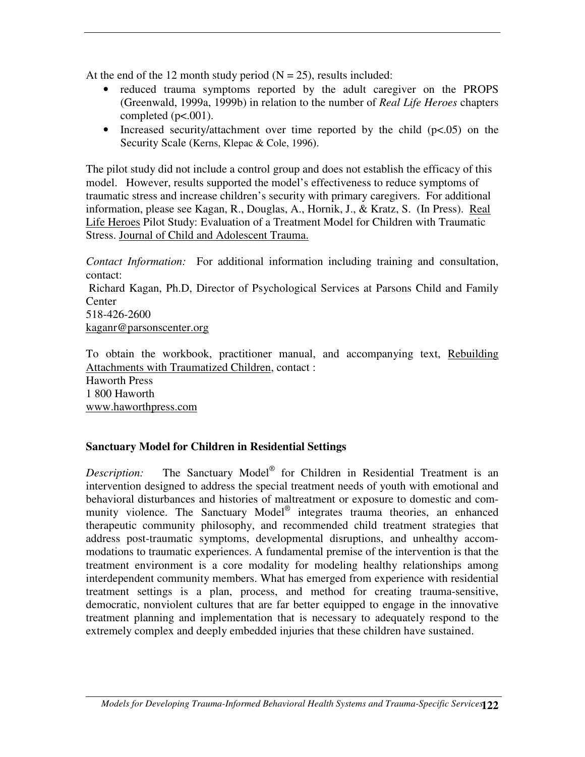At the end of the 12 month study period (N = 25), results included:

- reduced trauma symptoms reported by the adult caregiver on the PROPS (Greenwald, 1999a, 1999b) in relation to the number of *Real Life Heroes* chapters completed ($p<.001$).
- Increased security/attachment over time reported by the child ($p<.05$) on the Security Scale (Kerns, Klepac & Cole, 1996).

The pilot study did not include a control group and does not establish the efficacy of this model. However, results supported the model's effectiveness to reduce symptoms of traumatic stress and increase children's security with primary caregivers. For additional information, please see Kagan, R., Douglas, A., Hornik, J., & Kratz, S. (In Press). Real Life Heroes Pilot Study: Evaluation of a Treatment Model for Children with Traumatic Stress. Journal of Child and Adolescent Trauma.

*Contact Information:* For additional information including training and consultation, contact:
Richard Kagan, Ph.D, Director of Psychological Services at Parsons Child and Family Center
518-426-2600
kaganr@parsonscenter.org

To obtain the workbook, practitioner manual, and accompanying text, Rebuilding Attachments with Traumatized Children, contact :
Haworth Press
1 800 Haworth
www.haworthpress.com

### Sanctuary Model for Children in Residential Settings

*Description:* The Sanctuary Model® for Children in Residential Treatment is an intervention designed to address the special treatment needs of youth with emotional and behavioral disturbances and histories of maltreatment or exposure to domestic and community violence. The Sanctuary Model® integrates trauma theories, an enhanced therapeutic community philosophy, and recommended child treatment strategies that address post-traumatic symptoms, developmental disruptions, and unhealthy accommodations to traumatic experiences. A fundamental premise of the intervention is that the treatment environment is a core modality for modeling healthy relationships among interdependent community members. What has emerged from experience with residential treatment settings is a plan, process, and method for creating trauma-sensitive, democratic, nonviolent cultures that are far better equipped to engage in the innovative treatment planning and implementation that is necessary to adequately respond to the extremely complex and deeply embedded injuries that these children have sustained.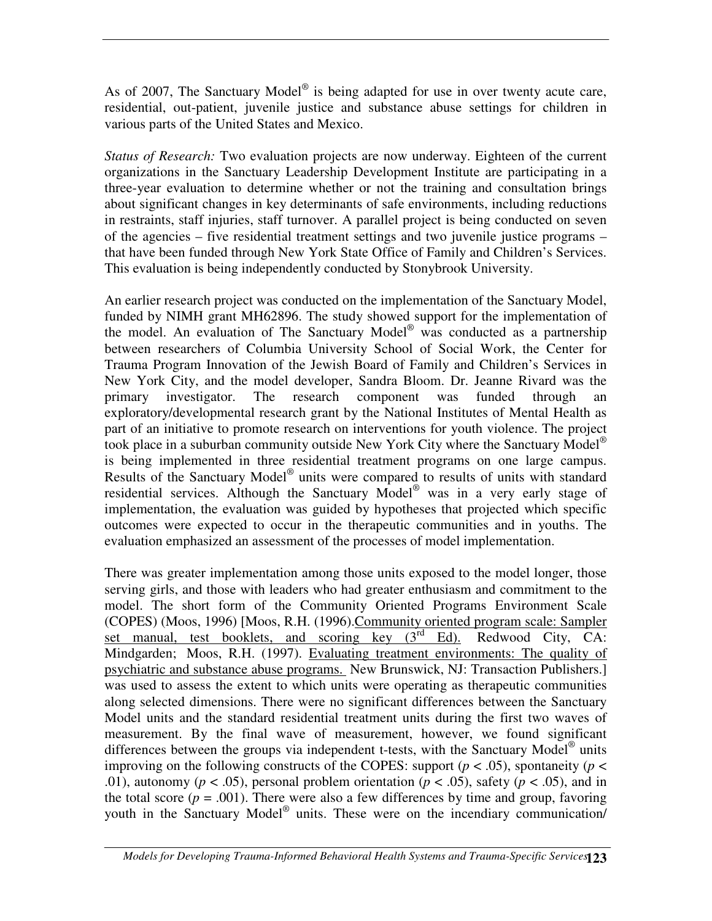As of 2007, The Sanctuary Model® is being adapted for use in over twenty acute care, residential, out-patient, juvenile justice and substance abuse settings for children in various parts of the United States and Mexico.

*Status of Research:* Two evaluation projects are now underway. Eighteen of the current organizations in the Sanctuary Leadership Development Institute are participating in a three-year evaluation to determine whether or not the training and consultation brings about significant changes in key determinants of safe environments, including reductions in restraints, staff injuries, staff turnover. A parallel project is being conducted on seven of the agencies – five residential treatment settings and two juvenile justice programs – that have been funded through New York State Office of Family and Children's Services. This evaluation is being independently conducted by Stonybrook University.

An earlier research project was conducted on the implementation of the Sanctuary Model, funded by NIMH grant MH62896. The study showed support for the implementation of the model. An evaluation of The Sanctuary Model® was conducted as a partnership between researchers of Columbia University School of Social Work, the Center for Trauma Program Innovation of the Jewish Board of Family and Children's Services in New York City, and the model developer, Sandra Bloom. Dr. Jeanne Rivard was the primary investigator. The research component was funded through an exploratory/developmental research grant by the National Institutes of Mental Health as part of an initiative to promote research on interventions for youth violence. The project took place in a suburban community outside New York City where the Sanctuary Model® is being implemented in three residential treatment programs on one large campus. Results of the Sanctuary Model® units were compared to results of units with standard residential services. Although the Sanctuary Model® was in a very early stage of implementation, the evaluation was guided by hypotheses that projected which specific outcomes were expected to occur in the therapeutic communities and in youths. The evaluation emphasized an assessment of the processes of model implementation.

There was greater implementation among those units exposed to the model longer, those serving girls, and those with leaders who had greater enthusiasm and commitment to the model. The short form of the Community Oriented Programs Environment Scale (COPES) (Moos, 1996) [Moos, R.H. (1996). Community oriented program scale: Sampler set manual, test booklets, and scoring key (3rd Ed). Redwood City, CA: Mindgarden; Moos, R.H. (1997). Evaluating treatment environments: The quality of psychiatric and substance abuse programs. New Brunswick, NJ: Transaction Publishers.] was used to assess the extent to which units were operating as therapeutic communities along selected dimensions. There were no significant differences between the Sanctuary Model units and the standard residential treatment units during the first two waves of measurement. By the final wave of measurement, however, we found significant differences between the groups via independent t-tests, with the Sanctuary Model® units improving on the following constructs of the COPES: support ($p < .05$), spontaneity ($p < .01$), autonomy ($p < .05$), personal problem orientation ($p < .05$), safety ($p < .05$), and in the total score ($p = .001$). There were also a few differences by time and group, favoring youth in the Sanctuary Model® units. These were on the incendiary communication/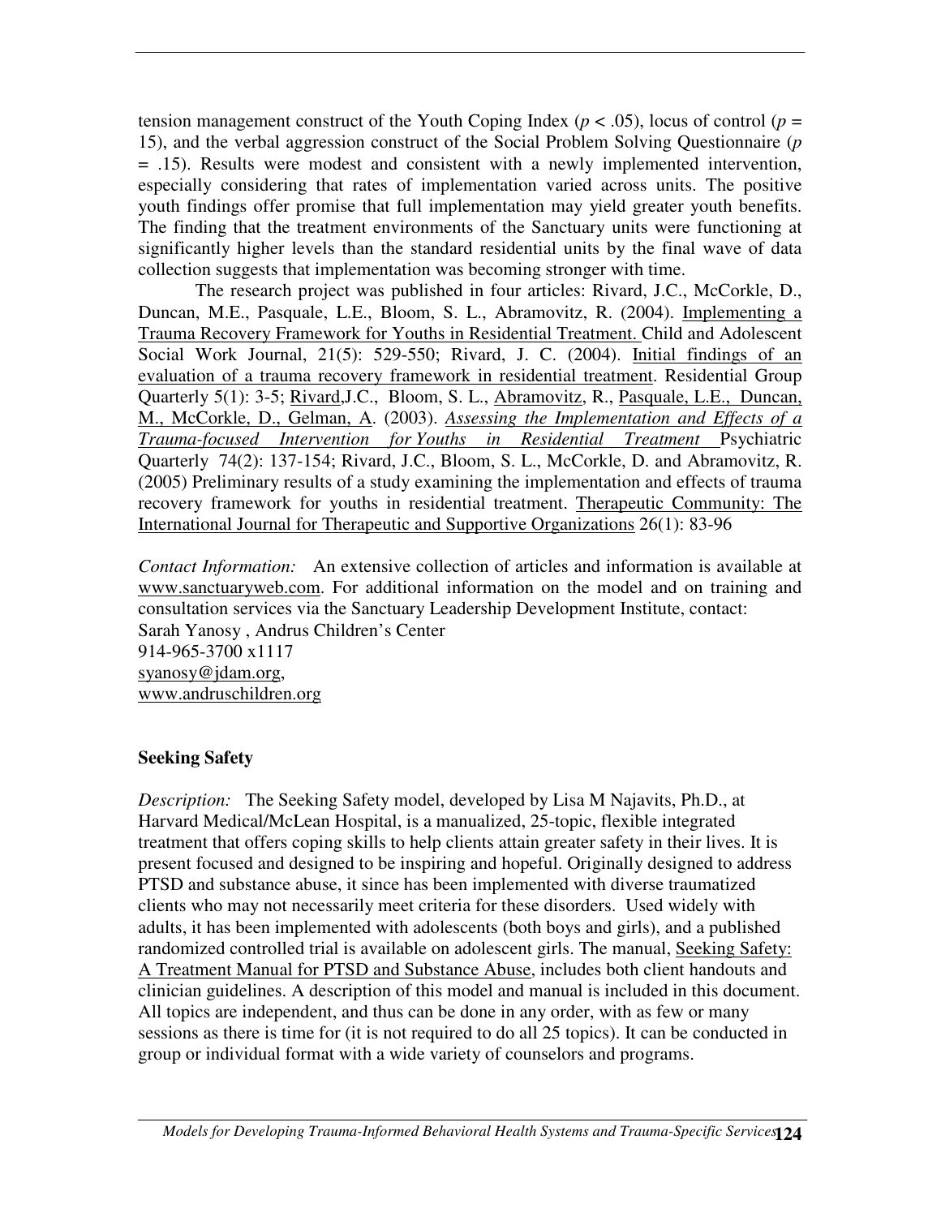tension management construct of the Youth Coping Index ($p < .05$), locus of control ($p = 15$), and the verbal aggression construct of the Social Problem Solving Questionnaire ($p = .15$). Results were modest and consistent with a newly implemented intervention, especially considering that rates of implementation varied across units. The positive youth findings offer promise that full implementation may yield greater youth benefits. The finding that the treatment environments of the Sanctuary units were functioning at significantly higher levels than the standard residential units by the final wave of data collection suggests that implementation was becoming stronger with time.

The research project was published in four articles: Rivard, J.C., McCorkle, D., Duncan, M.E., Pasquale, L.E., Bloom, S. L., Abramovitz, R. (2004). Implementing a Trauma Recovery Framework for Youths in Residential Treatment. Child and Adolescent Social Work Journal, 21(5): 529-550; Rivard, J. C. (2004). Initial findings of an evaluation of a trauma recovery framework in residential treatment. Residential Group Quarterly 5(1): 3-5; Rivard,J.C., Bloom, S. L., Abramovitz, R., Pasquale, L.E., Duncan, M., McCorkle, D., Gelman, A. (2003). *Assessing the Implementation and Effects of a Trauma-focused Intervention for Youths in Residential Treatment* Psychiatric Quarterly 74(2): 137-154; Rivard, J.C., Bloom, S. L., McCorkle, D. and Abramovitz, R. (2005) Preliminary results of a study examining the implementation and effects of trauma recovery framework for youths in residential treatment. Therapeutic Community: The International Journal for Therapeutic and Supportive Organizations 26(1): 83-96

*Contact Information:* An extensive collection of articles and information is available at www.sanctuaryweb.com. For additional information on the model and on training and consultation services via the Sanctuary Leadership Development Institute, contact:
Sarah Yanosy , Andrus Children's Center
914-965-3700 x1117
syanosy@jdam.org,
www.andruschildren.org

**Seeking Safety**

*Description:* The Seeking Safety model, developed by Lisa M Najavits, Ph.D., at Harvard Medical/McLean Hospital, is a manualized, 25-topic, flexible integrated treatment that offers coping skills to help clients attain greater safety in their lives. It is present focused and designed to be inspiring and hopeful. Originally designed to address PTSD and substance abuse, it since has been implemented with diverse traumatized clients who may not necessarily meet criteria for these disorders. Used widely with adults, it has been implemented with adolescents (both boys and girls), and a published randomized controlled trial is available on adolescent girls. The manual, Seeking Safety: A Treatment Manual for PTSD and Substance Abuse, includes both client handouts and clinician guidelines. A description of this model and manual is included in this document. All topics are independent, and thus can be done in any order, with as few or many sessions as there is time for (it is not required to do all 25 topics). It can be conducted in group or individual format with a wide variety of counselors and programs.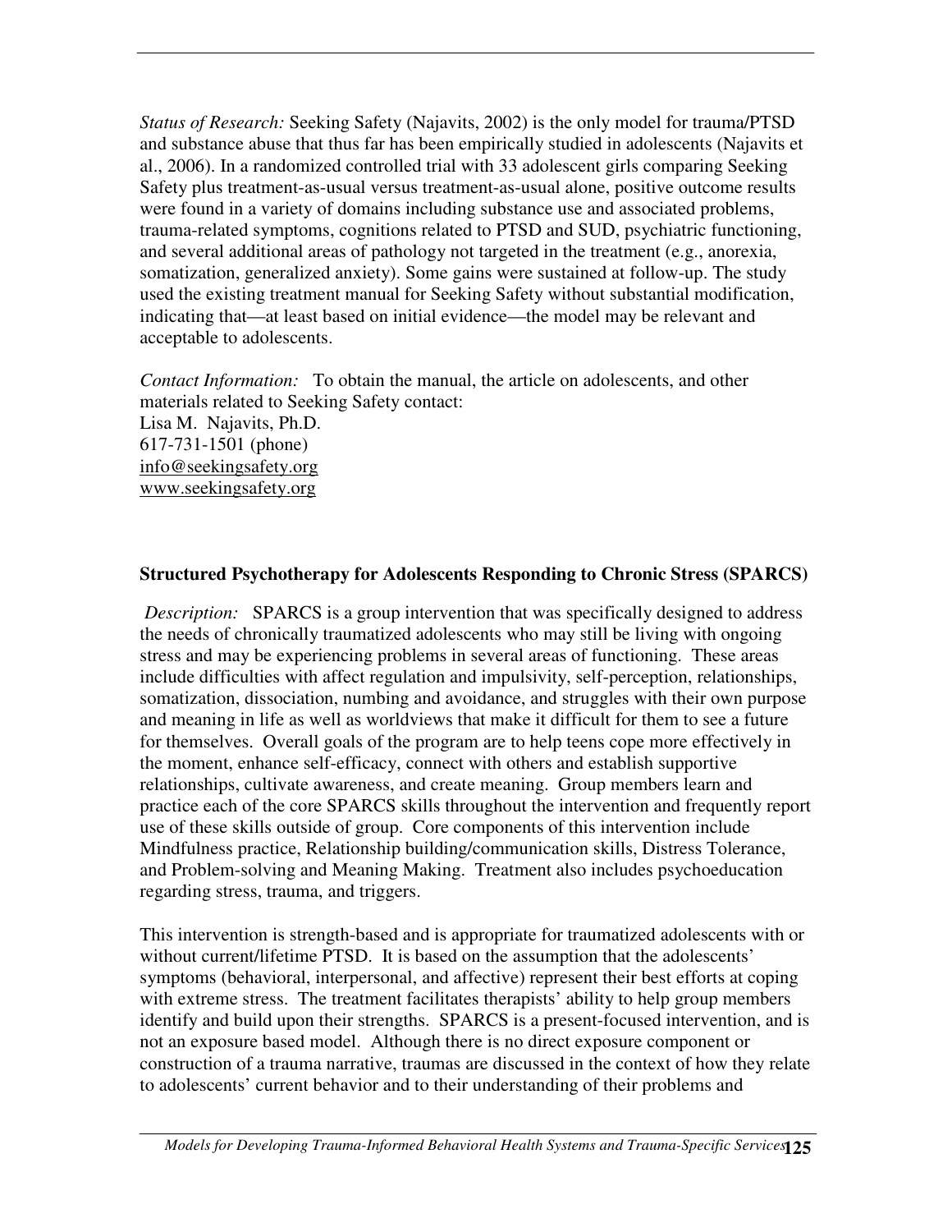*Status of Research:* Seeking Safety (Najavits, 2002) is the only model for trauma/PTSD and substance abuse that thus far has been empirically studied in adolescents (Najavits et al., 2006). In a randomized controlled trial with 33 adolescent girls comparing Seeking Safety plus treatment-as-usual versus treatment-as-usual alone, positive outcome results were found in a variety of domains including substance use and associated problems, trauma-related symptoms, cognitions related to PTSD and SUD, psychiatric functioning, and several additional areas of pathology not targeted in the treatment (e.g., anorexia, somatization, generalized anxiety). Some gains were sustained at follow-up. The study used the existing treatment manual for Seeking Safety without substantial modification, indicating that—at least based on initial evidence—the model may be relevant and acceptable to adolescents.

*Contact Information:* To obtain the manual, the article on adolescents, and other materials related to Seeking Safety contact:
Lisa M. Najavits, Ph.D.
617-731-1501 (phone)
info@seekingsafety.org
www.seekingsafety.org

**Structured Psychotherapy for Adolescents Responding to Chronic Stress (SPARCS)**

*Description:* SPARCS is a group intervention that was specifically designed to address the needs of chronically traumatized adolescents who may still be living with ongoing stress and may be experiencing problems in several areas of functioning. These areas include difficulties with affect regulation and impulsivity, self-perception, relationships, somatization, dissociation, numbing and avoidance, and struggles with their own purpose and meaning in life as well as worldviews that make it difficult for them to see a future for themselves. Overall goals of the program are to help teens cope more effectively in the moment, enhance self-efficacy, connect with others and establish supportive relationships, cultivate awareness, and create meaning. Group members learn and practice each of the core SPARCS skills throughout the intervention and frequently report use of these skills outside of group. Core components of this intervention include Mindfulness practice, Relationship building/communication skills, Distress Tolerance, and Problem-solving and Meaning Making. Treatment also includes psychoeducation regarding stress, trauma, and triggers.

This intervention is strength-based and is appropriate for traumatized adolescents with or without current/lifetime PTSD. It is based on the assumption that the adolescents' symptoms (behavioral, interpersonal, and affective) represent their best efforts at coping with extreme stress. The treatment facilitates therapists' ability to help group members identify and build upon their strengths. SPARCS is a present-focused intervention, and is not an exposure based model. Although there is no direct exposure component or construction of a trauma narrative, traumas are discussed in the context of how they relate to adolescents' current behavior and to their understanding of their problems and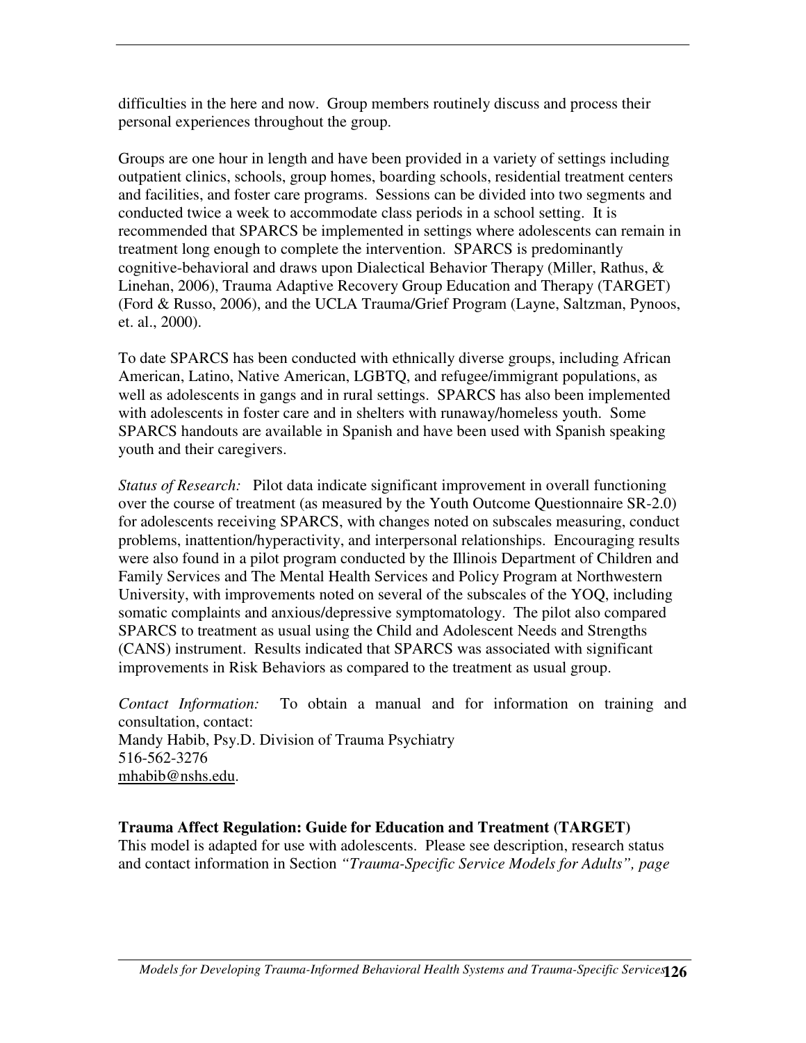difficulties in the here and now. Group members routinely discuss and process their personal experiences throughout the group.

Groups are one hour in length and have been provided in a variety of settings including outpatient clinics, schools, group homes, boarding schools, residential treatment centers and facilities, and foster care programs. Sessions can be divided into two segments and conducted twice a week to accommodate class periods in a school setting. It is recommended that SPARCS be implemented in settings where adolescents can remain in treatment long enough to complete the intervention. SPARCS is predominantly cognitive-behavioral and draws upon Dialectical Behavior Therapy (Miller, Rathus, & Linehan, 2006), Trauma Adaptive Recovery Group Education and Therapy (TARGET) (Ford & Russo, 2006), and the UCLA Trauma/Grief Program (Layne, Saltzman, Pynoos, et. al., 2000).

To date SPARCS has been conducted with ethnically diverse groups, including African American, Latino, Native American, LGBTQ, and refugee/immigrant populations, as well as adolescents in gangs and in rural settings. SPARCS has also been implemented with adolescents in foster care and in shelters with runaway/homeless youth. Some SPARCS handouts are available in Spanish and have been used with Spanish speaking youth and their caregivers.

*Status of Research:* Pilot data indicate significant improvement in overall functioning over the course of treatment (as measured by the Youth Outcome Questionnaire SR-2.0) for adolescents receiving SPARCS, with changes noted on subscales measuring, conduct problems, inattention/hyperactivity, and interpersonal relationships. Encouraging results were also found in a pilot program conducted by the Illinois Department of Children and Family Services and The Mental Health Services and Policy Program at Northwestern University, with improvements noted on several of the subscales of the YOQ, including somatic complaints and anxious/depressive symptomatology. The pilot also compared SPARCS to treatment as usual using the Child and Adolescent Needs and Strengths (CANS) instrument. Results indicated that SPARCS was associated with significant improvements in Risk Behaviors as compared to the treatment as usual group.

*Contact Information:* To obtain a manual and for information on training and consultation, contact:
Mandy Habib, Psy.D. Division of Trauma Psychiatry
516-562-3276
mhabib@nshs.edu.

**Trauma Affect Regulation: Guide for Education and Treatment (TARGET)**
This model is adapted for use with adolescents. Please see description, research status and contact information in Section *"Trauma-Specific Service Models for Adults", page*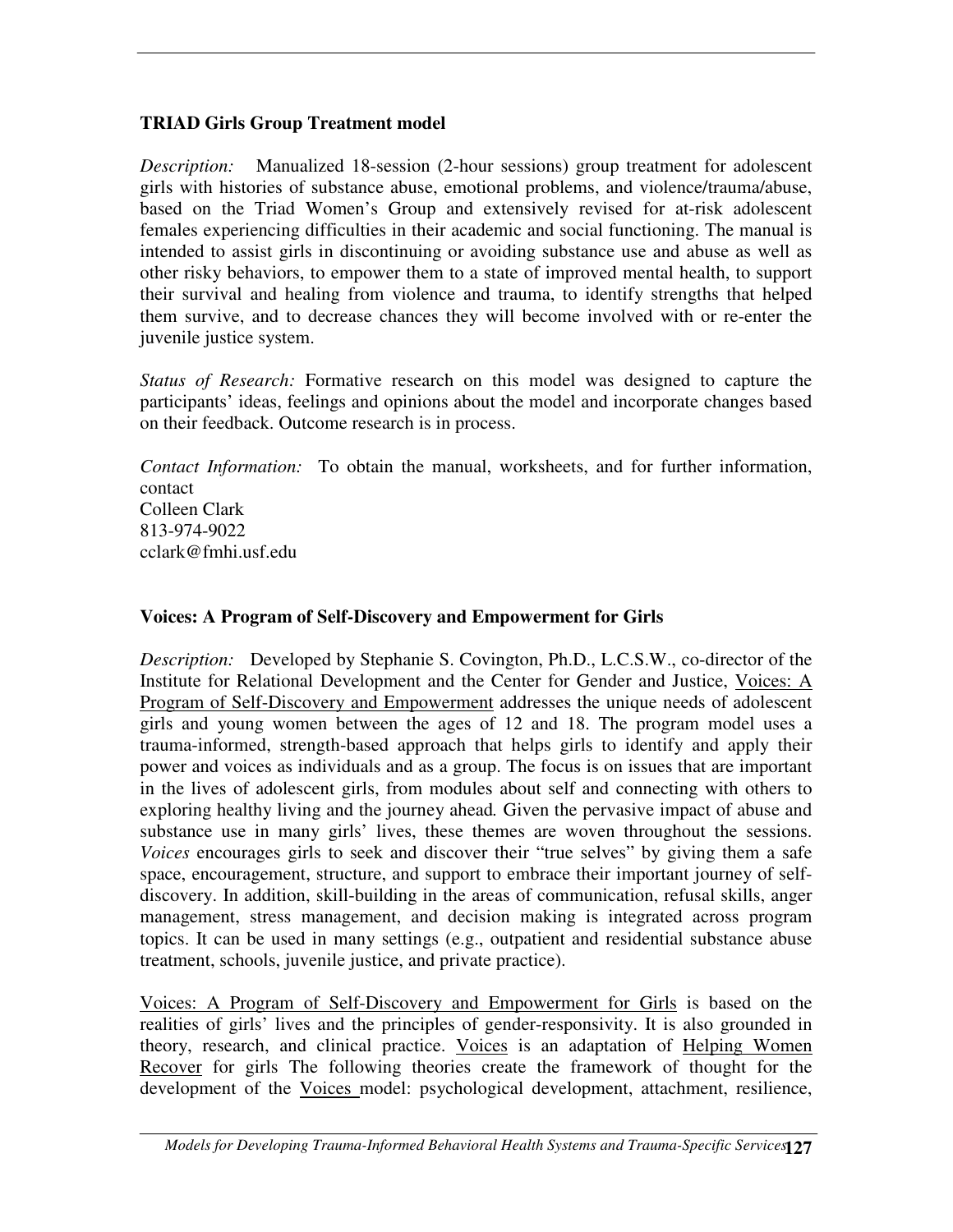**TRIAD Girls Group Treatment model**

*Description:* Manualized 18-session (2-hour sessions) group treatment for adolescent girls with histories of substance abuse, emotional problems, and violence/trauma/abuse, based on the Triad Women's Group and extensively revised for at-risk adolescent females experiencing difficulties in their academic and social functioning. The manual is intended to assist girls in discontinuing or avoiding substance use and abuse as well as other risky behaviors, to empower them to a state of improved mental health, to support their survival and healing from violence and trauma, to identify strengths that helped them survive, and to decrease chances they will become involved with or re-enter the juvenile justice system.

*Status of Research:* Formative research on this model was designed to capture the participants' ideas, feelings and opinions about the model and incorporate changes based on their feedback. Outcome research is in process.

*Contact Information:* To obtain the manual, worksheets, and for further information, contact
Colleen Clark
813-974-9022
cclark@fmhi.usf.edu

**Voices: A Program of Self-Discovery and Empowerment for Girls**

*Description:* Developed by Stephanie S. Covington, Ph.D., L.C.S.W., co-director of the Institute for Relational Development and the Center for Gender and Justice, <u>Voices: A Program of Self-Discovery and Empowerment</u> addresses the unique needs of adolescent girls and young women between the ages of 12 and 18. The program model uses a trauma-informed, strength-based approach that helps girls to identify and apply their power and voices as individuals and as a group. The focus is on issues that are important in the lives of adolescent girls, from modules about self and connecting with others to exploring healthy living and the journey ahead. Given the pervasive impact of abuse and substance use in many girls' lives, these themes are woven throughout the sessions. *Voices* encourages girls to seek and discover their "true selves" by giving them a safe space, encouragement, structure, and support to embrace their important journey of self-discovery. In addition, skill-building in the areas of communication, refusal skills, anger management, stress management, and decision making is integrated across program topics. It can be used in many settings (e.g., outpatient and residential substance abuse treatment, schools, juvenile justice, and private practice).

<u>Voices: A Program of Self-Discovery and Empowerment for Girls</u> is based on the realities of girls' lives and the principles of gender-responsivity. It is also grounded in theory, research, and clinical practice. <u>Voices</u> is an adaptation of <u>Helping Women Recover</u> for girls The following theories create the framework of thought for the development of the <u>Voices</u> model: psychological development, attachment, resilience,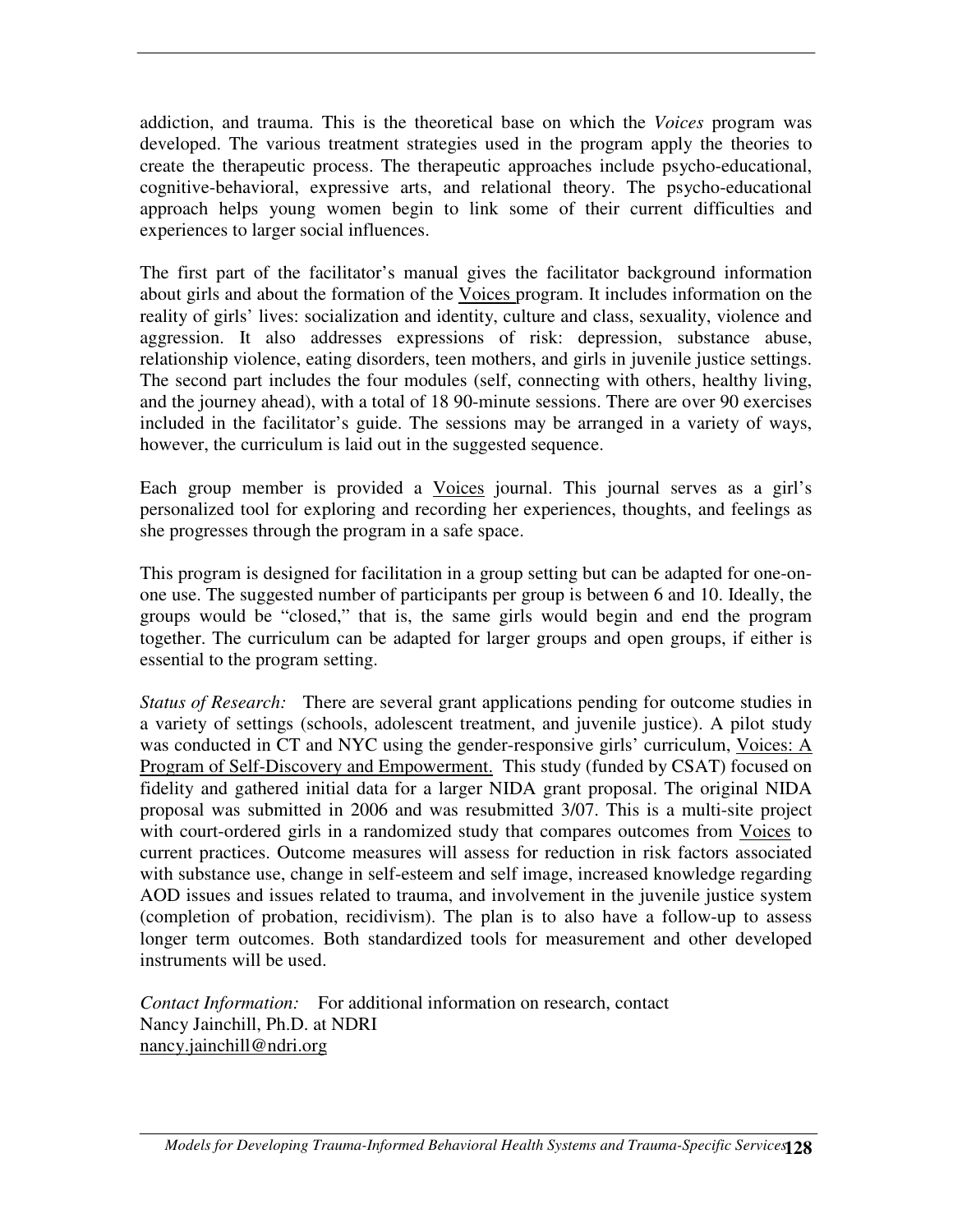addiction, and trauma. This is the theoretical base on which the *Voices* program was developed. The various treatment strategies used in the program apply the theories to create the therapeutic process. The therapeutic approaches include psycho-educational, cognitive-behavioral, expressive arts, and relational theory. The psycho-educational approach helps young women begin to link some of their current difficulties and experiences to larger social influences.

The first part of the facilitator's manual gives the facilitator background information about girls and about the formation of the Voices program. It includes information on the reality of girls' lives: socialization and identity, culture and class, sexuality, violence and aggression. It also addresses expressions of risk: depression, substance abuse, relationship violence, eating disorders, teen mothers, and girls in juvenile justice settings. The second part includes the four modules (self, connecting with others, healthy living, and the journey ahead), with a total of 18 90-minute sessions. There are over 90 exercises included in the facilitator's guide. The sessions may be arranged in a variety of ways, however, the curriculum is laid out in the suggested sequence.

Each group member is provided a Voices journal. This journal serves as a girl's personalized tool for exploring and recording her experiences, thoughts, and feelings as she progresses through the program in a safe space.

This program is designed for facilitation in a group setting but can be adapted for one-on-one use. The suggested number of participants per group is between 6 and 10. Ideally, the groups would be "closed," that is, the same girls would begin and end the program together. The curriculum can be adapted for larger groups and open groups, if either is essential to the program setting.

*Status of Research:* There are several grant applications pending for outcome studies in a variety of settings (schools, adolescent treatment, and juvenile justice). A pilot study was conducted in CT and NYC using the gender-responsive girls' curriculum, Voices: A Program of Self-Discovery and Empowerment. This study (funded by CSAT) focused on fidelity and gathered initial data for a larger NIDA grant proposal. The original NIDA proposal was submitted in 2006 and was resubmitted 3/07. This is a multi-site project with court-ordered girls in a randomized study that compares outcomes from Voices to current practices. Outcome measures will assess for reduction in risk factors associated with substance use, change in self-esteem and self image, increased knowledge regarding AOD issues and issues related to trauma, and involvement in the juvenile justice system (completion of probation, recidivism). The plan is to also have a follow-up to assess longer term outcomes. Both standardized tools for measurement and other developed instruments will be used.

*Contact Information:* For additional information on research, contact
Nancy Jainchill, Ph.D. at NDRI
nancy.jainchill@ndri.org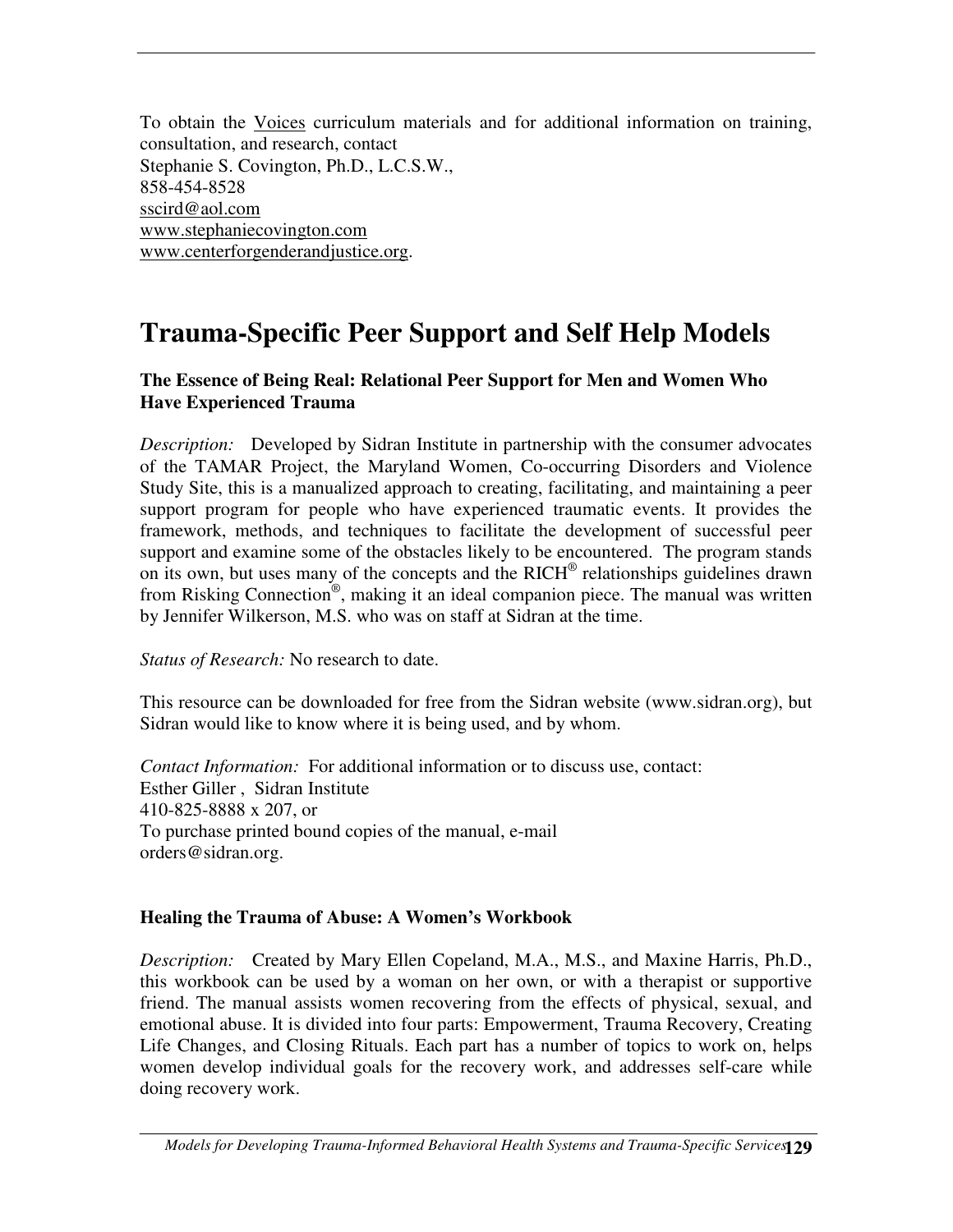To obtain the Voices curriculum materials and for additional information on training, consultation, and research, contact
Stephanie S. Covington, Ph.D., L.C.S.W.,
858-454-8528
sscird@aol.com
www.stephaniecovington.com
www.centerforgenderandjustice.org.

# Trauma-Specific Peer Support and Self Help Models

### The Essence of Being Real: Relational Peer Support for Men and Women Who Have Experienced Trauma

*Description:* Developed by Sidran Institute in partnership with the consumer advocates of the TAMAR Project, the Maryland Women, Co-occurring Disorders and Violence Study Site, this is a manualized approach to creating, facilitating, and maintaining a peer support program for people who have experienced traumatic events. It provides the framework, methods, and techniques to facilitate the development of successful peer support and examine some of the obstacles likely to be encountered. The program stands on its own, but uses many of the concepts and the RICH® relationships guidelines drawn from Risking Connection®, making it an ideal companion piece. The manual was written by Jennifer Wilkerson, M.S. who was on staff at Sidran at the time.

*Status of Research:* No research to date.

This resource can be downloaded for free from the Sidran website (www.sidran.org), but Sidran would like to know where it is being used, and by whom.

*Contact Information:* For additional information or to discuss use, contact:
Esther Giller , Sidran Institute
410-825-8888 x 207, or
To purchase printed bound copies of the manual, e-mail
orders@sidran.org.

### Healing the Trauma of Abuse: A Women's Workbook

*Description:* Created by Mary Ellen Copeland, M.A., M.S., and Maxine Harris, Ph.D., this workbook can be used by a woman on her own, or with a therapist or supportive friend. The manual assists women recovering from the effects of physical, sexual, and emotional abuse. It is divided into four parts: Empowerment, Trauma Recovery, Creating Life Changes, and Closing Rituals. Each part has a number of topics to work on, helps women develop individual goals for the recovery work, and addresses self-care while doing recovery work.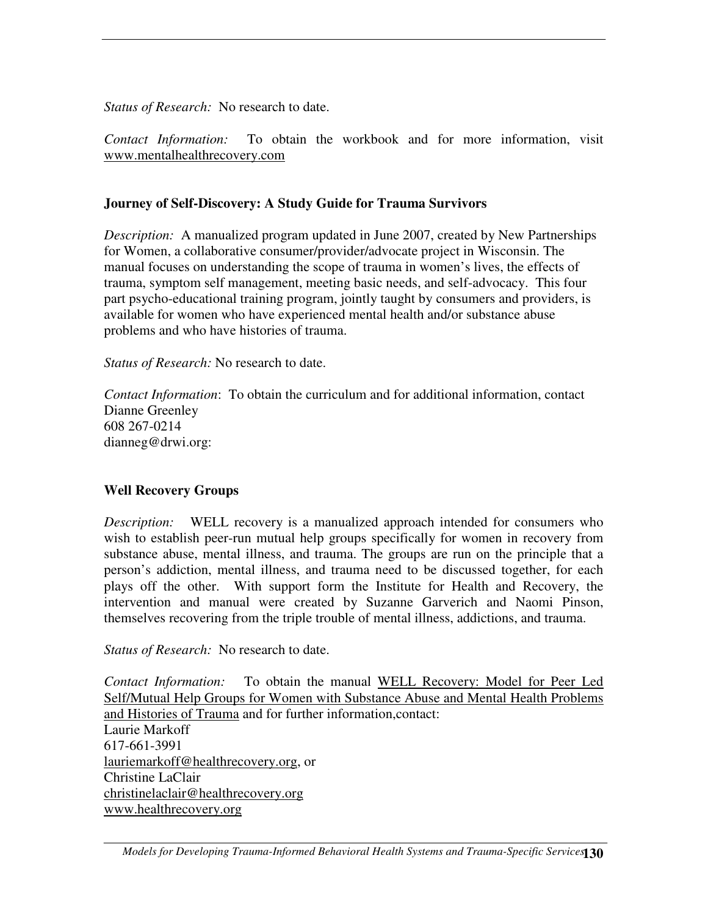*Status of Research:* No research to date.

*Contact Information:* To obtain the workbook and for more information, visit www.mentalhealthrecovery.com

**Journey of Self-Discovery: A Study Guide for Trauma Survivors**

*Description:* A manualized program updated in June 2007, created by New Partnerships for Women, a collaborative consumer/provider/advocate project in Wisconsin. The manual focuses on understanding the scope of trauma in women's lives, the effects of trauma, symptom self management, meeting basic needs, and self-advocacy. This four part psycho-educational training program, jointly taught by consumers and providers, is available for women who have experienced mental health and/or substance abuse problems and who have histories of trauma.

*Status of Research:* No research to date.

*Contact Information*: To obtain the curriculum and for additional information, contact
Dianne Greenley
608 267-0214
dianneg@drwi.org:

**Well Recovery Groups**

*Description:* WELL recovery is a manualized approach intended for consumers who wish to establish peer-run mutual help groups specifically for women in recovery from substance abuse, mental illness, and trauma. The groups are run on the principle that a person's addiction, mental illness, and trauma need to be discussed together, for each plays off the other. With support form the Institute for Health and Recovery, the intervention and manual were created by Suzanne Garverich and Naomi Pinson, themselves recovering from the triple trouble of mental illness, addictions, and trauma.

*Status of Research:* No research to date.

*Contact Information:* To obtain the manual WELL Recovery: Model for Peer Led Self/Mutual Help Groups for Women with Substance Abuse and Mental Health Problems and Histories of Trauma and for further information,contact:
Laurie Markoff
617-661-3991
lauriemarkoff@healthrecovery.org, or
Christine LaClair
christinelaclair@healthrecovery.org
www.healthrecovery.org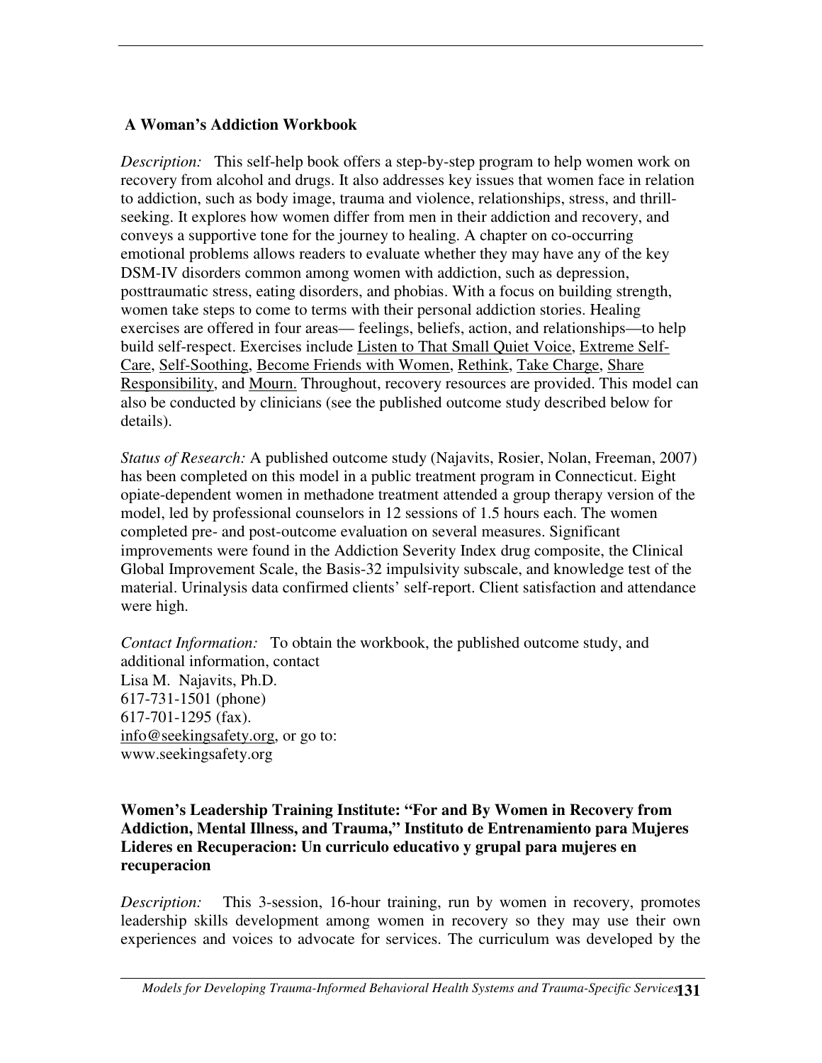**A Woman's Addiction Workbook**

*Description:* This self-help book offers a step-by-step program to help women work on recovery from alcohol and drugs. It also addresses key issues that women face in relation to addiction, such as body image, trauma and violence, relationships, stress, and thrill-seeking. It explores how women differ from men in their addiction and recovery, and conveys a supportive tone for the journey to healing. A chapter on co-occurring emotional problems allows readers to evaluate whether they may have any of the key DSM-IV disorders common among women with addiction, such as depression, posttraumatic stress, eating disorders, and phobias. With a focus on building strength, women take steps to come to terms with their personal addiction stories. Healing exercises are offered in four areas— feelings, beliefs, action, and relationships—to help build self-respect. Exercises include Listen to That Small Quiet Voice, Extreme Self-Care, Self-Soothing, Become Friends with Women, Rethink, Take Charge, Share Responsibility, and Mourn. Throughout, recovery resources are provided. This model can also be conducted by clinicians (see the published outcome study described below for details).

*Status of Research:* A published outcome study (Najavits, Rosier, Nolan, Freeman, 2007) has been completed on this model in a public treatment program in Connecticut. Eight opiate-dependent women in methadone treatment attended a group therapy version of the model, led by professional counselors in 12 sessions of 1.5 hours each. The women completed pre- and post-outcome evaluation on several measures. Significant improvements were found in the Addiction Severity Index drug composite, the Clinical Global Improvement Scale, the Basis-32 impulsivity subscale, and knowledge test of the material. Urinalysis data confirmed clients' self-report. Client satisfaction and attendance were high.

*Contact Information:* To obtain the workbook, the published outcome study, and additional information, contact
Lisa M. Najavits, Ph.D.
617-731-1501 (phone)
617-701-1295 (fax).
info@seekingsafety.org, or go to:
www.seekingsafety.org

**Women's Leadership Training Institute: "For and By Women in Recovery from Addiction, Mental Illness, and Trauma," Instituto de Entrenamiento para Mujeres Lideres en Recuperacion: Un curriculo educativo y grupal para mujeres en recuperacion**

*Description:* This 3-session, 16-hour training, run by women in recovery, promotes leadership skills development among women in recovery so they may use their own experiences and voices to advocate for services. The curriculum was developed by the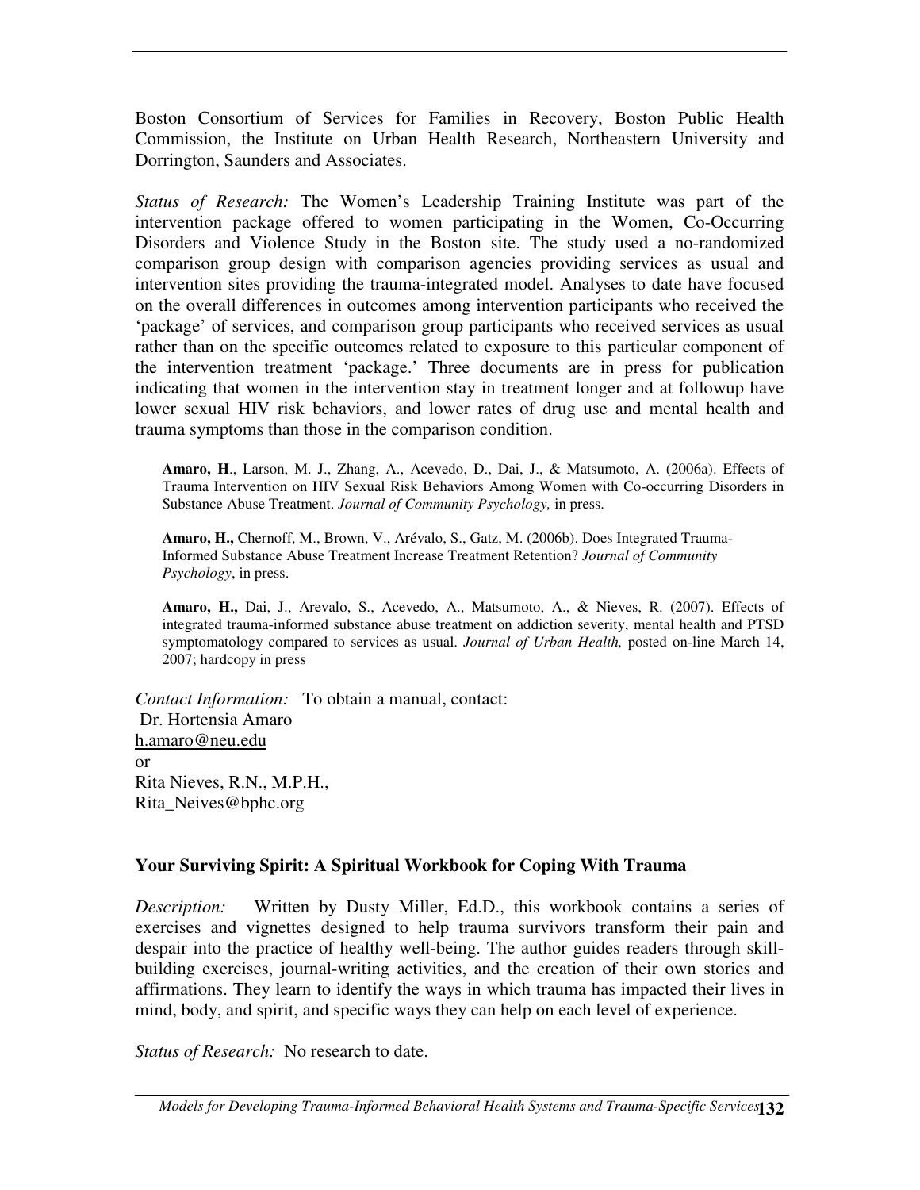Boston Consortium of Services for Families in Recovery, Boston Public Health Commission, the Institute on Urban Health Research, Northeastern University and Dorrington, Saunders and Associates.

*Status of Research:* The Women's Leadership Training Institute was part of the intervention package offered to women participating in the Women, Co-Occurring Disorders and Violence Study in the Boston site. The study used a no-randomized comparison group design with comparison agencies providing services as usual and intervention sites providing the trauma-integrated model. Analyses to date have focused on the overall differences in outcomes among intervention participants who received the 'package' of services, and comparison group participants who received services as usual rather than on the specific outcomes related to exposure to this particular component of the intervention treatment 'package.' Three documents are in press for publication indicating that women in the intervention stay in treatment longer and at followup have lower sexual HIV risk behaviors, and lower rates of drug use and mental health and trauma symptoms than those in the comparison condition.

> **Amaro, H**., Larson, M. J., Zhang, A., Acevedo, D., Dai, J., & Matsumoto, A. (2006a). Effects of Trauma Intervention on HIV Sexual Risk Behaviors Among Women with Co-occurring Disorders in Substance Abuse Treatment. *Journal of Community Psychology,* in press.
>
> **Amaro, H.,** Chernoff, M., Brown, V., Arévalo, S., Gatz, M. (2006b). Does Integrated Trauma-Informed Substance Abuse Treatment Increase Treatment Retention? *Journal of Community Psychology*, in press.
>
> **Amaro, H.,** Dai, J., Arevalo, S., Acevedo, A., Matsumoto, A., & Nieves, R. (2007). Effects of integrated trauma-informed substance abuse treatment on addiction severity, mental health and PTSD symptomatology compared to services as usual. *Journal of Urban Health,* posted on-line March 14, 2007; hardcopy in press

*Contact Information:* To obtain a manual, contact:
Dr. Hortensia Amaro
h.amaro@neu.edu
or
Rita Nieves, R.N., M.P.H.,
Rita_Neives@bphc.org

**Your Surviving Spirit: A Spiritual Workbook for Coping With Trauma**

*Description:* Written by Dusty Miller, Ed.D., this workbook contains a series of exercises and vignettes designed to help trauma survivors transform their pain and despair into the practice of healthy well-being. The author guides readers through skill-building exercises, journal-writing activities, and the creation of their own stories and affirmations. They learn to identify the ways in which trauma has impacted their lives in mind, body, and spirit, and specific ways they can help on each level of experience.

*Status of Research:* No research to date.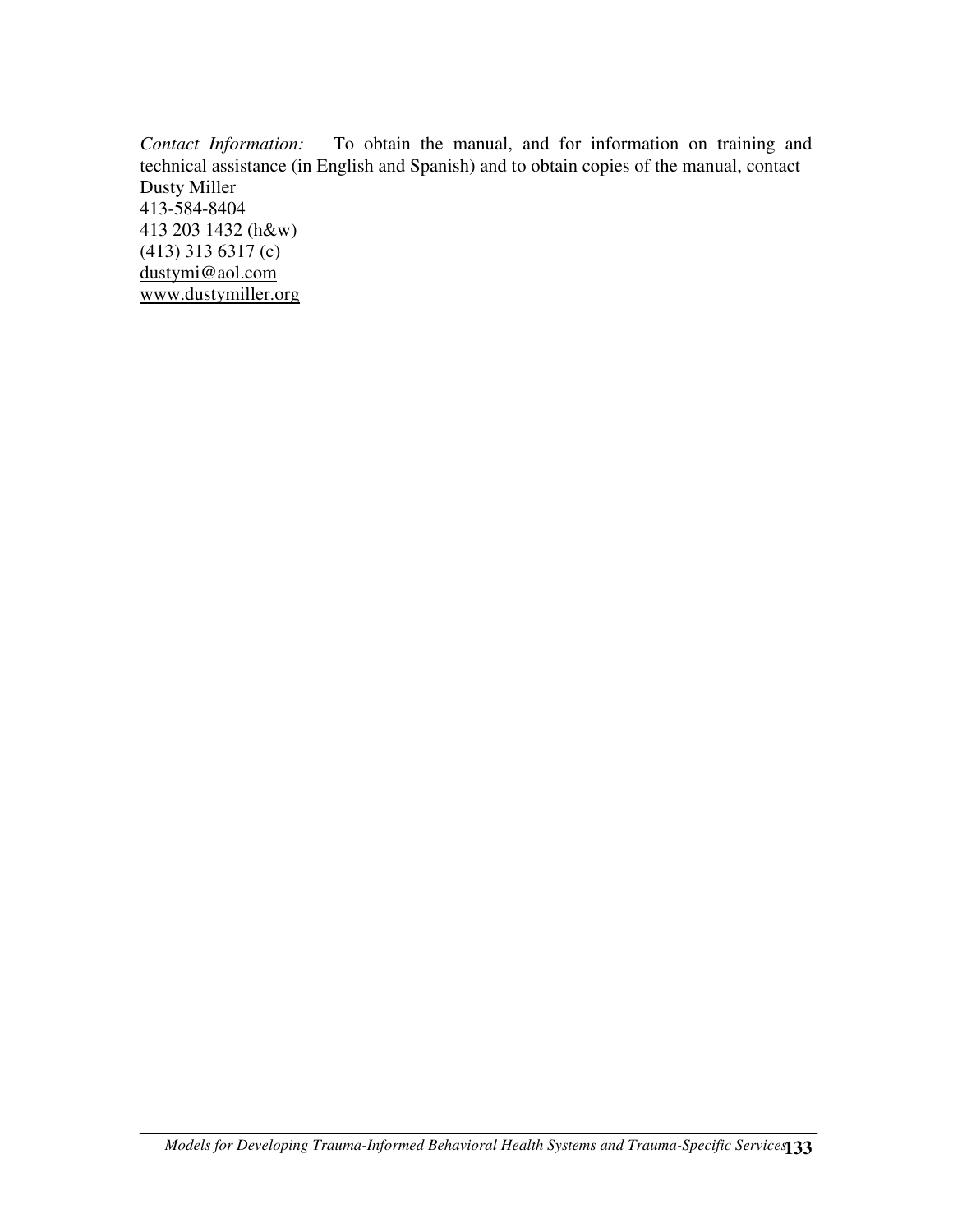*Contact Information:* To obtain the manual, and for information on training and technical assistance (in English and Spanish) and to obtain copies of the manual, contact
Dusty Miller
413-584-8404
413 203 1432 (h&w)
(413) 313 6317 (c)
dustymi@aol.com
www.dustymiller.org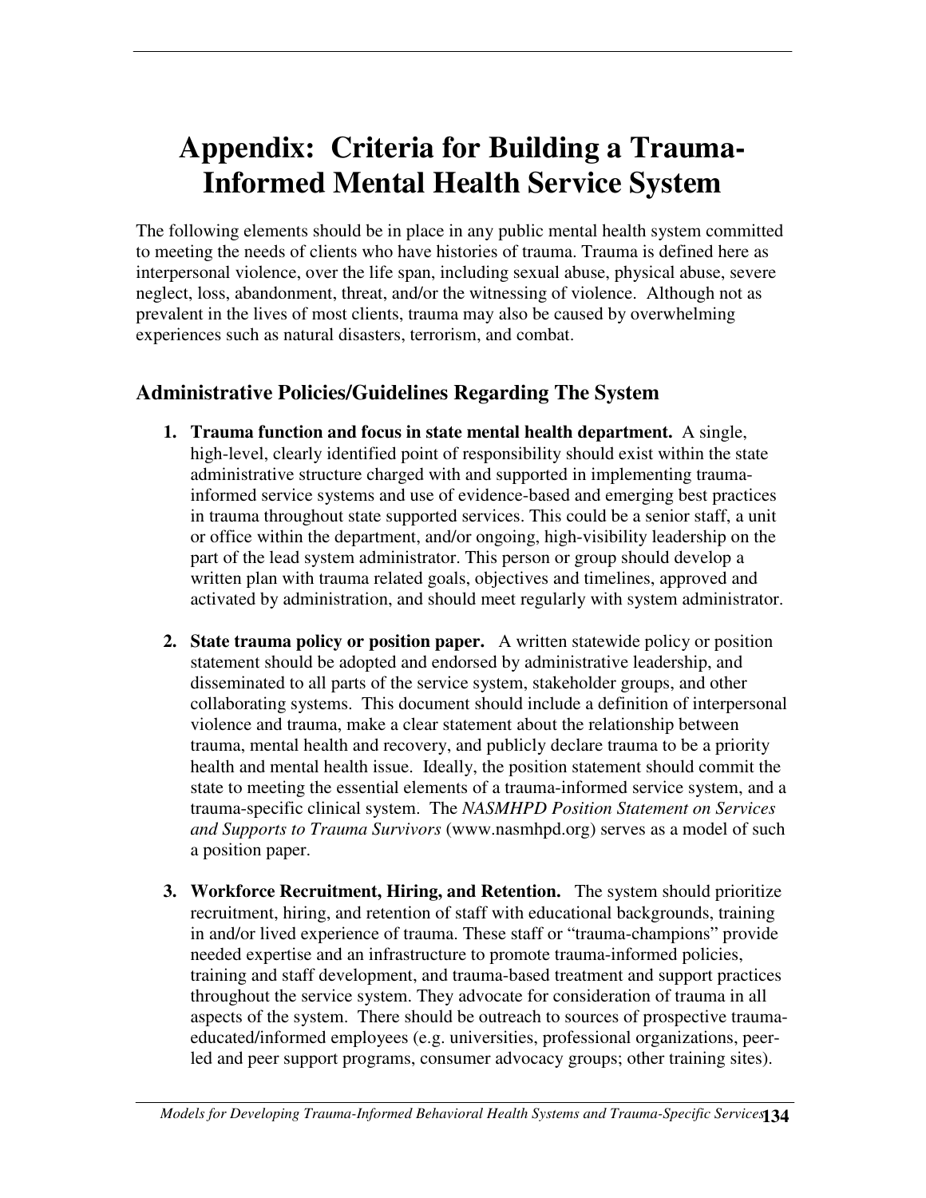# Appendix: Criteria for Building a Trauma-Informed Mental Health Service System

The following elements should be in place in any public mental health system committed to meeting the needs of clients who have histories of trauma. Trauma is defined here as interpersonal violence, over the life span, including sexual abuse, physical abuse, severe neglect, loss, abandonment, threat, and/or the witnessing of violence. Although not as prevalent in the lives of most clients, trauma may also be caused by overwhelming experiences such as natural disasters, terrorism, and combat.

## Administrative Policies/Guidelines Regarding The System

1. **Trauma function and focus in state mental health department.** A single, high-level, clearly identified point of responsibility should exist within the state administrative structure charged with and supported in implementing trauma-informed service systems and use of evidence-based and emerging best practices in trauma throughout state supported services. This could be a senior staff, a unit or office within the department, and/or ongoing, high-visibility leadership on the part of the lead system administrator. This person or group should develop a written plan with trauma related goals, objectives and timelines, approved and activated by administration, and should meet regularly with system administrator.

2. **State trauma policy or position paper.** A written statewide policy or position statement should be adopted and endorsed by administrative leadership, and disseminated to all parts of the service system, stakeholder groups, and other collaborating systems. This document should include a definition of interpersonal violence and trauma, make a clear statement about the relationship between trauma, mental health and recovery, and publicly declare trauma to be a priority health and mental health issue. Ideally, the position statement should commit the state to meeting the essential elements of a trauma-informed service system, and a trauma-specific clinical system. The *NASMHPD Position Statement on Services and Supports to Trauma Survivors* (www.nasmhpd.org) serves as a model of such a position paper.

3. **Workforce Recruitment, Hiring, and Retention.** The system should prioritize recruitment, hiring, and retention of staff with educational backgrounds, training in and/or lived experience of trauma. These staff or "trauma-champions" provide needed expertise and an infrastructure to promote trauma-informed policies, training and staff development, and trauma-based treatment and support practices throughout the service system. They advocate for consideration of trauma in all aspects of the system. There should be outreach to sources of prospective trauma-educated/informed employees (e.g. universities, professional organizations, peer-led and peer support programs, consumer advocacy groups; other training sites).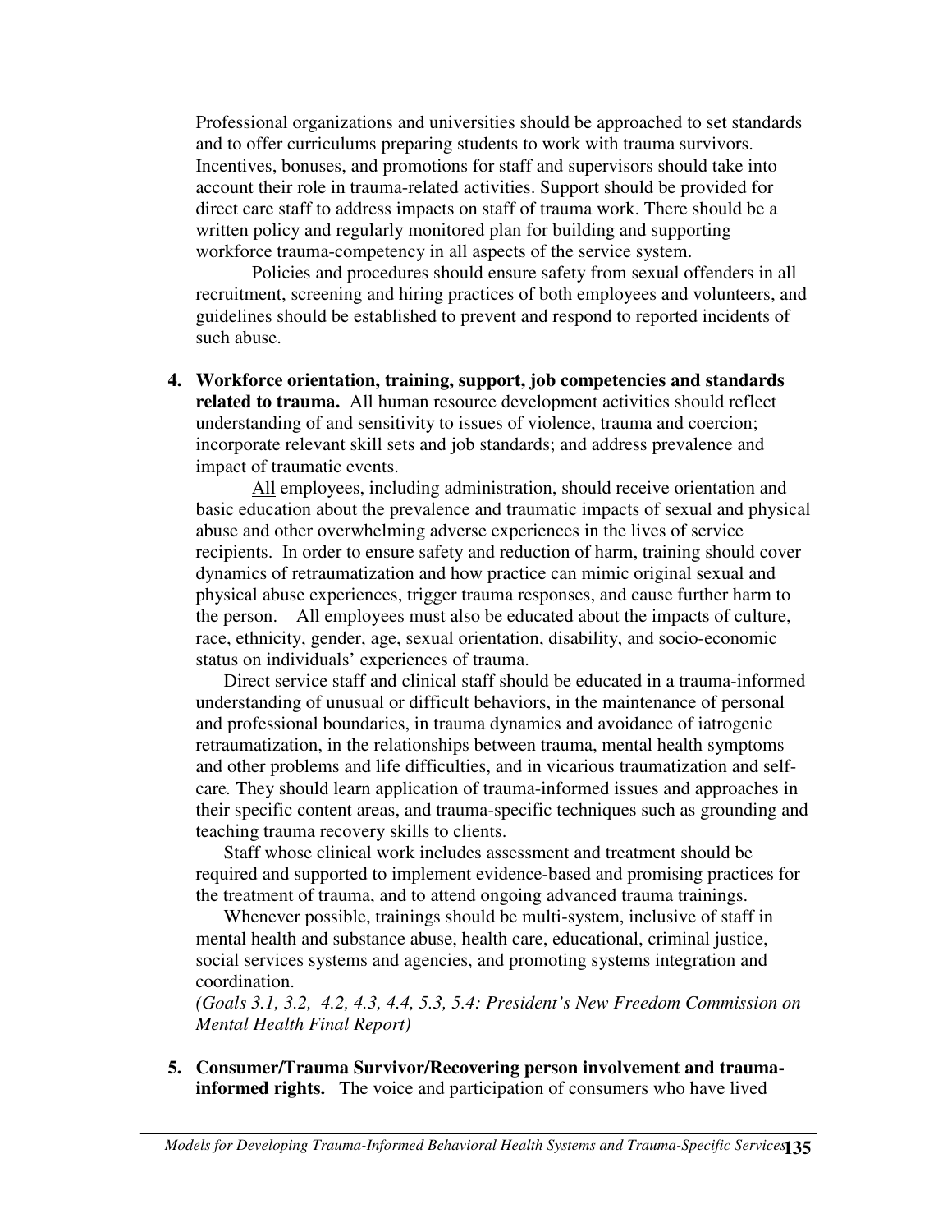Professional organizations and universities should be approached to set standards and to offer curriculums preparing students to work with trauma survivors. Incentives, bonuses, and promotions for staff and supervisors should take into account their role in trauma-related activities. Support should be provided for direct care staff to address impacts on staff of trauma work. There should be a written policy and regularly monitored plan for building and supporting workforce trauma-competency in all aspects of the service system.

Policies and procedures should ensure safety from sexual offenders in all recruitment, screening and hiring practices of both employees and volunteers, and guidelines should be established to prevent and respond to reported incidents of such abuse.

4. **Workforce orientation, training, support, job competencies and standards related to trauma.** All human resource development activities should reflect understanding of and sensitivity to issues of violence, trauma and coercion; incorporate relevant skill sets and job standards; and address prevalence and impact of traumatic events.

   All employees, including administration, should receive orientation and basic education about the prevalence and traumatic impacts of sexual and physical abuse and other overwhelming adverse experiences in the lives of service recipients. In order to ensure safety and reduction of harm, training should cover dynamics of retraumatization and how practice can mimic original sexual and physical abuse experiences, trigger trauma responses, and cause further harm to the person. All employees must also be educated about the impacts of culture, race, ethnicity, gender, age, sexual orientation, disability, and socio-economic status on individuals' experiences of trauma.

   Direct service staff and clinical staff should be educated in a trauma-informed understanding of unusual or difficult behaviors, in the maintenance of personal and professional boundaries, in trauma dynamics and avoidance of iatrogenic retraumatization, in the relationships between trauma, mental health symptoms and other problems and life difficulties, and in vicarious traumatization and self-care. They should learn application of trauma-informed issues and approaches in their specific content areas, and trauma-specific techniques such as grounding and teaching trauma recovery skills to clients.

   Staff whose clinical work includes assessment and treatment should be required and supported to implement evidence-based and promising practices for the treatment of trauma, and to attend ongoing advanced trauma trainings.

   Whenever possible, trainings should be multi-system, inclusive of staff in mental health and substance abuse, health care, educational, criminal justice, social services systems and agencies, and promoting systems integration and coordination.
   *(Goals 3.1, 3.2, 4.2, 4.3, 4.4, 5.3, 5.4: President's New Freedom Commission on Mental Health Final Report)*

5. **Consumer/Trauma Survivor/Recovering person involvement and trauma-informed rights.** The voice and participation of consumers who have lived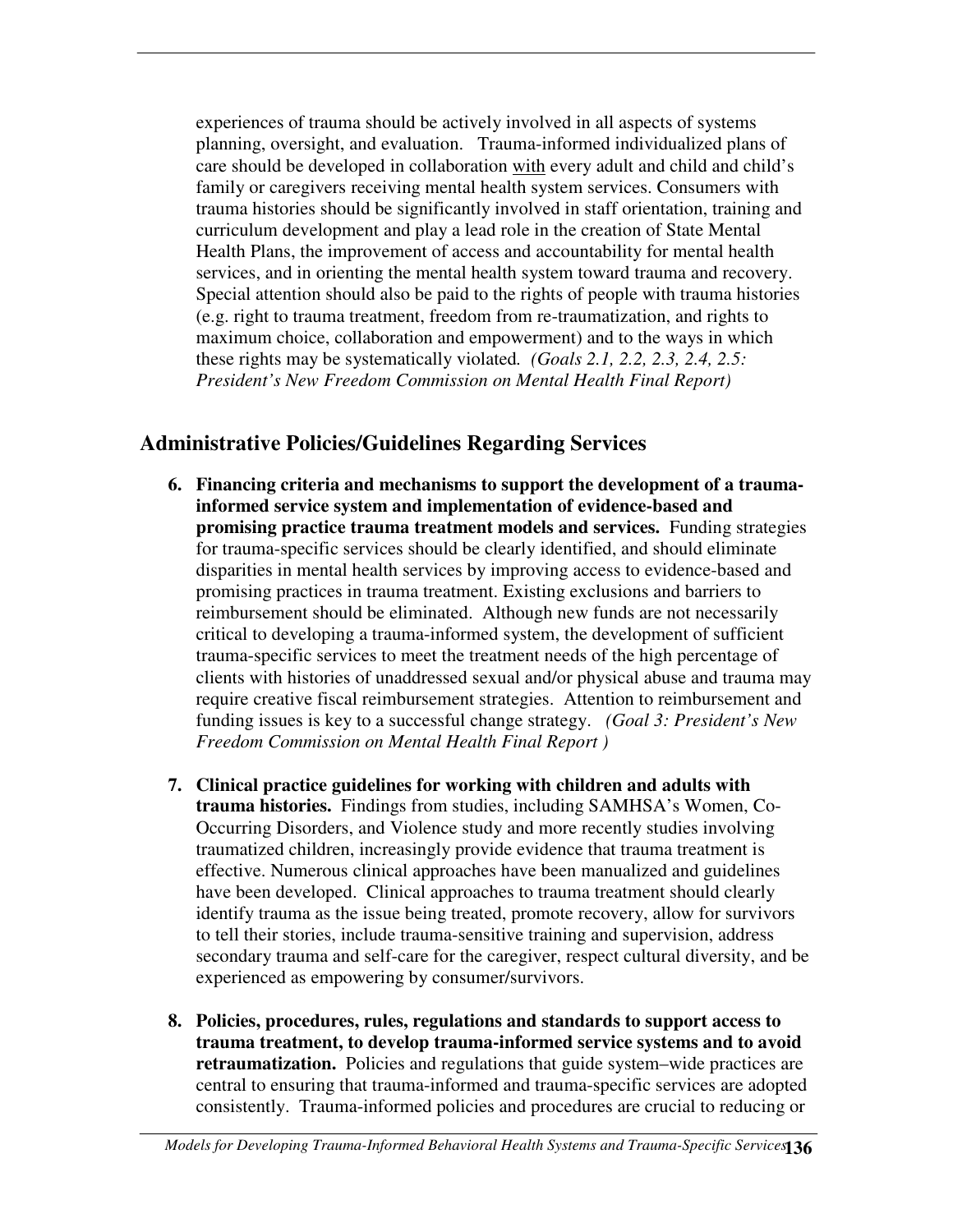experiences of trauma should be actively involved in all aspects of systems planning, oversight, and evaluation. Trauma-informed individualized plans of care should be developed in collaboration with every adult and child and child's family or caregivers receiving mental health system services. Consumers with trauma histories should be significantly involved in staff orientation, training and curriculum development and play a lead role in the creation of State Mental Health Plans, the improvement of access and accountability for mental health services, and in orienting the mental health system toward trauma and recovery. Special attention should also be paid to the rights of people with trauma histories (e.g. right to trauma treatment, freedom from re-traumatization, and rights to maximum choice, collaboration and empowerment) and to the ways in which these rights may be systematically violated. *(Goals 2.1, 2.2, 2.3, 2.4, 2.5: President's New Freedom Commission on Mental Health Final Report)*

## Administrative Policies/Guidelines Regarding Services

6. **Financing criteria and mechanisms to support the development of a trauma-informed service system and implementation of evidence-based and promising practice trauma treatment models and services.** Funding strategies for trauma-specific services should be clearly identified, and should eliminate disparities in mental health services by improving access to evidence-based and promising practices in trauma treatment. Existing exclusions and barriers to reimbursement should be eliminated. Although new funds are not necessarily critical to developing a trauma-informed system, the development of sufficient trauma-specific services to meet the treatment needs of the high percentage of clients with histories of unaddressed sexual and/or physical abuse and trauma may require creative fiscal reimbursement strategies. Attention to reimbursement and funding issues is key to a successful change strategy. *(Goal 3: President's New Freedom Commission on Mental Health Final Report )*

7. **Clinical practice guidelines for working with children and adults with trauma histories.** Findings from studies, including SAMHSA's Women, Co-Occurring Disorders, and Violence study and more recently studies involving traumatized children, increasingly provide evidence that trauma treatment is effective. Numerous clinical approaches have been manualized and guidelines have been developed. Clinical approaches to trauma treatment should clearly identify trauma as the issue being treated, promote recovery, allow for survivors to tell their stories, include trauma-sensitive training and supervision, address secondary trauma and self-care for the caregiver, respect cultural diversity, and be experienced as empowering by consumer/survivors.

8. **Policies, procedures, rules, regulations and standards to support access to trauma treatment, to develop trauma-informed service systems and to avoid retraumatization.** Policies and regulations that guide system–wide practices are central to ensuring that trauma-informed and trauma-specific services are adopted consistently. Trauma-informed policies and procedures are crucial to reducing or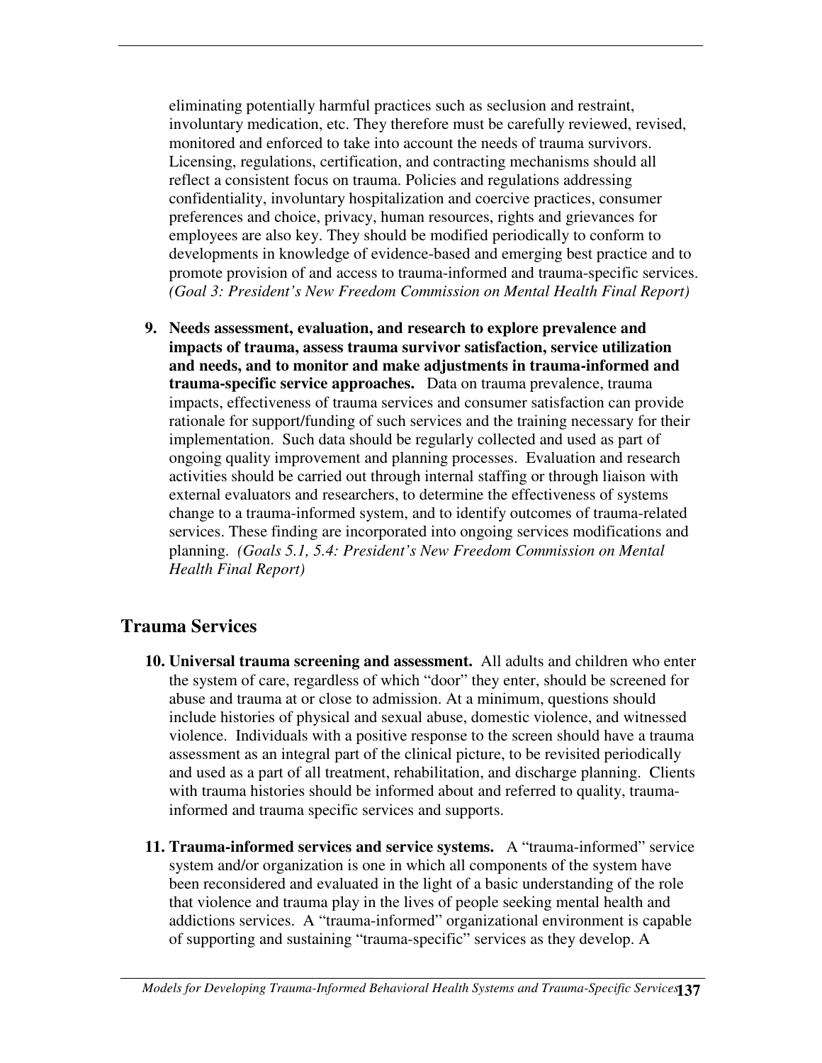eliminating potentially harmful practices such as seclusion and restraint, involuntary medication, etc. They therefore must be carefully reviewed, revised, monitored and enforced to take into account the needs of trauma survivors. Licensing, regulations, certification, and contracting mechanisms should all reflect a consistent focus on trauma. Policies and regulations addressing confidentiality, involuntary hospitalization and coercive practices, consumer preferences and choice, privacy, human resources, rights and grievances for employees are also key. They should be modified periodically to conform to developments in knowledge of evidence-based and emerging best practice and to promote provision of and access to trauma-informed and trauma-specific services. *(Goal 3: President's New Freedom Commission on Mental Health Final Report)*

9. **Needs assessment, evaluation, and research to explore prevalence and impacts of trauma, assess trauma survivor satisfaction, service utilization and needs, and to monitor and make adjustments in trauma-informed and trauma-specific service approaches.** Data on trauma prevalence, trauma impacts, effectiveness of trauma services and consumer satisfaction can provide rationale for support/funding of such services and the training necessary for their implementation. Such data should be regularly collected and used as part of ongoing quality improvement and planning processes. Evaluation and research activities should be carried out through internal staffing or through liaison with external evaluators and researchers, to determine the effectiveness of systems change to a trauma-informed system, and to identify outcomes of trauma-related services. These finding are incorporated into ongoing services modifications and planning. *(Goals 5.1, 5.4: President's New Freedom Commission on Mental Health Final Report)*

## Trauma Services

10. **Universal trauma screening and assessment.** All adults and children who enter the system of care, regardless of which "door" they enter, should be screened for abuse and trauma at or close to admission. At a minimum, questions should include histories of physical and sexual abuse, domestic violence, and witnessed violence. Individuals with a positive response to the screen should have a trauma assessment as an integral part of the clinical picture, to be revisited periodically and used as a part of all treatment, rehabilitation, and discharge planning. Clients with trauma histories should be informed about and referred to quality, trauma-informed and trauma specific services and supports.

11. **Trauma-informed services and service systems.** A "trauma-informed" service system and/or organization is one in which all components of the system have been reconsidered and evaluated in the light of a basic understanding of the role that violence and trauma play in the lives of people seeking mental health and addictions services. A "trauma-informed" organizational environment is capable of supporting and sustaining "trauma-specific" services as they develop. A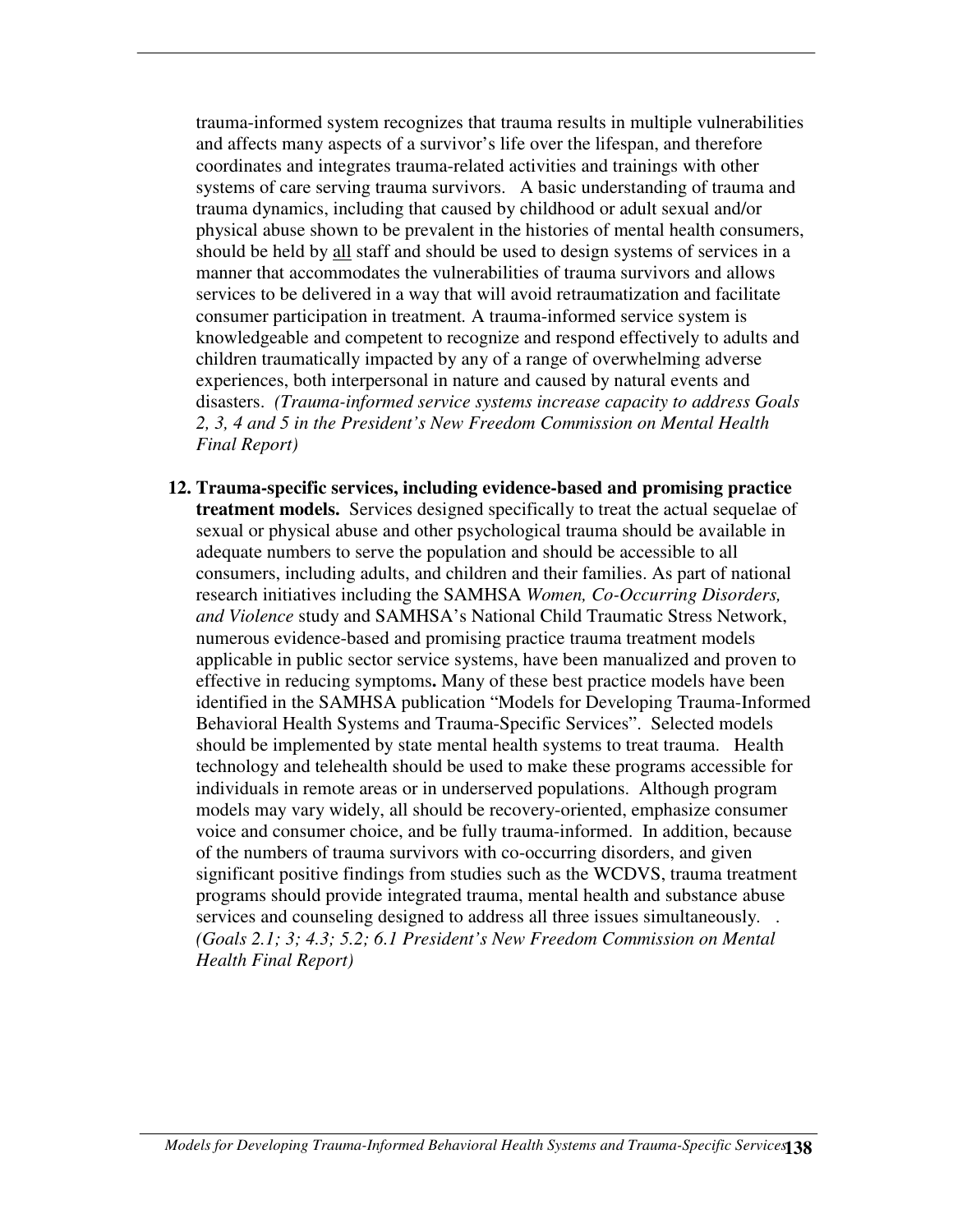trauma-informed system recognizes that trauma results in multiple vulnerabilities and affects many aspects of a survivor's life over the lifespan, and therefore coordinates and integrates trauma-related activities and trainings with other systems of care serving trauma survivors. A basic understanding of trauma and trauma dynamics, including that caused by childhood or adult sexual and/or physical abuse shown to be prevalent in the histories of mental health consumers, should be held by <u>all</u> staff and should be used to design systems of services in a manner that accommodates the vulnerabilities of trauma survivors and allows services to be delivered in a way that will avoid retraumatization and facilitate consumer participation in treatment. A trauma-informed service system is knowledgeable and competent to recognize and respond effectively to adults and children traumatically impacted by any of a range of overwhelming adverse experiences, both interpersonal in nature and caused by natural events and disasters. *(Trauma-informed service systems increase capacity to address Goals 2, 3, 4 and 5 in the President's New Freedom Commission on Mental Health Final Report)*

12. **Trauma-specific services, including evidence-based and promising practice treatment models.** Services designed specifically to treat the actual sequelae of sexual or physical abuse and other psychological trauma should be available in adequate numbers to serve the population and should be accessible to all consumers, including adults, and children and their families. As part of national research initiatives including the SAMHSA *Women, Co-Occurring Disorders, and Violence* study and SAMHSA's National Child Traumatic Stress Network, numerous evidence-based and promising practice trauma treatment models applicable in public sector service systems, have been manualized and proven to effective in reducing symptoms**.** Many of these best practice models have been identified in the SAMHSA publication "Models for Developing Trauma-Informed Behavioral Health Systems and Trauma-Specific Services". Selected models should be implemented by state mental health systems to treat trauma. Health technology and telehealth should be used to make these programs accessible for individuals in remote areas or in underserved populations. Although program models may vary widely, all should be recovery-oriented, emphasize consumer voice and consumer choice, and be fully trauma-informed. In addition, because of the numbers of trauma survivors with co-occurring disorders, and given significant positive findings from studies such as the WCDVS, trauma treatment programs should provide integrated trauma, mental health and substance abuse services and counseling designed to address all three issues simultaneously. . *(Goals 2.1; 3; 4.3; 5.2; 6.1 President's New Freedom Commission on Mental Health Final Report)*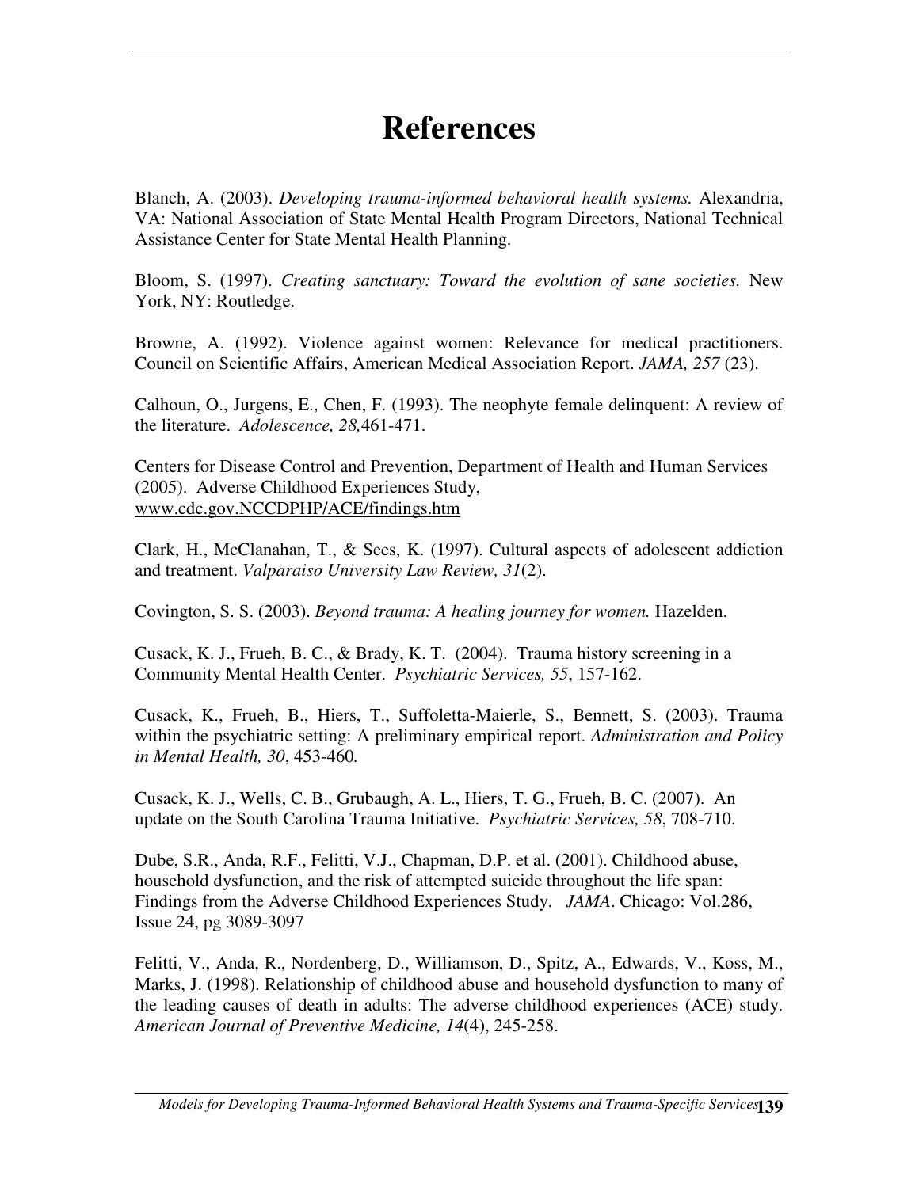# References

Blanch, A. (2003). *Developing trauma-informed behavioral health systems.* Alexandria, VA: National Association of State Mental Health Program Directors, National Technical Assistance Center for State Mental Health Planning.

Bloom, S. (1997). *Creating sanctuary: Toward the evolution of sane societies.* New York, NY: Routledge.

Browne, A. (1992). Violence against women: Relevance for medical practitioners. Council on Scientific Affairs, American Medical Association Report. *JAMA, 257* (23).

Calhoun, O., Jurgens, E., Chen, F. (1993). The neophyte female delinquent: A review of the literature. *Adolescence, 28,*461-471.

Centers for Disease Control and Prevention, Department of Health and Human Services (2005). Adverse Childhood Experiences Study, www.cdc.gov.NCCDPHP/ACE/findings.htm

Clark, H., McClanahan, T., & Sees, K. (1997). Cultural aspects of adolescent addiction and treatment. *Valparaiso University Law Review, 31*(2).

Covington, S. S. (2003). *Beyond trauma: A healing journey for women.* Hazelden.

Cusack, K. J., Frueh, B. C., & Brady, K. T. (2004). Trauma history screening in a Community Mental Health Center. *Psychiatric Services, 55*, 157-162.

Cusack, K., Frueh, B., Hiers, T., Suffoletta-Maierle, S., Bennett, S. (2003). Trauma within the psychiatric setting: A preliminary empirical report. *Administration and Policy in Mental Health, 30*, 453-460*.*

Cusack, K. J., Wells, C. B., Grubaugh, A. L., Hiers, T. G., Frueh, B. C. (2007). An update on the South Carolina Trauma Initiative. *Psychiatric Services, 58*, 708-710.

Dube, S.R., Anda, R.F., Felitti, V.J., Chapman, D.P. et al. (2001). Childhood abuse, household dysfunction, and the risk of attempted suicide throughout the life span: Findings from the Adverse Childhood Experiences Study. *JAMA*. Chicago: Vol.286, Issue 24, pg 3089-3097

Felitti, V., Anda, R., Nordenberg, D., Williamson, D., Spitz, A., Edwards, V., Koss, M., Marks, J. (1998). Relationship of childhood abuse and household dysfunction to many of the leading causes of death in adults: The adverse childhood experiences (ACE) study. *American Journal of Preventive Medicine, 14*(4), 245-258.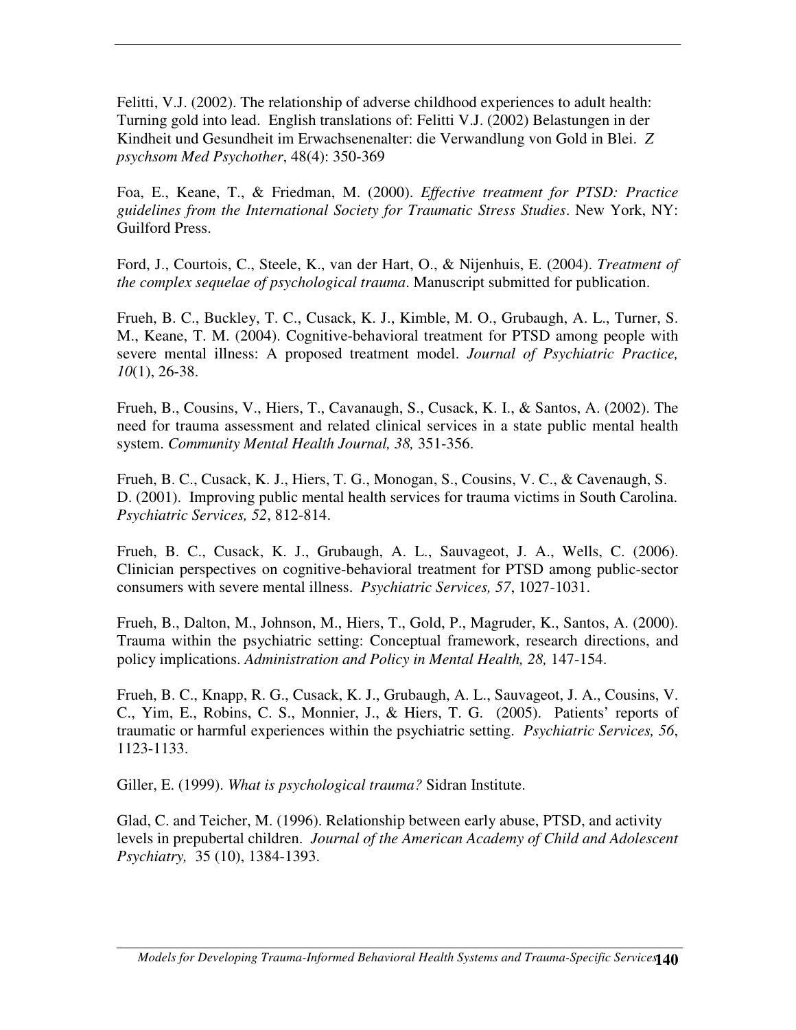Felitti, V.J. (2002). The relationship of adverse childhood experiences to adult health: Turning gold into lead. English translations of: Felitti V.J. (2002) Belastungen in der Kindheit und Gesundheit im Erwachsenenalter: die Verwandlung von Gold in Blei. *Z psychsom Med Psychother*, 48(4): 350-369

Foa, E., Keane, T., & Friedman, M. (2000). *Effective treatment for PTSD: Practice guidelines from the International Society for Traumatic Stress Studies*. New York, NY: Guilford Press.

Ford, J., Courtois, C., Steele, K., van der Hart, O., & Nijenhuis, E. (2004). *Treatment of the complex sequelae of psychological trauma*. Manuscript submitted for publication.

Frueh, B. C., Buckley, T. C., Cusack, K. J., Kimble, M. O., Grubaugh, A. L., Turner, S. M., Keane, T. M. (2004). Cognitive-behavioral treatment for PTSD among people with severe mental illness: A proposed treatment model. *Journal of Psychiatric Practice, 10*(1), 26-38.

Frueh, B., Cousins, V., Hiers, T., Cavanaugh, S., Cusack, K. I., & Santos, A. (2002). The need for trauma assessment and related clinical services in a state public mental health system. *Community Mental Health Journal, 38,* 351-356.

Frueh, B. C., Cusack, K. J., Hiers, T. G., Monogan, S., Cousins, V. C., & Cavenaugh, S. D. (2001). Improving public mental health services for trauma victims in South Carolina. *Psychiatric Services, 52*, 812-814.

Frueh, B. C., Cusack, K. J., Grubaugh, A. L., Sauvageot, J. A., Wells, C. (2006). Clinician perspectives on cognitive-behavioral treatment for PTSD among public-sector consumers with severe mental illness. *Psychiatric Services, 57*, 1027-1031.

Frueh, B., Dalton, M., Johnson, M., Hiers, T., Gold, P., Magruder, K., Santos, A. (2000). Trauma within the psychiatric setting: Conceptual framework, research directions, and policy implications. *Administration and Policy in Mental Health, 28,* 147-154.

Frueh, B. C., Knapp, R. G., Cusack, K. J., Grubaugh, A. L., Sauvageot, J. A., Cousins, V. C., Yim, E., Robins, C. S., Monnier, J., & Hiers, T. G. (2005). Patients' reports of traumatic or harmful experiences within the psychiatric setting. *Psychiatric Services, 56*, 1123-1133.

Giller, E. (1999). *What is psychological trauma?* Sidran Institute.

Glad, C. and Teicher, M. (1996). Relationship between early abuse, PTSD, and activity levels in prepubertal children. *Journal of the American Academy of Child and Adolescent Psychiatry,* 35 (10), 1384-1393.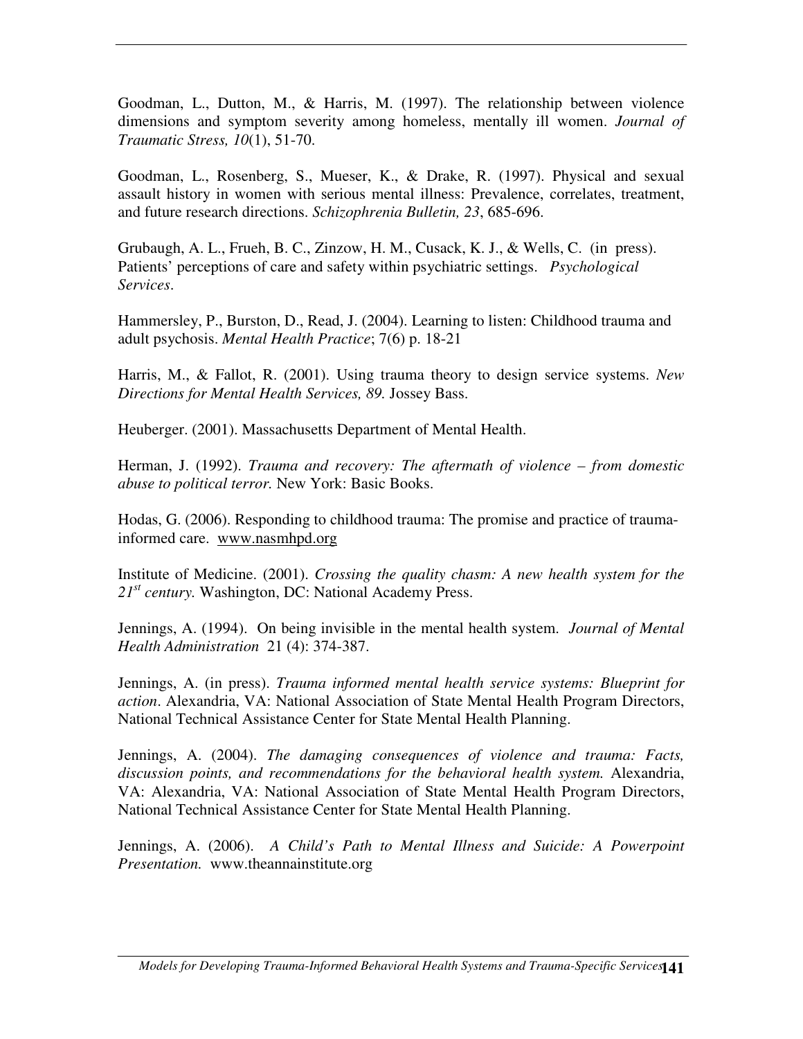Goodman, L., Dutton, M., & Harris, M. (1997). The relationship between violence dimensions and symptom severity among homeless, mentally ill women. *Journal of Traumatic Stress, 10*(1), 51-70.

Goodman, L., Rosenberg, S., Mueser, K., & Drake, R. (1997). Physical and sexual assault history in women with serious mental illness: Prevalence, correlates, treatment, and future research directions. *Schizophrenia Bulletin, 23*, 685-696.

Grubaugh, A. L., Frueh, B. C., Zinzow, H. M., Cusack, K. J., & Wells, C. (in press). Patients' perceptions of care and safety within psychiatric settings. *Psychological Services*.

Hammersley, P., Burston, D., Read, J. (2004). Learning to listen: Childhood trauma and adult psychosis. *Mental Health Practice*; 7(6) p. 18-21

Harris, M., & Fallot, R. (2001). Using trauma theory to design service systems. *New Directions for Mental Health Services, 89.* Jossey Bass.

Heuberger. (2001). Massachusetts Department of Mental Health.

Herman, J. (1992). *Trauma and recovery: The aftermath of violence – from domestic abuse to political terror.* New York: Basic Books.

Hodas, G. (2006). Responding to childhood trauma: The promise and practice of trauma-informed care. www.nasmhpd.org

Institute of Medicine. (2001). *Crossing the quality chasm: A new health system for the 21st century.* Washington, DC: National Academy Press.

Jennings, A. (1994). On being invisible in the mental health system. *Journal of Mental Health Administration* 21 (4): 374-387.

Jennings, A. (in press). *Trauma informed mental health service systems: Blueprint for action*. Alexandria, VA: National Association of State Mental Health Program Directors, National Technical Assistance Center for State Mental Health Planning.

Jennings, A. (2004). *The damaging consequences of violence and trauma: Facts, discussion points, and recommendations for the behavioral health system.* Alexandria, VA: Alexandria, VA: National Association of State Mental Health Program Directors, National Technical Assistance Center for State Mental Health Planning.

Jennings, A. (2006). *A Child's Path to Mental Illness and Suicide: A Powerpoint Presentation.* www.theannainstitute.org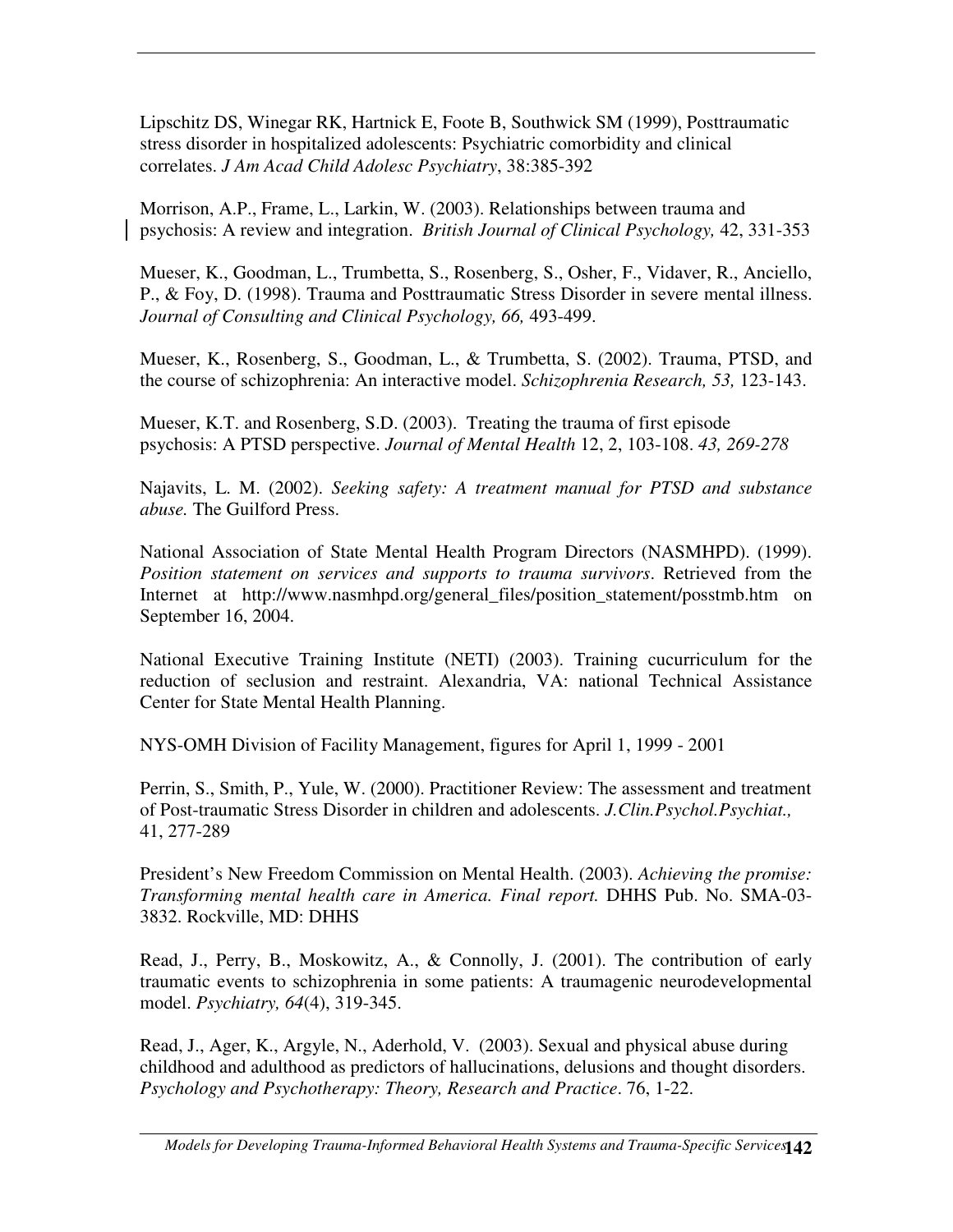Lipschitz DS, Winegar RK, Hartnick E, Foote B, Southwick SM (1999), Posttraumatic stress disorder in hospitalized adolescents: Psychiatric comorbidity and clinical correlates. *J Am Acad Child Adolesc Psychiatry*, 38:385-392

Morrison, A.P., Frame, L., Larkin, W. (2003). Relationships between trauma and psychosis: A review and integration. *British Journal of Clinical Psychology,* 42, 331-353

Mueser, K., Goodman, L., Trumbetta, S., Rosenberg, S., Osher, F., Vidaver, R., Anciello, P., & Foy, D. (1998). Trauma and Posttraumatic Stress Disorder in severe mental illness. *Journal of Consulting and Clinical Psychology, 66,* 493-499.

Mueser, K., Rosenberg, S., Goodman, L., & Trumbetta, S. (2002). Trauma, PTSD, and the course of schizophrenia: An interactive model. *Schizophrenia Research, 53,* 123-143.

Mueser, K.T. and Rosenberg, S.D. (2003). Treating the trauma of first episode psychosis: A PTSD perspective. *Journal of Mental Health* 12, 2, 103-108. *43, 269-278*

Najavits, L. M. (2002). *Seeking safety: A treatment manual for PTSD and substance abuse.* The Guilford Press.

National Association of State Mental Health Program Directors (NASMHPD). (1999). *Position statement on services and supports to trauma survivors*. Retrieved from the Internet at http://www.nasmhpd.org/general_files/position_statement/posstmb.htm on September 16, 2004.

National Executive Training Institute (NETI) (2003). Training cucurriculum for the reduction of seclusion and restraint. Alexandria, VA: national Technical Assistance Center for State Mental Health Planning.

NYS-OMH Division of Facility Management, figures for April 1, 1999 - 2001

Perrin, S., Smith, P., Yule, W. (2000). Practitioner Review: The assessment and treatment of Post-traumatic Stress Disorder in children and adolescents. *J.Clin.Psychol.Psychiat.,* 41, 277-289

President's New Freedom Commission on Mental Health. (2003). *Achieving the promise: Transforming mental health care in America. Final report.* DHHS Pub. No. SMA-03-3832. Rockville, MD: DHHS

Read, J., Perry, B., Moskowitz, A., & Connolly, J. (2001). The contribution of early traumatic events to schizophrenia in some patients: A traumagenic neurodevelopmental model. *Psychiatry, 64*(4), 319-345.

Read, J., Ager, K., Argyle, N., Aderhold, V. (2003). Sexual and physical abuse during childhood and adulthood as predictors of hallucinations, delusions and thought disorders. *Psychology and Psychotherapy: Theory, Research and Practice*. 76, 1-22.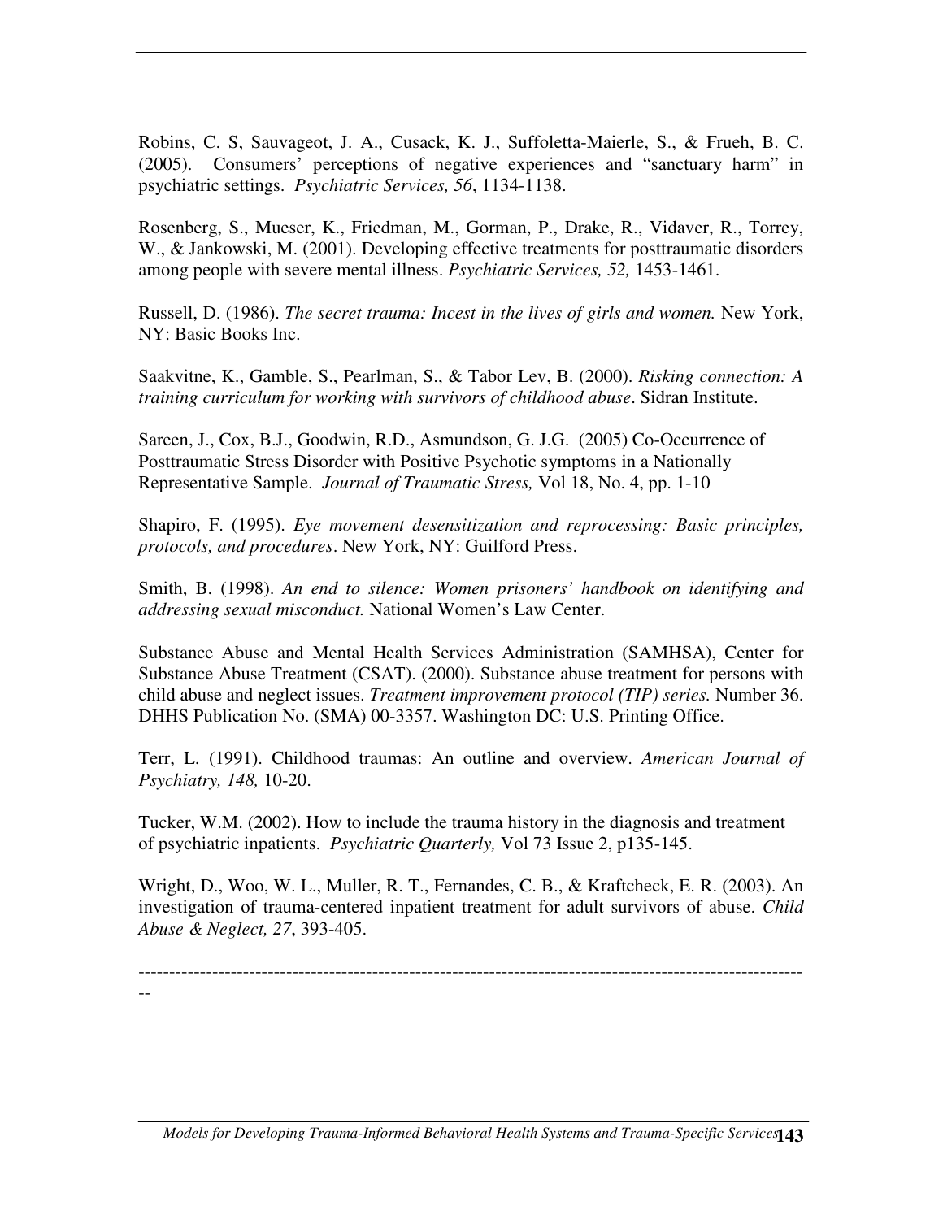Robins, C. S, Sauvageot, J. A., Cusack, K. J., Suffoletta-Maierle, S., & Frueh, B. C. (2005). Consumers' perceptions of negative experiences and "sanctuary harm" in psychiatric settings. *Psychiatric Services, 56*, 1134-1138.

Rosenberg, S., Mueser, K., Friedman, M., Gorman, P., Drake, R., Vidaver, R., Torrey, W., & Jankowski, M. (2001). Developing effective treatments for posttraumatic disorders among people with severe mental illness. *Psychiatric Services, 52,* 1453-1461.

Russell, D. (1986). *The secret trauma: Incest in the lives of girls and women.* New York, NY: Basic Books Inc.

Saakvitne, K., Gamble, S., Pearlman, S., & Tabor Lev, B. (2000). *Risking connection: A training curriculum for working with survivors of childhood abuse*. Sidran Institute.

Sareen, J., Cox, B.J., Goodwin, R.D., Asmundson, G. J.G. (2005) Co-Occurrence of Posttraumatic Stress Disorder with Positive Psychotic symptoms in a Nationally Representative Sample. *Journal of Traumatic Stress,* Vol 18, No. 4, pp. 1-10

Shapiro, F. (1995). *Eye movement desensitization and reprocessing: Basic principles, protocols, and procedures*. New York, NY: Guilford Press.

Smith, B. (1998). *An end to silence: Women prisoners' handbook on identifying and addressing sexual misconduct.* National Women's Law Center.

Substance Abuse and Mental Health Services Administration (SAMHSA), Center for Substance Abuse Treatment (CSAT). (2000). Substance abuse treatment for persons with child abuse and neglect issues. *Treatment improvement protocol (TIP) series.* Number 36. DHHS Publication No. (SMA) 00-3357. Washington DC: U.S. Printing Office.

Terr, L. (1991). Childhood traumas: An outline and overview. *American Journal of Psychiatry, 148,* 10-20.

Tucker, W.M. (2002). How to include the trauma history in the diagnosis and treatment of psychiatric inpatients. *Psychiatric Quarterly,* Vol 73 Issue 2, p135-145.

Wright, D., Woo, W. L., Muller, R. T., Fernandes, C. B., & Kraftcheck, E. R. (2003). An investigation of trauma-centered inpatient treatment for adult survivors of abuse. *Child Abuse & Neglect, 27*, 393-405.

---